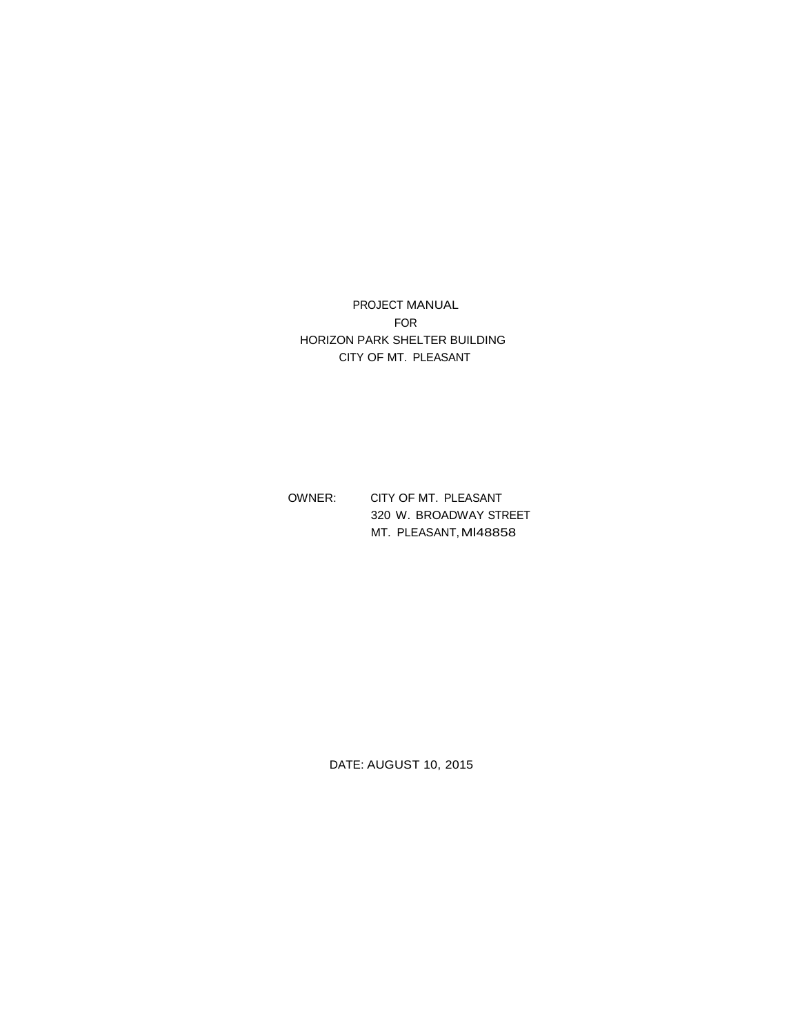# PROJECT MANUAL

FOR

HORIZON PARK SHELTER BUILDING

CITY OF MT. PLEASANT

OWNER: CITY OF MT. PLEASANT
320 W. BROADWAY STREET
MT. PLEASANT, MI 48858

DATE: AUGUST 10, 2015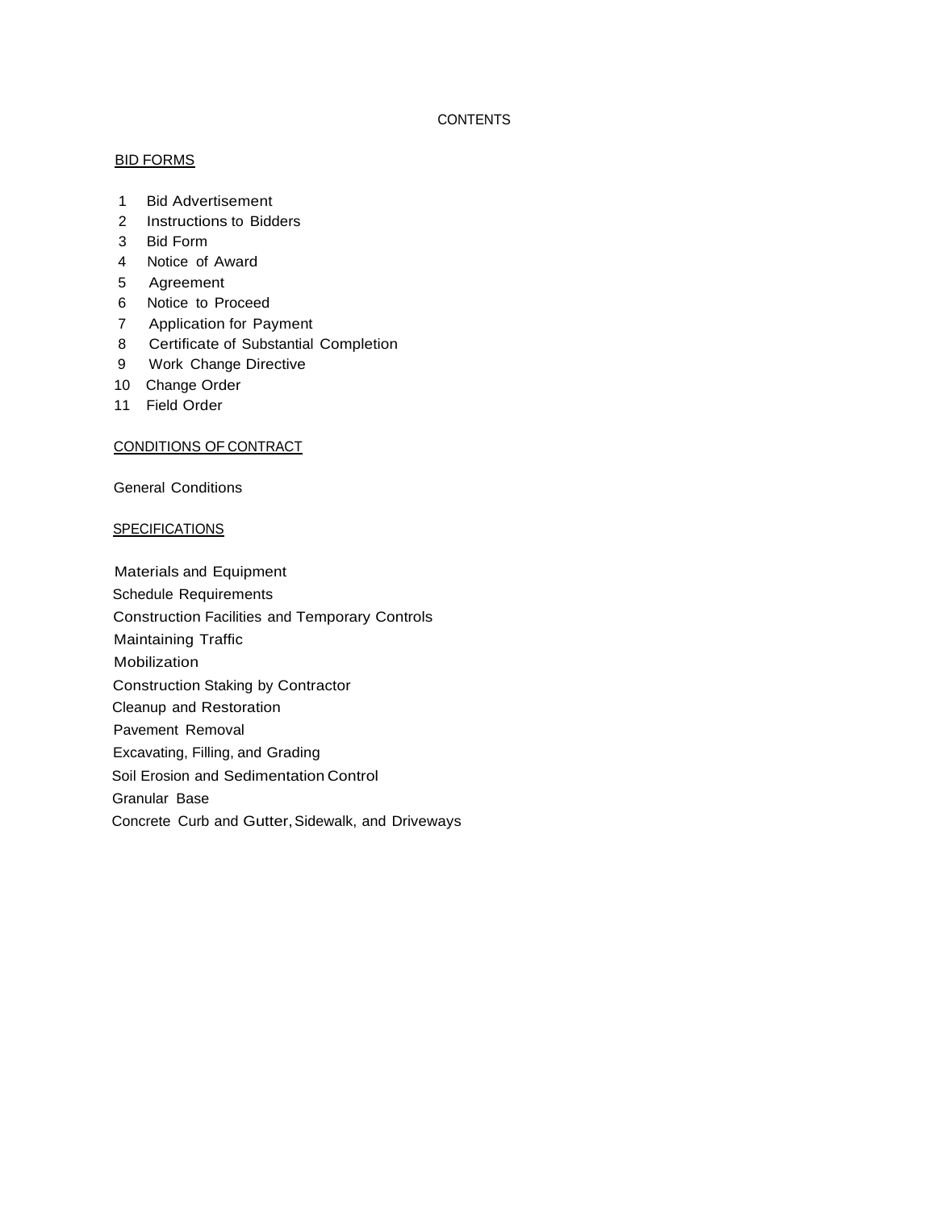# CONTENTS

## BID FORMS

1. Bid Advertisement
2. Instructions to Bidders
3. Bid Form
4. Notice of Award
5. Agreement
6. Notice to Proceed
7. Application for Payment
8. Certificate of Substantial Completion
9. Work Change Directive
10. Change Order
11. Field Order

## CONDITIONS OF CONTRACT

General Conditions

## SPECIFICATIONS

Materials and Equipment

Schedule Requirements

Construction Facilities and Temporary Controls

Maintaining Traffic

Mobilization

Construction Staking by Contractor

Cleanup and Restoration

Pavement Removal

Excavating, Filling, and Grading

Soil Erosion and Sedimentation Control

Granular Base

Concrete Curb and Gutter, Sidewalk, and Driveways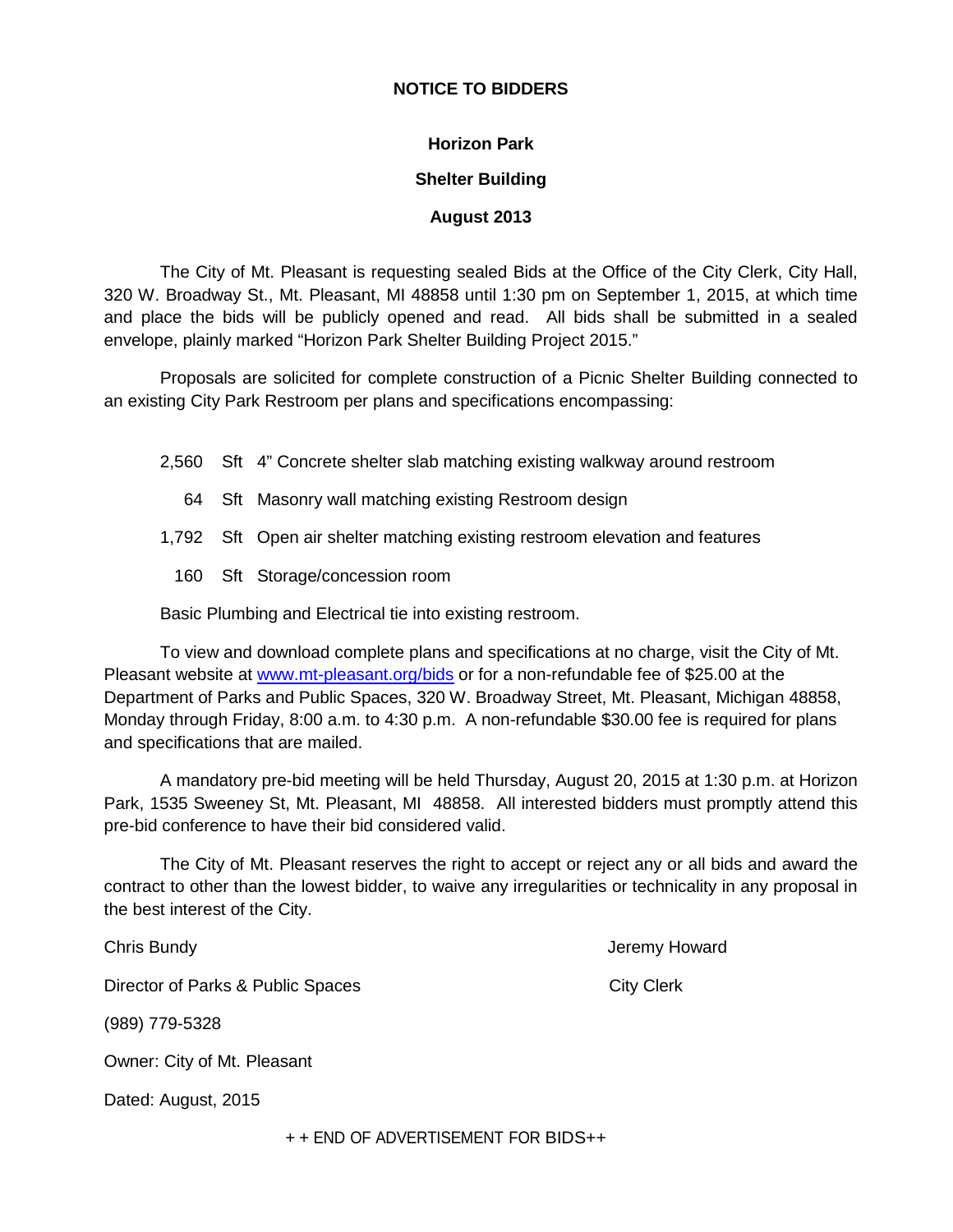# NOTICE TO BIDDERS

## Horizon Park

## Shelter Building

## August 2013

The City of Mt. Pleasant is requesting sealed Bids at the Office of the City Clerk, City Hall, 320 W. Broadway St., Mt. Pleasant, MI 48858 until 1:30 pm on September 1, 2015, at which time and place the bids will be publicly opened and read. All bids shall be submitted in a sealed envelope, plainly marked "Horizon Park Shelter Building Project 2015."

Proposals are solicited for complete construction of a Picnic Shelter Building connected to an existing City Park Restroom per plans and specifications encompassing:

| | | |
|---|---|---|
| 2,560 | Sft | 4" Concrete shelter slab matching existing walkway around restroom |
| 64 | Sft | Masonry wall matching existing Restroom design |
| 1,792 | Sft | Open air shelter matching existing restroom elevation and features |
| 160 | Sft | Storage/concession room |

Basic Plumbing and Electrical tie into existing restroom.

To view and download complete plans and specifications at no charge, visit the City of Mt. Pleasant website at www.mt-pleasant.org/bids or for a non-refundable fee of $25.00 at the Department of Parks and Public Spaces, 320 W. Broadway Street, Mt. Pleasant, Michigan 48858, Monday through Friday, 8:00 a.m. to 4:30 p.m. A non-refundable $30.00 fee is required for plans and specifications that are mailed.

A mandatory pre-bid meeting will be held Thursday, August 20, 2015 at 1:30 p.m. at Horizon Park, 1535 Sweeney St, Mt. Pleasant, MI 48858. All interested bidders must promptly attend this pre-bid conference to have their bid considered valid.

The City of Mt. Pleasant reserves the right to accept or reject any or all bids and award the contract to other than the lowest bidder, to waive any irregularities or technicality in any proposal in the best interest of the City.

Chris Bundy
Director of Parks & Public Spaces
(989) 779-5328

Jeremy Howard
City Clerk

Owner: City of Mt. Pleasant

Dated: August, 2015

+ + END OF ADVERTISEMENT FOR BIDS++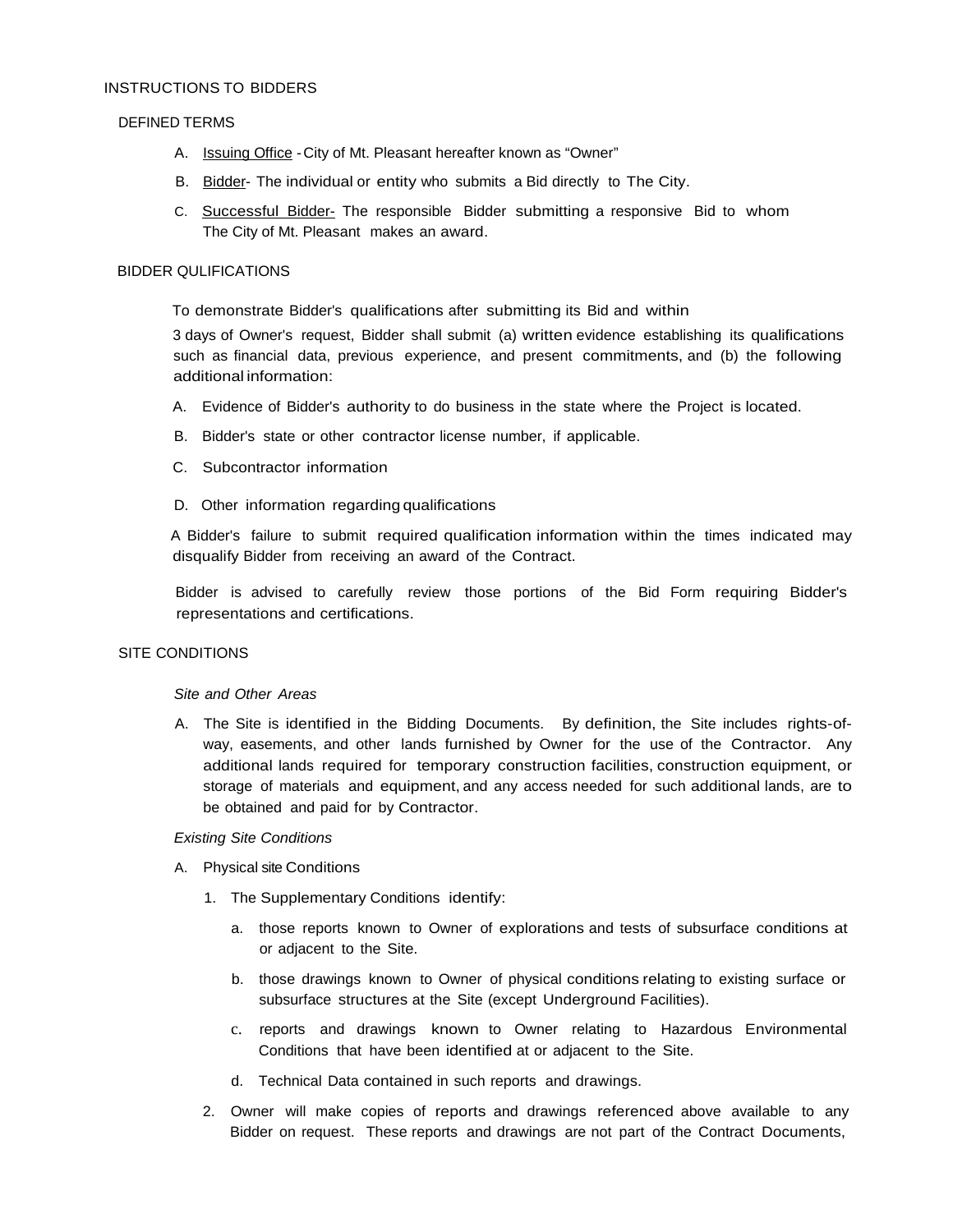# INSTRUCTIONS TO BIDDERS

## DEFINED TERMS

A. Issuing Office - City of Mt. Pleasant hereafter known as "Owner"

B. Bidder- The individual or entity who submits a Bid directly to The City.

C. Successful Bidder- The responsible Bidder submitting a responsive Bid to whom The City of Mt. Pleasant makes an award.

## BIDDER QULIFICATIONS

To demonstrate Bidder's qualifications after submitting its Bid and within 3 days of Owner's request, Bidder shall submit (a) written evidence establishing its qualifications such as financial data, previous experience, and present commitments, and (b) the following additional information:

A. Evidence of Bidder's authority to do business in the state where the Project is located.

B. Bidder's state or other contractor license number, if applicable.

C. Subcontractor information

D. Other information regarding qualifications

A Bidder's failure to submit required qualification information within the times indicated may disqualify Bidder from receiving an award of the Contract.

Bidder is advised to carefully review those portions of the Bid Form requiring Bidder's representations and certifications.

## SITE CONDITIONS

*Site and Other Areas*

A. The Site is identified in the Bidding Documents. By definition, the Site includes rights-of-way, easements, and other lands furnished by Owner for the use of the Contractor. Any additional lands required for temporary construction facilities, construction equipment, or storage of materials and equipment, and any access needed for such additional lands, are to be obtained and paid for by Contractor.

*Existing Site Conditions*

A. Physical site Conditions

1. The Supplementary Conditions identify:

   a. those reports known to Owner of explorations and tests of subsurface conditions at or adjacent to the Site.

   b. those drawings known to Owner of physical conditions relating to existing surface or subsurface structures at the Site (except Underground Facilities).

   c. reports and drawings known to Owner relating to Hazardous Environmental Conditions that have been identified at or adjacent to the Site.

   d. Technical Data contained in such reports and drawings.

2. Owner will make copies of reports and drawings referenced above available to any Bidder on request. These reports and drawings are not part of the Contract Documents,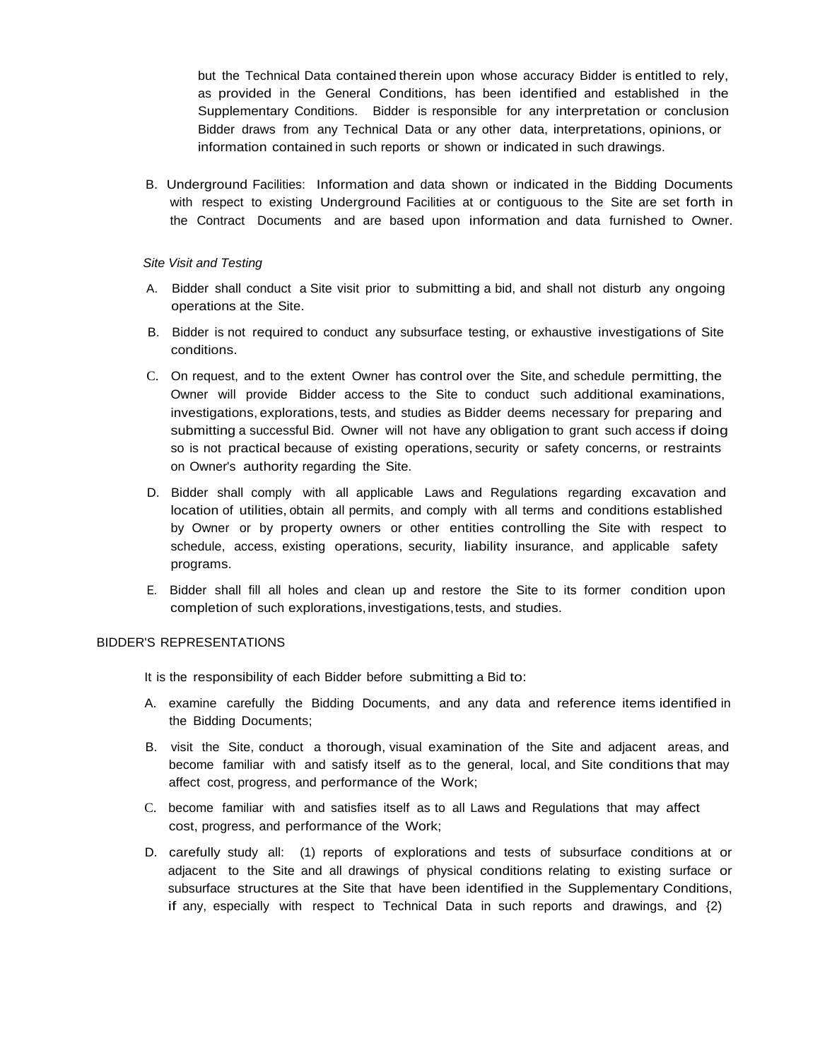but the Technical Data contained therein upon whose accuracy Bidder is entitled to rely, as provided in the General Conditions, has been identified and established in the Supplementary Conditions. Bidder is responsible for any interpretation or conclusion Bidder draws from any Technical Data or any other data, interpretations, opinions, or information contained in such reports or shown or indicated in such drawings.

B. Underground Facilities: Information and data shown or indicated in the Bidding Documents with respect to existing Underground Facilities at or contiguous to the Site are set forth in the Contract Documents and are based upon information and data furnished to Owner.

*Site Visit and Testing*

A. Bidder shall conduct a Site visit prior to submitting a bid, and shall not disturb any ongoing operations at the Site.

B. Bidder is not required to conduct any subsurface testing, or exhaustive investigations of Site conditions.

C. On request, and to the extent Owner has control over the Site, and schedule permitting, the Owner will provide Bidder access to the Site to conduct such additional examinations, investigations, explorations, tests, and studies as Bidder deems necessary for preparing and submitting a successful Bid. Owner will not have any obligation to grant such access if doing so is not practical because of existing operations, security or safety concerns, or restraints on Owner's authority regarding the Site.

D. Bidder shall comply with all applicable Laws and Regulations regarding excavation and location of utilities, obtain all permits, and comply with all terms and conditions established by Owner or by property owners or other entities controlling the Site with respect to schedule, access, existing operations, security, liability insurance, and applicable safety programs.

E. Bidder shall fill all holes and clean up and restore the Site to its former condition upon completion of such explorations, investigations, tests, and studies.

BIDDER'S REPRESENTATIONS

It is the responsibility of each Bidder before submitting a Bid to:

A. examine carefully the Bidding Documents, and any data and reference items identified in the Bidding Documents;

B. visit the Site, conduct a thorough, visual examination of the Site and adjacent areas, and become familiar with and satisfy itself as to the general, local, and Site conditions that may affect cost, progress, and performance of the Work;

C. become familiar with and satisfies itself as to all Laws and Regulations that may affect cost, progress, and performance of the Work;

D. carefully study all: (1) reports of explorations and tests of subsurface conditions at or adjacent to the Site and all drawings of physical conditions relating to existing surface or subsurface structures at the Site that have been identified in the Supplementary Conditions, if any, especially with respect to Technical Data in such reports and drawings, and {2)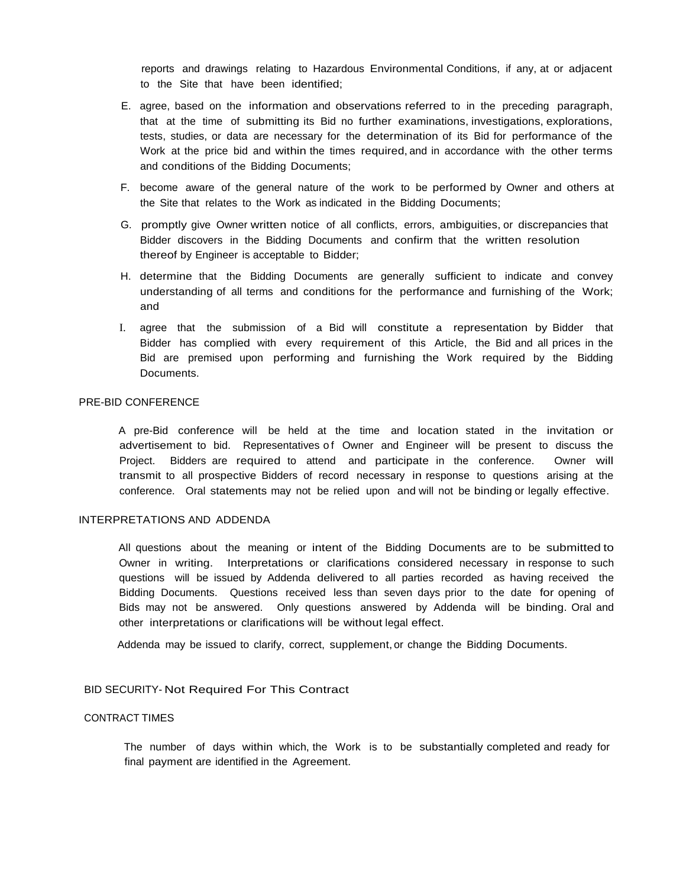reports and drawings relating to Hazardous Environmental Conditions, if any, at or adjacent to the Site that have been identified;

E. agree, based on the information and observations referred to in the preceding paragraph, that at the time of submitting its Bid no further examinations, investigations, explorations, tests, studies, or data are necessary for the determination of its Bid for performance of the Work at the price bid and within the times required, and in accordance with the other terms and conditions of the Bidding Documents;

F. become aware of the general nature of the work to be performed by Owner and others at the Site that relates to the Work as indicated in the Bidding Documents;

G. promptly give Owner written notice of all conflicts, errors, ambiguities, or discrepancies that Bidder discovers in the Bidding Documents and confirm that the written resolution thereof by Engineer is acceptable to Bidder;

H. determine that the Bidding Documents are generally sufficient to indicate and convey understanding of all terms and conditions for the performance and furnishing of the Work; and

I. agree that the submission of a Bid will constitute a representation by Bidder that Bidder has complied with every requirement of this Article, the Bid and all prices in the Bid are premised upon performing and furnishing the Work required by the Bidding Documents.

PRE-BID CONFERENCE

A pre-Bid conference will be held at the time and location stated in the invitation or advertisement to bid. Representatives of Owner and Engineer will be present to discuss the Project. Bidders are required to attend and participate in the conference. Owner will transmit to all prospective Bidders of record necessary in response to questions arising at the conference. Oral statements may not be relied upon and will not be binding or legally effective.

INTERPRETATIONS AND ADDENDA

All questions about the meaning or intent of the Bidding Documents are to be submitted to Owner in writing. Interpretations or clarifications considered necessary in response to such questions will be issued by Addenda delivered to all parties recorded as having received the Bidding Documents. Questions received less than seven days prior to the date for opening of Bids may not be answered. Only questions answered by Addenda will be binding. Oral and other interpretations or clarifications will be without legal effect.

Addenda may be issued to clarify, correct, supplement, or change the Bidding Documents.

BID SECURITY- Not Required For This Contract

CONTRACT TIMES

The number of days within which, the Work is to be substantially completed and ready for final payment are identified in the Agreement.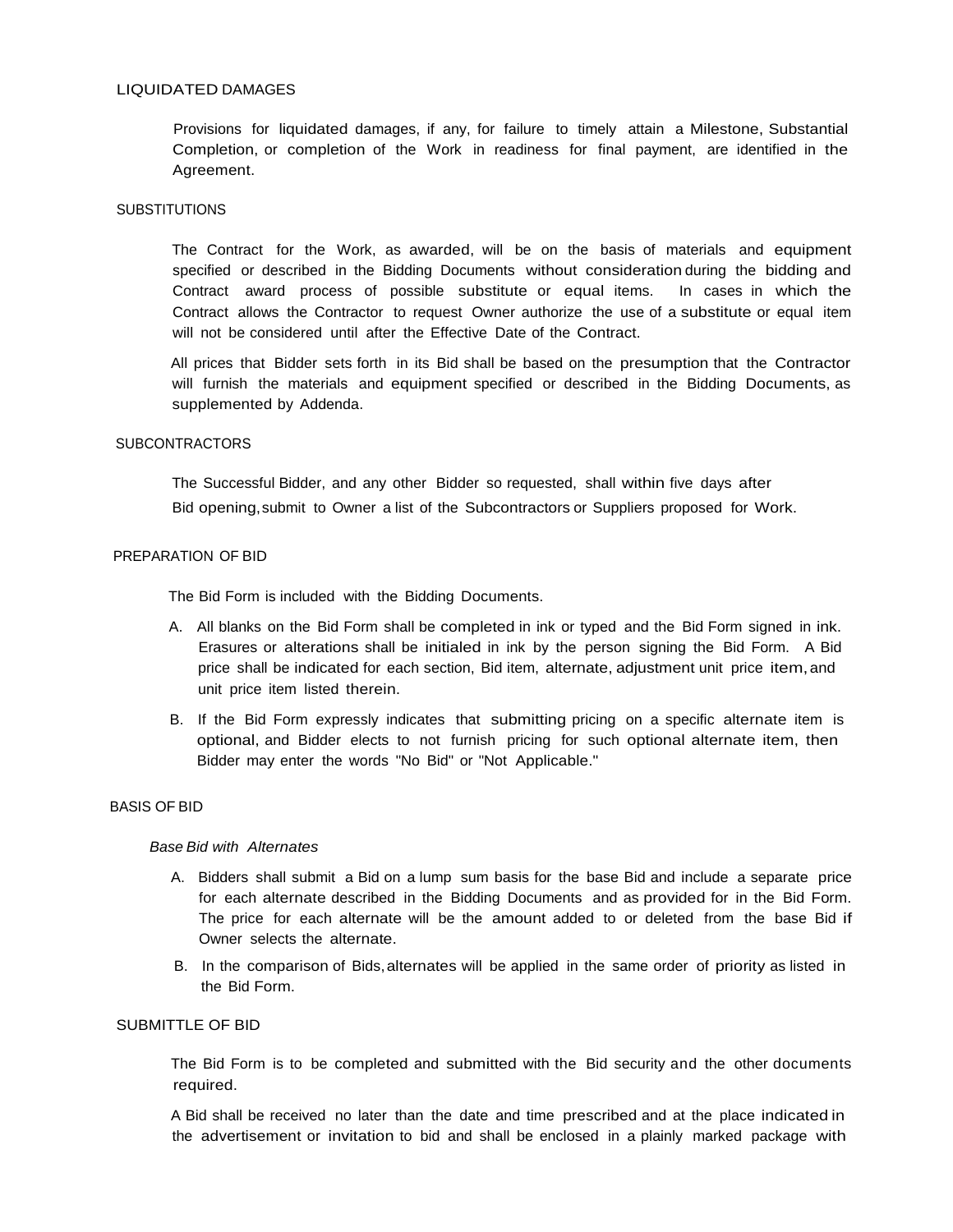## LIQUIDATED DAMAGES

Provisions for liquidated damages, if any, for failure to timely attain a Milestone, Substantial Completion, or completion of the Work in readiness for final payment, are identified in the Agreement.

## SUBSTITUTIONS

The Contract for the Work, as awarded, will be on the basis of materials and equipment specified or described in the Bidding Documents without consideration during the bidding and Contract award process of possible substitute or equal items. In cases in which the Contract allows the Contractor to request Owner authorize the use of a substitute or equal item will not be considered until after the Effective Date of the Contract.

All prices that Bidder sets forth in its Bid shall be based on the presumption that the Contractor will furnish the materials and equipment specified or described in the Bidding Documents, as supplemented by Addenda.

## SUBCONTRACTORS

The Successful Bidder, and any other Bidder so requested, shall within five days after Bid opening, submit to Owner a list of the Subcontractors or Suppliers proposed for Work.

## PREPARATION OF BID

The Bid Form is included with the Bidding Documents.

A. All blanks on the Bid Form shall be completed in ink or typed and the Bid Form signed in ink. Erasures or alterations shall be initialed in ink by the person signing the Bid Form. A Bid price shall be indicated for each section, Bid item, alternate, adjustment unit price item, and unit price item listed therein.

B. If the Bid Form expressly indicates that submitting pricing on a specific alternate item is optional, and Bidder elects to not furnish pricing for such optional alternate item, then Bidder may enter the words "No Bid" or "Not Applicable."

## BASIS OF BID

*Base Bid with Alternates*

A. Bidders shall submit a Bid on a lump sum basis for the base Bid and include a separate price for each alternate described in the Bidding Documents and as provided for in the Bid Form. The price for each alternate will be the amount added to or deleted from the base Bid if Owner selects the alternate.

B. In the comparison of Bids, alternates will be applied in the same order of priority as listed in the Bid Form.

## SUBMITTLE OF BID

The Bid Form is to be completed and submitted with the Bid security and the other documents required.

A Bid shall be received no later than the date and time prescribed and at the place indicated in the advertisement or invitation to bid and shall be enclosed in a plainly marked package with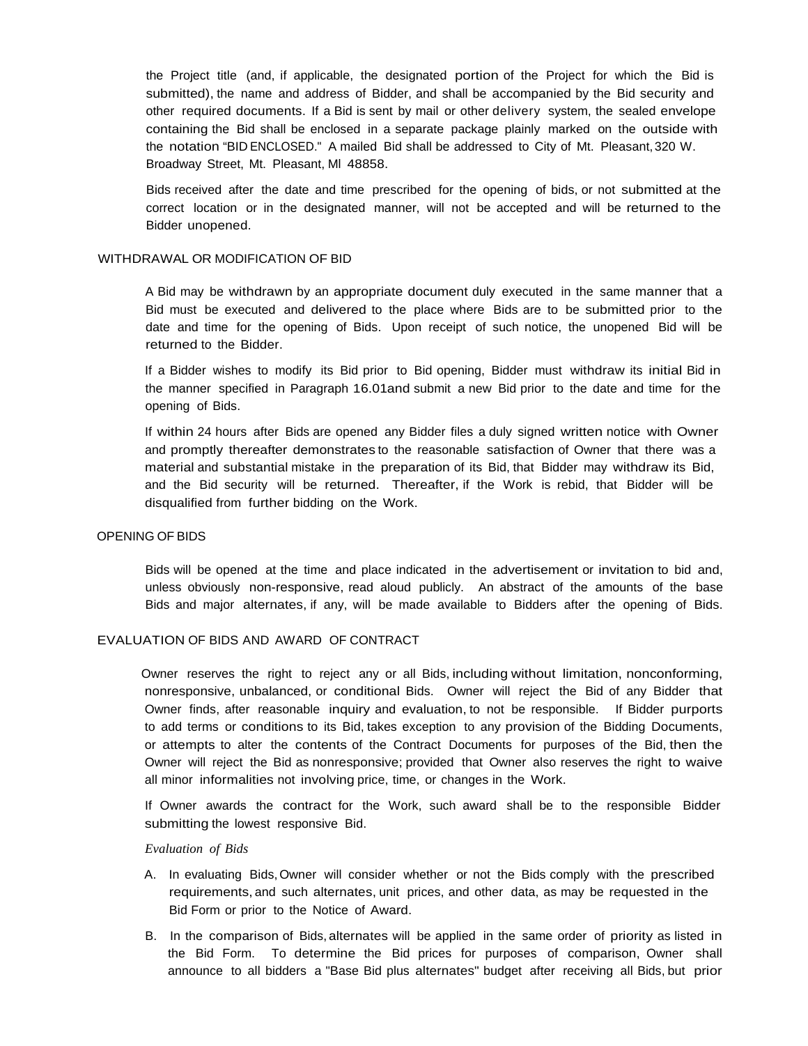the Project title (and, if applicable, the designated portion of the Project for which the Bid is submitted), the name and address of Bidder, and shall be accompanied by the Bid security and other required documents. If a Bid is sent by mail or other delivery system, the sealed envelope containing the Bid shall be enclosed in a separate package plainly marked on the outside with the notation "BID ENCLOSED." A mailed Bid shall be addressed to City of Mt. Pleasant, 320 W. Broadway Street, Mt. Pleasant, Ml 48858.

Bids received after the date and time prescribed for the opening of bids, or not submitted at the correct location or in the designated manner, will not be accepted and will be returned to the Bidder unopened.

## WITHDRAWAL OR MODIFICATION OF BID

A Bid may be withdrawn by an appropriate document duly executed in the same manner that a Bid must be executed and delivered to the place where Bids are to be submitted prior to the date and time for the opening of Bids. Upon receipt of such notice, the unopened Bid will be returned to the Bidder.

If a Bidder wishes to modify its Bid prior to Bid opening, Bidder must withdraw its initial Bid in the manner specified in Paragraph 16.01and submit a new Bid prior to the date and time for the opening of Bids.

If within 24 hours after Bids are opened any Bidder files a duly signed written notice with Owner and promptly thereafter demonstrates to the reasonable satisfaction of Owner that there was a material and substantial mistake in the preparation of its Bid, that Bidder may withdraw its Bid, and the Bid security will be returned. Thereafter, if the Work is rebid, that Bidder will be disqualified from further bidding on the Work.

## OPENING OF BIDS

Bids will be opened at the time and place indicated in the advertisement or invitation to bid and, unless obviously non-responsive, read aloud publicly. An abstract of the amounts of the base Bids and major alternates, if any, will be made available to Bidders after the opening of Bids.

## EVALUATION OF BIDS AND AWARD OF CONTRACT

Owner reserves the right to reject any or all Bids, including without limitation, nonconforming, nonresponsive, unbalanced, or conditional Bids. Owner will reject the Bid of any Bidder that Owner finds, after reasonable inquiry and evaluation, to not be responsible. If Bidder purports to add terms or conditions to its Bid, takes exception to any provision of the Bidding Documents, or attempts to alter the contents of the Contract Documents for purposes of the Bid, then the Owner will reject the Bid as nonresponsive; provided that Owner also reserves the right to waive all minor informalities not involving price, time, or changes in the Work.

If Owner awards the contract for the Work, such award shall be to the responsible Bidder submitting the lowest responsive Bid.

*Evaluation of Bids*

A. In evaluating Bids, Owner will consider whether or not the Bids comply with the prescribed requirements, and such alternates, unit prices, and other data, as may be requested in the Bid Form or prior to the Notice of Award.

B. In the comparison of Bids, alternates will be applied in the same order of priority as listed in the Bid Form. To determine the Bid prices for purposes of comparison, Owner shall announce to all bidders a "Base Bid plus alternates" budget after receiving all Bids, but prior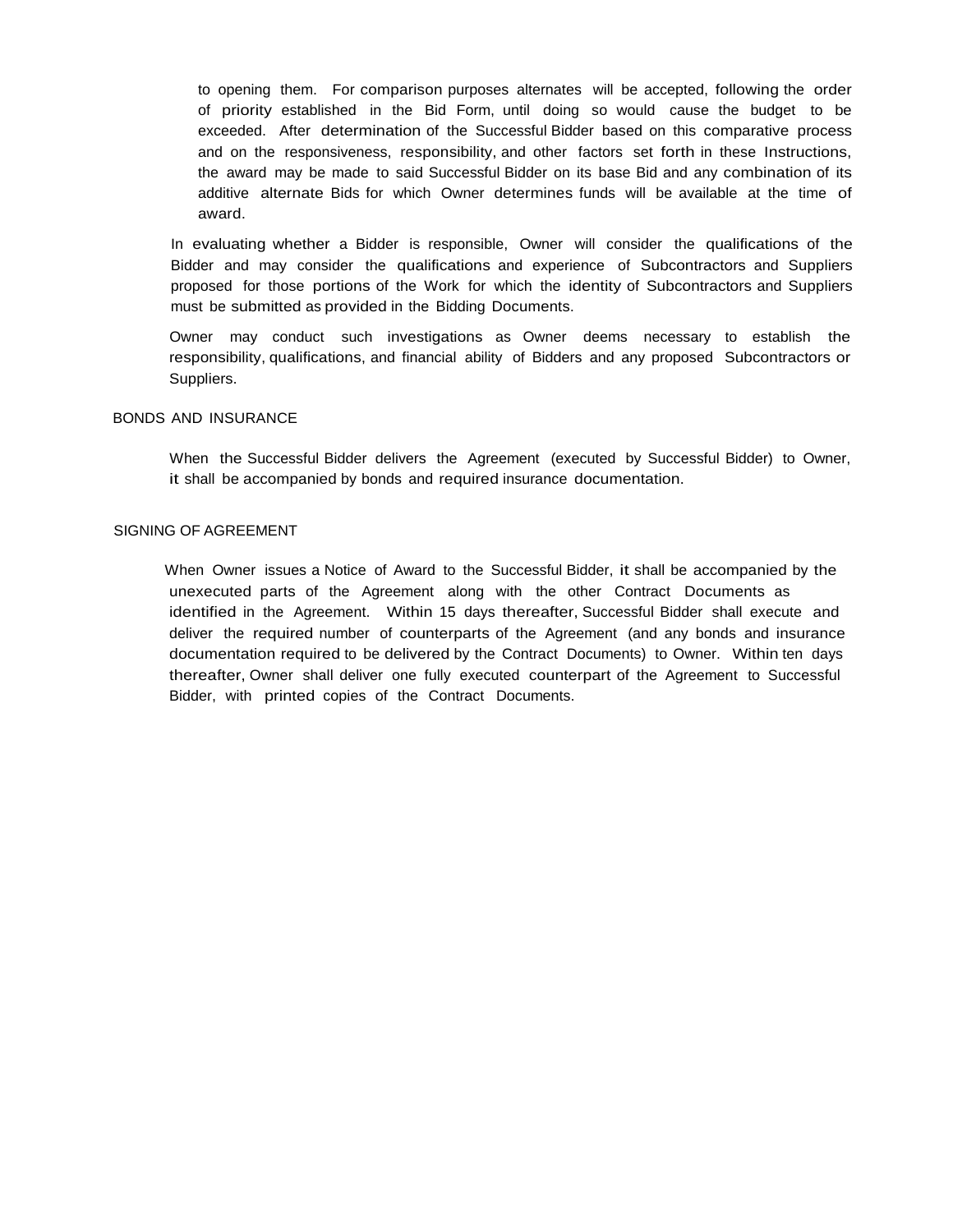to opening them. For comparison purposes alternates will be accepted, following the order of priority established in the Bid Form, until doing so would cause the budget to be exceeded. After determination of the Successful Bidder based on this comparative process and on the responsiveness, responsibility, and other factors set forth in these Instructions, the award may be made to said Successful Bidder on its base Bid and any combination of its additive alternate Bids for which Owner determines funds will be available at the time of award.

In evaluating whether a Bidder is responsible, Owner will consider the qualifications of the Bidder and may consider the qualifications and experience of Subcontractors and Suppliers proposed for those portions of the Work for which the identity of Subcontractors and Suppliers must be submitted as provided in the Bidding Documents.

Owner may conduct such investigations as Owner deems necessary to establish the responsibility, qualifications, and financial ability of Bidders and any proposed Subcontractors or Suppliers.

BONDS AND INSURANCE

When the Successful Bidder delivers the Agreement (executed by Successful Bidder) to Owner, it shall be accompanied by bonds and required insurance documentation.

SIGNING OF AGREEMENT

When Owner issues a Notice of Award to the Successful Bidder, it shall be accompanied by the unexecuted parts of the Agreement along with the other Contract Documents as identified in the Agreement. Within 15 days thereafter, Successful Bidder shall execute and deliver the required number of counterparts of the Agreement (and any bonds and insurance documentation required to be delivered by the Contract Documents) to Owner. Within ten days thereafter, Owner shall deliver one fully executed counterpart of the Agreement to Successful Bidder, with printed copies of the Contract Documents.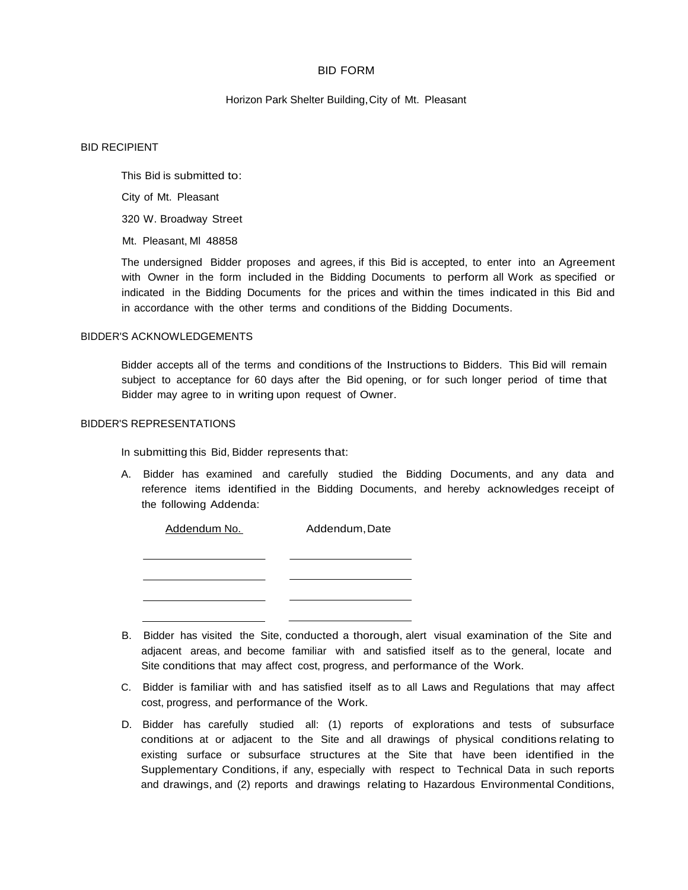# BID FORM

Horizon Park Shelter Building, City of Mt. Pleasant

## BID RECIPIENT

This Bid is submitted to:

City of Mt. Pleasant

320 W. Broadway Street

Mt. Pleasant, MI 48858

The undersigned Bidder proposes and agrees, if this Bid is accepted, to enter into an Agreement with Owner in the form included in the Bidding Documents to perform all Work as specified or indicated in the Bidding Documents for the prices and within the times indicated in this Bid and in accordance with the other terms and conditions of the Bidding Documents.

## BIDDER'S ACKNOWLEDGEMENTS

Bidder accepts all of the terms and conditions of the Instructions to Bidders. This Bid will remain subject to acceptance for 60 days after the Bid opening, or for such longer period of time that Bidder may agree to in writing upon request of Owner.

## BIDDER'S REPRESENTATIONS

In submitting this Bid, Bidder represents that:

A. Bidder has examined and carefully studied the Bidding Documents, and any data and reference items identified in the Bidding Documents, and hereby acknowledges receipt of the following Addenda:

| Addendum No. | Addendum, Date |
|---|---|
| \_\_\_\_\_\_\_\_\_\_\_\_\_\_\_\_\_\_ | \_\_\_\_\_\_\_\_\_\_\_\_\_\_\_\_\_\_ |
| \_\_\_\_\_\_\_\_\_\_\_\_\_\_\_\_\_\_ | \_\_\_\_\_\_\_\_\_\_\_\_\_\_\_\_\_\_ |
| \_\_\_\_\_\_\_\_\_\_\_\_\_\_\_\_\_\_ | \_\_\_\_\_\_\_\_\_\_\_\_\_\_\_\_\_\_ |
| \_\_\_\_\_\_\_\_\_\_\_\_\_\_\_\_\_\_ | \_\_\_\_\_\_\_\_\_\_\_\_\_\_\_\_\_\_ |

B. Bidder has visited the Site, conducted a thorough, alert visual examination of the Site and adjacent areas, and become familiar with and satisfied itself as to the general, locate and Site conditions that may affect cost, progress, and performance of the Work.

C. Bidder is familiar with and has satisfied itself as to all Laws and Regulations that may affect cost, progress, and performance of the Work.

D. Bidder has carefully studied all: (1) reports of explorations and tests of subsurface conditions at or adjacent to the Site and all drawings of physical conditions relating to existing surface or subsurface structures at the Site that have been identified in the Supplementary Conditions, if any, especially with respect to Technical Data in such reports and drawings, and (2) reports and drawings relating to Hazardous Environmental Conditions,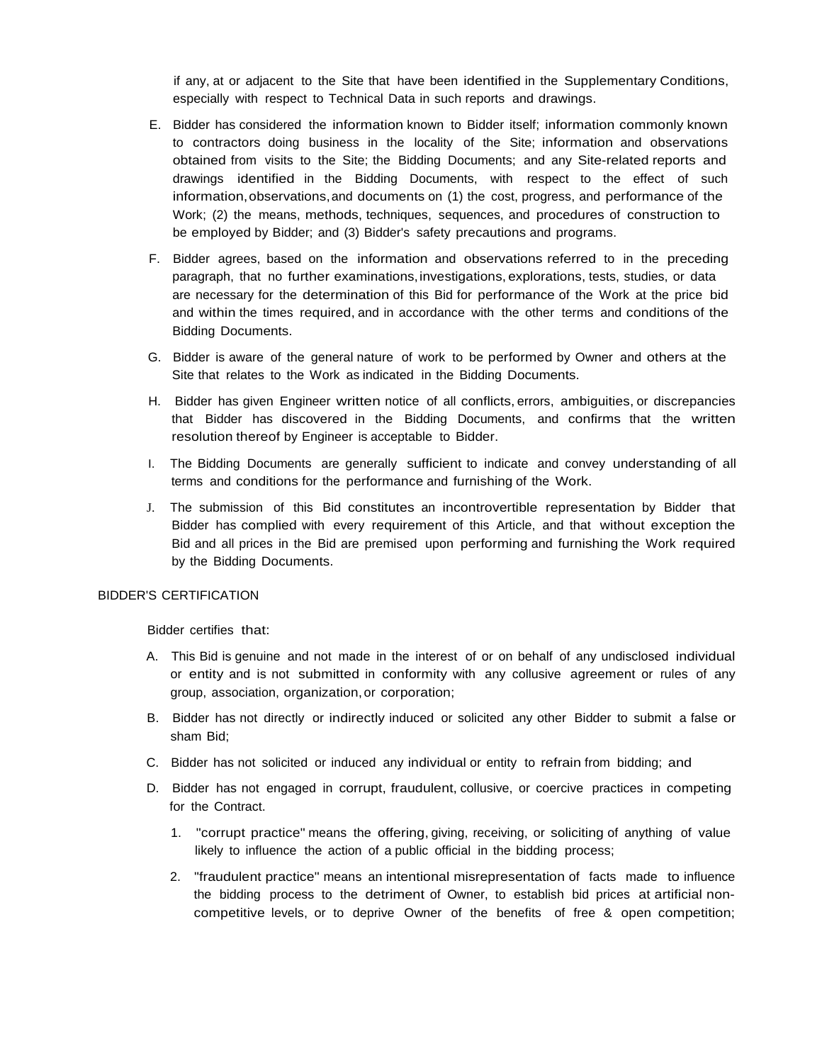if any, at or adjacent to the Site that have been identified in the Supplementary Conditions, especially with respect to Technical Data in such reports and drawings.

E. Bidder has considered the information known to Bidder itself; information commonly known to contractors doing business in the locality of the Site; information and observations obtained from visits to the Site; the Bidding Documents; and any Site-related reports and drawings identified in the Bidding Documents, with respect to the effect of such information, observations, and documents on (1) the cost, progress, and performance of the Work; (2) the means, methods, techniques, sequences, and procedures of construction to be employed by Bidder; and (3) Bidder's safety precautions and programs.

F. Bidder agrees, based on the information and observations referred to in the preceding paragraph, that no further examinations, investigations, explorations, tests, studies, or data are necessary for the determination of this Bid for performance of the Work at the price bid and within the times required, and in accordance with the other terms and conditions of the Bidding Documents.

G. Bidder is aware of the general nature of work to be performed by Owner and others at the Site that relates to the Work as indicated in the Bidding Documents.

H. Bidder has given Engineer written notice of all conflicts, errors, ambiguities, or discrepancies that Bidder has discovered in the Bidding Documents, and confirms that the written resolution thereof by Engineer is acceptable to Bidder.

I. The Bidding Documents are generally sufficient to indicate and convey understanding of all terms and conditions for the performance and furnishing of the Work.

J. The submission of this Bid constitutes an incontrovertible representation by Bidder that Bidder has complied with every requirement of this Article, and that without exception the Bid and all prices in the Bid are premised upon performing and furnishing the Work required by the Bidding Documents.

BIDDER'S CERTIFICATION

Bidder certifies that:

A. This Bid is genuine and not made in the interest of or on behalf of any undisclosed individual or entity and is not submitted in conformity with any collusive agreement or rules of any group, association, organization, or corporation;

B. Bidder has not directly or indirectly induced or solicited any other Bidder to submit a false or sham Bid;

C. Bidder has not solicited or induced any individual or entity to refrain from bidding; and

D. Bidder has not engaged in corrupt, fraudulent, collusive, or coercive practices in competing for the Contract.

1. "corrupt practice" means the offering, giving, receiving, or soliciting of anything of value likely to influence the action of a public official in the bidding process;

2. "fraudulent practice" means an intentional misrepresentation of facts made to influence the bidding process to the detriment of Owner, to establish bid prices at artificial non-competitive levels, or to deprive Owner of the benefits of free & open competition;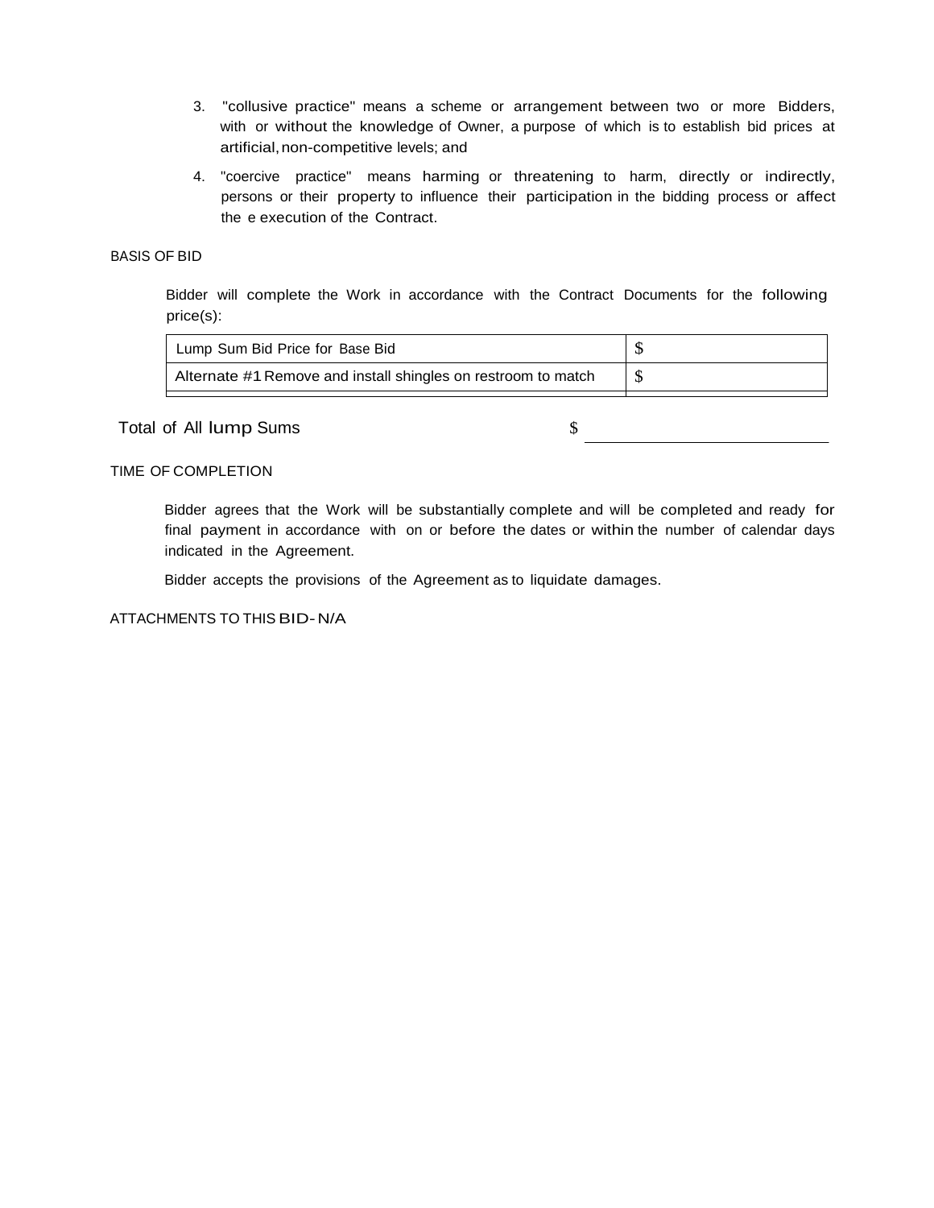3. "collusive practice" means a scheme or arrangement between two or more Bidders, with or without the knowledge of Owner, a purpose of which is to establish bid prices at artificial, non-competitive levels; and

4. "coercive practice" means harming or threatening to harm, directly or indirectly, persons or their property to influence their participation in the bidding process or affect the e execution of the Contract.

BASIS OF BID

Bidder will complete the Work in accordance with the Contract Documents for the following price(s):

| Lump Sum Bid Price for Base Bid | $ |
|---|---|
| Alternate #1 Remove and install shingles on restroom to match | $ |

Total of All lump Sums $ \_\_\_\_\_\_\_\_\_\_\_\_\_\_\_\_\_\_\_\_

TIME OF COMPLETION

Bidder agrees that the Work will be substantially complete and will be completed and ready for final payment in accordance with on or before the dates or within the number of calendar days indicated in the Agreement.

Bidder accepts the provisions of the Agreement as to liquidate damages.

ATTACHMENTS TO THIS BID- N/A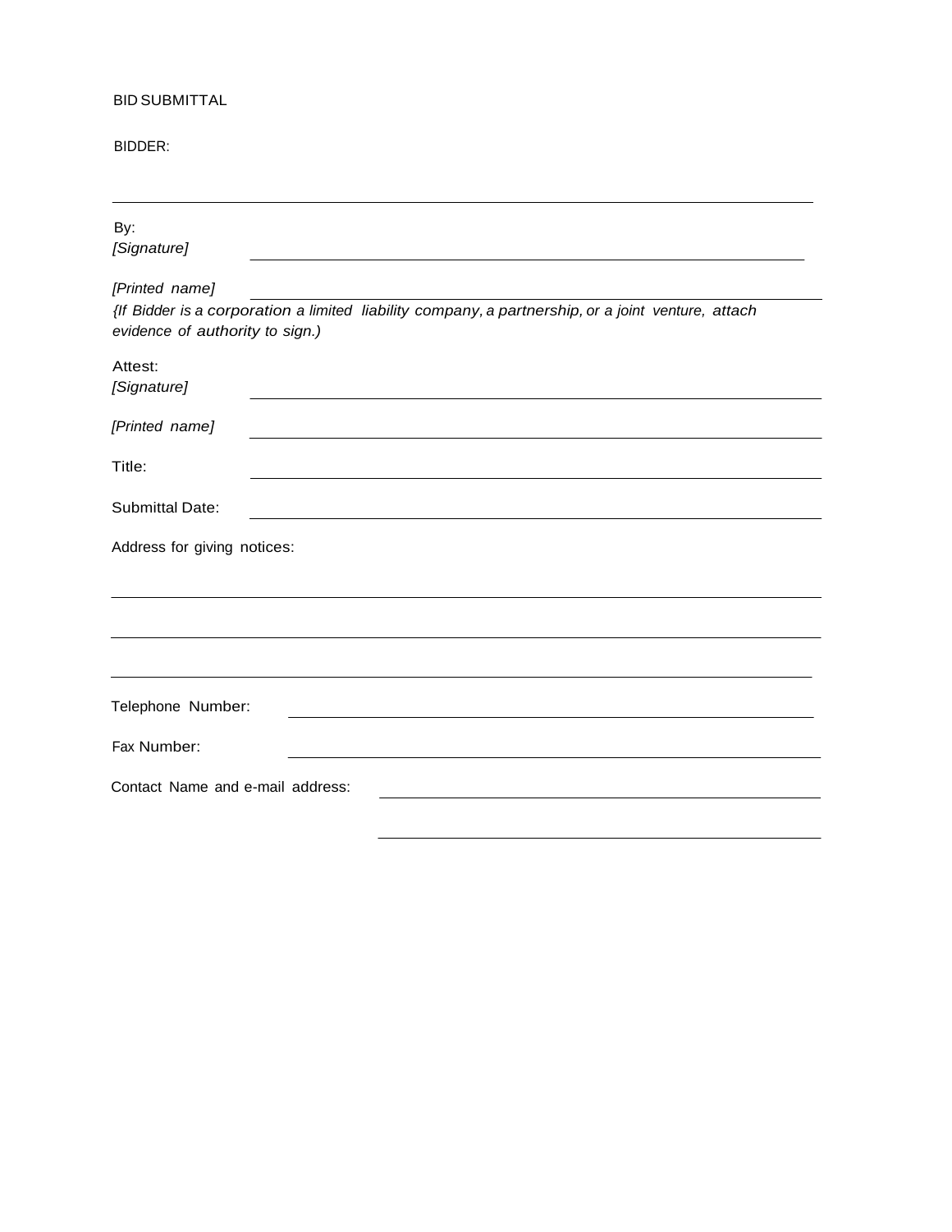BID SUBMITTAL

BIDDER:

______________________________________________________________________

By:
*[Signature]* ______________________________________________________

*[Printed name]* ______________________________________________________

*{If Bidder is a corporation a limited liability company, a partnership, or a joint venture, attach evidence of authority to sign.)*

Attest:
*[Signature]* ______________________________________________________

*[Printed name]* ______________________________________________________

Title: ______________________________________________________

Submittal Date: ______________________________________________________

Address for giving notices:

______________________________________________________________________

______________________________________________________________________

______________________________________________________________________

Telephone Number: ______________________________________________________

Fax Number: ______________________________________________________

Contact Name and e-mail address: ______________________________________________

______________________________________________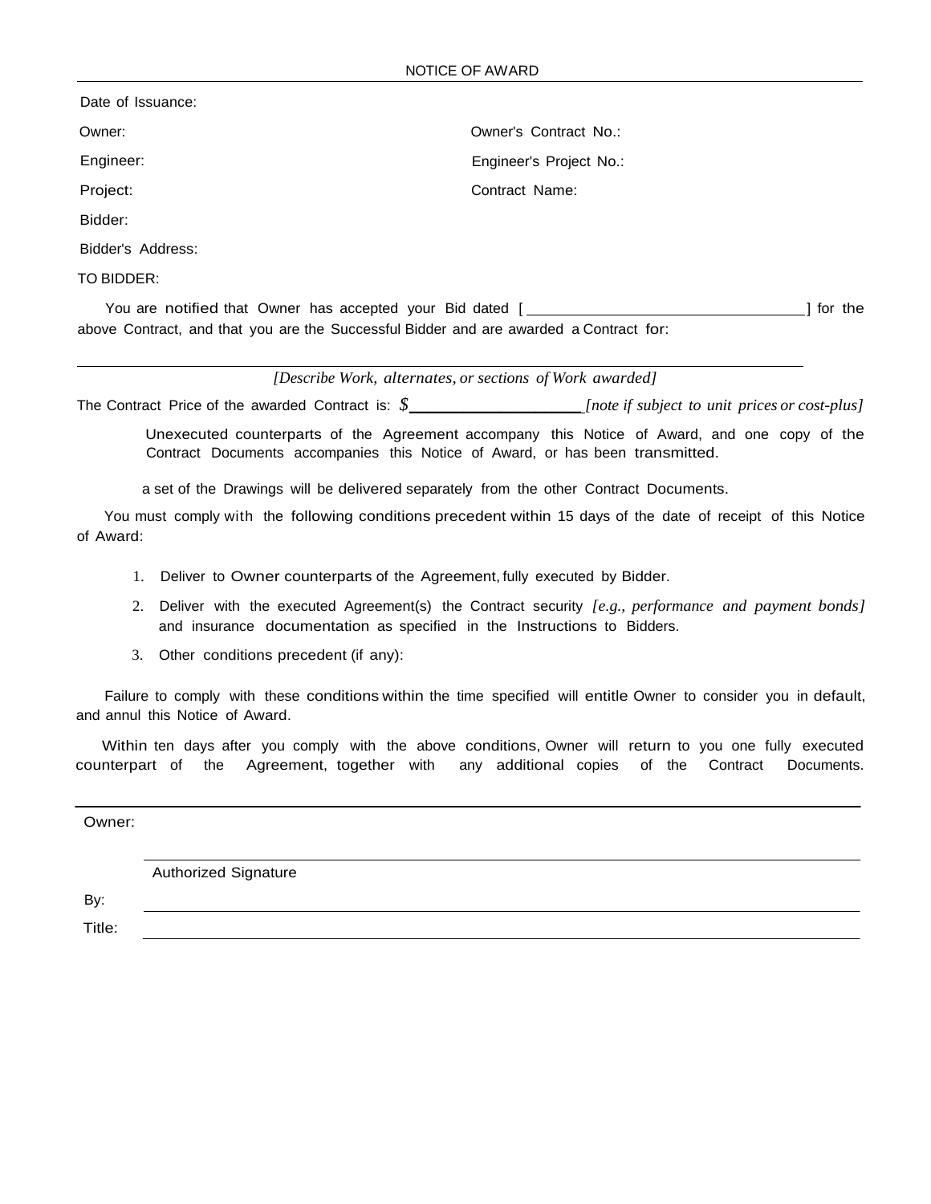# NOTICE OF AWARD

Date of Issuance:

Owner: Owner's Contract No.:

Engineer: Engineer's Project No.:

Project: Contract Name:

Bidder:

Bidder's Address:

TO BIDDER:

You are notified that Owner has accepted your Bid dated [ ________________________________ ] for the above Contract, and that you are the Successful Bidder and are awarded a Contract for:

______________________________________________________________________________

*[Describe Work, alternates, or sections of Work awarded]*

The Contract Price of the awarded Contract is: $__________________ *[note if subject to unit prices or cost-plus]*

Unexecuted counterparts of the Agreement accompany this Notice of Award, and one copy of the Contract Documents accompanies this Notice of Award, or has been transmitted.

a set of the Drawings will be delivered separately from the other Contract Documents.

You must comply with the following conditions precedent within 15 days of the date of receipt of this Notice of Award:

1. Deliver to Owner counterparts of the Agreement, fully executed by Bidder.
2. Deliver with the executed Agreement(s) the Contract security *[e.g., performance and payment bonds]* and insurance documentation as specified in the Instructions to Bidders.
3. Other conditions precedent (if any):

Failure to comply with these conditions within the time specified will entitle Owner to consider you in default, and annul this Notice of Award.

Within ten days after you comply with the above conditions, Owner will return to you one fully executed counterpart of the Agreement, together with any additional copies of the Contract Documents.

---

Owner:

______________________________________________

Authorized Signature

By: ______________________________________________

Title: ______________________________________________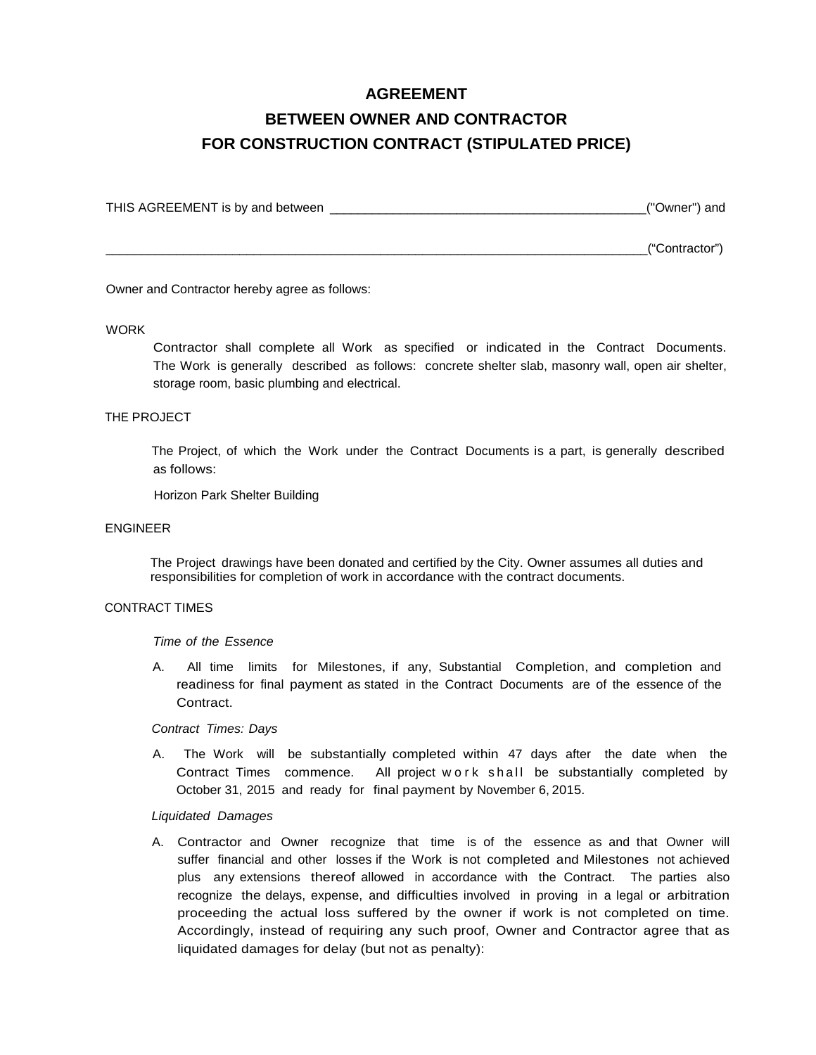# AGREEMENT

## BETWEEN OWNER AND CONTRACTOR

## FOR CONSTRUCTION CONTRACT (STIPULATED PRICE)

THIS AGREEMENT is by and between _______________________________________________("Owner") and

_______________________________________________________________________________("Contractor")

Owner and Contractor hereby agree as follows:

WORK

Contractor shall complete all Work as specified or indicated in the Contract Documents. The Work is generally described as follows: concrete shelter slab, masonry wall, open air shelter, storage room, basic plumbing and electrical.

THE PROJECT

The Project, of which the Work under the Contract Documents is a part, is generally described as follows:

Horizon Park Shelter Building

ENGINEER

The Project drawings have been donated and certified by the City. Owner assumes all duties and responsibilities for completion of work in accordance with the contract documents.

CONTRACT TIMES

*Time of the Essence*

A. All time limits for Milestones, if any, Substantial Completion, and completion and readiness for final payment as stated in the Contract Documents are of the essence of the Contract.

*Contract Times: Days*

A. The Work will be substantially completed within 47 days after the date when the Contract Times commence. All project work shall be substantially completed by October 31, 2015 and ready for final payment by November 6, 2015.

*Liquidated Damages*

A. Contractor and Owner recognize that time is of the essence as and that Owner will suffer financial and other losses if the Work is not completed and Milestones not achieved plus any extensions thereof allowed in accordance with the Contract. The parties also recognize the delays, expense, and difficulties involved in proving in a legal or arbitration proceeding the actual loss suffered by the owner if work is not completed on time. Accordingly, instead of requiring any such proof, Owner and Contractor agree that as liquidated damages for delay (but not as penalty):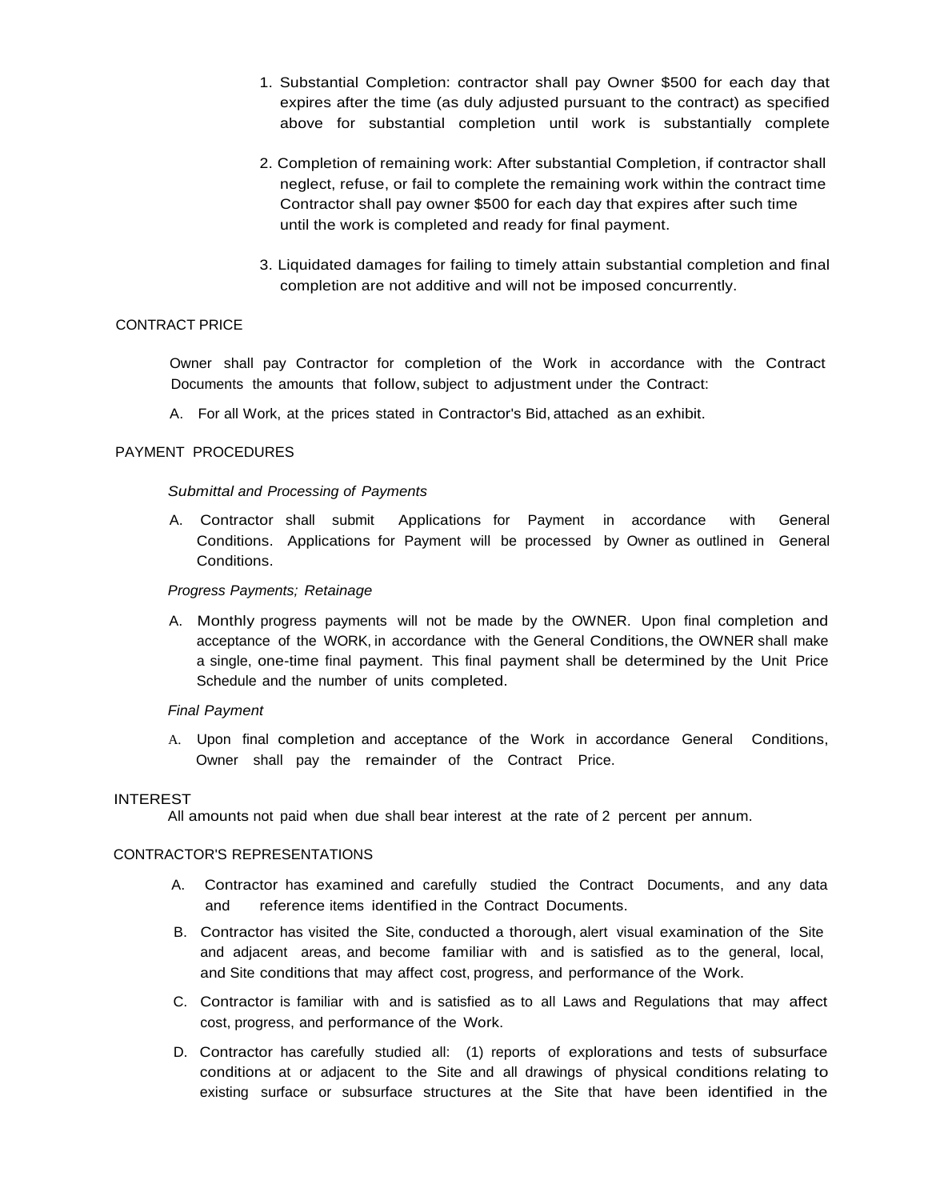1. Substantial Completion: contractor shall pay Owner $500 for each day that expires after the time (as duly adjusted pursuant to the contract) as specified above for substantial completion until work is substantially complete

2. Completion of remaining work: After substantial Completion, if contractor shall neglect, refuse, or fail to complete the remaining work within the contract time Contractor shall pay owner $500 for each day that expires after such time until the work is completed and ready for final payment.

3. Liquidated damages for failing to timely attain substantial completion and final completion are not additive and will not be imposed concurrently.

## CONTRACT PRICE

Owner shall pay Contractor for completion of the Work in accordance with the Contract Documents the amounts that follow, subject to adjustment under the Contract:

A. For all Work, at the prices stated in Contractor's Bid, attached as an exhibit.

## PAYMENT PROCEDURES

*Submittal and Processing of Payments*

A. Contractor shall submit Applications for Payment in accordance with General Conditions. Applications for Payment will be processed by Owner as outlined in General Conditions.

*Progress Payments; Retainage*

A. Monthly progress payments will not be made by the OWNER. Upon final completion and acceptance of the WORK, in accordance with the General Conditions, the OWNER shall make a single, one-time final payment. This final payment shall be determined by the Unit Price Schedule and the number of units completed.

*Final Payment*

A. Upon final completion and acceptance of the Work in accordance General Conditions, Owner shall pay the remainder of the Contract Price.

## INTEREST

All amounts not paid when due shall bear interest at the rate of 2 percent per annum.

## CONTRACTOR'S REPRESENTATIONS

A. Contractor has examined and carefully studied the Contract Documents, and any data and reference items identified in the Contract Documents.

B. Contractor has visited the Site, conducted a thorough, alert visual examination of the Site and adjacent areas, and become familiar with and is satisfied as to the general, local, and Site conditions that may affect cost, progress, and performance of the Work.

C. Contractor is familiar with and is satisfied as to all Laws and Regulations that may affect cost, progress, and performance of the Work.

D. Contractor has carefully studied all: (1) reports of explorations and tests of subsurface conditions at or adjacent to the Site and all drawings of physical conditions relating to existing surface or subsurface structures at the Site that have been identified in the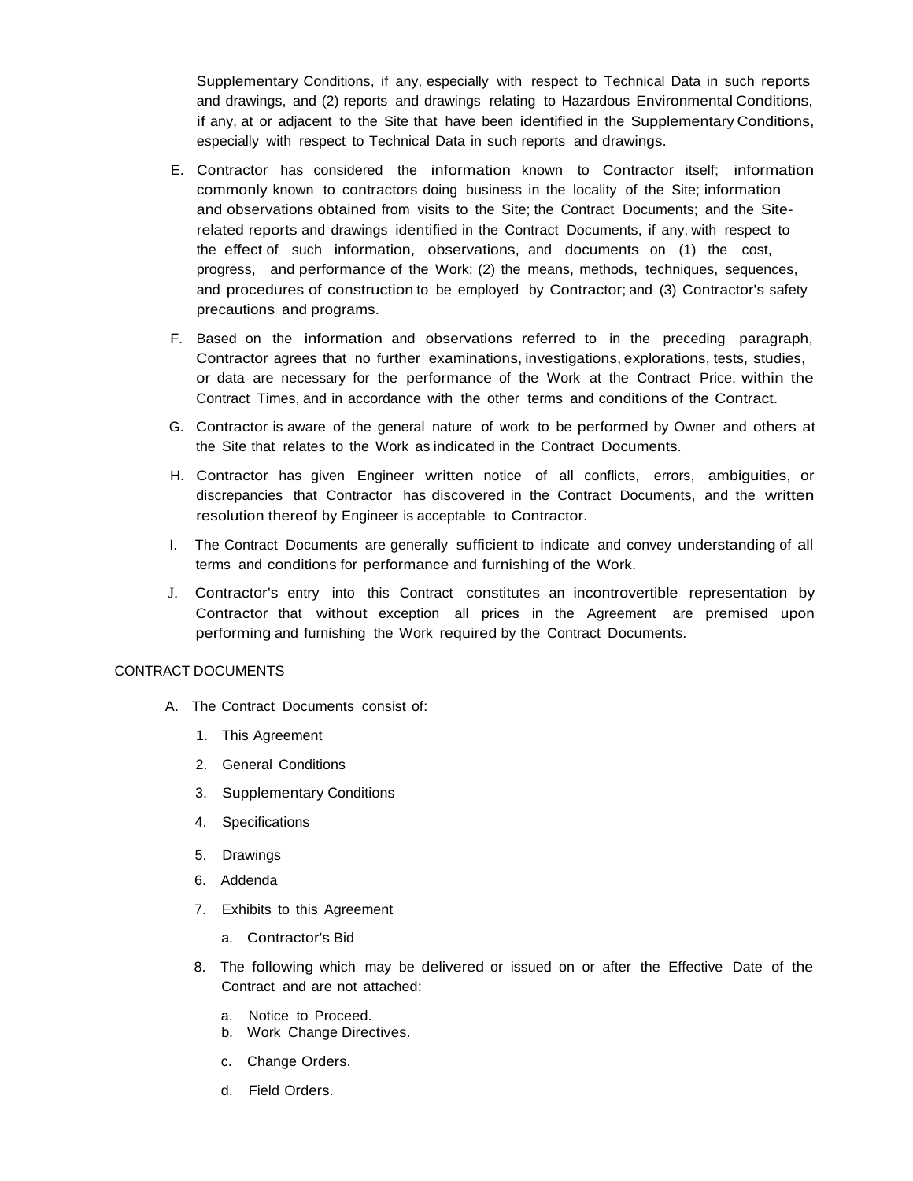Supplementary Conditions, if any, especially with respect to Technical Data in such reports and drawings, and (2) reports and drawings relating to Hazardous Environmental Conditions, if any, at or adjacent to the Site that have been identified in the Supplementary Conditions, especially with respect to Technical Data in such reports and drawings.

E. Contractor has considered the information known to Contractor itself; information commonly known to contractors doing business in the locality of the Site; information and observations obtained from visits to the Site; the Contract Documents; and the Site-related reports and drawings identified in the Contract Documents, if any, with respect to the effect of such information, observations, and documents on (1) the cost, progress, and performance of the Work; (2) the means, methods, techniques, sequences, and procedures of construction to be employed by Contractor; and (3) Contractor's safety precautions and programs.

F. Based on the information and observations referred to in the preceding paragraph, Contractor agrees that no further examinations, investigations, explorations, tests, studies, or data are necessary for the performance of the Work at the Contract Price, within the Contract Times, and in accordance with the other terms and conditions of the Contract.

G. Contractor is aware of the general nature of work to be performed by Owner and others at the Site that relates to the Work as indicated in the Contract Documents.

H. Contractor has given Engineer written notice of all conflicts, errors, ambiguities, or discrepancies that Contractor has discovered in the Contract Documents, and the written resolution thereof by Engineer is acceptable to Contractor.

I. The Contract Documents are generally sufficient to indicate and convey understanding of all terms and conditions for performance and furnishing of the Work.

J. Contractor's entry into this Contract constitutes an incontrovertible representation by Contractor that without exception all prices in the Agreement are premised upon performing and furnishing the Work required by the Contract Documents.

CONTRACT DOCUMENTS

A. The Contract Documents consist of:

1. This Agreement
2. General Conditions
3. Supplementary Conditions
4. Specifications
5. Drawings
6. Addenda
7. Exhibits to this Agreement
   a. Contractor's Bid
8. The following which may be delivered or issued on or after the Effective Date of the Contract and are not attached:
   a. Notice to Proceed.
   b. Work Change Directives.
   c. Change Orders.
   d. Field Orders.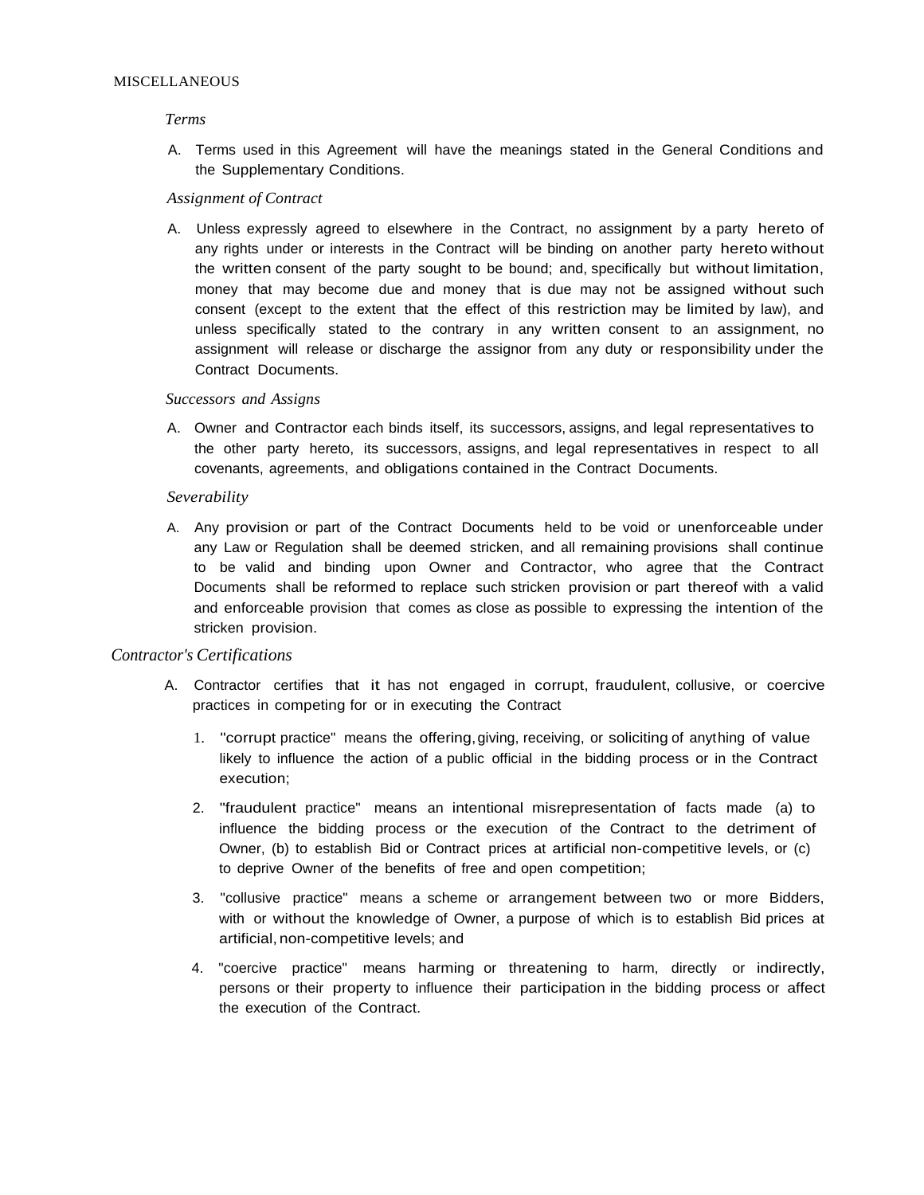MISCELLANEOUS

*Terms*

A. Terms used in this Agreement will have the meanings stated in the General Conditions and the Supplementary Conditions.

*Assignment of Contract*

A. Unless expressly agreed to elsewhere in the Contract, no assignment by a party hereto of any rights under or interests in the Contract will be binding on another party hereto without the written consent of the party sought to be bound; and, specifically but without limitation, money that may become due and money that is due may not be assigned without such consent (except to the extent that the effect of this restriction may be limited by law), and unless specifically stated to the contrary in any written consent to an assignment, no assignment will release or discharge the assignor from any duty or responsibility under the Contract Documents.

*Successors and Assigns*

A. Owner and Contractor each binds itself, its successors, assigns, and legal representatives to the other party hereto, its successors, assigns, and legal representatives in respect to all covenants, agreements, and obligations contained in the Contract Documents.

*Severability*

A. Any provision or part of the Contract Documents held to be void or unenforceable under any Law or Regulation shall be deemed stricken, and all remaining provisions shall continue to be valid and binding upon Owner and Contractor, who agree that the Contract Documents shall be reformed to replace such stricken provision or part thereof with a valid and enforceable provision that comes as close as possible to expressing the intention of the stricken provision.

*Contractor's Certifications*

A. Contractor certifies that it has not engaged in corrupt, fraudulent, collusive, or coercive practices in competing for or in executing the Contract

1. "corrupt practice" means the offering, giving, receiving, or soliciting of anything of value likely to influence the action of a public official in the bidding process or in the Contract execution;
2. "fraudulent practice" means an intentional misrepresentation of facts made (a) to influence the bidding process or the execution of the Contract to the detriment of Owner, (b) to establish Bid or Contract prices at artificial non-competitive levels, or (c) to deprive Owner of the benefits of free and open competition;
3. "collusive practice" means a scheme or arrangement between two or more Bidders, with or without the knowledge of Owner, a purpose of which is to establish Bid prices at artificial, non-competitive levels; and
4. "coercive practice" means harming or threatening to harm, directly or indirectly, persons or their property to influence their participation in the bidding process or affect the execution of the Contract.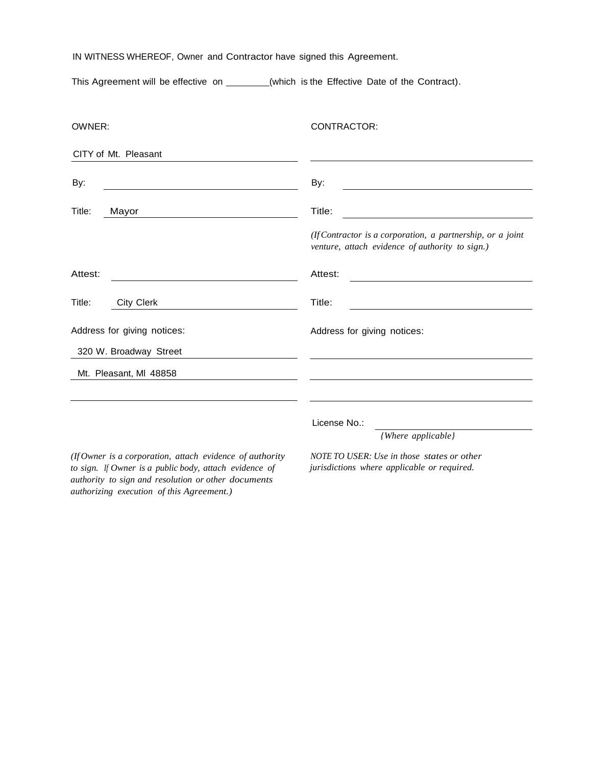IN WITNESS WHEREOF, Owner and Contractor have signed this Agreement.

This Agreement will be effective on ________(which is the Effective Date of the Contract).

| OWNER: | CONTRACTOR: |
|---|---|
| CITY of Mt. Pleasant | ______________________________ |
| By: ______________________________ | By: ______________________________ |
| Title: Mayor | Title: ______________________________ |
| | *(If Contractor is a corporation, a partnership, or a joint venture, attach evidence of authority to sign.)* |
| Attest: ______________________________ | Attest: ______________________________ |
| Title: City Clerk | Title: ______________________________ |
| Address for giving notices: | Address for giving notices: |
| 320 W. Broadway Street | ______________________________ |
| Mt. Pleasant, MI 48858 | ______________________________ |
| ______________________________ | ______________________________ |
| | License No.: ______________________________ *{Where applicable}* |
| *(If Owner is a corporation, attach evidence of authority to sign. If Owner is a public body, attach evidence of authority to sign and resolution or other documents authorizing execution of this Agreement.)* | *NOTE TO USER: Use in those states or other jurisdictions where applicable or required.* |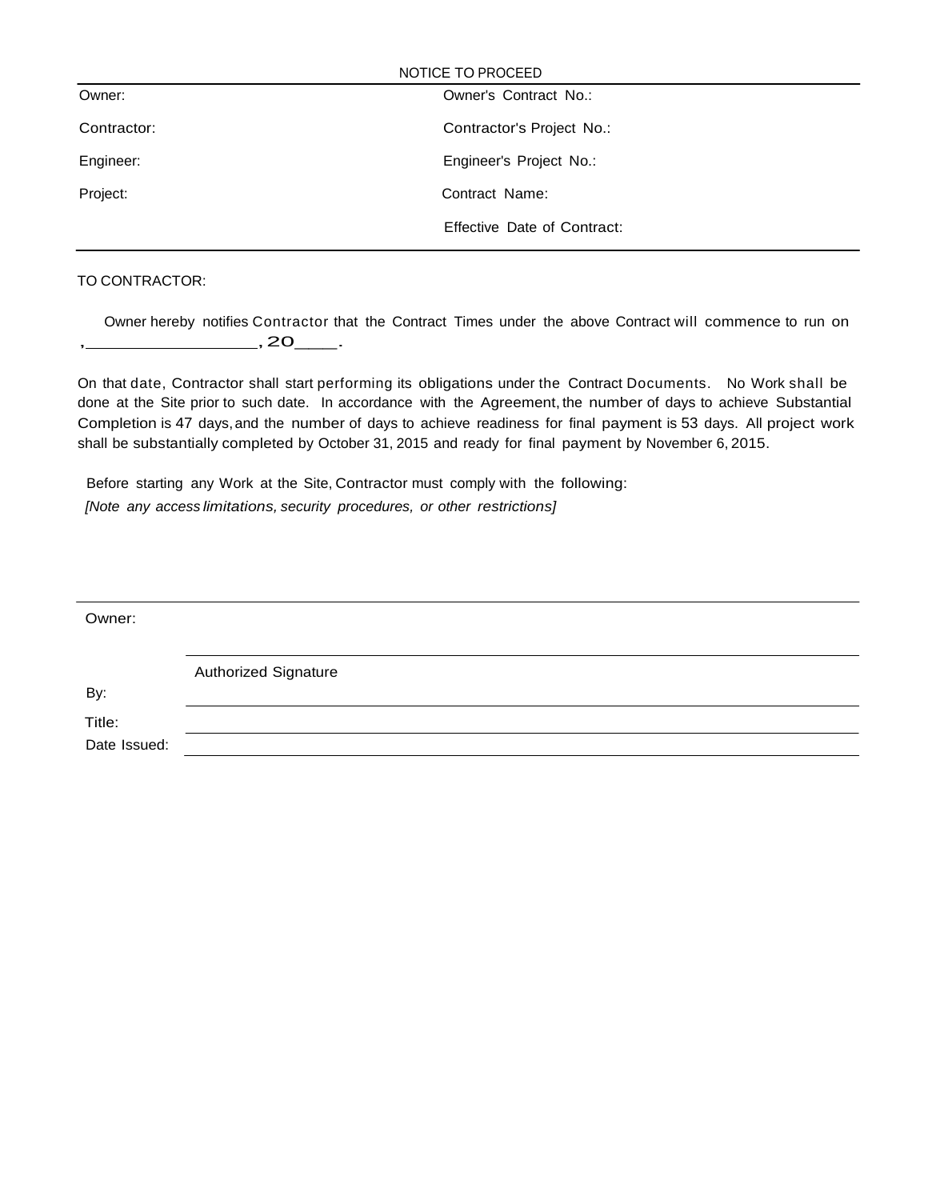NOTICE TO PROCEED

| Owner: | Owner's Contract No.: |
|---|---|
| Contractor: | Contractor's Project No.: |
| Engineer: | Engineer's Project No.: |
| Project: | Contract Name: |
| | Effective Date of Contract: |

TO CONTRACTOR:

Owner hereby notifies Contractor that the Contract Times under the above Contract will commence to run on ,________________, 20____.

On that date, Contractor shall start performing its obligations under the Contract Documents. No Work shall be done at the Site prior to such date. In accordance with the Agreement, the number of days to achieve Substantial Completion is 47 days, and the number of days to achieve readiness for final payment is 53 days. All project work shall be substantially completed by October 31, 2015 and ready for final payment by November 6, 2015.

Before starting any Work at the Site, Contractor must comply with the following:
*[Note any access limitations, security procedures, or other restrictions]*

Owner:

By: ______________________________
Authorized Signature

Title: ______________________________

Date Issued: ______________________________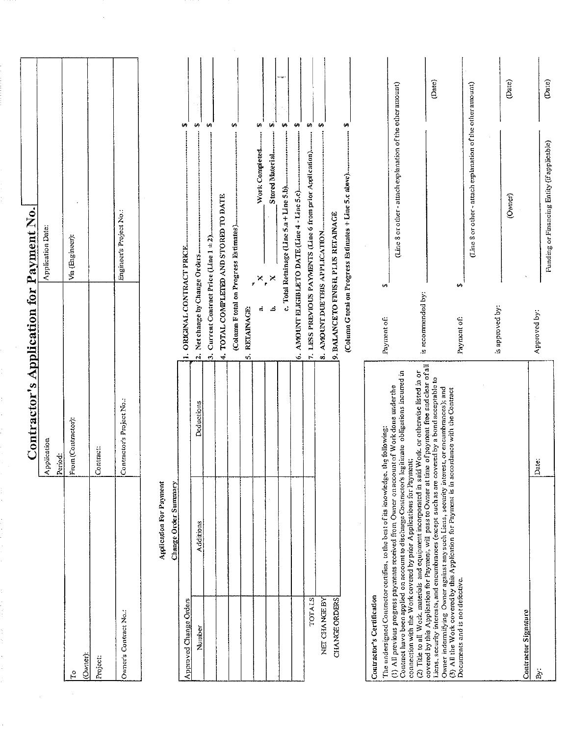# Contractor's Application for Payment No.

| | | |
|---|---|---|
| | Application Period: | Application Date: |
| To (Owner): | From (Contractor): | Via (Engineer): |
| Project: | Contract: | |
| Owner's Contract No.: | Contractor's Project No.: | Engineer's Project No.: |

**Application For Payment**
**Change Order Summary**

| Approved Change Orders | | |
|---|---|---|
| Number | Additions | Deductions |
| | | |
| | | |
| | | |
| | | |
| | | |
| | | |
| | | |
| TOTALS | | |
| NET CHANGE BY CHANGE ORDERS | | |

1. ORIGINAL CONTRACT PRICE................................................ $
2. Net change by Change Orders................................................ $
3. Current Contract Price (Line 1 ± 2)................................................ $
4. TOTAL COMPLETED AND STORED TO DATE
   (Column F total on Progress Estimates)................................................ $
5. RETAINAGE:
   a. ___ X ___ Work Completed........ $
   b. ___ X ___ Stored Material........ $
   c. Total Retainage (Line 5.a + Line 5.b)................................................ $
6. AMOUNT ELIGIBLE TO DATE (Line 4 - Line 5.c)................................................ $
7. LESS PREVIOUS PAYMENTS (Line 6 from prior Application)........... $
8. AMOUNT DUE THIS APPLICATION................................................ $
9. BALANCE TO FINISH, PLUS RETAINAGE
   (Column G total on Progress Estimates + Line 5.c above)................................. $

**Contractor's Certification**

The undersigned Contractor certifies, to the best of its knowledge, the following:
(1) All previous progress payments received from Owner on account of Work done under the Contract have been applied on account to discharge Contractor's legitimate obligations incurred in connection with the Work covered by prior Applications for Payment;
(2) Title to all Work, materials and equipment incorporated in said Work, or otherwise listed in or covered by this Application for Payment, will pass to Owner at time of payment free and clear of all Liens, security interests, and encumbrances (except such as are covered by a bond acceptable to Owner indemnifying Owner against any such Liens, security interest, or encumbrances); and
(3) All the Work covered by this Application for Payment is in accordance with the Contract Documents and is not defective.

**Contractor Signature**

By: ______________________ Date: ______________________

Payment of: $ ______________________
(Line 8 or other - attach explanation of the other amount)

is recommended by: ______________________ (Date)

Payment of: $ ______________________
(Line 8 or other - attach explanation of the other amount)

is approved by: ______________________ (Owner) ______________________ (Date)

Approved by: ______________________ Funding or Financing Entity (if applicable) ______________________ (Date)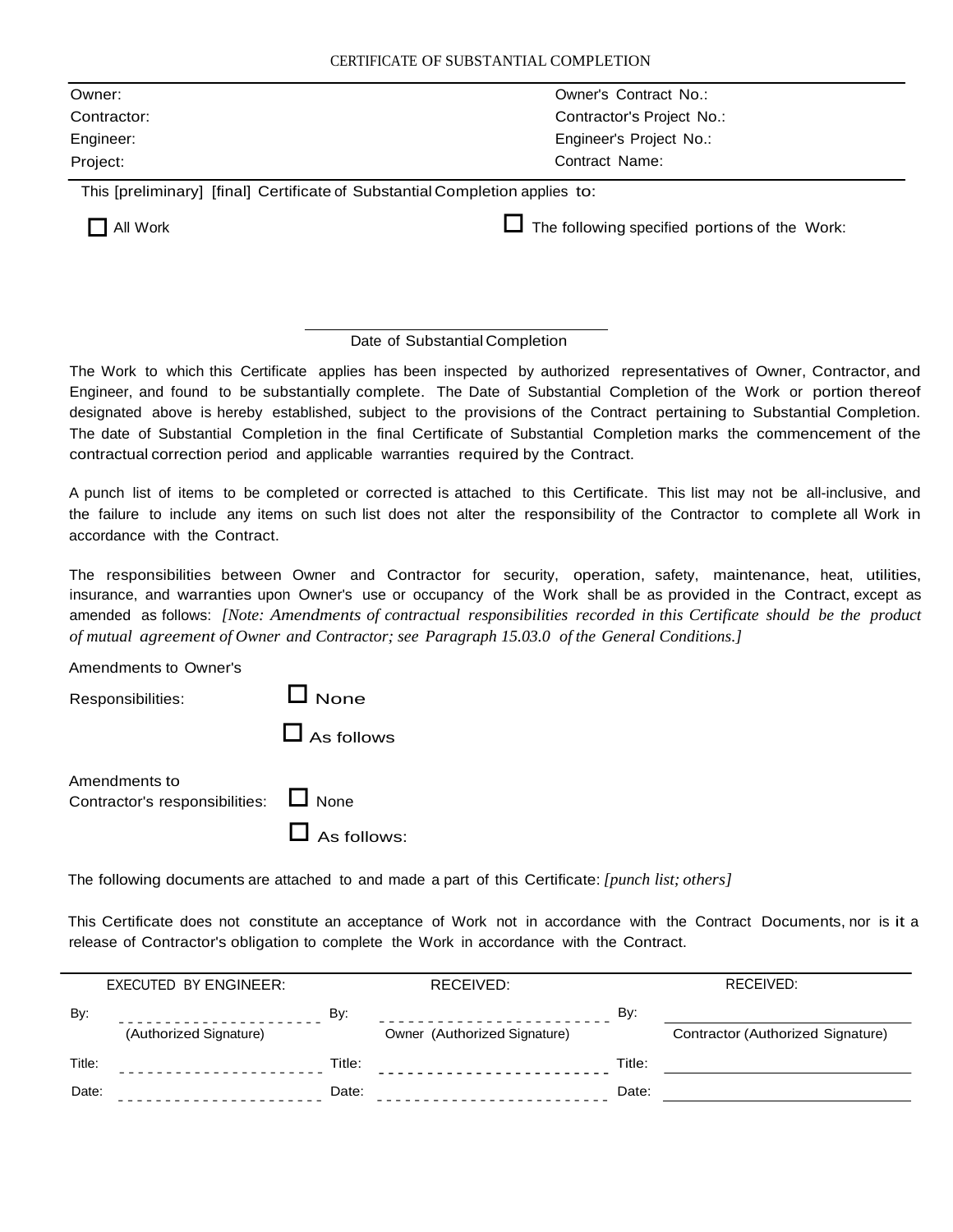# CERTIFICATE OF SUBSTANTIAL COMPLETION

| | |
|---|---|
| Owner: | Owner's Contract No.: |
| Contractor: | Contractor's Project No.: |
| Engineer: | Engineer's Project No.: |
| Project: | Contract Name: |

This [preliminary] [final] Certificate of Substantial Completion applies to:

☐ All Work ☐ The following specified portions of the Work:

\_\_\_\_\_\_\_\_\_\_\_\_\_\_\_\_\_\_\_\_\_\_\_\_\_\_\_\_\_\_\_\_
Date of Substantial Completion

The Work to which this Certificate applies has been inspected by authorized representatives of Owner, Contractor, and Engineer, and found to be substantially complete. The Date of Substantial Completion of the Work or portion thereof designated above is hereby established, subject to the provisions of the Contract pertaining to Substantial Completion. The date of Substantial Completion in the final Certificate of Substantial Completion marks the commencement of the contractual correction period and applicable warranties required by the Contract.

A punch list of items to be completed or corrected is attached to this Certificate. This list may not be all-inclusive, and the failure to include any items on such list does not alter the responsibility of the Contractor to complete all Work in accordance with the Contract.

The responsibilities between Owner and Contractor for security, operation, safety, maintenance, heat, utilities, insurance, and warranties upon Owner's use or occupancy of the Work shall be as provided in the Contract, except as amended as follows: *[Note: Amendments of contractual responsibilities recorded in this Certificate should be the product of mutual agreement of Owner and Contractor; see Paragraph 15.03.0 of the General Conditions.]*

Amendments to Owner's Responsibilities:
☐ None
☐ As follows

Amendments to Contractor's responsibilities:
☐ None
☐ As follows:

The following documents are attached to and made a part of this Certificate: *[punch list; others]*

This Certificate does not constitute an acceptance of Work not in accordance with the Contract Documents, nor is it a release of Contractor's obligation to complete the Work in accordance with the Contract.

| EXECUTED BY ENGINEER: | RECEIVED: | RECEIVED: |
|---|---|---|
| By: \_\_\_\_\_\_\_\_\_\_\_\_ (Authorized Signature) | By: \_\_\_\_\_\_\_\_\_\_\_\_ Owner (Authorized Signature) | By: \_\_\_\_\_\_\_\_\_\_\_\_ Contractor (Authorized Signature) |
| Title: | Title: | Title: |
| Date: | Date: | Date: |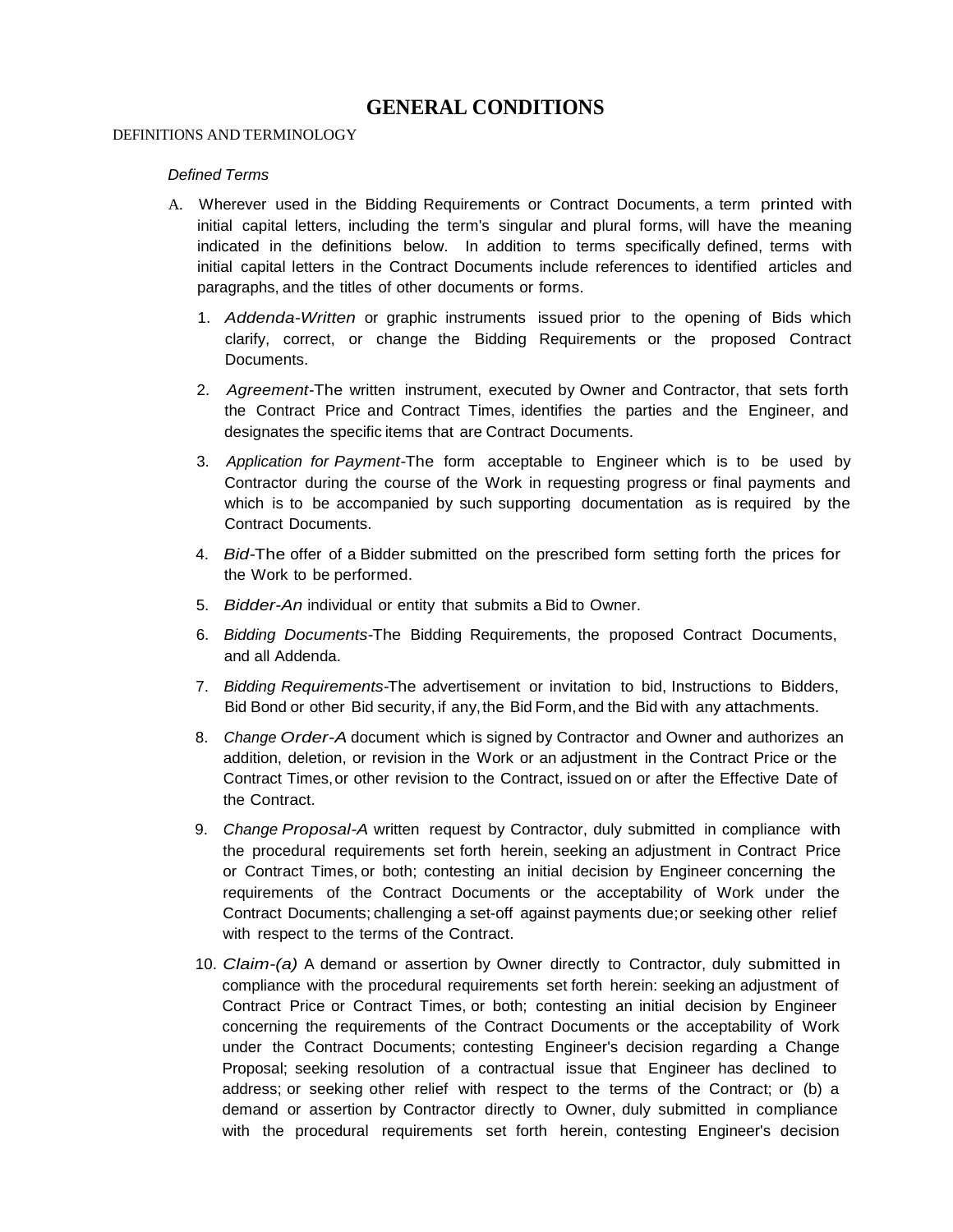# GENERAL CONDITIONS

DEFINITIONS AND TERMINOLOGY

*Defined Terms*

A. Wherever used in the Bidding Requirements or Contract Documents, a term printed with initial capital letters, including the term's singular and plural forms, will have the meaning indicated in the definitions below. In addition to terms specifically defined, terms with initial capital letters in the Contract Documents include references to identified articles and paragraphs, and the titles of other documents or forms.

1. *Addenda*-Written or graphic instruments issued prior to the opening of Bids which clarify, correct, or change the Bidding Requirements or the proposed Contract Documents.

2. *Agreement*-The written instrument, executed by Owner and Contractor, that sets forth the Contract Price and Contract Times, identifies the parties and the Engineer, and designates the specific items that are Contract Documents.

3. *Application for Payment*-The form acceptable to Engineer which is to be used by Contractor during the course of the Work in requesting progress or final payments and which is to be accompanied by such supporting documentation as is required by the Contract Documents.

4. *Bid*-The offer of a Bidder submitted on the prescribed form setting forth the prices for the Work to be performed.

5. *Bidder*-An individual or entity that submits a Bid to Owner.

6. *Bidding Documents*-The Bidding Requirements, the proposed Contract Documents, and all Addenda.

7. *Bidding Requirements*-The advertisement or invitation to bid, Instructions to Bidders, Bid Bond or other Bid security, if any, the Bid Form, and the Bid with any attachments.

8. *Change Order*-A document which is signed by Contractor and Owner and authorizes an addition, deletion, or revision in the Work or an adjustment in the Contract Price or the Contract Times, or other revision to the Contract, issued on or after the Effective Date of the Contract.

9. *Change Proposal*-A written request by Contractor, duly submitted in compliance with the procedural requirements set forth herein, seeking an adjustment in Contract Price or Contract Times, or both; contesting an initial decision by Engineer concerning the requirements of the Contract Documents or the acceptability of Work under the Contract Documents; challenging a set-off against payments due; or seeking other relief with respect to the terms of the Contract.

10. *Claim*-(a) A demand or assertion by Owner directly to Contractor, duly submitted in compliance with the procedural requirements set forth herein: seeking an adjustment of Contract Price or Contract Times, or both; contesting an initial decision by Engineer concerning the requirements of the Contract Documents or the acceptability of Work under the Contract Documents; contesting Engineer's decision regarding a Change Proposal; seeking resolution of a contractual issue that Engineer has declined to address; or seeking other relief with respect to the terms of the Contract; or (b) a demand or assertion by Contractor directly to Owner, duly submitted in compliance with the procedural requirements set forth herein, contesting Engineer's decision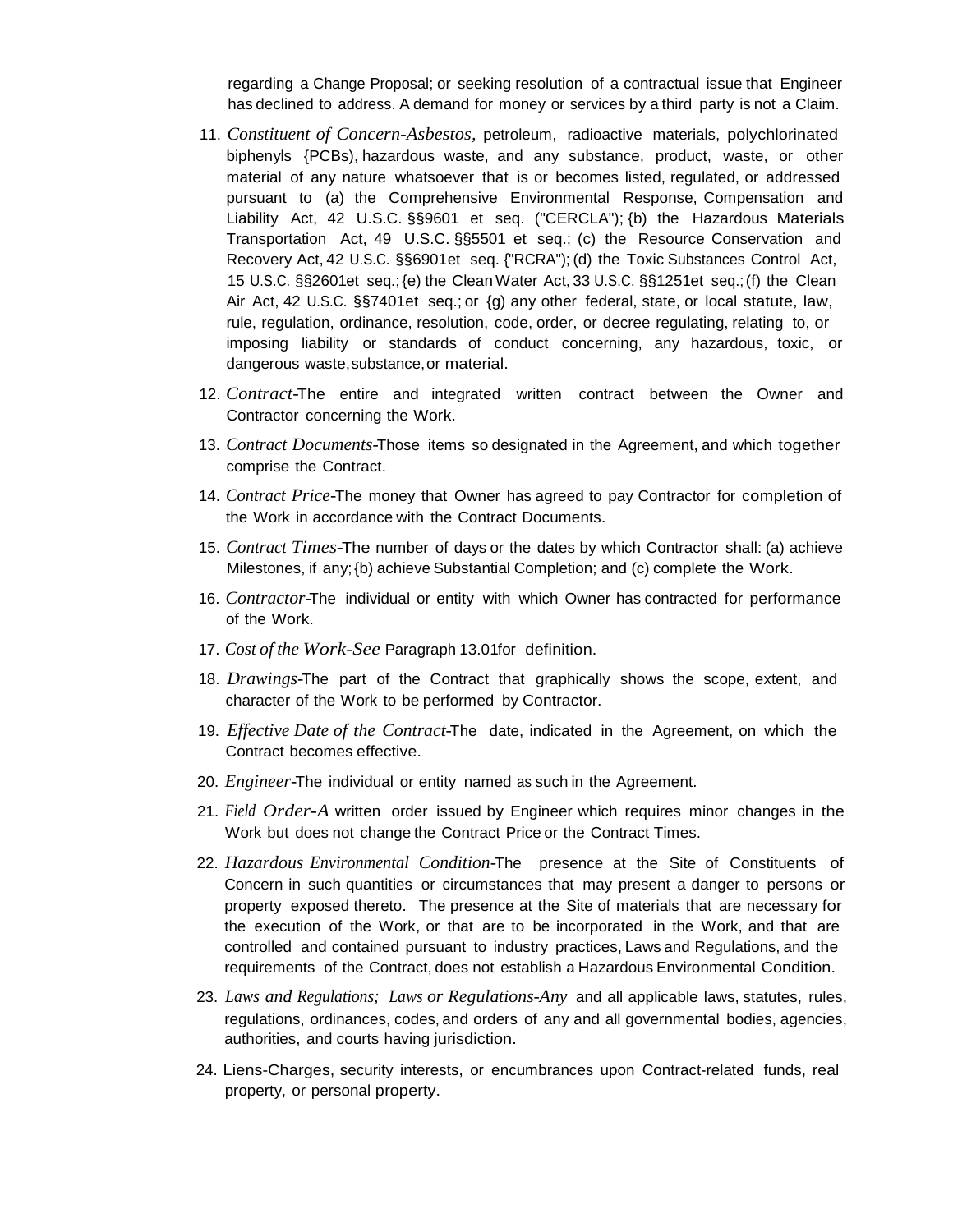regarding a Change Proposal; or seeking resolution of a contractual issue that Engineer has declined to address. A demand for money or services by a third party is not a Claim.

11. *Constituent of Concern*-Asbestos, petroleum, radioactive materials, polychlorinated biphenyls {PCBs), hazardous waste, and any substance, product, waste, or other material of any nature whatsoever that is or becomes listed, regulated, or addressed pursuant to (a) the Comprehensive Environmental Response, Compensation and Liability Act, 42 U.S.C. §§9601 et seq. ("CERCLA"); {b) the Hazardous Materials Transportation Act, 49 U.S.C. §§5501 et seq.; (c) the Resource Conservation and Recovery Act, 42 U.S.C. §§6901et seq. {"RCRA"); (d) the Toxic Substances Control Act, 15 U.S.C. §§2601et seq.; {e) the Clean Water Act, 33 U.S.C. §§1251et seq.; (f) the Clean Air Act, 42 U.S.C. §§7401et seq.; or {g) any other federal, state, or local statute, law, rule, regulation, ordinance, resolution, code, order, or decree regulating, relating to, or imposing liability or standards of conduct concerning, any hazardous, toxic, or dangerous waste, substance, or material.
12. *Contract*-The entire and integrated written contract between the Owner and Contractor concerning the Work.
13. *Contract Documents*-Those items so designated in the Agreement, and which together comprise the Contract.
14. *Contract Price*-The money that Owner has agreed to pay Contractor for completion of the Work in accordance with the Contract Documents.
15. *Contract Times*-The number of days or the dates by which Contractor shall: (a) achieve Milestones, if any; {b) achieve Substantial Completion; and (c) complete the Work.
16. *Contractor*-The individual or entity with which Owner has contracted for performance of the Work.
17. *Cost of the Work-See* Paragraph 13.01for definition.
18. *Drawings*-The part of the Contract that graphically shows the scope, extent, and character of the Work to be performed by Contractor.
19. *Effective Date of the Contract*-The date, indicated in the Agreement, on which the Contract becomes effective.
20. *Engineer*-The individual or entity named as such in the Agreement.
21. *Field Order-A* written order issued by Engineer which requires minor changes in the Work but does not change the Contract Price or the Contract Times.
22. *Hazardous Environmental Condition*-The presence at the Site of Constituents of Concern in such quantities or circumstances that may present a danger to persons or property exposed thereto. The presence at the Site of materials that are necessary for the execution of the Work, or that are to be incorporated in the Work, and that are controlled and contained pursuant to industry practices, Laws and Regulations, and the requirements of the Contract, does not establish a Hazardous Environmental Condition.
23. *Laws and Regulations; Laws or Regulations-Any* and all applicable laws, statutes, rules, regulations, ordinances, codes, and orders of any and all governmental bodies, agencies, authorities, and courts having jurisdiction.
24. Liens-Charges, security interests, or encumbrances upon Contract-related funds, real property, or personal property.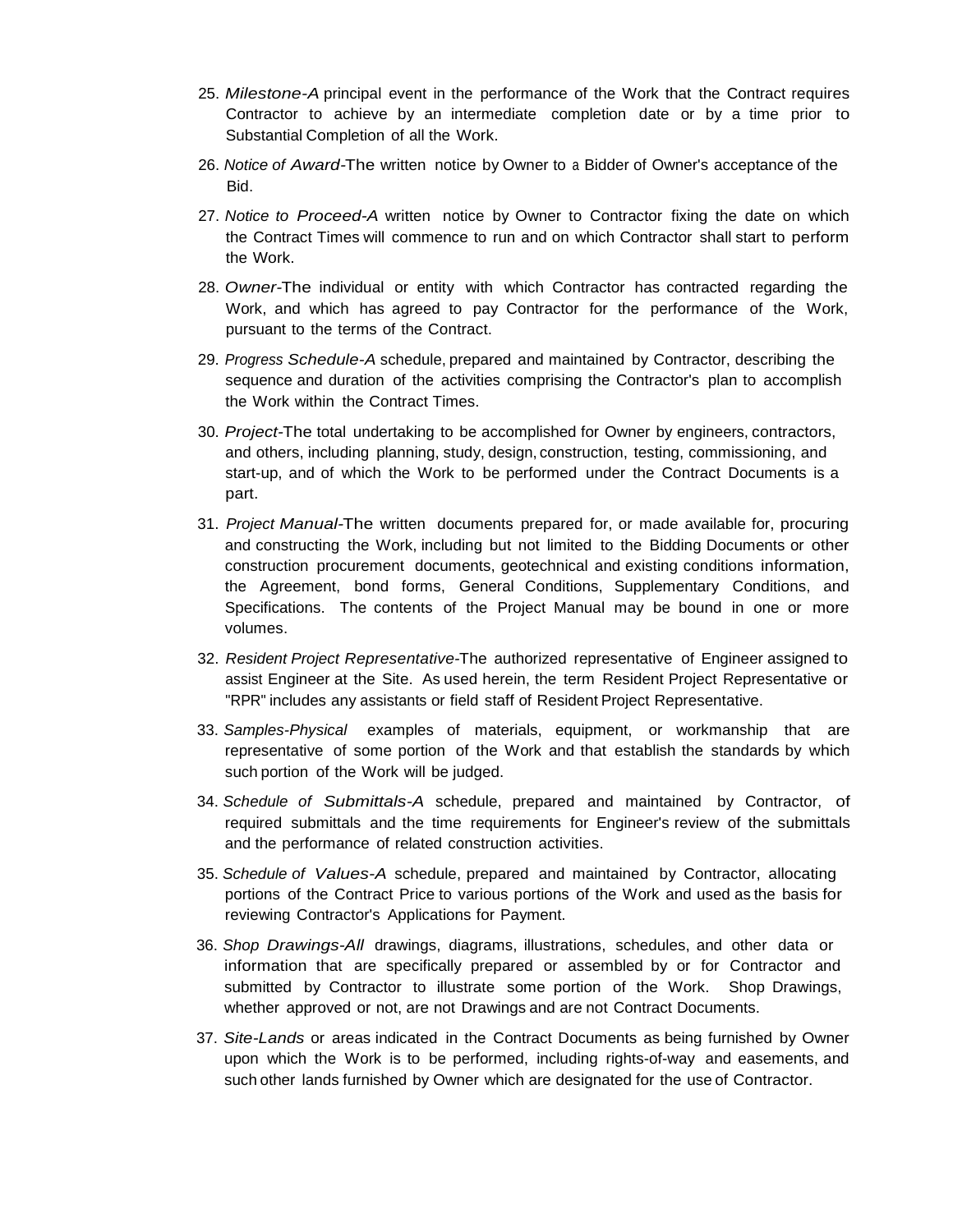25. *Milestone*-A principal event in the performance of the Work that the Contract requires Contractor to achieve by an intermediate completion date or by a time prior to Substantial Completion of all the Work.

26. *Notice of Award*-The written notice by Owner to a Bidder of Owner's acceptance of the Bid.

27. *Notice to Proceed*-A written notice by Owner to Contractor fixing the date on which the Contract Times will commence to run and on which Contractor shall start to perform the Work.

28. *Owner*-The individual or entity with which Contractor has contracted regarding the Work, and which has agreed to pay Contractor for the performance of the Work, pursuant to the terms of the Contract.

29. *Progress Schedule*-A schedule, prepared and maintained by Contractor, describing the sequence and duration of the activities comprising the Contractor's plan to accomplish the Work within the Contract Times.

30. *Project*-The total undertaking to be accomplished for Owner by engineers, contractors, and others, including planning, study, design, construction, testing, commissioning, and start-up, and of which the Work to be performed under the Contract Documents is a part.

31. *Project Manual*-The written documents prepared for, or made available for, procuring and constructing the Work, including but not limited to the Bidding Documents or other construction procurement documents, geotechnical and existing conditions information, the Agreement, bond forms, General Conditions, Supplementary Conditions, and Specifications. The contents of the Project Manual may be bound in one or more volumes.

32. *Resident Project Representative*-The authorized representative of Engineer assigned to assist Engineer at the Site. As used herein, the term Resident Project Representative or "RPR" includes any assistants or field staff of Resident Project Representative.

33. *Samples*-Physical examples of materials, equipment, or workmanship that are representative of some portion of the Work and that establish the standards by which such portion of the Work will be judged.

34. *Schedule of Submittals*-A schedule, prepared and maintained by Contractor, of required submittals and the time requirements for Engineer's review of the submittals and the performance of related construction activities.

35. *Schedule of Values*-A schedule, prepared and maintained by Contractor, allocating portions of the Contract Price to various portions of the Work and used as the basis for reviewing Contractor's Applications for Payment.

36. *Shop Drawings*-All drawings, diagrams, illustrations, schedules, and other data or information that are specifically prepared or assembled by or for Contractor and submitted by Contractor to illustrate some portion of the Work. Shop Drawings, whether approved or not, are not Drawings and are not Contract Documents.

37. *Site*-Lands or areas indicated in the Contract Documents as being furnished by Owner upon which the Work is to be performed, including rights-of-way and easements, and such other lands furnished by Owner which are designated for the use of Contractor.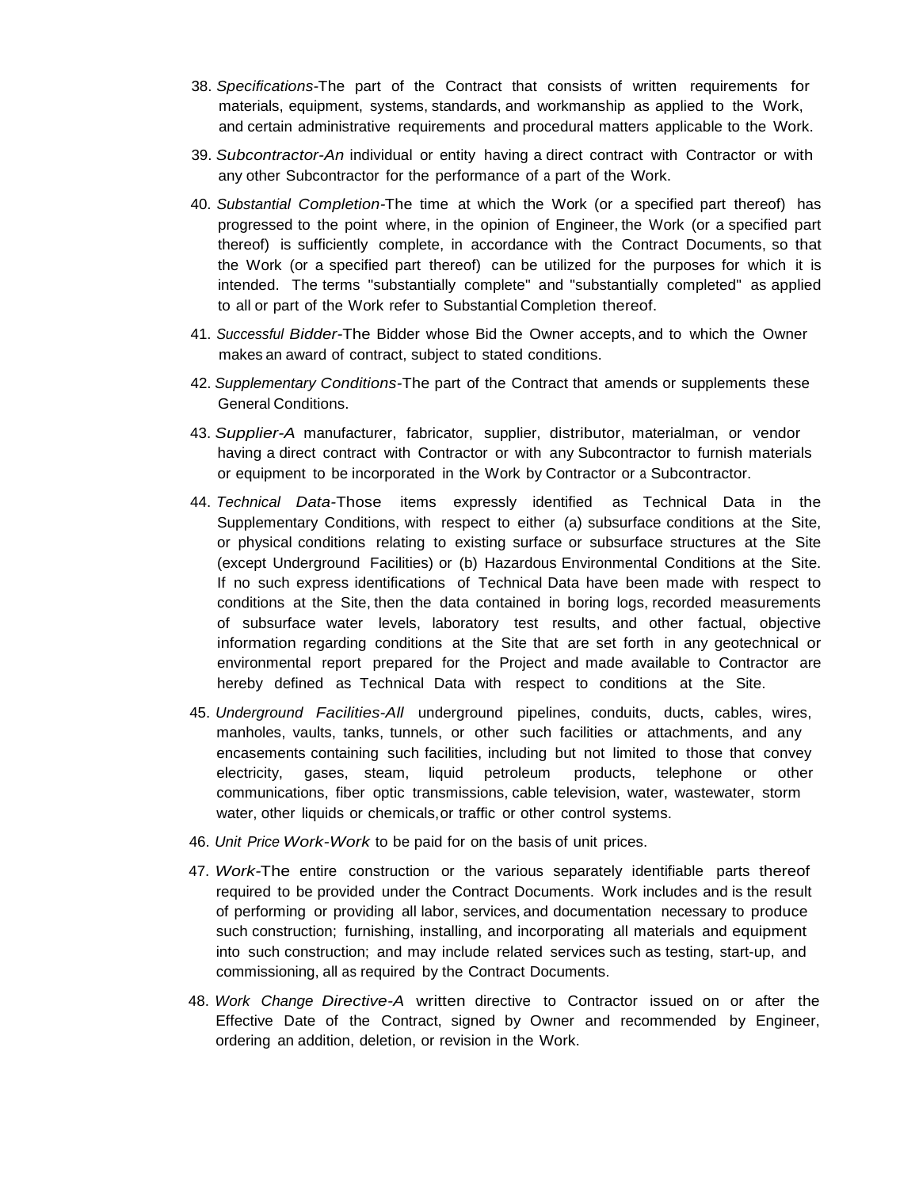38. *Specifications*-The part of the Contract that consists of written requirements for materials, equipment, systems, standards, and workmanship as applied to the Work, and certain administrative requirements and procedural matters applicable to the Work.

39. *Subcontractor-An* individual or entity having a direct contract with Contractor or with any other Subcontractor for the performance of a part of the Work.

40. *Substantial Completion*-The time at which the Work (or a specified part thereof) has progressed to the point where, in the opinion of Engineer, the Work (or a specified part thereof) is sufficiently complete, in accordance with the Contract Documents, so that the Work (or a specified part thereof) can be utilized for the purposes for which it is intended. The terms "substantially complete" and "substantially completed" as applied to all or part of the Work refer to Substantial Completion thereof.

41. *Successful Bidder*-The Bidder whose Bid the Owner accepts, and to which the Owner makes an award of contract, subject to stated conditions.

42. *Supplementary Conditions*-The part of the Contract that amends or supplements these General Conditions.

43. *Supplier-A* manufacturer, fabricator, supplier, distributor, materialman, or vendor having a direct contract with Contractor or with any Subcontractor to furnish materials or equipment to be incorporated in the Work by Contractor or a Subcontractor.

44. *Technical Data*-Those items expressly identified as Technical Data in the Supplementary Conditions, with respect to either (a) subsurface conditions at the Site, or physical conditions relating to existing surface or subsurface structures at the Site (except Underground Facilities) or (b) Hazardous Environmental Conditions at the Site. If no such express identifications of Technical Data have been made with respect to conditions at the Site, then the data contained in boring logs, recorded measurements of subsurface water levels, laboratory test results, and other factual, objective information regarding conditions at the Site that are set forth in any geotechnical or environmental report prepared for the Project and made available to Contractor are hereby defined as Technical Data with respect to conditions at the Site.

45. *Underground Facilities-All* underground pipelines, conduits, ducts, cables, wires, manholes, vaults, tanks, tunnels, or other such facilities or attachments, and any encasements containing such facilities, including but not limited to those that convey electricity, gases, steam, liquid petroleum products, telephone or other communications, fiber optic transmissions, cable television, water, wastewater, storm water, other liquids or chemicals, or traffic or other control systems.

46. *Unit Price Work-Work* to be paid for on the basis of unit prices.

47. *Work*-The entire construction or the various separately identifiable parts thereof required to be provided under the Contract Documents. Work includes and is the result of performing or providing all labor, services, and documentation necessary to produce such construction; furnishing, installing, and incorporating all materials and equipment into such construction; and may include related services such as testing, start-up, and commissioning, all as required by the Contract Documents.

48. *Work Change Directive-A* written directive to Contractor issued on or after the Effective Date of the Contract, signed by Owner and recommended by Engineer, ordering an addition, deletion, or revision in the Work.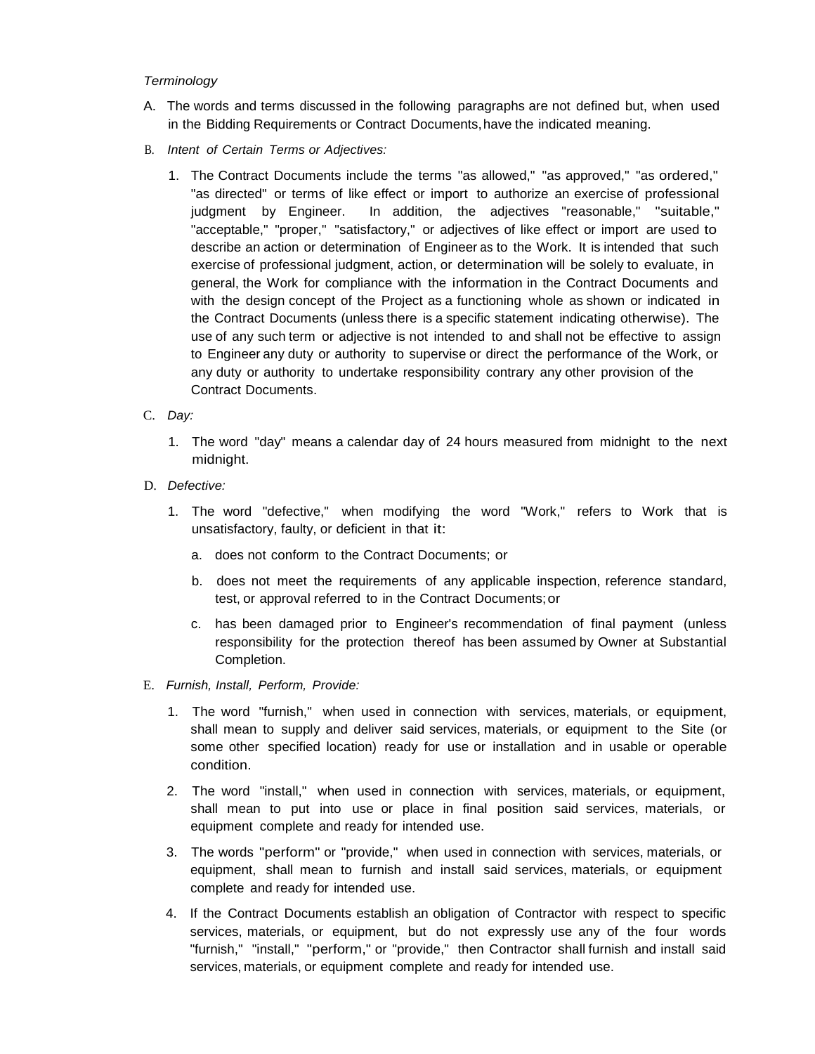*Terminology*

A. The words and terms discussed in the following paragraphs are not defined but, when used in the Bidding Requirements or Contract Documents, have the indicated meaning.

B. *Intent of Certain Terms or Adjectives:*

   1. The Contract Documents include the terms "as allowed," "as approved," "as ordered," "as directed" or terms of like effect or import to authorize an exercise of professional judgment by Engineer. In addition, the adjectives "reasonable," "suitable," "acceptable," "proper," "satisfactory," or adjectives of like effect or import are used to describe an action or determination of Engineer as to the Work. It is intended that such exercise of professional judgment, action, or determination will be solely to evaluate, in general, the Work for compliance with the information in the Contract Documents and with the design concept of the Project as a functioning whole as shown or indicated in the Contract Documents (unless there is a specific statement indicating otherwise). The use of any such term or adjective is not intended to and shall not be effective to assign to Engineer any duty or authority to supervise or direct the performance of the Work, or any duty or authority to undertake responsibility contrary any other provision of the Contract Documents.

C. *Day:*

   1. The word "day" means a calendar day of 24 hours measured from midnight to the next midnight.

D. *Defective:*

   1. The word "defective," when modifying the word "Work," refers to Work that is unsatisfactory, faulty, or deficient in that it:

      a. does not conform to the Contract Documents; or

      b. does not meet the requirements of any applicable inspection, reference standard, test, or approval referred to in the Contract Documents; or

      c. has been damaged prior to Engineer's recommendation of final payment (unless responsibility for the protection thereof has been assumed by Owner at Substantial Completion.

E. *Furnish, Install, Perform, Provide:*

   1. The word "furnish," when used in connection with services, materials, or equipment, shall mean to supply and deliver said services, materials, or equipment to the Site (or some other specified location) ready for use or installation and in usable or operable condition.

   2. The word "install," when used in connection with services, materials, or equipment, shall mean to put into use or place in final position said services, materials, or equipment complete and ready for intended use.

   3. The words "perform" or "provide," when used in connection with services, materials, or equipment, shall mean to furnish and install said services, materials, or equipment complete and ready for intended use.

   4. If the Contract Documents establish an obligation of Contractor with respect to specific services, materials, or equipment, but do not expressly use any of the four words "furnish," "install," "perform," or "provide," then Contractor shall furnish and install said services, materials, or equipment complete and ready for intended use.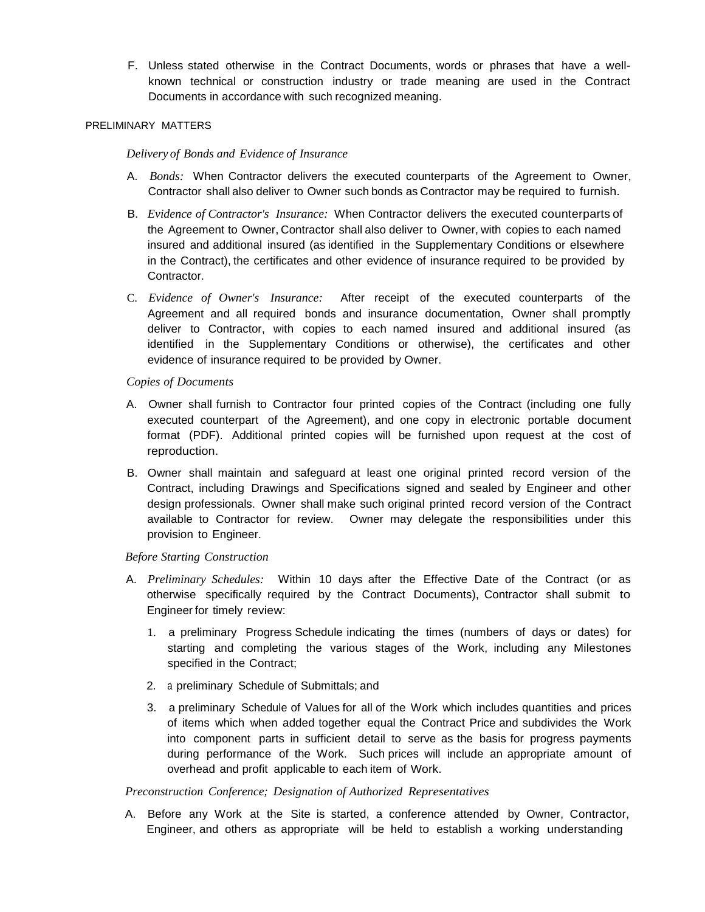F. Unless stated otherwise in the Contract Documents, words or phrases that have a well-known technical or construction industry or trade meaning are used in the Contract Documents in accordance with such recognized meaning.

## PRELIMINARY MATTERS

### *Delivery of Bonds and Evidence of Insurance*

A. *Bonds:* When Contractor delivers the executed counterparts of the Agreement to Owner, Contractor shall also deliver to Owner such bonds as Contractor may be required to furnish.

B. *Evidence of Contractor's Insurance:* When Contractor delivers the executed counterparts of the Agreement to Owner, Contractor shall also deliver to Owner, with copies to each named insured and additional insured (as identified in the Supplementary Conditions or elsewhere in the Contract), the certificates and other evidence of insurance required to be provided by Contractor.

C. *Evidence of Owner's Insurance:* After receipt of the executed counterparts of the Agreement and all required bonds and insurance documentation, Owner shall promptly deliver to Contractor, with copies to each named insured and additional insured (as identified in the Supplementary Conditions or otherwise), the certificates and other evidence of insurance required to be provided by Owner.

### *Copies of Documents*

A. Owner shall furnish to Contractor four printed copies of the Contract (including one fully executed counterpart of the Agreement), and one copy in electronic portable document format (PDF). Additional printed copies will be furnished upon request at the cost of reproduction.

B. Owner shall maintain and safeguard at least one original printed record version of the Contract, including Drawings and Specifications signed and sealed by Engineer and other design professionals. Owner shall make such original printed record version of the Contract available to Contractor for review. Owner may delegate the responsibilities under this provision to Engineer.

### *Before Starting Construction*

A. *Preliminary Schedules:* Within 10 days after the Effective Date of the Contract (or as otherwise specifically required by the Contract Documents), Contractor shall submit to Engineer for timely review:

1. a preliminary Progress Schedule indicating the times (numbers of days or dates) for starting and completing the various stages of the Work, including any Milestones specified in the Contract;
2. a preliminary Schedule of Submittals; and
3. a preliminary Schedule of Values for all of the Work which includes quantities and prices of items which when added together equal the Contract Price and subdivides the Work into component parts in sufficient detail to serve as the basis for progress payments during performance of the Work. Such prices will include an appropriate amount of overhead and profit applicable to each item of Work.

### *Preconstruction Conference; Designation of Authorized Representatives*

A. Before any Work at the Site is started, a conference attended by Owner, Contractor, Engineer, and others as appropriate will be held to establish a working understanding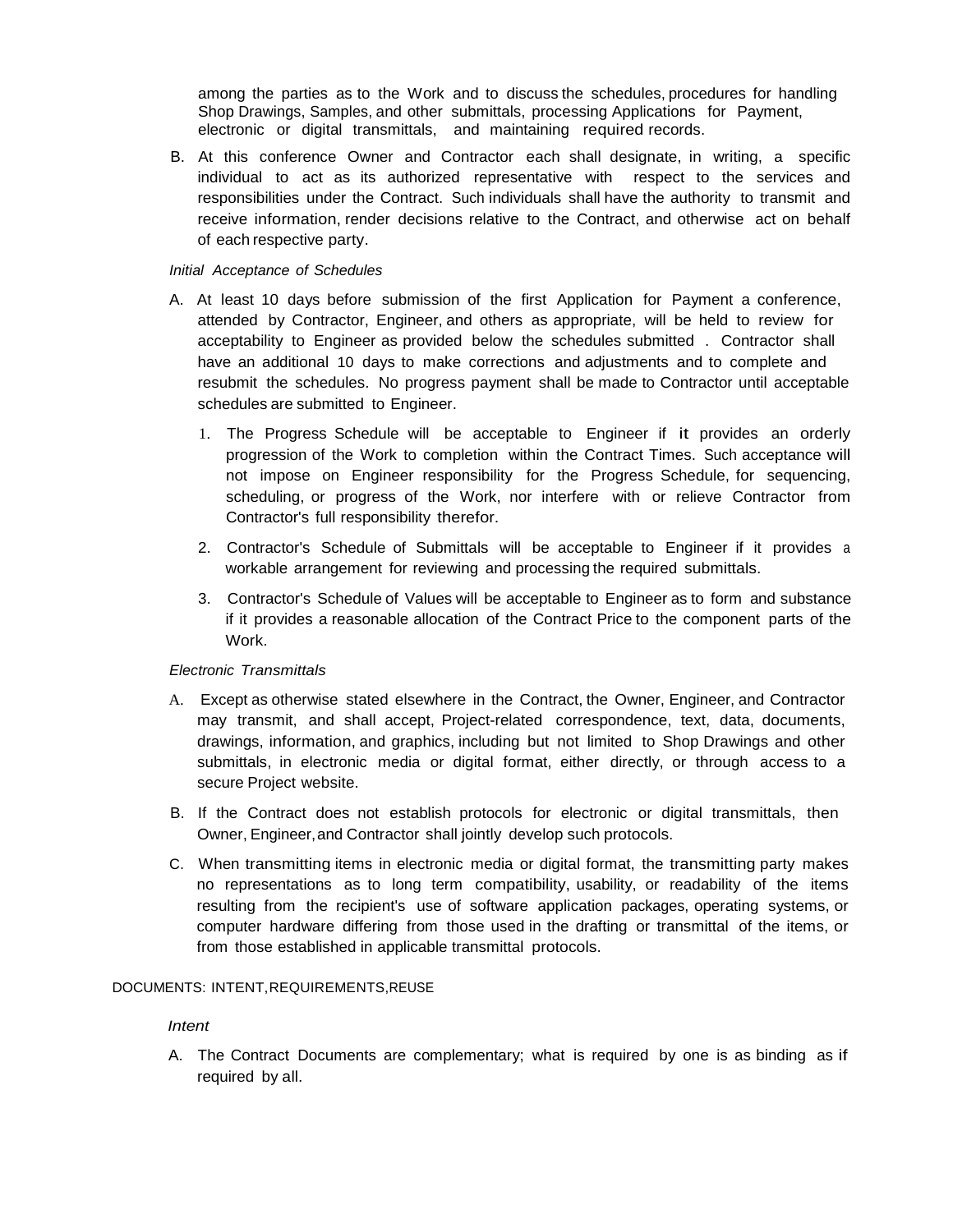among the parties as to the Work and to discuss the schedules, procedures for handling Shop Drawings, Samples, and other submittals, processing Applications for Payment, electronic or digital transmittals, and maintaining required records.

B. At this conference Owner and Contractor each shall designate, in writing, a specific individual to act as its authorized representative with respect to the services and responsibilities under the Contract. Such individuals shall have the authority to transmit and receive information, render decisions relative to the Contract, and otherwise act on behalf of each respective party.

*Initial Acceptance of Schedules*

A. At least 10 days before submission of the first Application for Payment a conference, attended by Contractor, Engineer, and others as appropriate, will be held to review for acceptability to Engineer as provided below the schedules submitted . Contractor shall have an additional 10 days to make corrections and adjustments and to complete and resubmit the schedules. No progress payment shall be made to Contractor until acceptable schedules are submitted to Engineer.

1. The Progress Schedule will be acceptable to Engineer if it provides an orderly progression of the Work to completion within the Contract Times. Such acceptance will not impose on Engineer responsibility for the Progress Schedule, for sequencing, scheduling, or progress of the Work, nor interfere with or relieve Contractor from Contractor's full responsibility therefor.
2. Contractor's Schedule of Submittals will be acceptable to Engineer if it provides a workable arrangement for reviewing and processing the required submittals.
3. Contractor's Schedule of Values will be acceptable to Engineer as to form and substance if it provides a reasonable allocation of the Contract Price to the component parts of the Work.

*Electronic Transmittals*

A. Except as otherwise stated elsewhere in the Contract, the Owner, Engineer, and Contractor may transmit, and shall accept, Project-related correspondence, text, data, documents, drawings, information, and graphics, including but not limited to Shop Drawings and other submittals, in electronic media or digital format, either directly, or through access to a secure Project website.

B. If the Contract does not establish protocols for electronic or digital transmittals, then Owner, Engineer, and Contractor shall jointly develop such protocols.

C. When transmitting items in electronic media or digital format, the transmitting party makes no representations as to long term compatibility, usability, or readability of the items resulting from the recipient's use of software application packages, operating systems, or computer hardware differing from those used in the drafting or transmittal of the items, or from those established in applicable transmittal protocols.

## DOCUMENTS: INTENT, REQUIREMENTS, REUSE

*Intent*

A. The Contract Documents are complementary; what is required by one is as binding as if required by all.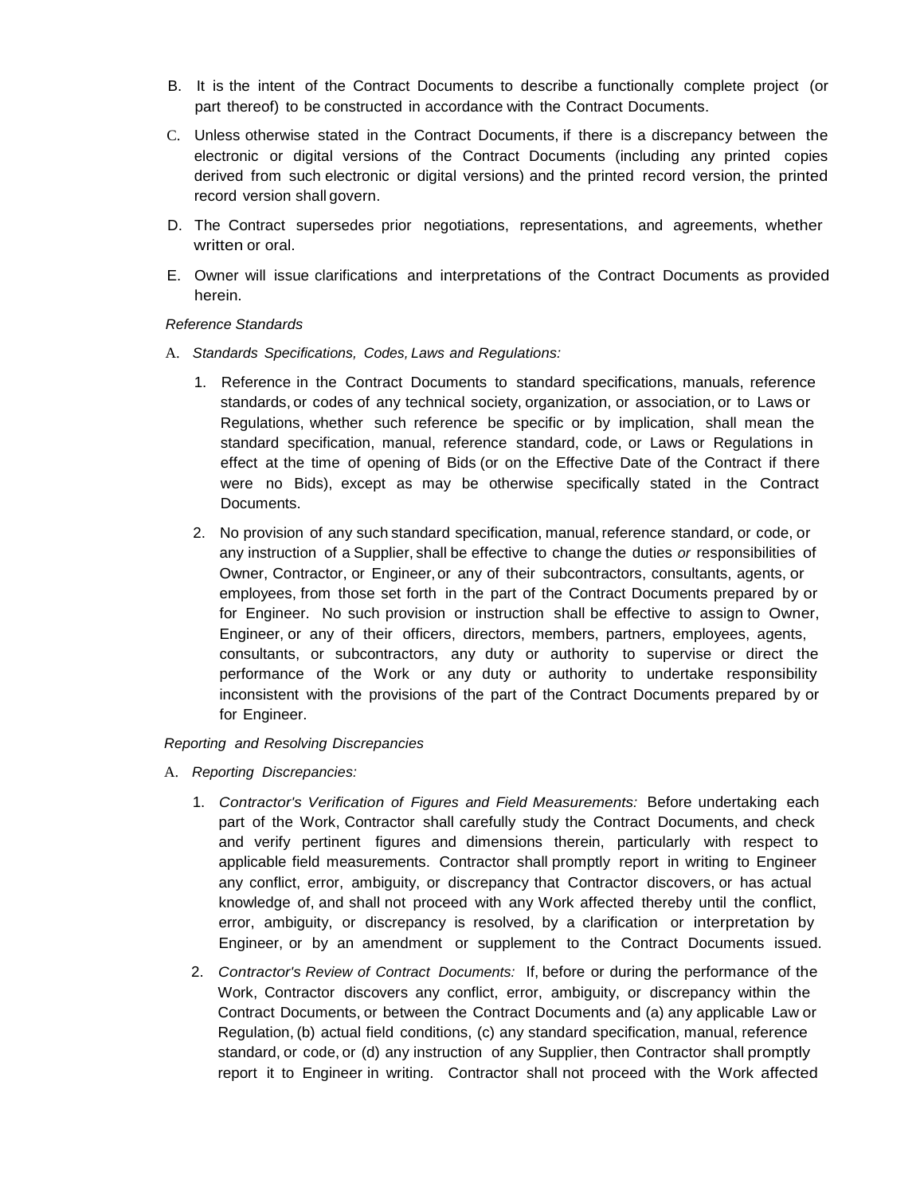B. It is the intent of the Contract Documents to describe a functionally complete project (or part thereof) to be constructed in accordance with the Contract Documents.

C. Unless otherwise stated in the Contract Documents, if there is a discrepancy between the electronic or digital versions of the Contract Documents (including any printed copies derived from such electronic or digital versions) and the printed record version, the printed record version shall govern.

D. The Contract supersedes prior negotiations, representations, and agreements, whether written or oral.

E. Owner will issue clarifications and interpretations of the Contract Documents as provided herein.

*Reference Standards*

A. *Standards Specifications, Codes, Laws and Regulations:*

1. Reference in the Contract Documents to standard specifications, manuals, reference standards, or codes of any technical society, organization, or association, or to Laws or Regulations, whether such reference be specific or by implication, shall mean the standard specification, manual, reference standard, code, or Laws or Regulations in effect at the time of opening of Bids (or on the Effective Date of the Contract if there were no Bids), except as may be otherwise specifically stated in the Contract Documents.

2. No provision of any such standard specification, manual, reference standard, or code, or any instruction of a Supplier, shall be effective to change the duties *or* responsibilities of Owner, Contractor, or Engineer, or any of their subcontractors, consultants, agents, or employees, from those set forth in the part of the Contract Documents prepared by or for Engineer. No such provision or instruction shall be effective to assign to Owner, Engineer, or any of their officers, directors, members, partners, employees, agents, consultants, or subcontractors, any duty or authority to supervise or direct the performance of the Work or any duty or authority to undertake responsibility inconsistent with the provisions of the part of the Contract Documents prepared by or for Engineer.

*Reporting and Resolving Discrepancies*

A. *Reporting Discrepancies:*

1. *Contractor's Verification of Figures and Field Measurements:* Before undertaking each part of the Work, Contractor shall carefully study the Contract Documents, and check and verify pertinent figures and dimensions therein, particularly with respect to applicable field measurements. Contractor shall promptly report in writing to Engineer any conflict, error, ambiguity, or discrepancy that Contractor discovers, or has actual knowledge of, and shall not proceed with any Work affected thereby until the conflict, error, ambiguity, or discrepancy is resolved, by a clarification or interpretation by Engineer, or by an amendment or supplement to the Contract Documents issued.

2. *Contractor's Review of Contract Documents:* If, before or during the performance of the Work, Contractor discovers any conflict, error, ambiguity, or discrepancy within the Contract Documents, or between the Contract Documents and (a) any applicable Law or Regulation, (b) actual field conditions, (c) any standard specification, manual, reference standard, or code, or (d) any instruction of any Supplier, then Contractor shall promptly report it to Engineer in writing. Contractor shall not proceed with the Work affected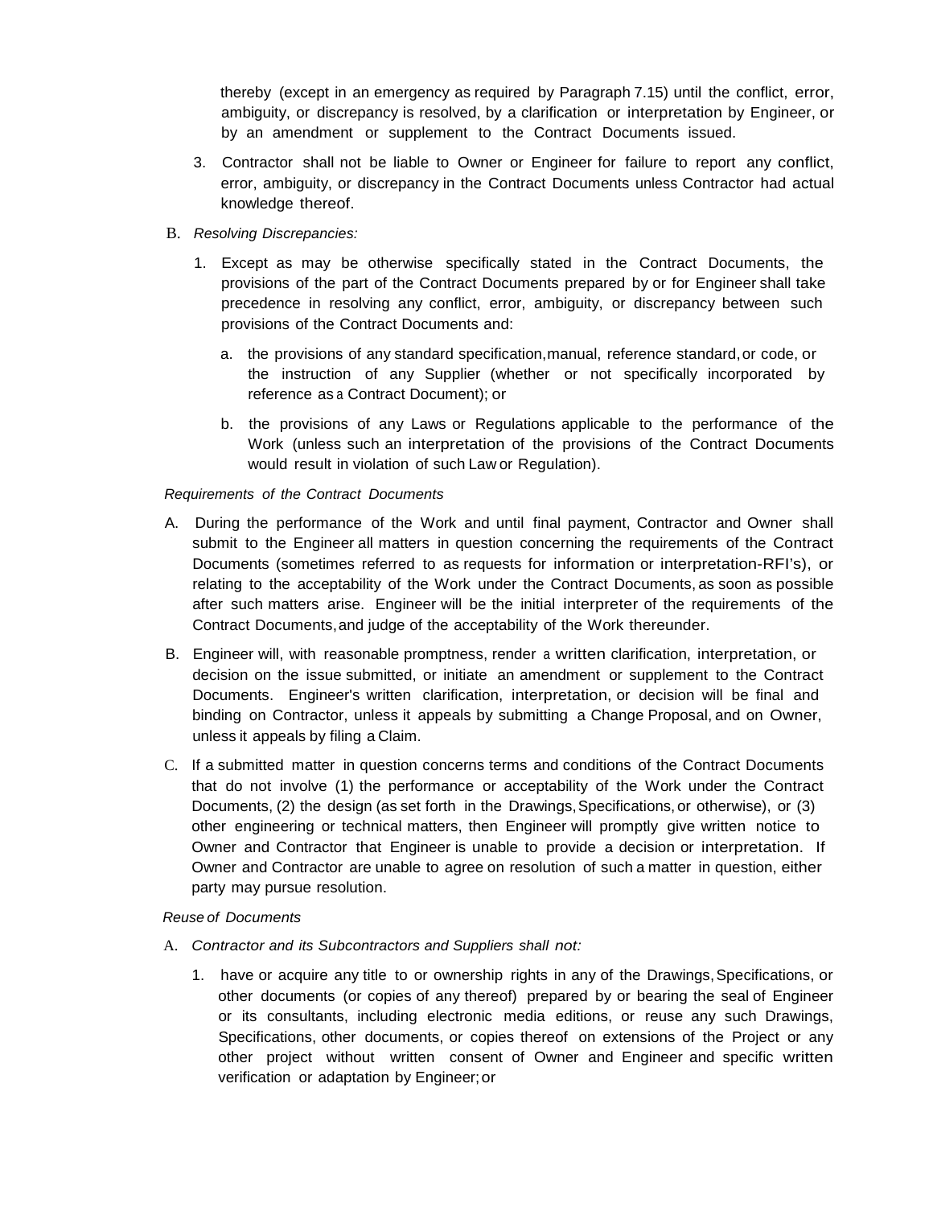thereby (except in an emergency as required by Paragraph 7.15) until the conflict, error, ambiguity, or discrepancy is resolved, by a clarification or interpretation by Engineer, or by an amendment or supplement to the Contract Documents issued.

3. Contractor shall not be liable to Owner or Engineer for failure to report any conflict, error, ambiguity, or discrepancy in the Contract Documents unless Contractor had actual knowledge thereof.

B. *Resolving Discrepancies:*

   1. Except as may be otherwise specifically stated in the Contract Documents, the provisions of the part of the Contract Documents prepared by or for Engineer shall take precedence in resolving any conflict, error, ambiguity, or discrepancy between such provisions of the Contract Documents and:

      a. the provisions of any standard specification, manual, reference standard, or code, or the instruction of any Supplier (whether or not specifically incorporated by reference as a Contract Document); or

      b. the provisions of any Laws or Regulations applicable to the performance of the Work (unless such an interpretation of the provisions of the Contract Documents would result in violation of such Law or Regulation).

*Requirements of the Contract Documents*

A. During the performance of the Work and until final payment, Contractor and Owner shall submit to the Engineer all matters in question concerning the requirements of the Contract Documents (sometimes referred to as requests for information or interpretation-RFI's), or relating to the acceptability of the Work under the Contract Documents, as soon as possible after such matters arise. Engineer will be the initial interpreter of the requirements of the Contract Documents, and judge of the acceptability of the Work thereunder.

B. Engineer will, with reasonable promptness, render a written clarification, interpretation, or decision on the issue submitted, or initiate an amendment or supplement to the Contract Documents. Engineer's written clarification, interpretation, or decision will be final and binding on Contractor, unless it appeals by submitting a Change Proposal, and on Owner, unless it appeals by filing a Claim.

C. If a submitted matter in question concerns terms and conditions of the Contract Documents that do not involve (1) the performance or acceptability of the Work under the Contract Documents, (2) the design (as set forth in the Drawings, Specifications, or otherwise), or (3) other engineering or technical matters, then Engineer will promptly give written notice to Owner and Contractor that Engineer is unable to provide a decision or interpretation. If Owner and Contractor are unable to agree on resolution of such a matter in question, either party may pursue resolution.

*Reuse of Documents*

A. *Contractor and its Subcontractors and Suppliers shall not:*

   1. have or acquire any title to or ownership rights in any of the Drawings, Specifications, or other documents (or copies of any thereof) prepared by or bearing the seal of Engineer or its consultants, including electronic media editions, or reuse any such Drawings, Specifications, other documents, or copies thereof on extensions of the Project or any other project without written consent of Owner and Engineer and specific written verification or adaptation by Engineer; or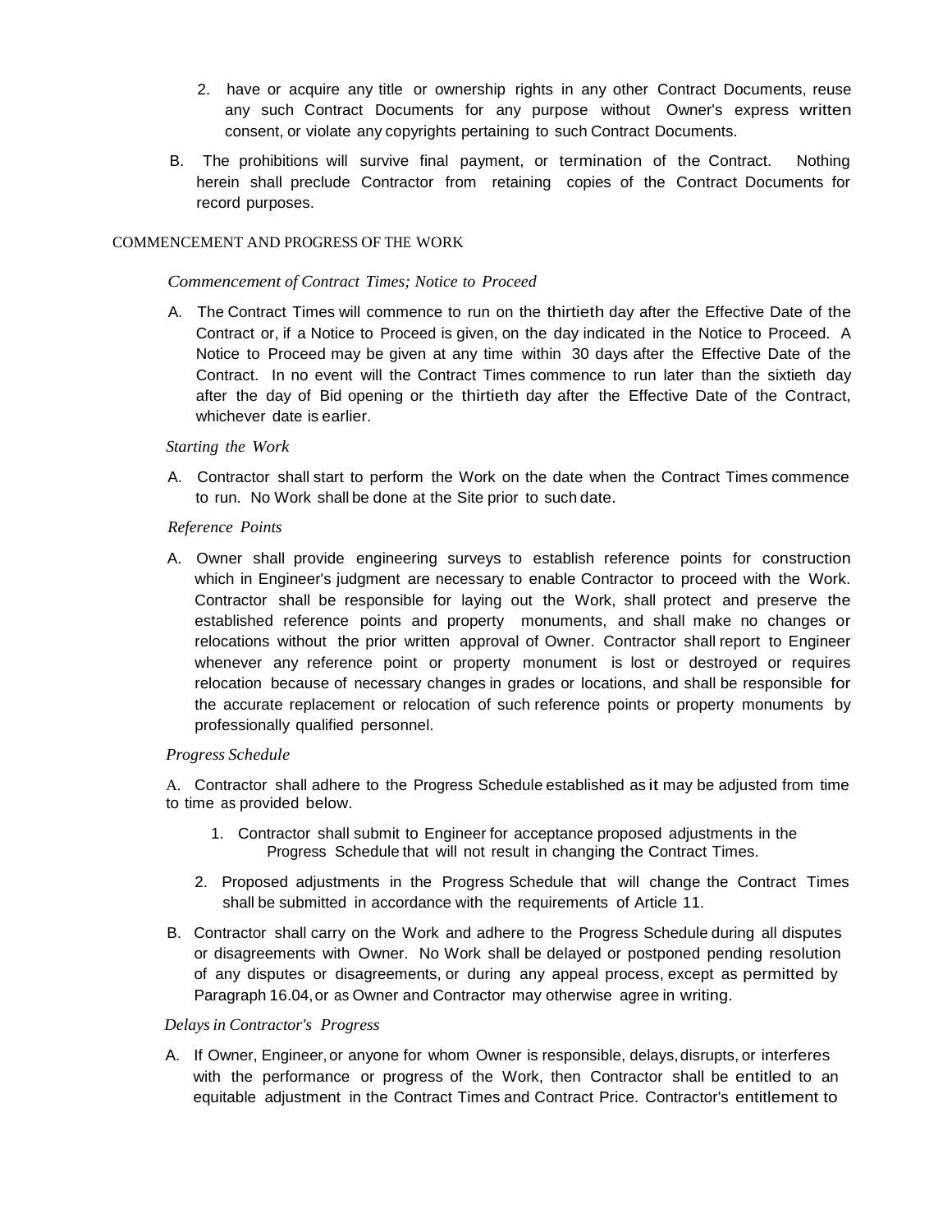2. have or acquire any title or ownership rights in any other Contract Documents, reuse any such Contract Documents for any purpose without Owner's express written consent, or violate any copyrights pertaining to such Contract Documents.

B. The prohibitions will survive final payment, or termination of the Contract. Nothing herein shall preclude Contractor from retaining copies of the Contract Documents for record purposes.

## COMMENCEMENT AND PROGRESS OF THE WORK

### *Commencement of Contract Times; Notice to Proceed*

A. The Contract Times will commence to run on the thirtieth day after the Effective Date of the Contract or, if a Notice to Proceed is given, on the day indicated in the Notice to Proceed. A Notice to Proceed may be given at any time within 30 days after the Effective Date of the Contract. In no event will the Contract Times commence to run later than the sixtieth day after the day of Bid opening or the thirtieth day after the Effective Date of the Contract, whichever date is earlier.

### *Starting the Work*

A. Contractor shall start to perform the Work on the date when the Contract Times commence to run. No Work shall be done at the Site prior to such date.

### *Reference Points*

A. Owner shall provide engineering surveys to establish reference points for construction which in Engineer's judgment are necessary to enable Contractor to proceed with the Work. Contractor shall be responsible for laying out the Work, shall protect and preserve the established reference points and property monuments, and shall make no changes or relocations without the prior written approval of Owner. Contractor shall report to Engineer whenever any reference point or property monument is lost or destroyed or requires relocation because of necessary changes in grades or locations, and shall be responsible for the accurate replacement or relocation of such reference points or property monuments by professionally qualified personnel.

### *Progress Schedule*

A. Contractor shall adhere to the Progress Schedule established as it may be adjusted from time to time as provided below.

1. Contractor shall submit to Engineer for acceptance proposed adjustments in the Progress Schedule that will not result in changing the Contract Times.
2. Proposed adjustments in the Progress Schedule that will change the Contract Times shall be submitted in accordance with the requirements of Article 11.

B. Contractor shall carry on the Work and adhere to the Progress Schedule during all disputes or disagreements with Owner. No Work shall be delayed or postponed pending resolution of any disputes or disagreements, or during any appeal process, except as permitted by Paragraph 16.04, or as Owner and Contractor may otherwise agree in writing.

### *Delays in Contractor's Progress*

A. If Owner, Engineer, or anyone for whom Owner is responsible, delays, disrupts, or interferes with the performance or progress of the Work, then Contractor shall be entitled to an equitable adjustment in the Contract Times and Contract Price. Contractor's entitlement to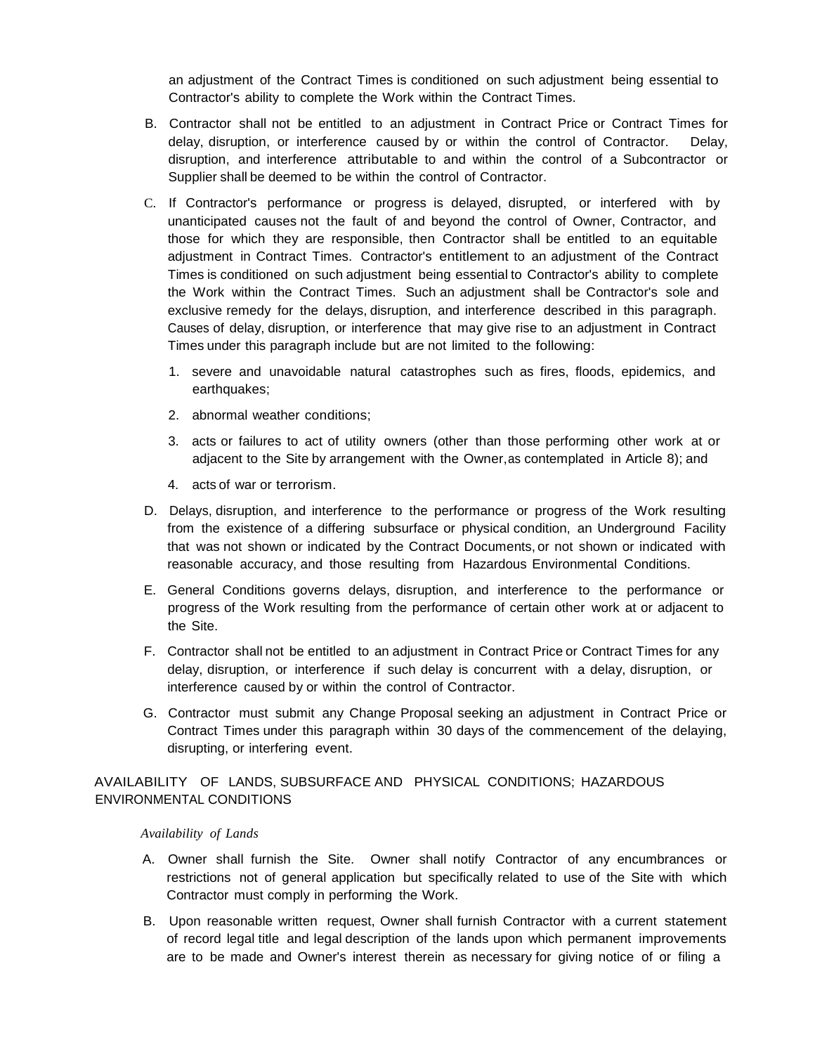an adjustment of the Contract Times is conditioned on such adjustment being essential to Contractor's ability to complete the Work within the Contract Times.

B. Contractor shall not be entitled to an adjustment in Contract Price or Contract Times for delay, disruption, or interference caused by or within the control of Contractor. Delay, disruption, and interference attributable to and within the control of a Subcontractor or Supplier shall be deemed to be within the control of Contractor.

C. If Contractor's performance or progress is delayed, disrupted, or interfered with by unanticipated causes not the fault of and beyond the control of Owner, Contractor, and those for which they are responsible, then Contractor shall be entitled to an equitable adjustment in Contract Times. Contractor's entitlement to an adjustment of the Contract Times is conditioned on such adjustment being essential to Contractor's ability to complete the Work within the Contract Times. Such an adjustment shall be Contractor's sole and exclusive remedy for the delays, disruption, and interference described in this paragraph. Causes of delay, disruption, or interference that may give rise to an adjustment in Contract Times under this paragraph include but are not limited to the following:

   1. severe and unavoidable natural catastrophes such as fires, floods, epidemics, and earthquakes;

   2. abnormal weather conditions;

   3. acts or failures to act of utility owners (other than those performing other work at or adjacent to the Site by arrangement with the Owner, as contemplated in Article 8); and

   4. acts of war or terrorism.

D. Delays, disruption, and interference to the performance or progress of the Work resulting from the existence of a differing subsurface or physical condition, an Underground Facility that was not shown or indicated by the Contract Documents, or not shown or indicated with reasonable accuracy, and those resulting from Hazardous Environmental Conditions.

E. General Conditions governs delays, disruption, and interference to the performance or progress of the Work resulting from the performance of certain other work at or adjacent to the Site.

F. Contractor shall not be entitled to an adjustment in Contract Price or Contract Times for any delay, disruption, or interference if such delay is concurrent with a delay, disruption, or interference caused by or within the control of Contractor.

G. Contractor must submit any Change Proposal seeking an adjustment in Contract Price or Contract Times under this paragraph within 30 days of the commencement of the delaying, disrupting, or interfering event.

## AVAILABILITY OF LANDS, SUBSURFACE AND PHYSICAL CONDITIONS; HAZARDOUS ENVIRONMENTAL CONDITIONS

*Availability of Lands*

A. Owner shall furnish the Site. Owner shall notify Contractor of any encumbrances or restrictions not of general application but specifically related to use of the Site with which Contractor must comply in performing the Work.

B. Upon reasonable written request, Owner shall furnish Contractor with a current statement of record legal title and legal description of the lands upon which permanent improvements are to be made and Owner's interest therein as necessary for giving notice of or filing a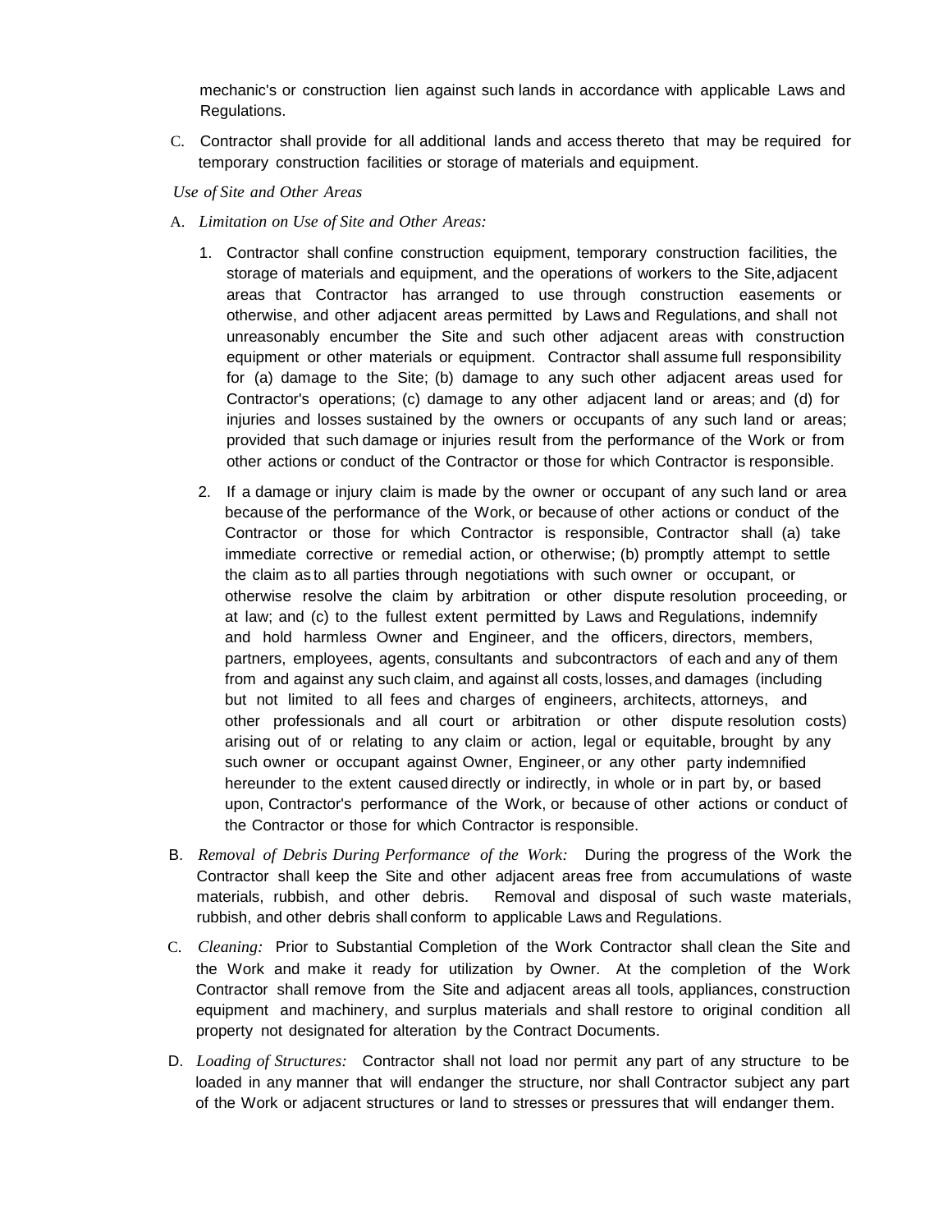mechanic's or construction lien against such lands in accordance with applicable Laws and Regulations.

C. Contractor shall provide for all additional lands and access thereto that may be required for temporary construction facilities or storage of materials and equipment.

*Use of Site and Other Areas*

A. *Limitation on Use of Site and Other Areas:*

1. Contractor shall confine construction equipment, temporary construction facilities, the storage of materials and equipment, and the operations of workers to the Site, adjacent areas that Contractor has arranged to use through construction easements or otherwise, and other adjacent areas permitted by Laws and Regulations, and shall not unreasonably encumber the Site and such other adjacent areas with construction equipment or other materials or equipment. Contractor shall assume full responsibility for (a) damage to the Site; (b) damage to any such other adjacent areas used for Contractor's operations; (c) damage to any other adjacent land or areas; and (d) for injuries and losses sustained by the owners or occupants of any such land or areas; provided that such damage or injuries result from the performance of the Work or from other actions or conduct of the Contractor or those for which Contractor is responsible.

2. If a damage or injury claim is made by the owner or occupant of any such land or area because of the performance of the Work, or because of other actions or conduct of the Contractor or those for which Contractor is responsible, Contractor shall (a) take immediate corrective or remedial action, or otherwise; (b) promptly attempt to settle the claim as to all parties through negotiations with such owner or occupant, or otherwise resolve the claim by arbitration or other dispute resolution proceeding, or at law; and (c) to the fullest extent permitted by Laws and Regulations, indemnify and hold harmless Owner and Engineer, and the officers, directors, members, partners, employees, agents, consultants and subcontractors of each and any of them from and against any such claim, and against all costs, losses, and damages (including but not limited to all fees and charges of engineers, architects, attorneys, and other professionals and all court or arbitration or other dispute resolution costs) arising out of or relating to any claim or action, legal or equitable, brought by any such owner or occupant against Owner, Engineer, or any other party indemnified hereunder to the extent caused directly or indirectly, in whole or in part by, or based upon, Contractor's performance of the Work, or because of other actions or conduct of the Contractor or those for which Contractor is responsible.

B. *Removal of Debris During Performance of the Work:* During the progress of the Work the Contractor shall keep the Site and other adjacent areas free from accumulations of waste materials, rubbish, and other debris. Removal and disposal of such waste materials, rubbish, and other debris shall conform to applicable Laws and Regulations.

C. *Cleaning:* Prior to Substantial Completion of the Work Contractor shall clean the Site and the Work and make it ready for utilization by Owner. At the completion of the Work Contractor shall remove from the Site and adjacent areas all tools, appliances, construction equipment and machinery, and surplus materials and shall restore to original condition all property not designated for alteration by the Contract Documents.

D. *Loading of Structures:* Contractor shall not load nor permit any part of any structure to be loaded in any manner that will endanger the structure, nor shall Contractor subject any part of the Work or adjacent structures or land to stresses or pressures that will endanger them.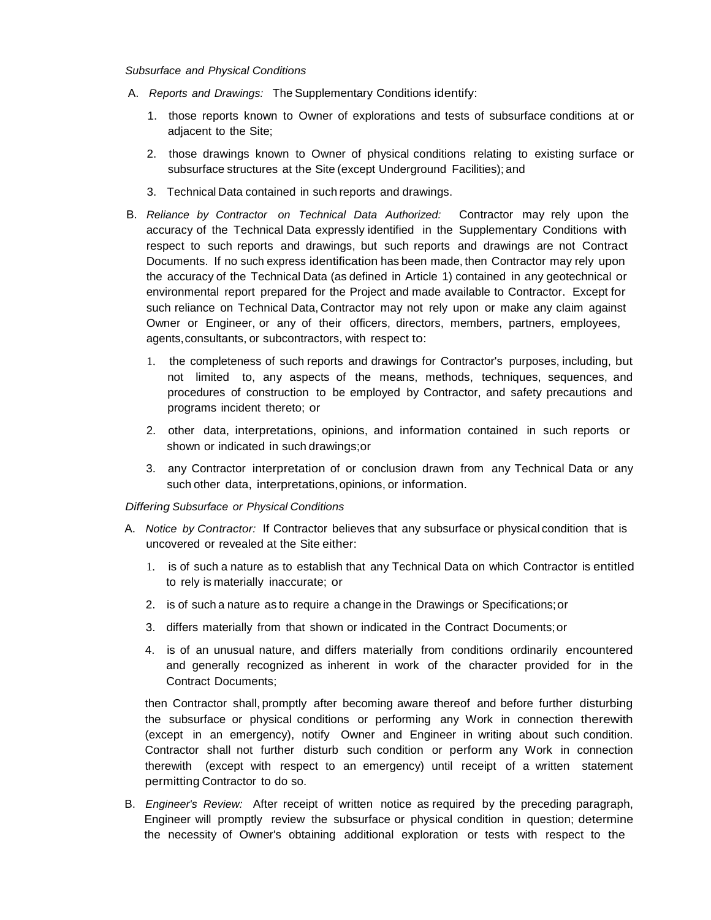*Subsurface and Physical Conditions*

A. *Reports and Drawings:* The Supplementary Conditions identify:

1. those reports known to Owner of explorations and tests of subsurface conditions at or adjacent to the Site;

2. those drawings known to Owner of physical conditions relating to existing surface or subsurface structures at the Site (except Underground Facilities); and

3. Technical Data contained in such reports and drawings.

B. *Reliance by Contractor on Technical Data Authorized:* Contractor may rely upon the accuracy of the Technical Data expressly identified in the Supplementary Conditions with respect to such reports and drawings, but such reports and drawings are not Contract Documents. If no such express identification has been made, then Contractor may rely upon the accuracy of the Technical Data (as defined in Article 1) contained in any geotechnical or environmental report prepared for the Project and made available to Contractor. Except for such reliance on Technical Data, Contractor may not rely upon or make any claim against Owner or Engineer, or any of their officers, directors, members, partners, employees, agents, consultants, or subcontractors, with respect to:

1. the completeness of such reports and drawings for Contractor's purposes, including, but not limited to, any aspects of the means, methods, techniques, sequences, and procedures of construction to be employed by Contractor, and safety precautions and programs incident thereto; or

2. other data, interpretations, opinions, and information contained in such reports or shown or indicated in such drawings; or

3. any Contractor interpretation of or conclusion drawn from any Technical Data or any such other data, interpretations, opinions, or information.

*Differing Subsurface or Physical Conditions*

A. *Notice by Contractor:* If Contractor believes that any subsurface or physical condition that is uncovered or revealed at the Site either:

1. is of such a nature as to establish that any Technical Data on which Contractor is entitled to rely is materially inaccurate; or

2. is of such a nature as to require a change in the Drawings or Specifications; or

3. differs materially from that shown or indicated in the Contract Documents; or

4. is of an unusual nature, and differs materially from conditions ordinarily encountered and generally recognized as inherent in work of the character provided for in the Contract Documents;

then Contractor shall, promptly after becoming aware thereof and before further disturbing the subsurface or physical conditions or performing any Work in connection therewith (except in an emergency), notify Owner and Engineer in writing about such condition. Contractor shall not further disturb such condition or perform any Work in connection therewith (except with respect to an emergency) until receipt of a written statement permitting Contractor to do so.

B. *Engineer's Review:* After receipt of written notice as required by the preceding paragraph, Engineer will promptly review the subsurface or physical condition in question; determine the necessity of Owner's obtaining additional exploration or tests with respect to the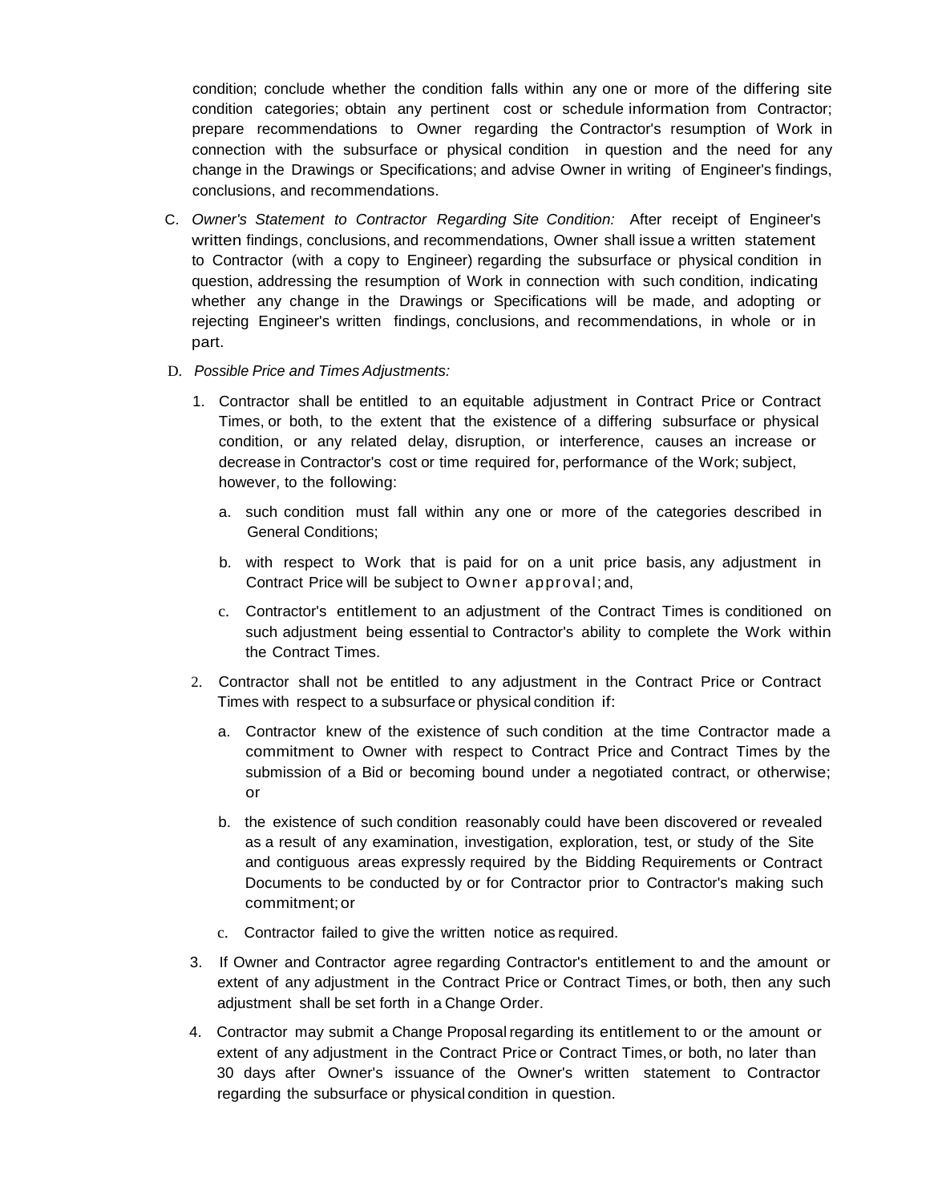condition; conclude whether the condition falls within any one or more of the differing site condition categories; obtain any pertinent cost or schedule information from Contractor; prepare recommendations to Owner regarding the Contractor's resumption of Work in connection with the subsurface or physical condition in question and the need for any change in the Drawings or Specifications; and advise Owner in writing of Engineer's findings, conclusions, and recommendations.

C. *Owner's Statement to Contractor Regarding Site Condition:* After receipt of Engineer's written findings, conclusions, and recommendations, Owner shall issue a written statement to Contractor (with a copy to Engineer) regarding the subsurface or physical condition in question, addressing the resumption of Work in connection with such condition, indicating whether any change in the Drawings or Specifications will be made, and adopting or rejecting Engineer's written findings, conclusions, and recommendations, in whole or in part.

D. *Possible Price and Times Adjustments:*

1. Contractor shall be entitled to an equitable adjustment in Contract Price or Contract Times, or both, to the extent that the existence of a differing subsurface or physical condition, or any related delay, disruption, or interference, causes an increase or decrease in Contractor's cost or time required for, performance of the Work; subject, however, to the following:

    a. such condition must fall within any one or more of the categories described in General Conditions;

    b. with respect to Work that is paid for on a unit price basis, any adjustment in Contract Price will be subject to Owner approval; and,

    c. Contractor's entitlement to an adjustment of the Contract Times is conditioned on such adjustment being essential to Contractor's ability to complete the Work within the Contract Times.

2. Contractor shall not be entitled to any adjustment in the Contract Price or Contract Times with respect to a subsurface or physical condition if:

    a. Contractor knew of the existence of such condition at the time Contractor made a commitment to Owner with respect to Contract Price and Contract Times by the submission of a Bid or becoming bound under a negotiated contract, or otherwise; or

    b. the existence of such condition reasonably could have been discovered or revealed as a result of any examination, investigation, exploration, test, or study of the Site and contiguous areas expressly required by the Bidding Requirements or Contract Documents to be conducted by or for Contractor prior to Contractor's making such commitment; or

    c. Contractor failed to give the written notice as required.

3. If Owner and Contractor agree regarding Contractor's entitlement to and the amount or extent of any adjustment in the Contract Price or Contract Times, or both, then any such adjustment shall be set forth in a Change Order.

4. Contractor may submit a Change Proposal regarding its entitlement to or the amount or extent of any adjustment in the Contract Price or Contract Times, or both, no later than 30 days after Owner's issuance of the Owner's written statement to Contractor regarding the subsurface or physical condition in question.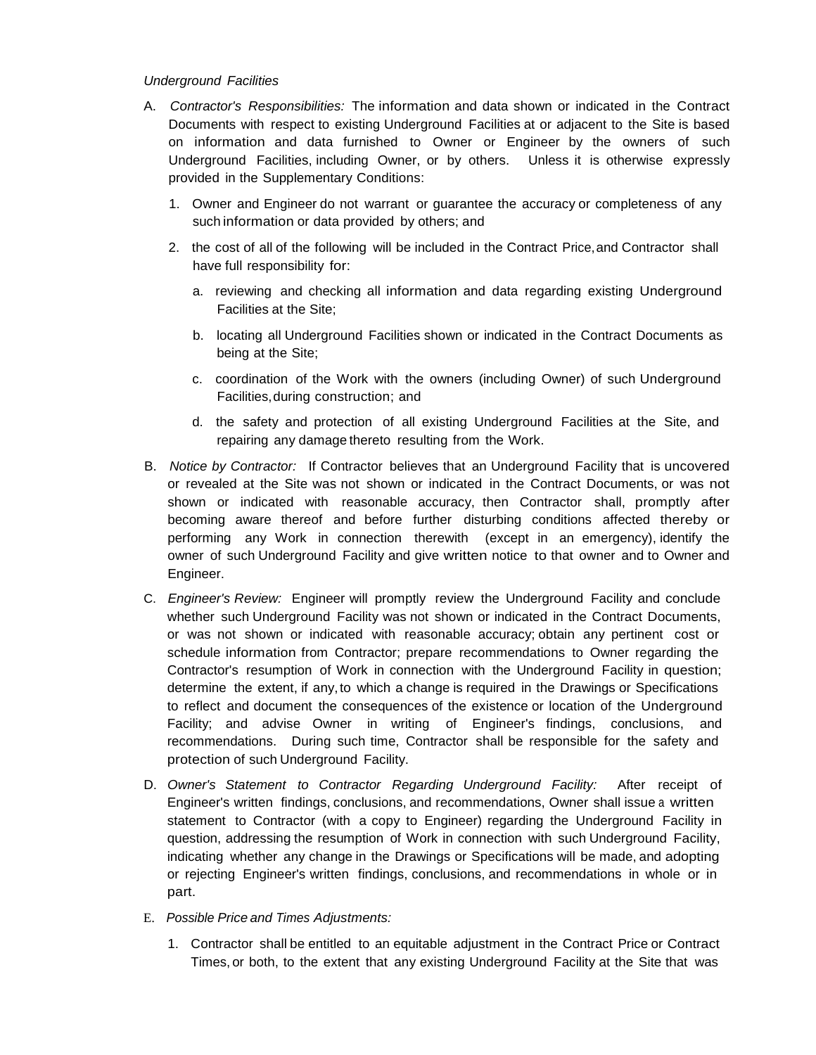*Underground Facilities*

A. *Contractor's Responsibilities:* The information and data shown or indicated in the Contract Documents with respect to existing Underground Facilities at or adjacent to the Site is based on information and data furnished to Owner or Engineer by the owners of such Underground Facilities, including Owner, or by others. Unless it is otherwise expressly provided in the Supplementary Conditions:

   1. Owner and Engineer do not warrant or guarantee the accuracy or completeness of any such information or data provided by others; and

   2. the cost of all of the following will be included in the Contract Price, and Contractor shall have full responsibility for:

      a. reviewing and checking all information and data regarding existing Underground Facilities at the Site;

      b. locating all Underground Facilities shown or indicated in the Contract Documents as being at the Site;

      c. coordination of the Work with the owners (including Owner) of such Underground Facilities, during construction; and

      d. the safety and protection of all existing Underground Facilities at the Site, and repairing any damage thereto resulting from the Work.

B. *Notice by Contractor:* If Contractor believes that an Underground Facility that is uncovered or revealed at the Site was not shown or indicated in the Contract Documents, or was not shown or indicated with reasonable accuracy, then Contractor shall, promptly after becoming aware thereof and before further disturbing conditions affected thereby or performing any Work in connection therewith (except in an emergency), identify the owner of such Underground Facility and give written notice to that owner and to Owner and Engineer.

C. *Engineer's Review:* Engineer will promptly review the Underground Facility and conclude whether such Underground Facility was not shown or indicated in the Contract Documents, or was not shown or indicated with reasonable accuracy; obtain any pertinent cost or schedule information from Contractor; prepare recommendations to Owner regarding the Contractor's resumption of Work in connection with the Underground Facility in question; determine the extent, if any, to which a change is required in the Drawings or Specifications to reflect and document the consequences of the existence or location of the Underground Facility; and advise Owner in writing of Engineer's findings, conclusions, and recommendations. During such time, Contractor shall be responsible for the safety and protection of such Underground Facility.

D. *Owner's Statement to Contractor Regarding Underground Facility:* After receipt of Engineer's written findings, conclusions, and recommendations, Owner shall issue a written statement to Contractor (with a copy to Engineer) regarding the Underground Facility in question, addressing the resumption of Work in connection with such Underground Facility, indicating whether any change in the Drawings or Specifications will be made, and adopting or rejecting Engineer's written findings, conclusions, and recommendations in whole or in part.

E. *Possible Price and Times Adjustments:*

   1. Contractor shall be entitled to an equitable adjustment in the Contract Price or Contract Times, or both, to the extent that any existing Underground Facility at the Site that was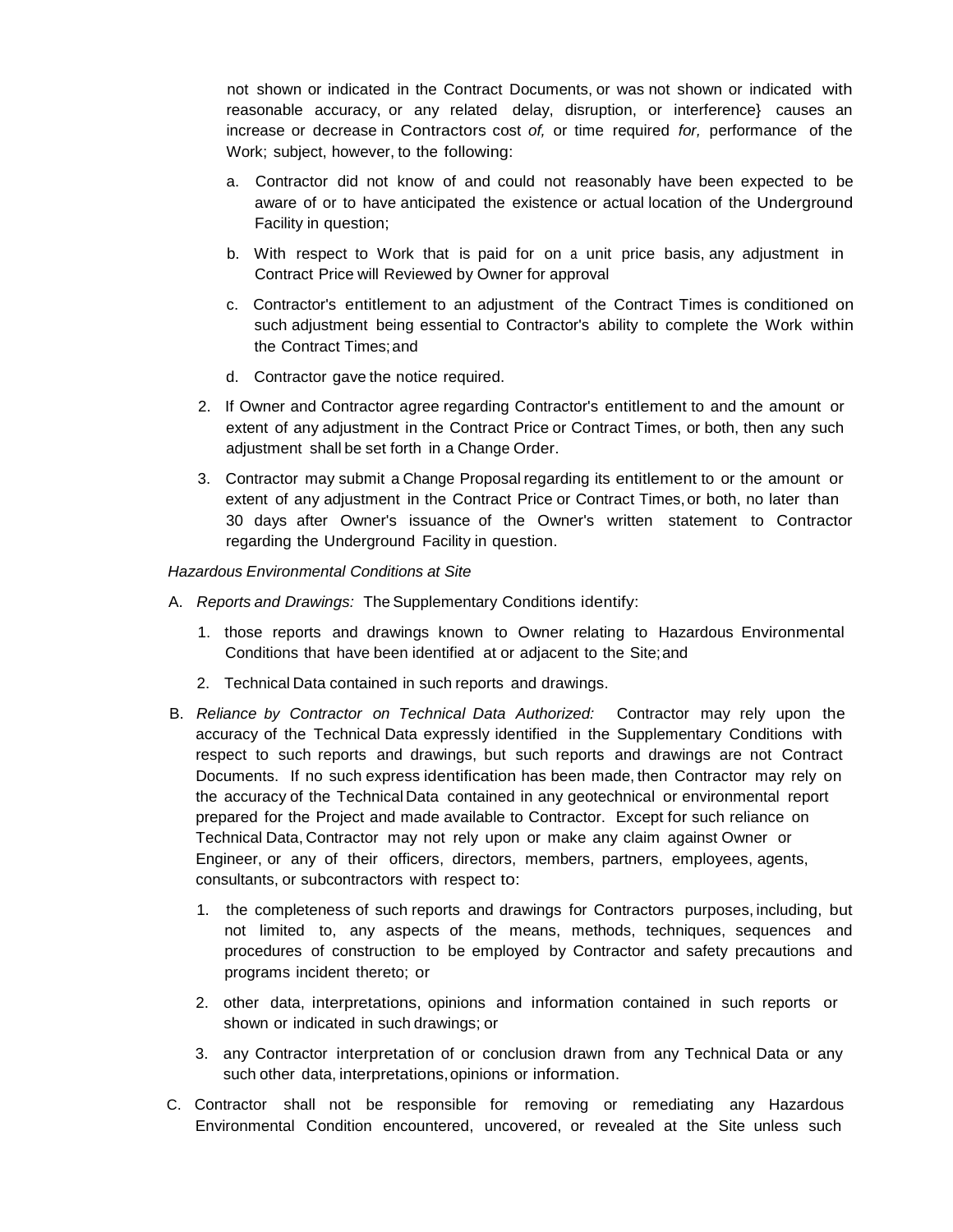not shown or indicated in the Contract Documents, or was not shown or indicated with reasonable accuracy, or any related delay, disruption, or interference} causes an increase or decrease in Contractors cost *of,* or time required *for,* performance of the Work; subject, however, to the following:

a. Contractor did not know of and could not reasonably have been expected to be aware of or to have anticipated the existence or actual location of the Underground Facility in question;

b. With respect to Work that is paid for on a unit price basis, any adjustment in Contract Price will Reviewed by Owner for approval

c. Contractor's entitlement to an adjustment of the Contract Times is conditioned on such adjustment being essential to Contractor's ability to complete the Work within the Contract Times; and

d. Contractor gave the notice required.

2. If Owner and Contractor agree regarding Contractor's entitlement to and the amount or extent of any adjustment in the Contract Price or Contract Times, or both, then any such adjustment shall be set forth in a Change Order.

3. Contractor may submit a Change Proposal regarding its entitlement to or the amount or extent of any adjustment in the Contract Price or Contract Times, or both, no later than 30 days after Owner's issuance of the Owner's written statement to Contractor regarding the Underground Facility in question.

*Hazardous Environmental Conditions at Site*

A. *Reports and Drawings:* The Supplementary Conditions identify:

1. those reports and drawings known to Owner relating to Hazardous Environmental Conditions that have been identified at or adjacent to the Site; and

2. Technical Data contained in such reports and drawings.

B. *Reliance by Contractor on Technical Data Authorized:* Contractor may rely upon the accuracy of the Technical Data expressly identified in the Supplementary Conditions with respect to such reports and drawings, but such reports and drawings are not Contract Documents. If no such express identification has been made, then Contractor may rely on the accuracy of the Technical Data contained in any geotechnical or environmental report prepared for the Project and made available to Contractor. Except for such reliance on Technical Data, Contractor may not rely upon or make any claim against Owner or Engineer, or any of their officers, directors, members, partners, employees, agents, consultants, or subcontractors with respect to:

1. the completeness of such reports and drawings for Contractors purposes, including, but not limited to, any aspects of the means, methods, techniques, sequences and procedures of construction to be employed by Contractor and safety precautions and programs incident thereto; or

2. other data, interpretations, opinions and information contained in such reports or shown or indicated in such drawings; or

3. any Contractor interpretation of or conclusion drawn from any Technical Data or any such other data, interpretations, opinions or information.

C. Contractor shall not be responsible for removing or remediating any Hazardous Environmental Condition encountered, uncovered, or revealed at the Site unless such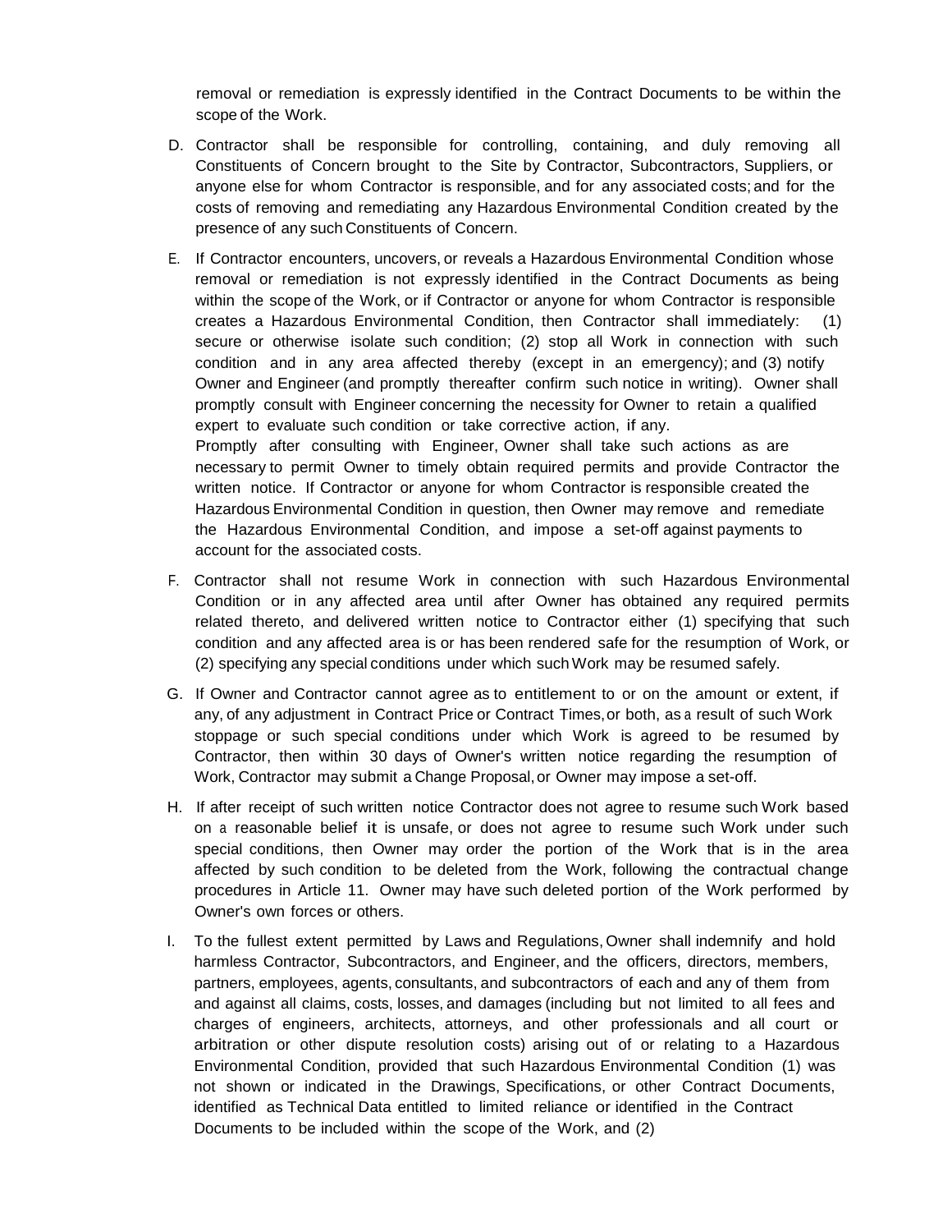removal or remediation is expressly identified in the Contract Documents to be within the scope of the Work.

D. Contractor shall be responsible for controlling, containing, and duly removing all Constituents of Concern brought to the Site by Contractor, Subcontractors, Suppliers, or anyone else for whom Contractor is responsible, and for any associated costs; and for the costs of removing and remediating any Hazardous Environmental Condition created by the presence of any such Constituents of Concern.

E. If Contractor encounters, uncovers, or reveals a Hazardous Environmental Condition whose removal or remediation is not expressly identified in the Contract Documents as being within the scope of the Work, or if Contractor or anyone for whom Contractor is responsible creates a Hazardous Environmental Condition, then Contractor shall immediately: (1) secure or otherwise isolate such condition; (2) stop all Work in connection with such condition and in any area affected thereby (except in an emergency); and (3) notify Owner and Engineer (and promptly thereafter confirm such notice in writing). Owner shall promptly consult with Engineer concerning the necessity for Owner to retain a qualified expert to evaluate such condition or take corrective action, if any.
Promptly after consulting with Engineer, Owner shall take such actions as are necessary to permit Owner to timely obtain required permits and provide Contractor the written notice. If Contractor or anyone for whom Contractor is responsible created the Hazardous Environmental Condition in question, then Owner may remove and remediate the Hazardous Environmental Condition, and impose a set-off against payments to account for the associated costs.

F. Contractor shall not resume Work in connection with such Hazardous Environmental Condition or in any affected area until after Owner has obtained any required permits related thereto, and delivered written notice to Contractor either (1) specifying that such condition and any affected area is or has been rendered safe for the resumption of Work, or (2) specifying any special conditions under which such Work may be resumed safely.

G. If Owner and Contractor cannot agree as to entitlement to or on the amount or extent, if any, of any adjustment in Contract Price or Contract Times, or both, as a result of such Work stoppage or such special conditions under which Work is agreed to be resumed by Contractor, then within 30 days of Owner's written notice regarding the resumption of Work, Contractor may submit a Change Proposal, or Owner may impose a set-off.

H. If after receipt of such written notice Contractor does not agree to resume such Work based on a reasonable belief it is unsafe, or does not agree to resume such Work under such special conditions, then Owner may order the portion of the Work that is in the area affected by such condition to be deleted from the Work, following the contractual change procedures in Article 11. Owner may have such deleted portion of the Work performed by Owner's own forces or others.

I. To the fullest extent permitted by Laws and Regulations, Owner shall indemnify and hold harmless Contractor, Subcontractors, and Engineer, and the officers, directors, members, partners, employees, agents, consultants, and subcontractors of each and any of them from and against all claims, costs, losses, and damages (including but not limited to all fees and charges of engineers, architects, attorneys, and other professionals and all court or arbitration or other dispute resolution costs) arising out of or relating to a Hazardous Environmental Condition, provided that such Hazardous Environmental Condition (1) was not shown or indicated in the Drawings, Specifications, or other Contract Documents, identified as Technical Data entitled to limited reliance or identified in the Contract Documents to be included within the scope of the Work, and (2)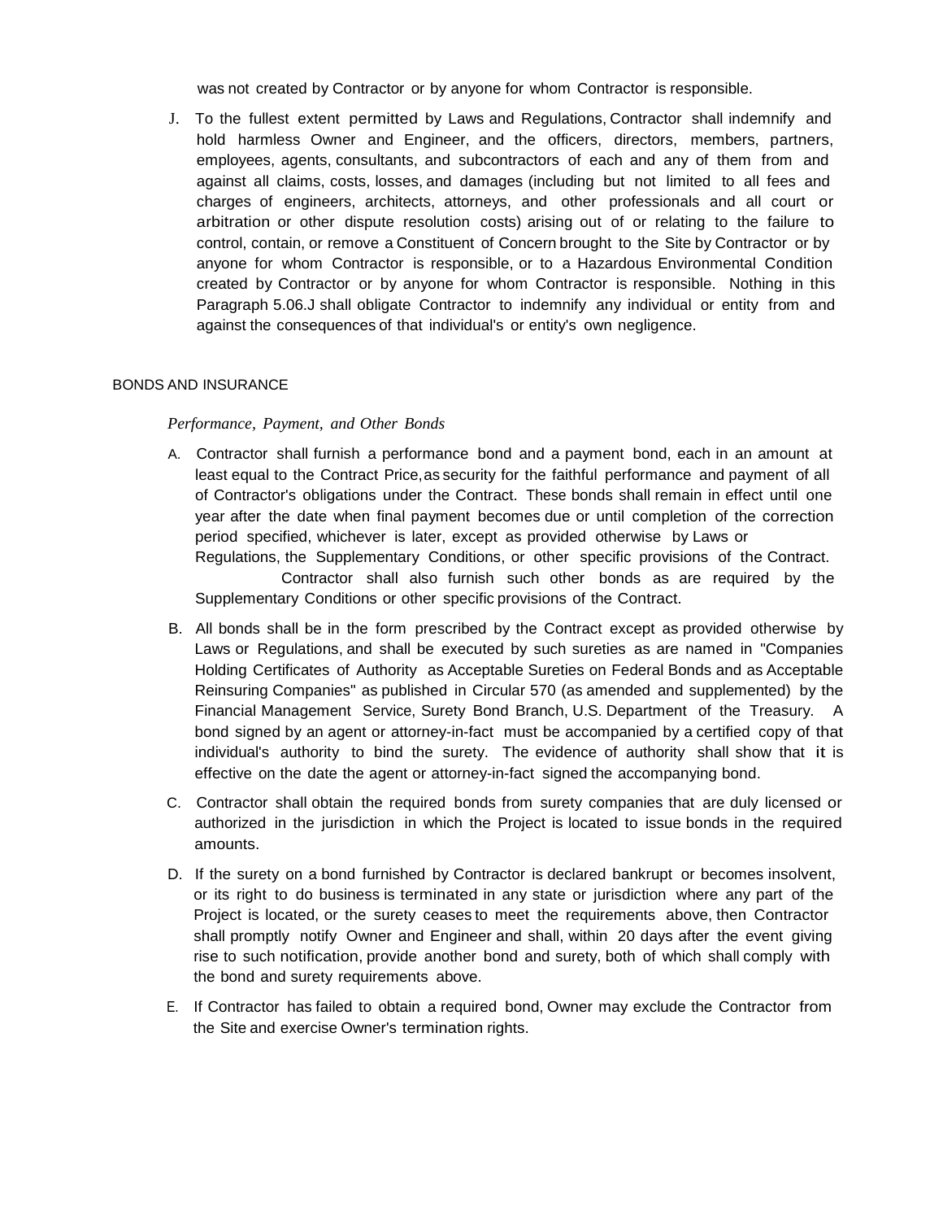was not created by Contractor or by anyone for whom Contractor is responsible.

J. To the fullest extent permitted by Laws and Regulations, Contractor shall indemnify and hold harmless Owner and Engineer, and the officers, directors, members, partners, employees, agents, consultants, and subcontractors of each and any of them from and against all claims, costs, losses, and damages (including but not limited to all fees and charges of engineers, architects, attorneys, and other professionals and all court or arbitration or other dispute resolution costs) arising out of or relating to the failure to control, contain, or remove a Constituent of Concern brought to the Site by Contractor or by anyone for whom Contractor is responsible, or to a Hazardous Environmental Condition created by Contractor or by anyone for whom Contractor is responsible. Nothing in this Paragraph 5.06.J shall obligate Contractor to indemnify any individual or entity from and against the consequences of that individual's or entity's own negligence.

## BONDS AND INSURANCE

### *Performance, Payment, and Other Bonds*

A. Contractor shall furnish a performance bond and a payment bond, each in an amount at least equal to the Contract Price, as security for the faithful performance and payment of all of Contractor's obligations under the Contract. These bonds shall remain in effect until one year after the date when final payment becomes due or until completion of the correction period specified, whichever is later, except as provided otherwise by Laws or Regulations, the Supplementary Conditions, or other specific provisions of the Contract. Contractor shall also furnish such other bonds as are required by the Supplementary Conditions or other specific provisions of the Contract.

B. All bonds shall be in the form prescribed by the Contract except as provided otherwise by Laws or Regulations, and shall be executed by such sureties as are named in "Companies Holding Certificates of Authority as Acceptable Sureties on Federal Bonds and as Acceptable Reinsuring Companies" as published in Circular 570 (as amended and supplemented) by the Financial Management Service, Surety Bond Branch, U.S. Department of the Treasury. A bond signed by an agent or attorney-in-fact must be accompanied by a certified copy of that individual's authority to bind the surety. The evidence of authority shall show that it is effective on the date the agent or attorney-in-fact signed the accompanying bond.

C. Contractor shall obtain the required bonds from surety companies that are duly licensed or authorized in the jurisdiction in which the Project is located to issue bonds in the required amounts.

D. If the surety on a bond furnished by Contractor is declared bankrupt or becomes insolvent, or its right to do business is terminated in any state or jurisdiction where any part of the Project is located, or the surety ceases to meet the requirements above, then Contractor shall promptly notify Owner and Engineer and shall, within 20 days after the event giving rise to such notification, provide another bond and surety, both of which shall comply with the bond and surety requirements above.

E. If Contractor has failed to obtain a required bond, Owner may exclude the Contractor from the Site and exercise Owner's termination rights.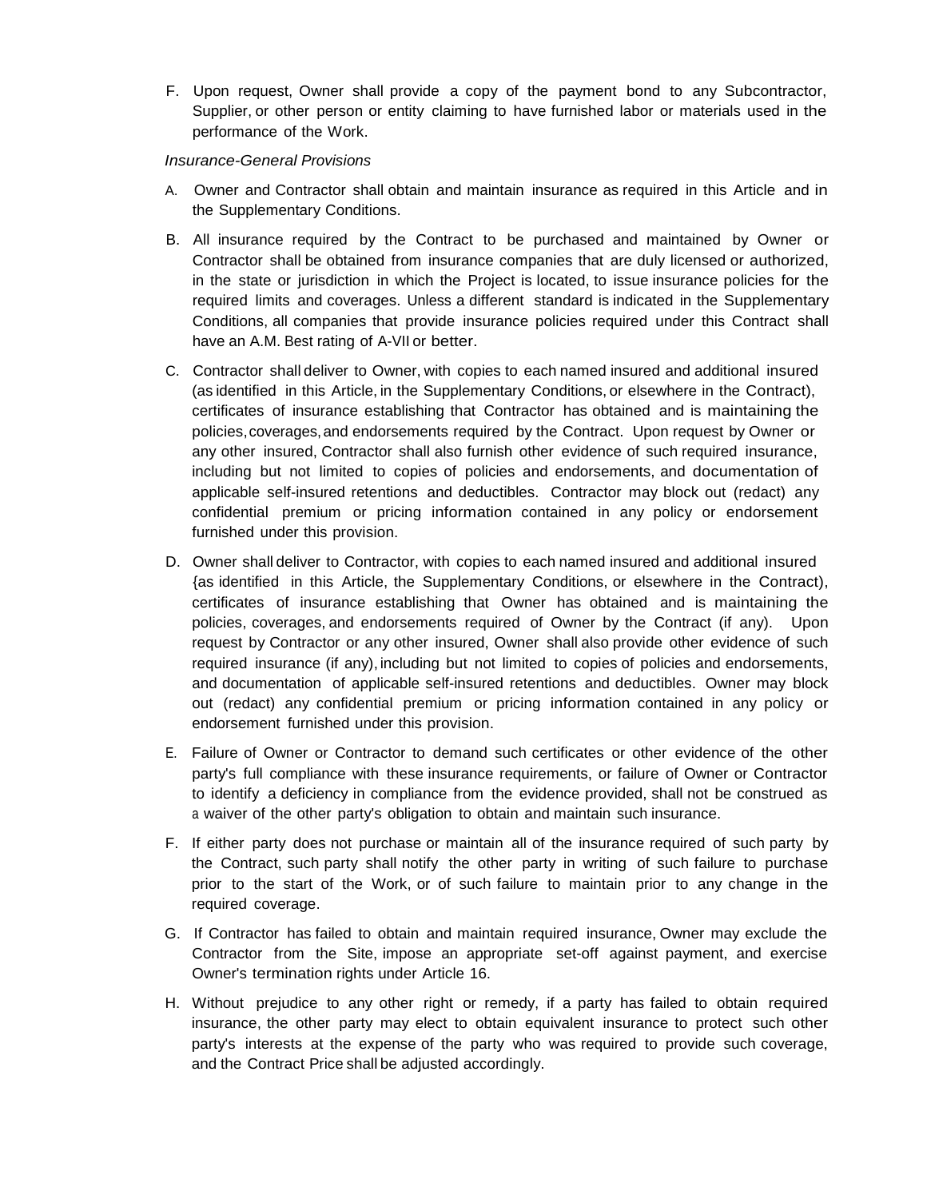F. Upon request, Owner shall provide a copy of the payment bond to any Subcontractor, Supplier, or other person or entity claiming to have furnished labor or materials used in the performance of the Work.

*Insurance-General Provisions*

A. Owner and Contractor shall obtain and maintain insurance as required in this Article and in the Supplementary Conditions.

B. All insurance required by the Contract to be purchased and maintained by Owner or Contractor shall be obtained from insurance companies that are duly licensed or authorized, in the state or jurisdiction in which the Project is located, to issue insurance policies for the required limits and coverages. Unless a different standard is indicated in the Supplementary Conditions, all companies that provide insurance policies required under this Contract shall have an A.M. Best rating of A-VII or better.

C. Contractor shall deliver to Owner, with copies to each named insured and additional insured (as identified in this Article, in the Supplementary Conditions, or elsewhere in the Contract), certificates of insurance establishing that Contractor has obtained and is maintaining the policies, coverages, and endorsements required by the Contract. Upon request by Owner or any other insured, Contractor shall also furnish other evidence of such required insurance, including but not limited to copies of policies and endorsements, and documentation of applicable self-insured retentions and deductibles. Contractor may block out (redact) any confidential premium or pricing information contained in any policy or endorsement furnished under this provision.

D. Owner shall deliver to Contractor, with copies to each named insured and additional insured {as identified in this Article, the Supplementary Conditions, or elsewhere in the Contract), certificates of insurance establishing that Owner has obtained and is maintaining the policies, coverages, and endorsements required of Owner by the Contract (if any). Upon request by Contractor or any other insured, Owner shall also provide other evidence of such required insurance (if any), including but not limited to copies of policies and endorsements, and documentation of applicable self-insured retentions and deductibles. Owner may block out (redact) any confidential premium or pricing information contained in any policy or endorsement furnished under this provision.

E. Failure of Owner or Contractor to demand such certificates or other evidence of the other party's full compliance with these insurance requirements, or failure of Owner or Contractor to identify a deficiency in compliance from the evidence provided, shall not be construed as a waiver of the other party's obligation to obtain and maintain such insurance.

F. If either party does not purchase or maintain all of the insurance required of such party by the Contract, such party shall notify the other party in writing of such failure to purchase prior to the start of the Work, or of such failure to maintain prior to any change in the required coverage.

G. If Contractor has failed to obtain and maintain required insurance, Owner may exclude the Contractor from the Site, impose an appropriate set-off against payment, and exercise Owner's termination rights under Article 16.

H. Without prejudice to any other right or remedy, if a party has failed to obtain required insurance, the other party may elect to obtain equivalent insurance to protect such other party's interests at the expense of the party who was required to provide such coverage, and the Contract Price shall be adjusted accordingly.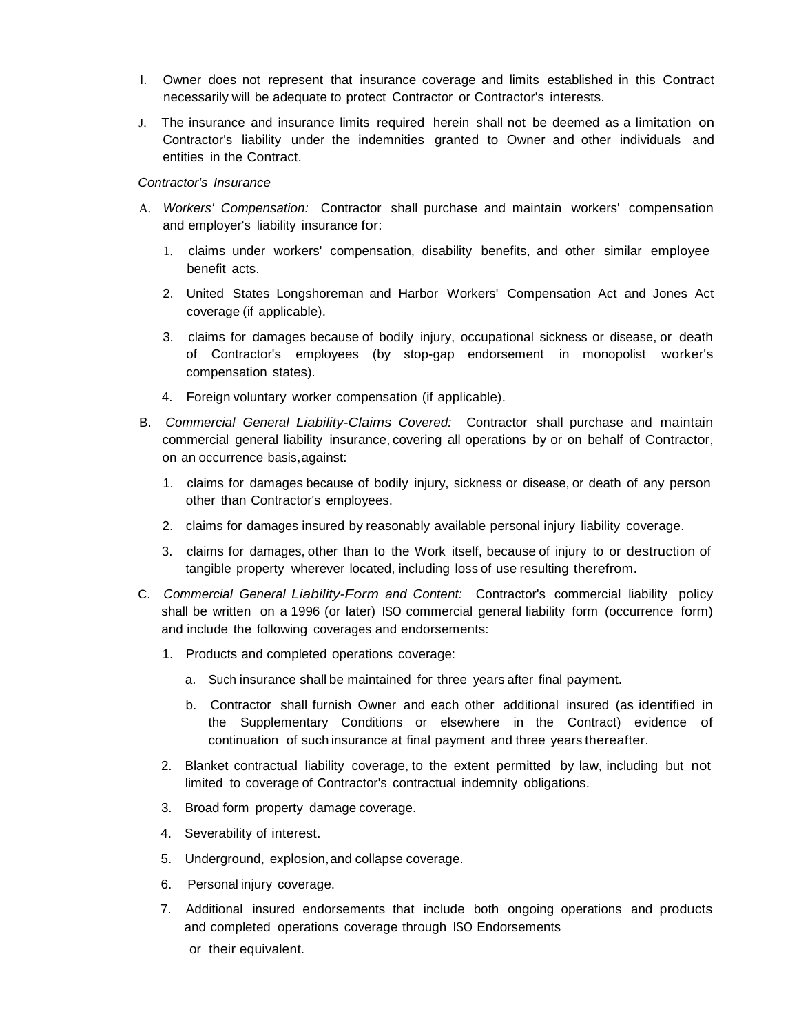I. Owner does not represent that insurance coverage and limits established in this Contract necessarily will be adequate to protect Contractor or Contractor's interests.

J. The insurance and insurance limits required herein shall not be deemed as a limitation on Contractor's liability under the indemnities granted to Owner and other individuals and entities in the Contract.

*Contractor's Insurance*

A. *Workers' Compensation:* Contractor shall purchase and maintain workers' compensation and employer's liability insurance for:

   1. claims under workers' compensation, disability benefits, and other similar employee benefit acts.

   2. United States Longshoreman and Harbor Workers' Compensation Act and Jones Act coverage (if applicable).

   3. claims for damages because of bodily injury, occupational sickness or disease, or death of Contractor's employees (by stop-gap endorsement in monopolist worker's compensation states).

   4. Foreign voluntary worker compensation (if applicable).

B. *Commercial General Liability-Claims Covered:* Contractor shall purchase and maintain commercial general liability insurance, covering all operations by or on behalf of Contractor, on an occurrence basis, against:

   1. claims for damages because of bodily injury, sickness or disease, or death of any person other than Contractor's employees.

   2. claims for damages insured by reasonably available personal injury liability coverage.

   3. claims for damages, other than to the Work itself, because of injury to or destruction of tangible property wherever located, including loss of use resulting therefrom.

C. *Commercial General Liability-Form and Content:* Contractor's commercial liability policy shall be written on a 1996 (or later) ISO commercial general liability form (occurrence form) and include the following coverages and endorsements:

   1. Products and completed operations coverage:

      a. Such insurance shall be maintained for three years after final payment.

      b. Contractor shall furnish Owner and each other additional insured (as identified in the Supplementary Conditions or elsewhere in the Contract) evidence of continuation of such insurance at final payment and three years thereafter.

   2. Blanket contractual liability coverage, to the extent permitted by law, including but not limited to coverage of Contractor's contractual indemnity obligations.

   3. Broad form property damage coverage.

   4. Severability of interest.

   5. Underground, explosion, and collapse coverage.

   6. Personal injury coverage.

   7. Additional insured endorsements that include both ongoing operations and products and completed operations coverage through ISO Endorsements

      or their equivalent.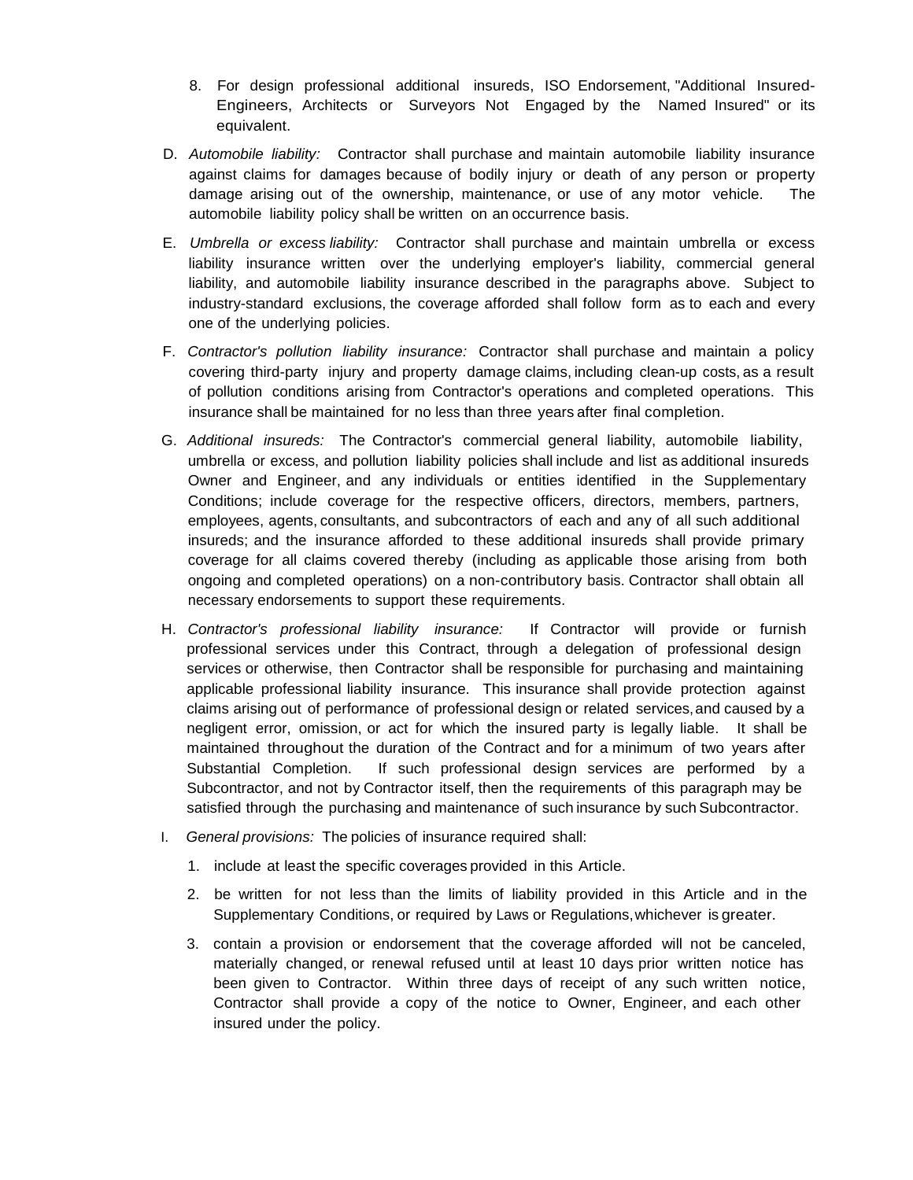8. For design professional additional insureds, ISO Endorsement, "Additional Insured-Engineers, Architects or Surveyors Not Engaged by the Named Insured" or its equivalent.

D. *Automobile liability:* Contractor shall purchase and maintain automobile liability insurance against claims for damages because of bodily injury or death of any person or property damage arising out of the ownership, maintenance, or use of any motor vehicle. The automobile liability policy shall be written on an occurrence basis.

E. *Umbrella or excess liability:* Contractor shall purchase and maintain umbrella or excess liability insurance written over the underlying employer's liability, commercial general liability, and automobile liability insurance described in the paragraphs above. Subject to industry-standard exclusions, the coverage afforded shall follow form as to each and every one of the underlying policies.

F. *Contractor's pollution liability insurance:* Contractor shall purchase and maintain a policy covering third-party injury and property damage claims, including clean-up costs, as a result of pollution conditions arising from Contractor's operations and completed operations. This insurance shall be maintained for no less than three years after final completion.

G. *Additional insureds:* The Contractor's commercial general liability, automobile liability, umbrella or excess, and pollution liability policies shall include and list as additional insureds Owner and Engineer, and any individuals or entities identified in the Supplementary Conditions; include coverage for the respective officers, directors, members, partners, employees, agents, consultants, and subcontractors of each and any of all such additional insureds; and the insurance afforded to these additional insureds shall provide primary coverage for all claims covered thereby (including as applicable those arising from both ongoing and completed operations) on a non-contributory basis. Contractor shall obtain all necessary endorsements to support these requirements.

H. *Contractor's professional liability insurance:* If Contractor will provide or furnish professional services under this Contract, through a delegation of professional design services or otherwise, then Contractor shall be responsible for purchasing and maintaining applicable professional liability insurance. This insurance shall provide protection against claims arising out of performance of professional design or related services, and caused by a negligent error, omission, or act for which the insured party is legally liable. It shall be maintained throughout the duration of the Contract and for a minimum of two years after Substantial Completion. If such professional design services are performed by a Subcontractor, and not by Contractor itself, then the requirements of this paragraph may be satisfied through the purchasing and maintenance of such insurance by such Subcontractor.

I. *General provisions:* The policies of insurance required shall:

1. include at least the specific coverages provided in this Article.

2. be written for not less than the limits of liability provided in this Article and in the Supplementary Conditions, or required by Laws or Regulations, whichever is greater.

3. contain a provision or endorsement that the coverage afforded will not be canceled, materially changed, or renewal refused until at least 10 days prior written notice has been given to Contractor. Within three days of receipt of any such written notice, Contractor shall provide a copy of the notice to Owner, Engineer, and each other insured under the policy.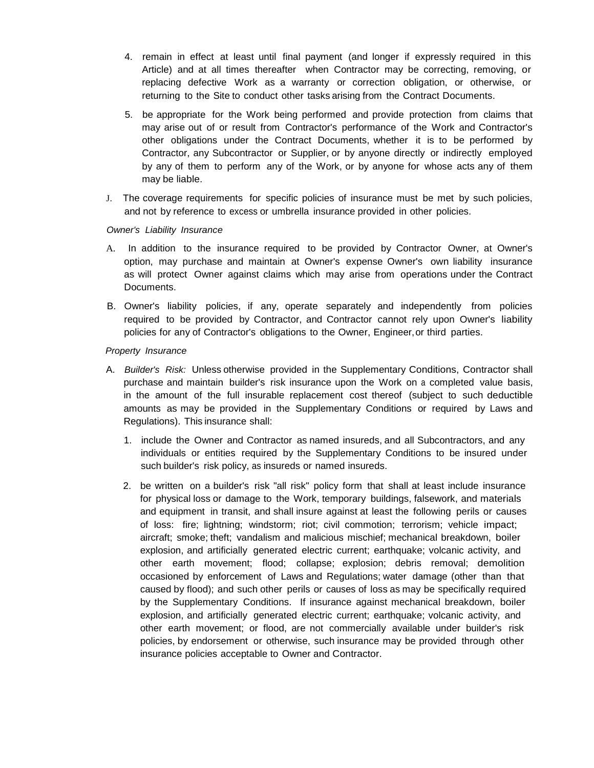4. remain in effect at least until final payment (and longer if expressly required in this Article) and at all times thereafter when Contractor may be correcting, removing, or replacing defective Work as a warranty or correction obligation, or otherwise, or returning to the Site to conduct other tasks arising from the Contract Documents.

5. be appropriate for the Work being performed and provide protection from claims that may arise out of or result from Contractor's performance of the Work and Contractor's other obligations under the Contract Documents, whether it is to be performed by Contractor, any Subcontractor or Supplier, or by anyone directly or indirectly employed by any of them to perform any of the Work, or by anyone for whose acts any of them may be liable.

J. The coverage requirements for specific policies of insurance must be met by such policies, and not by reference to excess or umbrella insurance provided in other policies.

*Owner's Liability Insurance*

A. In addition to the insurance required to be provided by Contractor Owner, at Owner's option, may purchase and maintain at Owner's expense Owner's own liability insurance as will protect Owner against claims which may arise from operations under the Contract Documents.

B. Owner's liability policies, if any, operate separately and independently from policies required to be provided by Contractor, and Contractor cannot rely upon Owner's liability policies for any of Contractor's obligations to the Owner, Engineer, or third parties.

*Property Insurance*

A. *Builder's Risk:* Unless otherwise provided in the Supplementary Conditions, Contractor shall purchase and maintain builder's risk insurance upon the Work on a completed value basis, in the amount of the full insurable replacement cost thereof (subject to such deductible amounts as may be provided in the Supplementary Conditions or required by Laws and Regulations). This insurance shall:

1. include the Owner and Contractor as named insureds, and all Subcontractors, and any individuals or entities required by the Supplementary Conditions to be insured under such builder's risk policy, as insureds or named insureds.

2. be written on a builder's risk "all risk" policy form that shall at least include insurance for physical loss or damage to the Work, temporary buildings, falsework, and materials and equipment in transit, and shall insure against at least the following perils or causes of loss: fire; lightning; windstorm; riot; civil commotion; terrorism; vehicle impact; aircraft; smoke; theft; vandalism and malicious mischief; mechanical breakdown, boiler explosion, and artificially generated electric current; earthquake; volcanic activity, and other earth movement; flood; collapse; explosion; debris removal; demolition occasioned by enforcement of Laws and Regulations; water damage (other than that caused by flood); and such other perils or causes of loss as may be specifically required by the Supplementary Conditions. If insurance against mechanical breakdown, boiler explosion, and artificially generated electric current; earthquake; volcanic activity, and other earth movement; or flood, are not commercially available under builder's risk policies, by endorsement or otherwise, such insurance may be provided through other insurance policies acceptable to Owner and Contractor.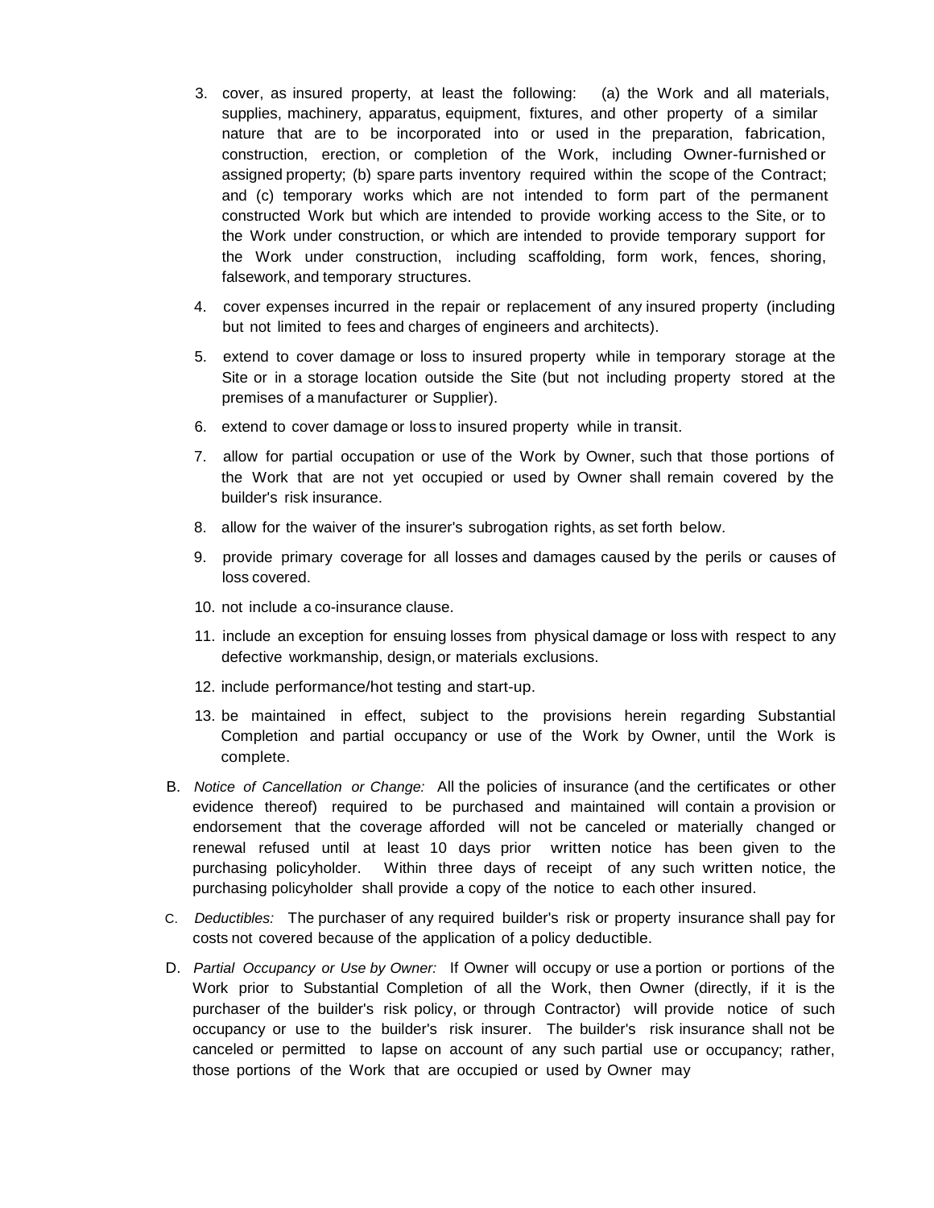3. cover, as insured property, at least the following: (a) the Work and all materials, supplies, machinery, apparatus, equipment, fixtures, and other property of a similar nature that are to be incorporated into or used in the preparation, fabrication, construction, erection, or completion of the Work, including Owner-furnished or assigned property; (b) spare parts inventory required within the scope of the Contract; and (c) temporary works which are not intended to form part of the permanent constructed Work but which are intended to provide working access to the Site, or to the Work under construction, or which are intended to provide temporary support for the Work under construction, including scaffolding, form work, fences, shoring, falsework, and temporary structures.

4. cover expenses incurred in the repair or replacement of any insured property (including but not limited to fees and charges of engineers and architects).

5. extend to cover damage or loss to insured property while in temporary storage at the Site or in a storage location outside the Site (but not including property stored at the premises of a manufacturer or Supplier).

6. extend to cover damage or loss to insured property while in transit.

7. allow for partial occupation or use of the Work by Owner, such that those portions of the Work that are not yet occupied or used by Owner shall remain covered by the builder's risk insurance.

8. allow for the waiver of the insurer's subrogation rights, as set forth below.

9. provide primary coverage for all losses and damages caused by the perils or causes of loss covered.

10. not include a co-insurance clause.

11. include an exception for ensuing losses from physical damage or loss with respect to any defective workmanship, design, or materials exclusions.

12. include performance/hot testing and start-up.

13. be maintained in effect, subject to the provisions herein regarding Substantial Completion and partial occupancy or use of the Work by Owner, until the Work is complete.

B. *Notice of Cancellation or Change:* All the policies of insurance (and the certificates or other evidence thereof) required to be purchased and maintained will contain a provision or endorsement that the coverage afforded will not be canceled or materially changed or renewal refused until at least 10 days prior written notice has been given to the purchasing policyholder. Within three days of receipt of any such written notice, the purchasing policyholder shall provide a copy of the notice to each other insured.

C. *Deductibles:* The purchaser of any required builder's risk or property insurance shall pay for costs not covered because of the application of a policy deductible.

D. *Partial Occupancy or Use by Owner:* If Owner will occupy or use a portion or portions of the Work prior to Substantial Completion of all the Work, then Owner (directly, if it is the purchaser of the builder's risk policy, or through Contractor) will provide notice of such occupancy or use to the builder's risk insurer. The builder's risk insurance shall not be canceled or permitted to lapse on account of any such partial use or occupancy; rather, those portions of the Work that are occupied or used by Owner may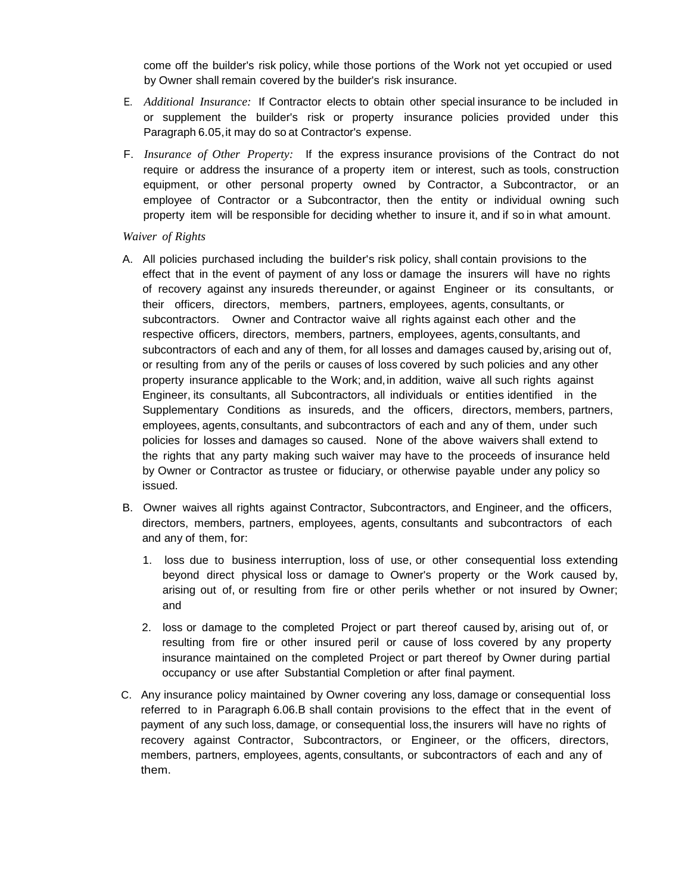come off the builder's risk policy, while those portions of the Work not yet occupied or used by Owner shall remain covered by the builder's risk insurance.

E. *Additional Insurance:* If Contractor elects to obtain other special insurance to be included in or supplement the builder's risk or property insurance policies provided under this Paragraph 6.05, it may do so at Contractor's expense.

F. *Insurance of Other Property:* If the express insurance provisions of the Contract do not require or address the insurance of a property item or interest, such as tools, construction equipment, or other personal property owned by Contractor, a Subcontractor, or an employee of Contractor or a Subcontractor, then the entity or individual owning such property item will be responsible for deciding whether to insure it, and if so in what amount.

*Waiver of Rights*

A. All policies purchased including the builder's risk policy, shall contain provisions to the effect that in the event of payment of any loss or damage the insurers will have no rights of recovery against any insureds thereunder, or against Engineer or its consultants, or their officers, directors, members, partners, employees, agents, consultants, or subcontractors. Owner and Contractor waive all rights against each other and the respective officers, directors, members, partners, employees, agents, consultants, and subcontractors of each and any of them, for all losses and damages caused by, arising out of, or resulting from any of the perils or causes of loss covered by such policies and any other property insurance applicable to the Work; and, in addition, waive all such rights against Engineer, its consultants, all Subcontractors, all individuals or entities identified in the Supplementary Conditions as insureds, and the officers, directors, members, partners, employees, agents, consultants, and subcontractors of each and any of them, under such policies for losses and damages so caused. None of the above waivers shall extend to the rights that any party making such waiver may have to the proceeds of insurance held by Owner or Contractor as trustee or fiduciary, or otherwise payable under any policy so issued.

B. Owner waives all rights against Contractor, Subcontractors, and Engineer, and the officers, directors, members, partners, employees, agents, consultants and subcontractors of each and any of them, for:

   1. loss due to business interruption, loss of use, or other consequential loss extending beyond direct physical loss or damage to Owner's property or the Work caused by, arising out of, or resulting from fire or other perils whether or not insured by Owner; and

   2. loss or damage to the completed Project or part thereof caused by, arising out of, or resulting from fire or other insured peril or cause of loss covered by any property insurance maintained on the completed Project or part thereof by Owner during partial occupancy or use after Substantial Completion or after final payment.

C. Any insurance policy maintained by Owner covering any loss, damage or consequential loss referred to in Paragraph 6.06.B shall contain provisions to the effect that in the event of payment of any such loss, damage, or consequential loss, the insurers will have no rights of recovery against Contractor, Subcontractors, or Engineer, or the officers, directors, members, partners, employees, agents, consultants, or subcontractors of each and any of them.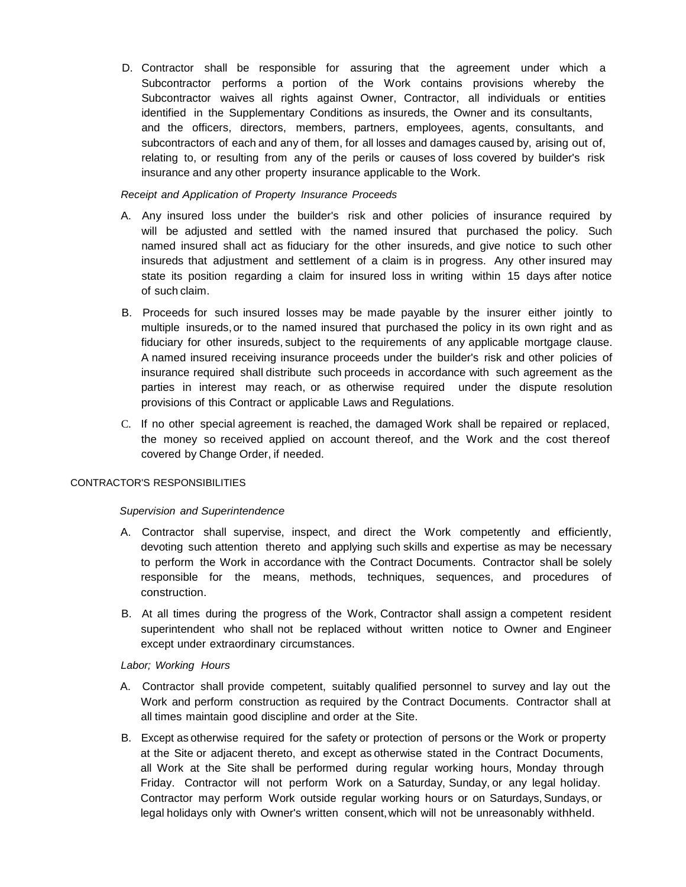D. Contractor shall be responsible for assuring that the agreement under which a Subcontractor performs a portion of the Work contains provisions whereby the Subcontractor waives all rights against Owner, Contractor, all individuals or entities identified in the Supplementary Conditions as insureds, the Owner and its consultants, and the officers, directors, members, partners, employees, agents, consultants, and subcontractors of each and any of them, for all losses and damages caused by, arising out of, relating to, or resulting from any of the perils or causes of loss covered by builder's risk insurance and any other property insurance applicable to the Work.

*Receipt and Application of Property Insurance Proceeds*

A. Any insured loss under the builder's risk and other policies of insurance required by will be adjusted and settled with the named insured that purchased the policy. Such named insured shall act as fiduciary for the other insureds, and give notice to such other insureds that adjustment and settlement of a claim is in progress. Any other insured may state its position regarding a claim for insured loss in writing within 15 days after notice of such claim.

B. Proceeds for such insured losses may be made payable by the insurer either jointly to multiple insureds, or to the named insured that purchased the policy in its own right and as fiduciary for other insureds, subject to the requirements of any applicable mortgage clause. A named insured receiving insurance proceeds under the builder's risk and other policies of insurance required shall distribute such proceeds in accordance with such agreement as the parties in interest may reach, or as otherwise required under the dispute resolution provisions of this Contract or applicable Laws and Regulations.

C. If no other special agreement is reached, the damaged Work shall be repaired or replaced, the money so received applied on account thereof, and the Work and the cost thereof covered by Change Order, if needed.

## CONTRACTOR'S RESPONSIBILITIES

*Supervision and Superintendence*

A. Contractor shall supervise, inspect, and direct the Work competently and efficiently, devoting such attention thereto and applying such skills and expertise as may be necessary to perform the Work in accordance with the Contract Documents. Contractor shall be solely responsible for the means, methods, techniques, sequences, and procedures of construction.

B. At all times during the progress of the Work, Contractor shall assign a competent resident superintendent who shall not be replaced without written notice to Owner and Engineer except under extraordinary circumstances.

*Labor; Working Hours*

A. Contractor shall provide competent, suitably qualified personnel to survey and lay out the Work and perform construction as required by the Contract Documents. Contractor shall at all times maintain good discipline and order at the Site.

B. Except as otherwise required for the safety or protection of persons or the Work or property at the Site or adjacent thereto, and except as otherwise stated in the Contract Documents, all Work at the Site shall be performed during regular working hours, Monday through Friday. Contractor will not perform Work on a Saturday, Sunday, or any legal holiday. Contractor may perform Work outside regular working hours or on Saturdays, Sundays, or legal holidays only with Owner's written consent, which will not be unreasonably withheld.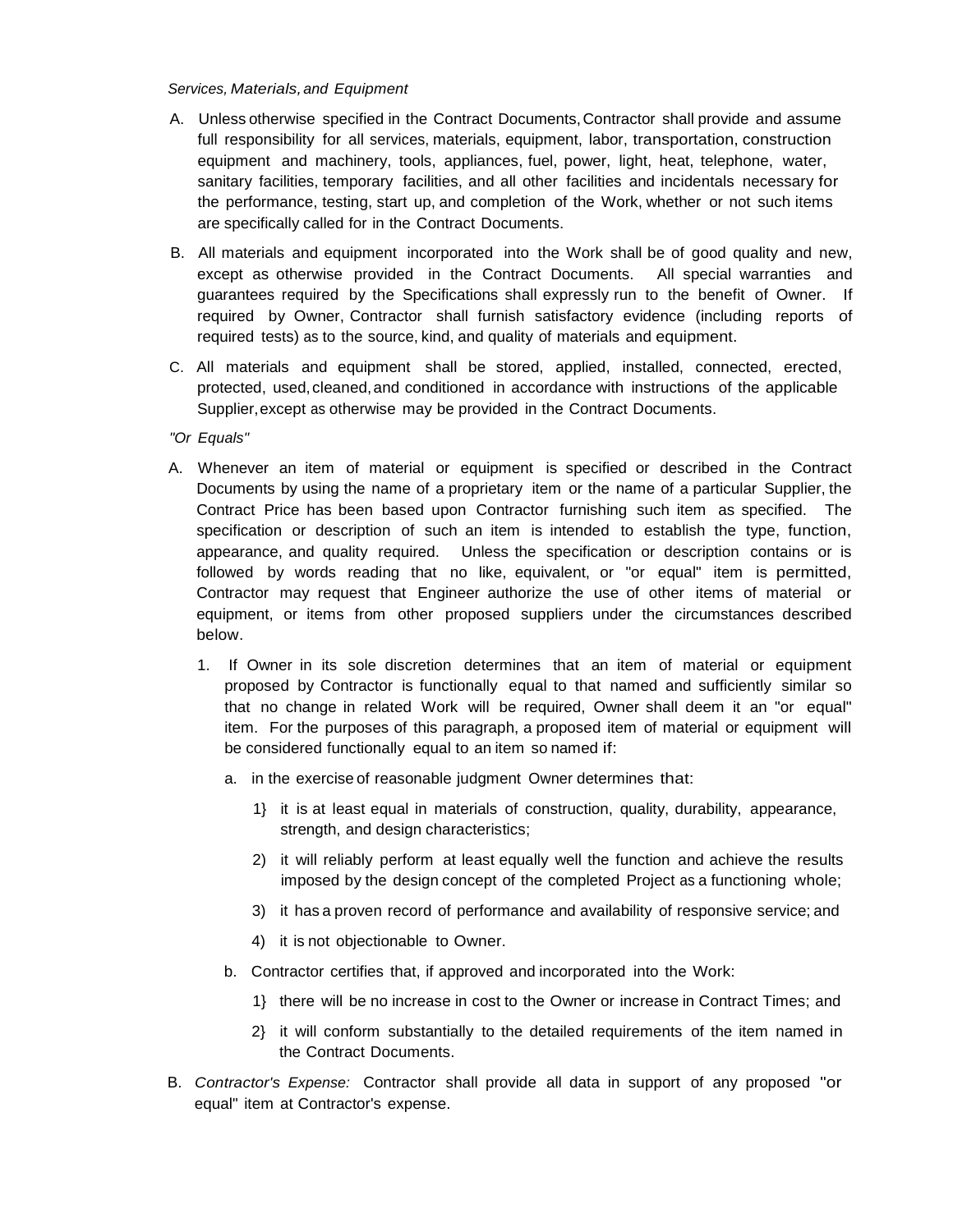*Services, Materials, and Equipment*

A. Unless otherwise specified in the Contract Documents, Contractor shall provide and assume full responsibility for all services, materials, equipment, labor, transportation, construction equipment and machinery, tools, appliances, fuel, power, light, heat, telephone, water, sanitary facilities, temporary facilities, and all other facilities and incidentals necessary for the performance, testing, start up, and completion of the Work, whether or not such items are specifically called for in the Contract Documents.

B. All materials and equipment incorporated into the Work shall be of good quality and new, except as otherwise provided in the Contract Documents. All special warranties and guarantees required by the Specifications shall expressly run to the benefit of Owner. If required by Owner, Contractor shall furnish satisfactory evidence (including reports of required tests) as to the source, kind, and quality of materials and equipment.

C. All materials and equipment shall be stored, applied, installed, connected, erected, protected, used, cleaned, and conditioned in accordance with instructions of the applicable Supplier, except as otherwise may be provided in the Contract Documents.

*"Or Equals"*

A. Whenever an item of material or equipment is specified or described in the Contract Documents by using the name of a proprietary item or the name of a particular Supplier, the Contract Price has been based upon Contractor furnishing such item as specified. The specification or description of such an item is intended to establish the type, function, appearance, and quality required. Unless the specification or description contains or is followed by words reading that no like, equivalent, or "or equal" item is permitted, Contractor may request that Engineer authorize the use of other items of material or equipment, or items from other proposed suppliers under the circumstances described below.

   1. If Owner in its sole discretion determines that an item of material or equipment proposed by Contractor is functionally equal to that named and sufficiently similar so that no change in related Work will be required, Owner shall deem it an "or equal" item. For the purposes of this paragraph, a proposed item of material or equipment will be considered functionally equal to an item so named if:

      a. in the exercise of reasonable judgment Owner determines that:

         1} it is at least equal in materials of construction, quality, durability, appearance, strength, and design characteristics;

         2) it will reliably perform at least equally well the function and achieve the results imposed by the design concept of the completed Project as a functioning whole;

         3) it has a proven record of performance and availability of responsive service; and

         4) it is not objectionable to Owner.

      b. Contractor certifies that, if approved and incorporated into the Work:

         1} there will be no increase in cost to the Owner or increase in Contract Times; and

         2} it will conform substantially to the detailed requirements of the item named in the Contract Documents.

B. *Contractor's Expense:* Contractor shall provide all data in support of any proposed "or equal" item at Contractor's expense.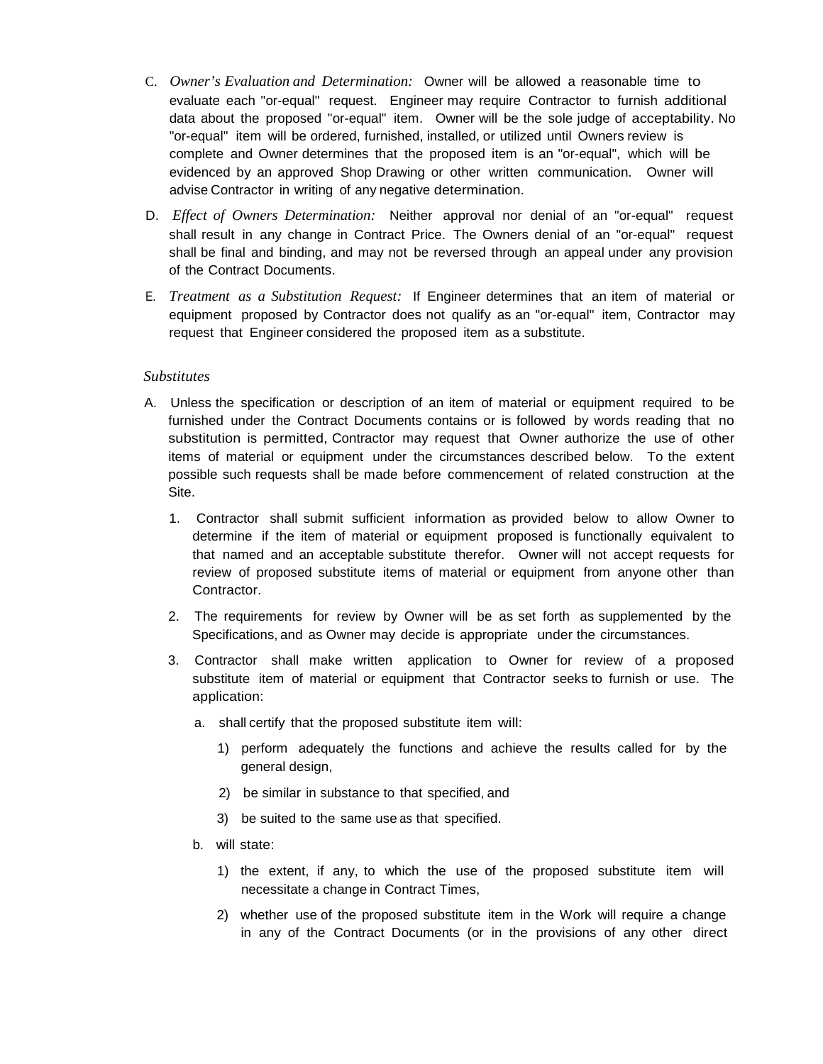C. *Owner's Evaluation and Determination:* Owner will be allowed a reasonable time to evaluate each "or-equal" request. Engineer may require Contractor to furnish additional data about the proposed "or-equal" item. Owner will be the sole judge of acceptability. No "or-equal" item will be ordered, furnished, installed, or utilized until Owners review is complete and Owner determines that the proposed item is an "or-equal", which will be evidenced by an approved Shop Drawing or other written communication. Owner will advise Contractor in writing of any negative determination.

D. *Effect of Owners Determination:* Neither approval nor denial of an "or-equal" request shall result in any change in Contract Price. The Owners denial of an "or-equal" request shall be final and binding, and may not be reversed through an appeal under any provision of the Contract Documents.

E. *Treatment as a Substitution Request:* If Engineer determines that an item of material or equipment proposed by Contractor does not qualify as an "or-equal" item, Contractor may request that Engineer considered the proposed item as a substitute.

*Substitutes*

A. Unless the specification or description of an item of material or equipment required to be furnished under the Contract Documents contains or is followed by words reading that no substitution is permitted, Contractor may request that Owner authorize the use of other items of material or equipment under the circumstances described below. To the extent possible such requests shall be made before commencement of related construction at the Site.

   1. Contractor shall submit sufficient information as provided below to allow Owner to determine if the item of material or equipment proposed is functionally equivalent to that named and an acceptable substitute therefor. Owner will not accept requests for review of proposed substitute items of material or equipment from anyone other than Contractor.

   2. The requirements for review by Owner will be as set forth as supplemented by the Specifications, and as Owner may decide is appropriate under the circumstances.

   3. Contractor shall make written application to Owner for review of a proposed substitute item of material or equipment that Contractor seeks to furnish or use. The application:

      a. shall certify that the proposed substitute item will:

         1) perform adequately the functions and achieve the results called for by the general design,

         2) be similar in substance to that specified, and

         3) be suited to the same use as that specified.

      b. will state:

         1) the extent, if any, to which the use of the proposed substitute item will necessitate a change in Contract Times,

         2) whether use of the proposed substitute item in the Work will require a change in any of the Contract Documents (or in the provisions of any other direct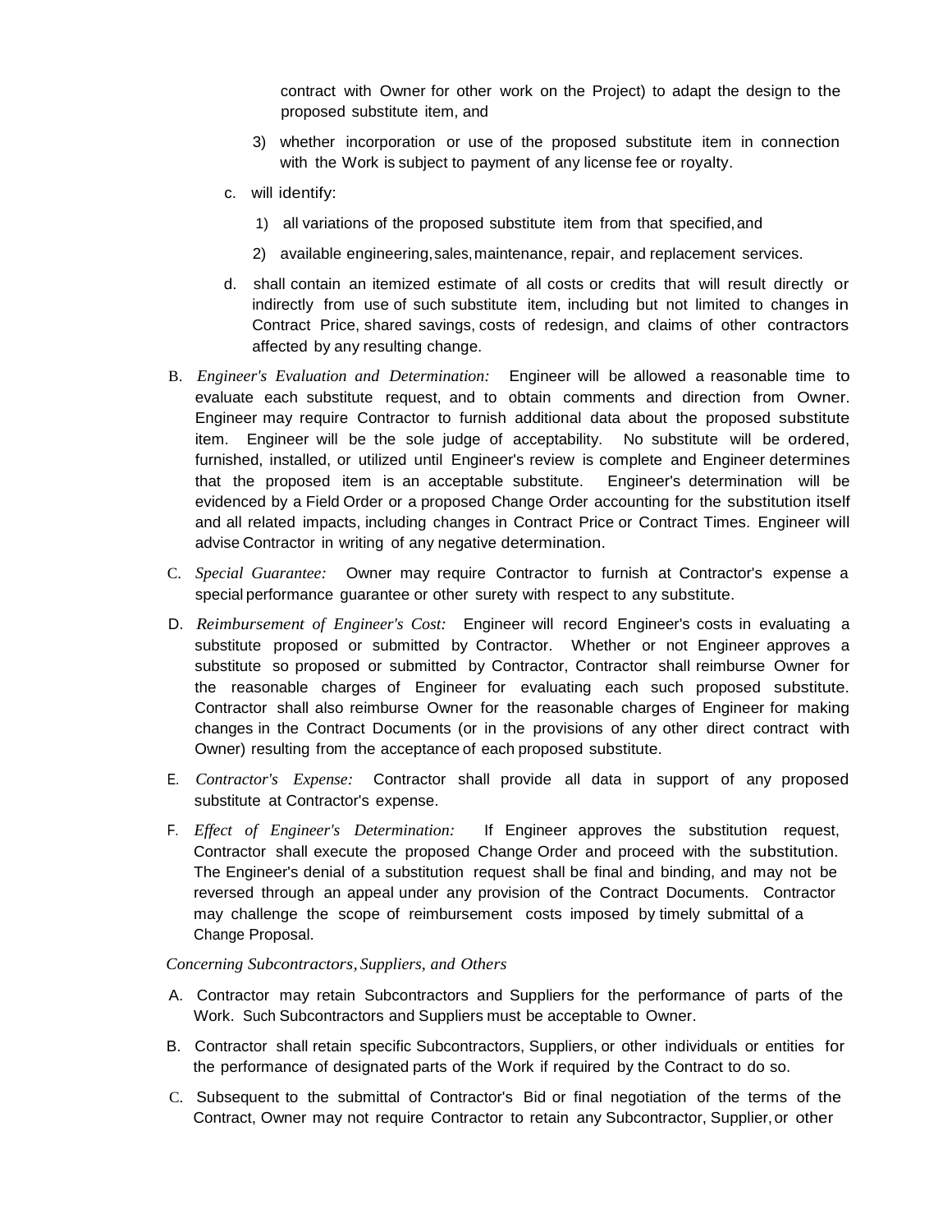contract with Owner for other work on the Project) to adapt the design to the proposed substitute item, and

3) whether incorporation or use of the proposed substitute item in connection with the Work is subject to payment of any license fee or royalty.

c. will identify:

1) all variations of the proposed substitute item from that specified, and

2) available engineering, sales, maintenance, repair, and replacement services.

d. shall contain an itemized estimate of all costs or credits that will result directly or indirectly from use of such substitute item, including but not limited to changes in Contract Price, shared savings, costs of redesign, and claims of other contractors affected by any resulting change.

B. *Engineer's Evaluation and Determination:* Engineer will be allowed a reasonable time to evaluate each substitute request, and to obtain comments and direction from Owner. Engineer may require Contractor to furnish additional data about the proposed substitute item. Engineer will be the sole judge of acceptability. No substitute will be ordered, furnished, installed, or utilized until Engineer's review is complete and Engineer determines that the proposed item is an acceptable substitute. Engineer's determination will be evidenced by a Field Order or a proposed Change Order accounting for the substitution itself and all related impacts, including changes in Contract Price or Contract Times. Engineer will advise Contractor in writing of any negative determination.

C. *Special Guarantee:* Owner may require Contractor to furnish at Contractor's expense a special performance guarantee or other surety with respect to any substitute.

D. *Reimbursement of Engineer's Cost:* Engineer will record Engineer's costs in evaluating a substitute proposed or submitted by Contractor. Whether or not Engineer approves a substitute so proposed or submitted by Contractor, Contractor shall reimburse Owner for the reasonable charges of Engineer for evaluating each such proposed substitute. Contractor shall also reimburse Owner for the reasonable charges of Engineer for making changes in the Contract Documents (or in the provisions of any other direct contract with Owner) resulting from the acceptance of each proposed substitute.

E. *Contractor's Expense:* Contractor shall provide all data in support of any proposed substitute at Contractor's expense.

F. *Effect of Engineer's Determination:* If Engineer approves the substitution request, Contractor shall execute the proposed Change Order and proceed with the substitution. The Engineer's denial of a substitution request shall be final and binding, and may not be reversed through an appeal under any provision of the Contract Documents. Contractor may challenge the scope of reimbursement costs imposed by timely submittal of a Change Proposal.

*Concerning Subcontractors, Suppliers, and Others*

A. Contractor may retain Subcontractors and Suppliers for the performance of parts of the Work. Such Subcontractors and Suppliers must be acceptable to Owner.

B. Contractor shall retain specific Subcontractors, Suppliers, or other individuals or entities for the performance of designated parts of the Work if required by the Contract to do so.

C. Subsequent to the submittal of Contractor's Bid or final negotiation of the terms of the Contract, Owner may not require Contractor to retain any Subcontractor, Supplier, or other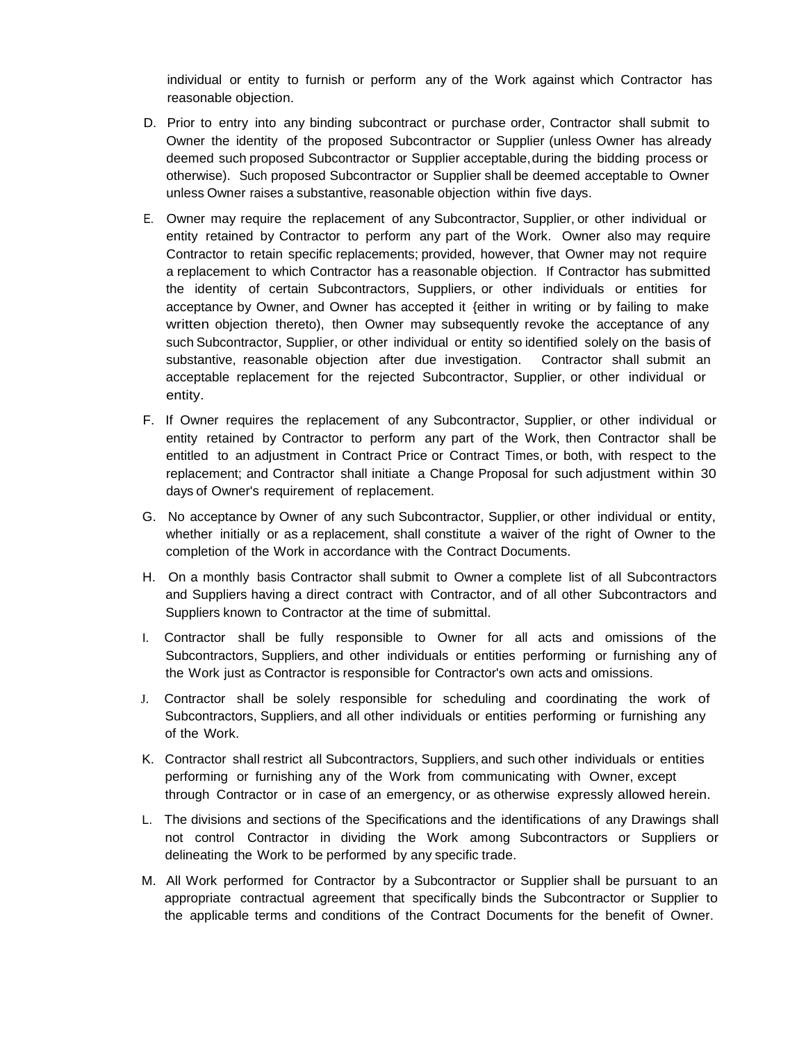individual or entity to furnish or perform any of the Work against which Contractor has reasonable objection.

D. Prior to entry into any binding subcontract or purchase order, Contractor shall submit to Owner the identity of the proposed Subcontractor or Supplier (unless Owner has already deemed such proposed Subcontractor or Supplier acceptable, during the bidding process or otherwise). Such proposed Subcontractor or Supplier shall be deemed acceptable to Owner unless Owner raises a substantive, reasonable objection within five days.

E. Owner may require the replacement of any Subcontractor, Supplier, or other individual or entity retained by Contractor to perform any part of the Work. Owner also may require Contractor to retain specific replacements; provided, however, that Owner may not require a replacement to which Contractor has a reasonable objection. If Contractor has submitted the identity of certain Subcontractors, Suppliers, or other individuals or entities for acceptance by Owner, and Owner has accepted it {either in writing or by failing to make written objection thereto), then Owner may subsequently revoke the acceptance of any such Subcontractor, Supplier, or other individual or entity so identified solely on the basis of substantive, reasonable objection after due investigation. Contractor shall submit an acceptable replacement for the rejected Subcontractor, Supplier, or other individual or entity.

F. If Owner requires the replacement of any Subcontractor, Supplier, or other individual or entity retained by Contractor to perform any part of the Work, then Contractor shall be entitled to an adjustment in Contract Price or Contract Times, or both, with respect to the replacement; and Contractor shall initiate a Change Proposal for such adjustment within 30 days of Owner's requirement of replacement.

G. No acceptance by Owner of any such Subcontractor, Supplier, or other individual or entity, whether initially or as a replacement, shall constitute a waiver of the right of Owner to the completion of the Work in accordance with the Contract Documents.

H. On a monthly basis Contractor shall submit to Owner a complete list of all Subcontractors and Suppliers having a direct contract with Contractor, and of all other Subcontractors and Suppliers known to Contractor at the time of submittal.

I. Contractor shall be fully responsible to Owner for all acts and omissions of the Subcontractors, Suppliers, and other individuals or entities performing or furnishing any of the Work just as Contractor is responsible for Contractor's own acts and omissions.

J. Contractor shall be solely responsible for scheduling and coordinating the work of Subcontractors, Suppliers, and all other individuals or entities performing or furnishing any of the Work.

K. Contractor shall restrict all Subcontractors, Suppliers, and such other individuals or entities performing or furnishing any of the Work from communicating with Owner, except through Contractor or in case of an emergency, or as otherwise expressly allowed herein.

L. The divisions and sections of the Specifications and the identifications of any Drawings shall not control Contractor in dividing the Work among Subcontractors or Suppliers or delineating the Work to be performed by any specific trade.

M. All Work performed for Contractor by a Subcontractor or Supplier shall be pursuant to an appropriate contractual agreement that specifically binds the Subcontractor or Supplier to the applicable terms and conditions of the Contract Documents for the benefit of Owner.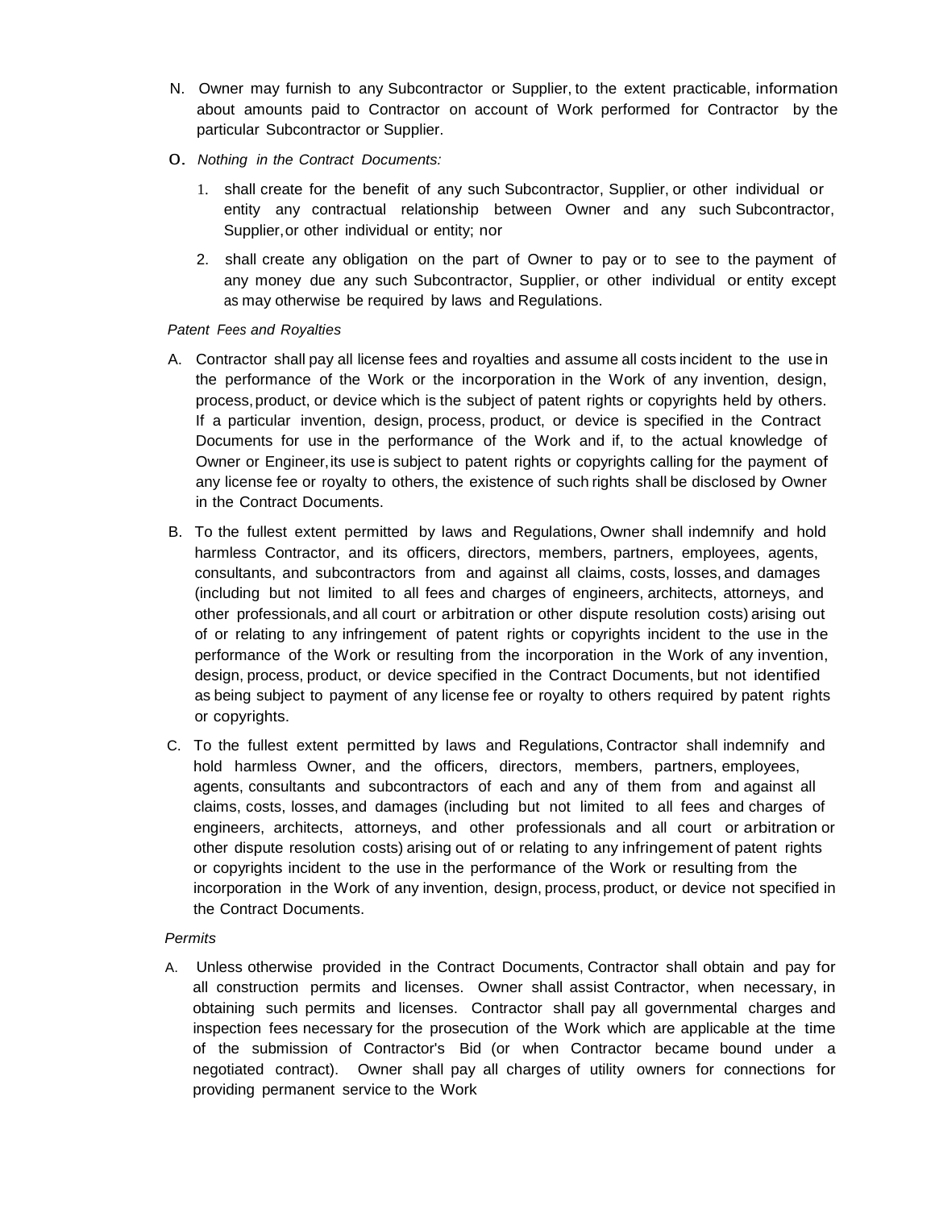N. Owner may furnish to any Subcontractor or Supplier, to the extent practicable, information about amounts paid to Contractor on account of Work performed for Contractor by the particular Subcontractor or Supplier.

O. *Nothing in the Contract Documents:*

1. shall create for the benefit of any such Subcontractor, Supplier, or other individual or entity any contractual relationship between Owner and any such Subcontractor, Supplier, or other individual or entity; nor

2. shall create any obligation on the part of Owner to pay or to see to the payment of any money due any such Subcontractor, Supplier, or other individual or entity except as may otherwise be required by laws and Regulations.

*Patent Fees and Royalties*

A. Contractor shall pay all license fees and royalties and assume all costs incident to the use in the performance of the Work or the incorporation in the Work of any invention, design, process, product, or device which is the subject of patent rights or copyrights held by others. If a particular invention, design, process, product, or device is specified in the Contract Documents for use in the performance of the Work and if, to the actual knowledge of Owner or Engineer, its use is subject to patent rights or copyrights calling for the payment of any license fee or royalty to others, the existence of such rights shall be disclosed by Owner in the Contract Documents.

B. To the fullest extent permitted by laws and Regulations, Owner shall indemnify and hold harmless Contractor, and its officers, directors, members, partners, employees, agents, consultants, and subcontractors from and against all claims, costs, losses, and damages (including but not limited to all fees and charges of engineers, architects, attorneys, and other professionals, and all court or arbitration or other dispute resolution costs) arising out of or relating to any infringement of patent rights or copyrights incident to the use in the performance of the Work or resulting from the incorporation in the Work of any invention, design, process, product, or device specified in the Contract Documents, but not identified as being subject to payment of any license fee or royalty to others required by patent rights or copyrights.

C. To the fullest extent permitted by laws and Regulations, Contractor shall indemnify and hold harmless Owner, and the officers, directors, members, partners, employees, agents, consultants and subcontractors of each and any of them from and against all claims, costs, losses, and damages (including but not limited to all fees and charges of engineers, architects, attorneys, and other professionals and all court or arbitration or other dispute resolution costs) arising out of or relating to any infringement of patent rights or copyrights incident to the use in the performance of the Work or resulting from the incorporation in the Work of any invention, design, process, product, or device not specified in the Contract Documents.

*Permits*

A. Unless otherwise provided in the Contract Documents, Contractor shall obtain and pay for all construction permits and licenses. Owner shall assist Contractor, when necessary, in obtaining such permits and licenses. Contractor shall pay all governmental charges and inspection fees necessary for the prosecution of the Work which are applicable at the time of the submission of Contractor's Bid (or when Contractor became bound under a negotiated contract). Owner shall pay all charges of utility owners for connections for providing permanent service to the Work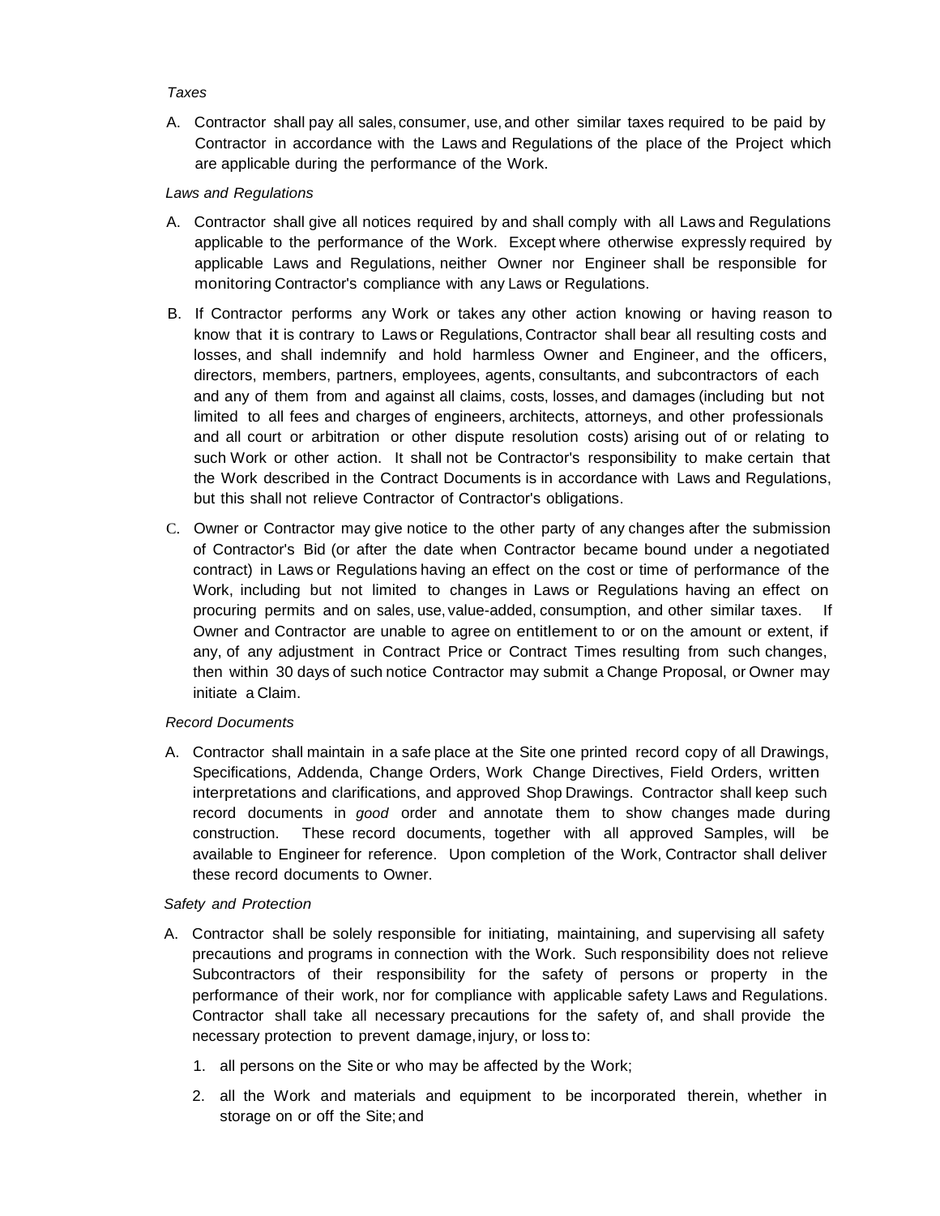*Taxes*

A. Contractor shall pay all sales, consumer, use, and other similar taxes required to be paid by Contractor in accordance with the Laws and Regulations of the place of the Project which are applicable during the performance of the Work.

*Laws and Regulations*

A. Contractor shall give all notices required by and shall comply with all Laws and Regulations applicable to the performance of the Work. Except where otherwise expressly required by applicable Laws and Regulations, neither Owner nor Engineer shall be responsible for monitoring Contractor's compliance with any Laws or Regulations.

B. If Contractor performs any Work or takes any other action knowing or having reason to know that it is contrary to Laws or Regulations, Contractor shall bear all resulting costs and losses, and shall indemnify and hold harmless Owner and Engineer, and the officers, directors, members, partners, employees, agents, consultants, and subcontractors of each and any of them from and against all claims, costs, losses, and damages (including but not limited to all fees and charges of engineers, architects, attorneys, and other professionals and all court or arbitration or other dispute resolution costs) arising out of or relating to such Work or other action. It shall not be Contractor's responsibility to make certain that the Work described in the Contract Documents is in accordance with Laws and Regulations, but this shall not relieve Contractor of Contractor's obligations.

C. Owner or Contractor may give notice to the other party of any changes after the submission of Contractor's Bid (or after the date when Contractor became bound under a negotiated contract) in Laws or Regulations having an effect on the cost or time of performance of the Work, including but not limited to changes in Laws or Regulations having an effect on procuring permits and on sales, use, value-added, consumption, and other similar taxes. If Owner and Contractor are unable to agree on entitlement to or on the amount or extent, if any, of any adjustment in Contract Price or Contract Times resulting from such changes, then within 30 days of such notice Contractor may submit a Change Proposal, or Owner may initiate a Claim.

*Record Documents*

A. Contractor shall maintain in a safe place at the Site one printed record copy of all Drawings, Specifications, Addenda, Change Orders, Work Change Directives, Field Orders, written interpretations and clarifications, and approved Shop Drawings. Contractor shall keep such record documents in *good* order and annotate them to show changes made during construction. These record documents, together with all approved Samples, will be available to Engineer for reference. Upon completion of the Work, Contractor shall deliver these record documents to Owner.

*Safety and Protection*

A. Contractor shall be solely responsible for initiating, maintaining, and supervising all safety precautions and programs in connection with the Work. Such responsibility does not relieve Subcontractors of their responsibility for the safety of persons or property in the performance of their work, nor for compliance with applicable safety Laws and Regulations. Contractor shall take all necessary precautions for the safety of, and shall provide the necessary protection to prevent damage, injury, or loss to:

   1. all persons on the Site or who may be affected by the Work;

   2. all the Work and materials and equipment to be incorporated therein, whether in storage on or off the Site; and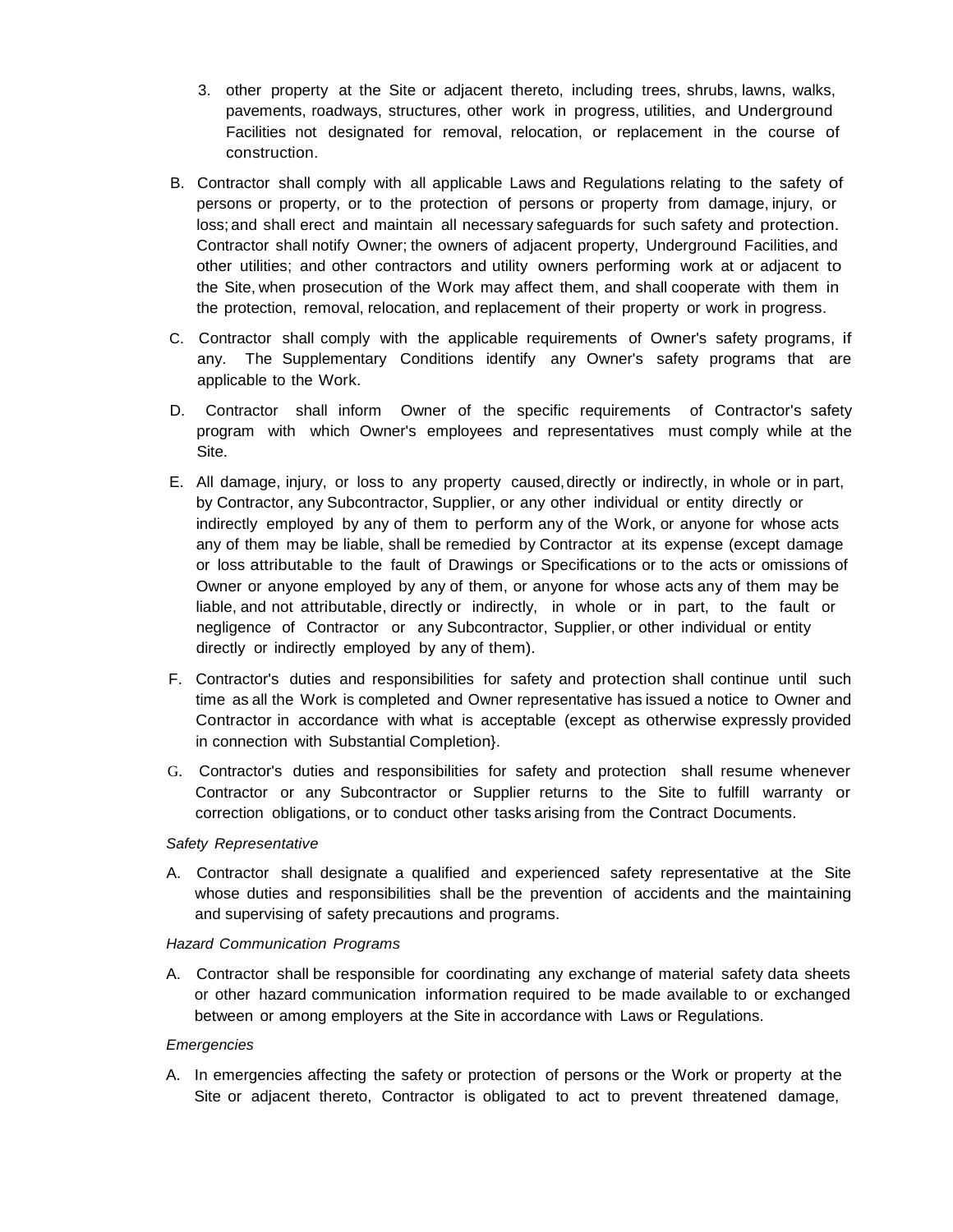3. other property at the Site or adjacent thereto, including trees, shrubs, lawns, walks, pavements, roadways, structures, other work in progress, utilities, and Underground Facilities not designated for removal, relocation, or replacement in the course of construction.

B. Contractor shall comply with all applicable Laws and Regulations relating to the safety of persons or property, or to the protection of persons or property from damage, injury, or loss; and shall erect and maintain all necessary safeguards for such safety and protection. Contractor shall notify Owner; the owners of adjacent property, Underground Facilities, and other utilities; and other contractors and utility owners performing work at or adjacent to the Site, when prosecution of the Work may affect them, and shall cooperate with them in the protection, removal, relocation, and replacement of their property or work in progress.

C. Contractor shall comply with the applicable requirements of Owner's safety programs, if any. The Supplementary Conditions identify any Owner's safety programs that are applicable to the Work.

D. Contractor shall inform Owner of the specific requirements of Contractor's safety program with which Owner's employees and representatives must comply while at the Site.

E. All damage, injury, or loss to any property caused, directly or indirectly, in whole or in part, by Contractor, any Subcontractor, Supplier, or any other individual or entity directly or indirectly employed by any of them to perform any of the Work, or anyone for whose acts any of them may be liable, shall be remedied by Contractor at its expense (except damage or loss attributable to the fault of Drawings or Specifications or to the acts or omissions of Owner or anyone employed by any of them, or anyone for whose acts any of them may be liable, and not attributable, directly or indirectly, in whole or in part, to the fault or negligence of Contractor or any Subcontractor, Supplier, or other individual or entity directly or indirectly employed by any of them).

F. Contractor's duties and responsibilities for safety and protection shall continue until such time as all the Work is completed and Owner representative has issued a notice to Owner and Contractor in accordance with what is acceptable (except as otherwise expressly provided in connection with Substantial Completion}.

G. Contractor's duties and responsibilities for safety and protection shall resume whenever Contractor or any Subcontractor or Supplier returns to the Site to fulfill warranty or correction obligations, or to conduct other tasks arising from the Contract Documents.

*Safety Representative*

A. Contractor shall designate a qualified and experienced safety representative at the Site whose duties and responsibilities shall be the prevention of accidents and the maintaining and supervising of safety precautions and programs.

*Hazard Communication Programs*

A. Contractor shall be responsible for coordinating any exchange of material safety data sheets or other hazard communication information required to be made available to or exchanged between or among employers at the Site in accordance with Laws or Regulations.

*Emergencies*

A. In emergencies affecting the safety or protection of persons or the Work or property at the Site or adjacent thereto, Contractor is obligated to act to prevent threatened damage,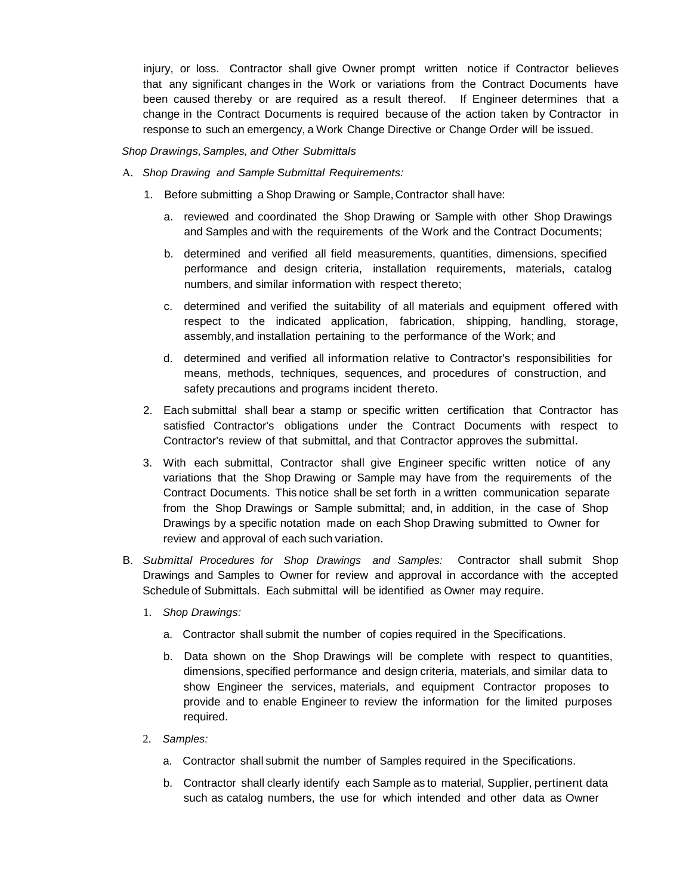injury, or loss. Contractor shall give Owner prompt written notice if Contractor believes that any significant changes in the Work or variations from the Contract Documents have been caused thereby or are required as a result thereof. If Engineer determines that a change in the Contract Documents is required because of the action taken by Contractor in response to such an emergency, a Work Change Directive or Change Order will be issued.

*Shop Drawings, Samples, and Other Submittals*

A. *Shop Drawing and Sample Submittal Requirements:*

1. Before submitting a Shop Drawing or Sample, Contractor shall have:

   a. reviewed and coordinated the Shop Drawing or Sample with other Shop Drawings and Samples and with the requirements of the Work and the Contract Documents;

   b. determined and verified all field measurements, quantities, dimensions, specified performance and design criteria, installation requirements, materials, catalog numbers, and similar information with respect thereto;

   c. determined and verified the suitability of all materials and equipment offered with respect to the indicated application, fabrication, shipping, handling, storage, assembly, and installation pertaining to the performance of the Work; and

   d. determined and verified all information relative to Contractor's responsibilities for means, methods, techniques, sequences, and procedures of construction, and safety precautions and programs incident thereto.

2. Each submittal shall bear a stamp or specific written certification that Contractor has satisfied Contractor's obligations under the Contract Documents with respect to Contractor's review of that submittal, and that Contractor approves the submittal.

3. With each submittal, Contractor shall give Engineer specific written notice of any variations that the Shop Drawing or Sample may have from the requirements of the Contract Documents. This notice shall be set forth in a written communication separate from the Shop Drawings or Sample submittal; and, in addition, in the case of Shop Drawings by a specific notation made on each Shop Drawing submitted to Owner for review and approval of each such variation.

B. *Submittal Procedures for Shop Drawings and Samples:* Contractor shall submit Shop Drawings and Samples to Owner for review and approval in accordance with the accepted Schedule of Submittals. Each submittal will be identified as Owner may require.

1. *Shop Drawings:*

   a. Contractor shall submit the number of copies required in the Specifications.

   b. Data shown on the Shop Drawings will be complete with respect to quantities, dimensions, specified performance and design criteria, materials, and similar data to show Engineer the services, materials, and equipment Contractor proposes to provide and to enable Engineer to review the information for the limited purposes required.

2. *Samples:*

   a. Contractor shall submit the number of Samples required in the Specifications.

   b. Contractor shall clearly identify each Sample as to material, Supplier, pertinent data such as catalog numbers, the use for which intended and other data as Owner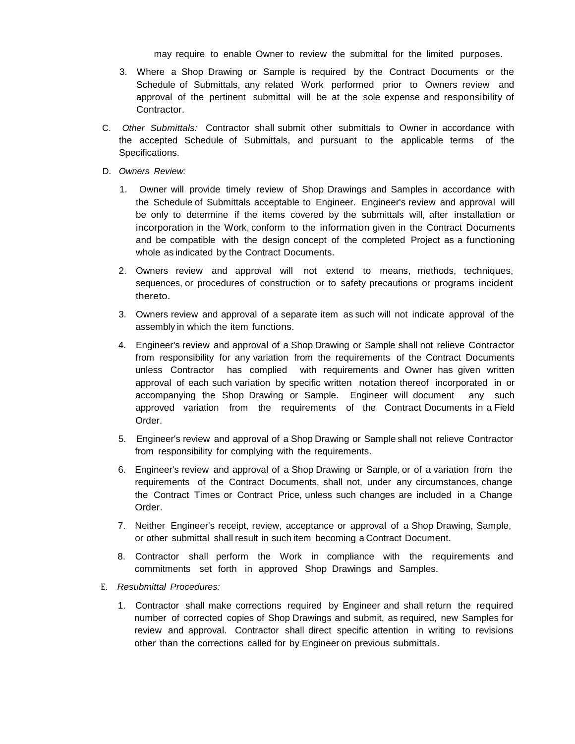may require to enable Owner to review the submittal for the limited purposes.

3. Where a Shop Drawing or Sample is required by the Contract Documents or the Schedule of Submittals, any related Work performed prior to Owners review and approval of the pertinent submittal will be at the sole expense and responsibility of Contractor.

C. *Other Submittals:* Contractor shall submit other submittals to Owner in accordance with the accepted Schedule of Submittals, and pursuant to the applicable terms of the Specifications.

D. *Owners Review:*

1. Owner will provide timely review of Shop Drawings and Samples in accordance with the Schedule of Submittals acceptable to Engineer. Engineer's review and approval will be only to determine if the items covered by the submittals will, after installation or incorporation in the Work, conform to the information given in the Contract Documents and be compatible with the design concept of the completed Project as a functioning whole as indicated by the Contract Documents.

2. Owners review and approval will not extend to means, methods, techniques, sequences, or procedures of construction or to safety precautions or programs incident thereto.

3. Owners review and approval of a separate item as such will not indicate approval of the assembly in which the item functions.

4. Engineer's review and approval of a Shop Drawing or Sample shall not relieve Contractor from responsibility for any variation from the requirements of the Contract Documents unless Contractor has complied with requirements and Owner has given written approval of each such variation by specific written notation thereof incorporated in or accompanying the Shop Drawing or Sample. Engineer will document any such approved variation from the requirements of the Contract Documents in a Field Order.

5. Engineer's review and approval of a Shop Drawing or Sample shall not relieve Contractor from responsibility for complying with the requirements.

6. Engineer's review and approval of a Shop Drawing or Sample, or of a variation from the requirements of the Contract Documents, shall not, under any circumstances, change the Contract Times or Contract Price, unless such changes are included in a Change Order.

7. Neither Engineer's receipt, review, acceptance or approval of a Shop Drawing, Sample, or other submittal shall result in such item becoming a Contract Document.

8. Contractor shall perform the Work in compliance with the requirements and commitments set forth in approved Shop Drawings and Samples.

E. *Resubmittal Procedures:*

1. Contractor shall make corrections required by Engineer and shall return the required number of corrected copies of Shop Drawings and submit, as required, new Samples for review and approval. Contractor shall direct specific attention in writing to revisions other than the corrections called for by Engineer on previous submittals.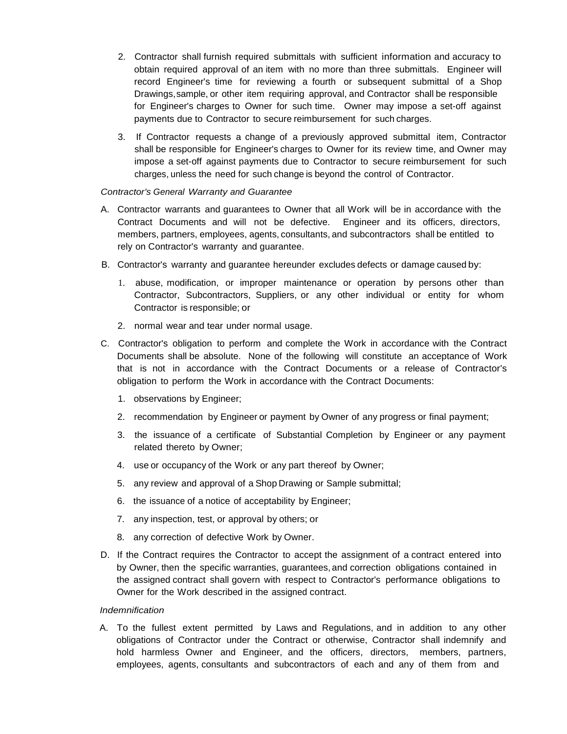2. Contractor shall furnish required submittals with sufficient information and accuracy to obtain required approval of an item with no more than three submittals. Engineer will record Engineer's time for reviewing a fourth or subsequent submittal of a Shop Drawings, sample, or other item requiring approval, and Contractor shall be responsible for Engineer's charges to Owner for such time. Owner may impose a set-off against payments due to Contractor to secure reimbursement for such charges.

3. If Contractor requests a change of a previously approved submittal item, Contractor shall be responsible for Engineer's charges to Owner for its review time, and Owner may impose a set-off against payments due to Contractor to secure reimbursement for such charges, unless the need for such change is beyond the control of Contractor.

*Contractor's General Warranty and Guarantee*

A. Contractor warrants and guarantees to Owner that all Work will be in accordance with the Contract Documents and will not be defective. Engineer and its officers, directors, members, partners, employees, agents, consultants, and subcontractors shall be entitled to rely on Contractor's warranty and guarantee.

B. Contractor's warranty and guarantee hereunder excludes defects or damage caused by:

1. abuse, modification, or improper maintenance or operation by persons other than Contractor, Subcontractors, Suppliers, or any other individual or entity for whom Contractor is responsible; or

2. normal wear and tear under normal usage.

C. Contractor's obligation to perform and complete the Work in accordance with the Contract Documents shall be absolute. None of the following will constitute an acceptance of Work that is not in accordance with the Contract Documents or a release of Contractor's obligation to perform the Work in accordance with the Contract Documents:

1. observations by Engineer;

2. recommendation by Engineer or payment by Owner of any progress or final payment;

3. the issuance of a certificate of Substantial Completion by Engineer or any payment related thereto by Owner;

4. use or occupancy of the Work or any part thereof by Owner;

5. any review and approval of a Shop Drawing or Sample submittal;

6. the issuance of a notice of acceptability by Engineer;

7. any inspection, test, or approval by others; or

8. any correction of defective Work by Owner.

D. If the Contract requires the Contractor to accept the assignment of a contract entered into by Owner, then the specific warranties, guarantees, and correction obligations contained in the assigned contract shall govern with respect to Contractor's performance obligations to Owner for the Work described in the assigned contract.

*Indemnification*

A. To the fullest extent permitted by Laws and Regulations, and in addition to any other obligations of Contractor under the Contract or otherwise, Contractor shall indemnify and hold harmless Owner and Engineer, and the officers, directors, members, partners, employees, agents, consultants and subcontractors of each and any of them from and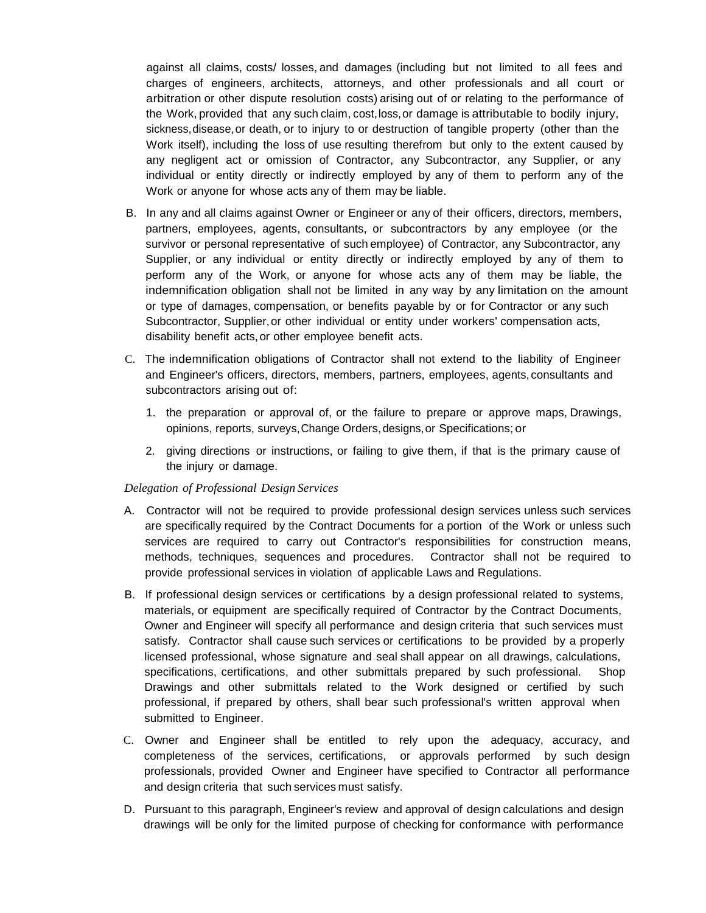against all claims, costs/ losses, and damages (including but not limited to all fees and charges of engineers, architects, attorneys, and other professionals and all court or arbitration or other dispute resolution costs) arising out of or relating to the performance of the Work, provided that any such claim, cost, loss, or damage is attributable to bodily injury, sickness, disease, or death, or to injury to or destruction of tangible property (other than the Work itself), including the loss of use resulting therefrom but only to the extent caused by any negligent act or omission of Contractor, any Subcontractor, any Supplier, or any individual or entity directly or indirectly employed by any of them to perform any of the Work or anyone for whose acts any of them may be liable.

B. In any and all claims against Owner or Engineer or any of their officers, directors, members, partners, employees, agents, consultants, or subcontractors by any employee (or the survivor or personal representative of such employee) of Contractor, any Subcontractor, any Supplier, or any individual or entity directly or indirectly employed by any of them to perform any of the Work, or anyone for whose acts any of them may be liable, the indemnification obligation shall not be limited in any way by any limitation on the amount or type of damages, compensation, or benefits payable by or for Contractor or any such Subcontractor, Supplier, or other individual or entity under workers' compensation acts, disability benefit acts, or other employee benefit acts.

C. The indemnification obligations of Contractor shall not extend to the liability of Engineer and Engineer's officers, directors, members, partners, employees, agents, consultants and subcontractors arising out of:

1. the preparation or approval of, or the failure to prepare or approve maps, Drawings, opinions, reports, surveys, Change Orders, designs, or Specifications; or

2. giving directions or instructions, or failing to give them, if that is the primary cause of the injury or damage.

*Delegation of Professional Design Services*

A. Contractor will not be required to provide professional design services unless such services are specifically required by the Contract Documents for a portion of the Work or unless such services are required to carry out Contractor's responsibilities for construction means, methods, techniques, sequences and procedures. Contractor shall not be required to provide professional services in violation of applicable Laws and Regulations.

B. If professional design services or certifications by a design professional related to systems, materials, or equipment are specifically required of Contractor by the Contract Documents, Owner and Engineer will specify all performance and design criteria that such services must satisfy. Contractor shall cause such services or certifications to be provided by a properly licensed professional, whose signature and seal shall appear on all drawings, calculations, specifications, certifications, and other submittals prepared by such professional. Shop Drawings and other submittals related to the Work designed or certified by such professional, if prepared by others, shall bear such professional's written approval when submitted to Engineer.

C. Owner and Engineer shall be entitled to rely upon the adequacy, accuracy, and completeness of the services, certifications, or approvals performed by such design professionals, provided Owner and Engineer have specified to Contractor all performance and design criteria that such services must satisfy.

D. Pursuant to this paragraph, Engineer's review and approval of design calculations and design drawings will be only for the limited purpose of checking for conformance with performance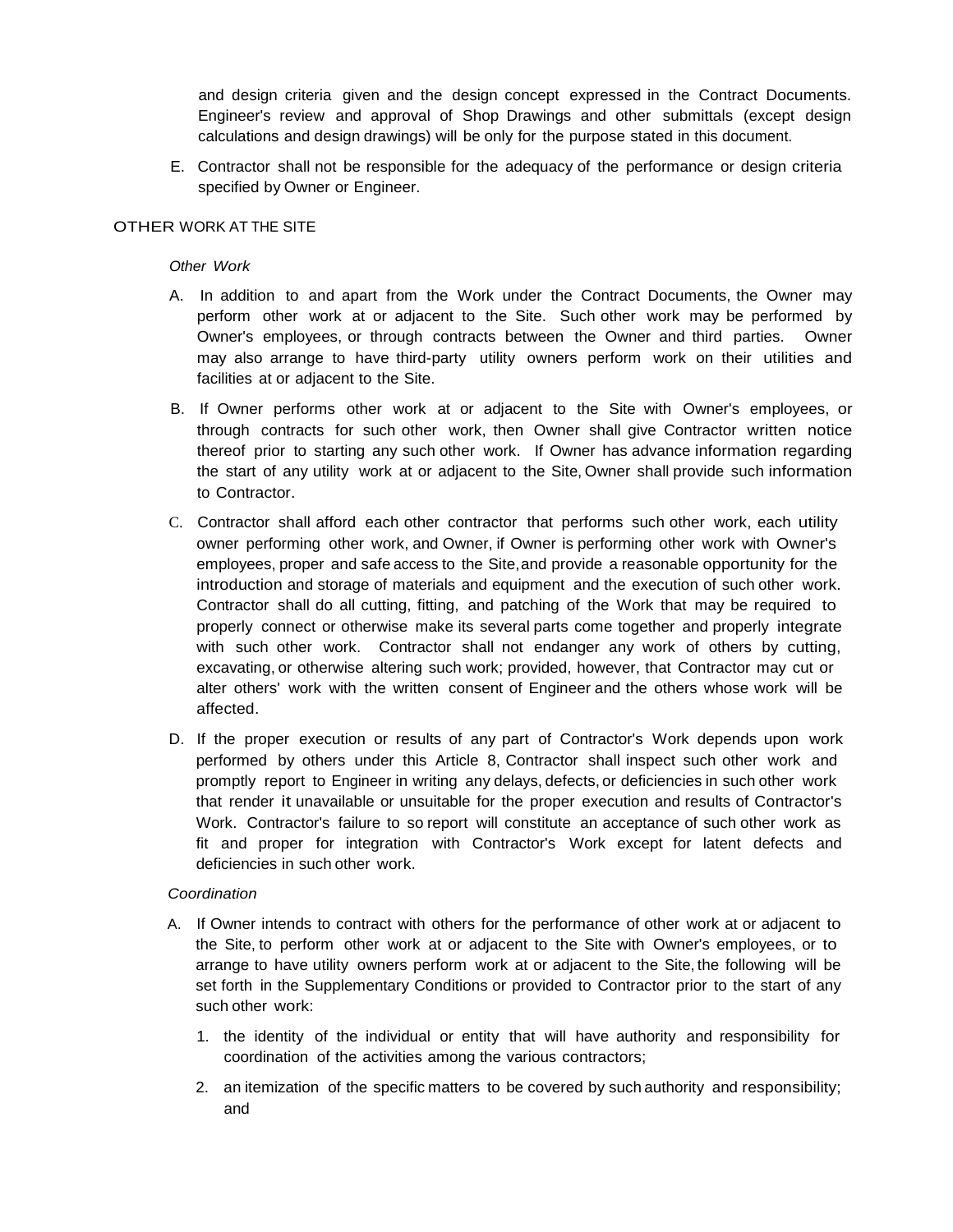and design criteria given and the design concept expressed in the Contract Documents. Engineer's review and approval of Shop Drawings and other submittals (except design calculations and design drawings) will be only for the purpose stated in this document.

E. Contractor shall not be responsible for the adequacy of the performance or design criteria specified by Owner or Engineer.

## OTHER WORK AT THE SITE

*Other Work*

A. In addition to and apart from the Work under the Contract Documents, the Owner may perform other work at or adjacent to the Site. Such other work may be performed by Owner's employees, or through contracts between the Owner and third parties. Owner may also arrange to have third-party utility owners perform work on their utilities and facilities at or adjacent to the Site.

B. If Owner performs other work at or adjacent to the Site with Owner's employees, or through contracts for such other work, then Owner shall give Contractor written notice thereof prior to starting any such other work. If Owner has advance information regarding the start of any utility work at or adjacent to the Site, Owner shall provide such information to Contractor.

C. Contractor shall afford each other contractor that performs such other work, each utility owner performing other work, and Owner, if Owner is performing other work with Owner's employees, proper and safe access to the Site, and provide a reasonable opportunity for the introduction and storage of materials and equipment and the execution of such other work. Contractor shall do all cutting, fitting, and patching of the Work that may be required to properly connect or otherwise make its several parts come together and properly integrate with such other work. Contractor shall not endanger any work of others by cutting, excavating, or otherwise altering such work; provided, however, that Contractor may cut or alter others' work with the written consent of Engineer and the others whose work will be affected.

D. If the proper execution or results of any part of Contractor's Work depends upon work performed by others under this Article 8, Contractor shall inspect such other work and promptly report to Engineer in writing any delays, defects, or deficiencies in such other work that render it unavailable or unsuitable for the proper execution and results of Contractor's Work. Contractor's failure to so report will constitute an acceptance of such other work as fit and proper for integration with Contractor's Work except for latent defects and deficiencies in such other work.

*Coordination*

A. If Owner intends to contract with others for the performance of other work at or adjacent to the Site, to perform other work at or adjacent to the Site with Owner's employees, or to arrange to have utility owners perform work at or adjacent to the Site, the following will be set forth in the Supplementary Conditions or provided to Contractor prior to the start of any such other work:

1. the identity of the individual or entity that will have authority and responsibility for coordination of the activities among the various contractors;
2. an itemization of the specific matters to be covered by such authority and responsibility; and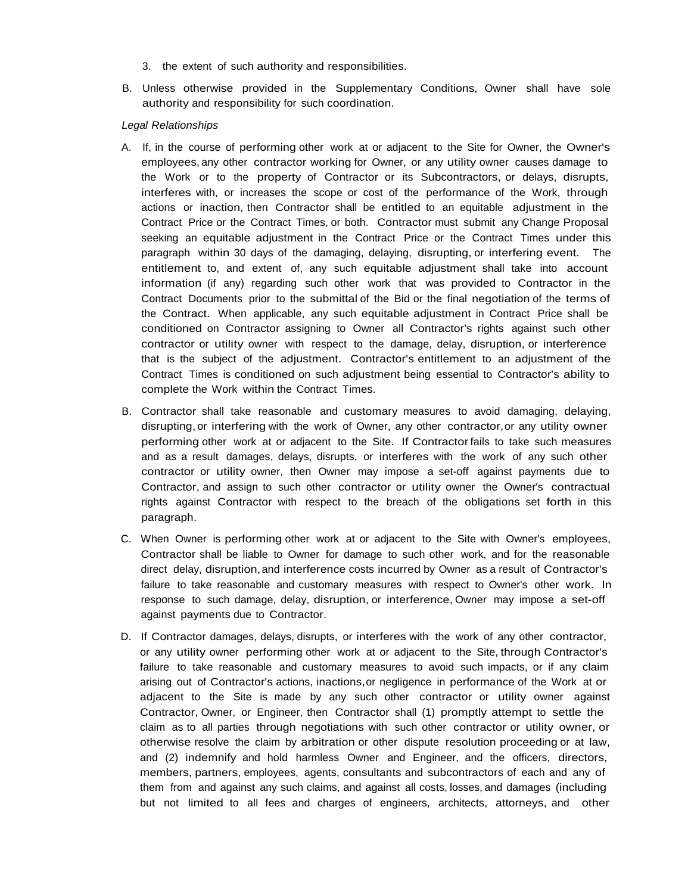3. the extent of such authority and responsibilities.

B. Unless otherwise provided in the Supplementary Conditions, Owner shall have sole authority and responsibility for such coordination.

*Legal Relationships*

A. If, in the course of performing other work at or adjacent to the Site for Owner, the Owner's employees, any other contractor working for Owner, or any utility owner causes damage to the Work or to the property of Contractor or its Subcontractors, or delays, disrupts, interferes with, or increases the scope or cost of the performance of the Work, through actions or inaction, then Contractor shall be entitled to an equitable adjustment in the Contract Price or the Contract Times, or both. Contractor must submit any Change Proposal seeking an equitable adjustment in the Contract Price or the Contract Times under this paragraph within 30 days of the damaging, delaying, disrupting, or interfering event. The entitlement to, and extent of, any such equitable adjustment shall take into account information (if any) regarding such other work that was provided to Contractor in the Contract Documents prior to the submittal of the Bid or the final negotiation of the terms of the Contract. When applicable, any such equitable adjustment in Contract Price shall be conditioned on Contractor assigning to Owner all Contractor's rights against such other contractor or utility owner with respect to the damage, delay, disruption, or interference that is the subject of the adjustment. Contractor's entitlement to an adjustment of the Contract Times is conditioned on such adjustment being essential to Contractor's ability to complete the Work within the Contract Times.

B. Contractor shall take reasonable and customary measures to avoid damaging, delaying, disrupting, or interfering with the work of Owner, any other contractor, or any utility owner performing other work at or adjacent to the Site. If Contractor fails to take such measures and as a result damages, delays, disrupts, or interferes with the work of any such other contractor or utility owner, then Owner may impose a set-off against payments due to Contractor, and assign to such other contractor or utility owner the Owner's contractual rights against Contractor with respect to the breach of the obligations set forth in this paragraph.

C. When Owner is performing other work at or adjacent to the Site with Owner's employees, Contractor shall be liable to Owner for damage to such other work, and for the reasonable direct delay, disruption, and interference costs incurred by Owner as a result of Contractor's failure to take reasonable and customary measures with respect to Owner's other work. In response to such damage, delay, disruption, or interference, Owner may impose a set-off against payments due to Contractor.

D. If Contractor damages, delays, disrupts, or interferes with the work of any other contractor, or any utility owner performing other work at or adjacent to the Site, through Contractor's failure to take reasonable and customary measures to avoid such impacts, or if any claim arising out of Contractor's actions, inactions, or negligence in performance of the Work at or adjacent to the Site is made by any such other contractor or utility owner against Contractor, Owner, or Engineer, then Contractor shall (1) promptly attempt to settle the claim as to all parties through negotiations with such other contractor or utility owner, or otherwise resolve the claim by arbitration or other dispute resolution proceeding or at law, and (2) indemnify and hold harmless Owner and Engineer, and the officers, directors, members, partners, employees, agents, consultants and subcontractors of each and any of them from and against any such claims, and against all costs, losses, and damages (including but not limited to all fees and charges of engineers, architects, attorneys, and other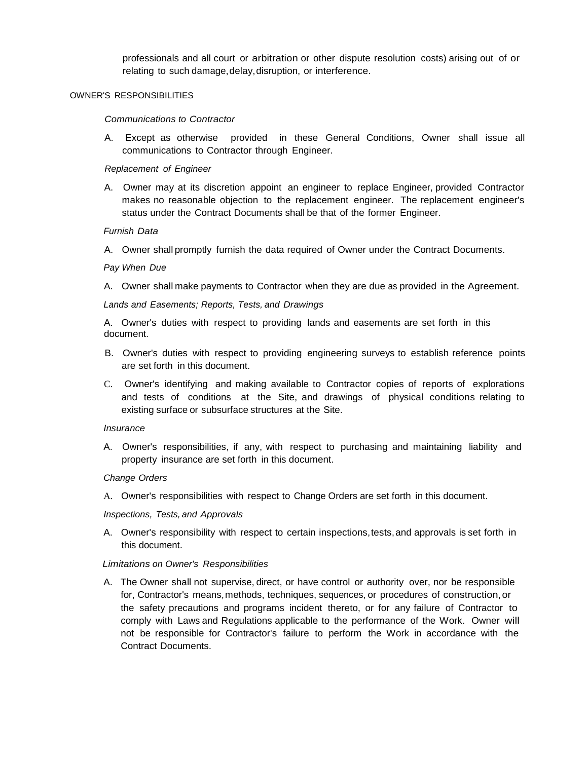professionals and all court or arbitration or other dispute resolution costs) arising out of or relating to such damage, delay, disruption, or interference.

## OWNER'S RESPONSIBILITIES

*Communications to Contractor*

A. Except as otherwise provided in these General Conditions, Owner shall issue all communications to Contractor through Engineer.

*Replacement of Engineer*

A. Owner may at its discretion appoint an engineer to replace Engineer, provided Contractor makes no reasonable objection to the replacement engineer. The replacement engineer's status under the Contract Documents shall be that of the former Engineer.

*Furnish Data*

A. Owner shall promptly furnish the data required of Owner under the Contract Documents.

*Pay When Due*

A. Owner shall make payments to Contractor when they are due as provided in the Agreement.

*Lands and Easements; Reports, Tests, and Drawings*

A. Owner's duties with respect to providing lands and easements are set forth in this document.

B. Owner's duties with respect to providing engineering surveys to establish reference points are set forth in this document.

C. Owner's identifying and making available to Contractor copies of reports of explorations and tests of conditions at the Site, and drawings of physical conditions relating to existing surface or subsurface structures at the Site.

*Insurance*

A. Owner's responsibilities, if any, with respect to purchasing and maintaining liability and property insurance are set forth in this document.

*Change Orders*

A. Owner's responsibilities with respect to Change Orders are set forth in this document.

*Inspections, Tests, and Approvals*

A. Owner's responsibility with respect to certain inspections, tests, and approvals is set forth in this document.

*Limitations on Owner's Responsibilities*

A. The Owner shall not supervise, direct, or have control or authority over, nor be responsible for, Contractor's means, methods, techniques, sequences, or procedures of construction, or the safety precautions and programs incident thereto, or for any failure of Contractor to comply with Laws and Regulations applicable to the performance of the Work. Owner will not be responsible for Contractor's failure to perform the Work in accordance with the Contract Documents.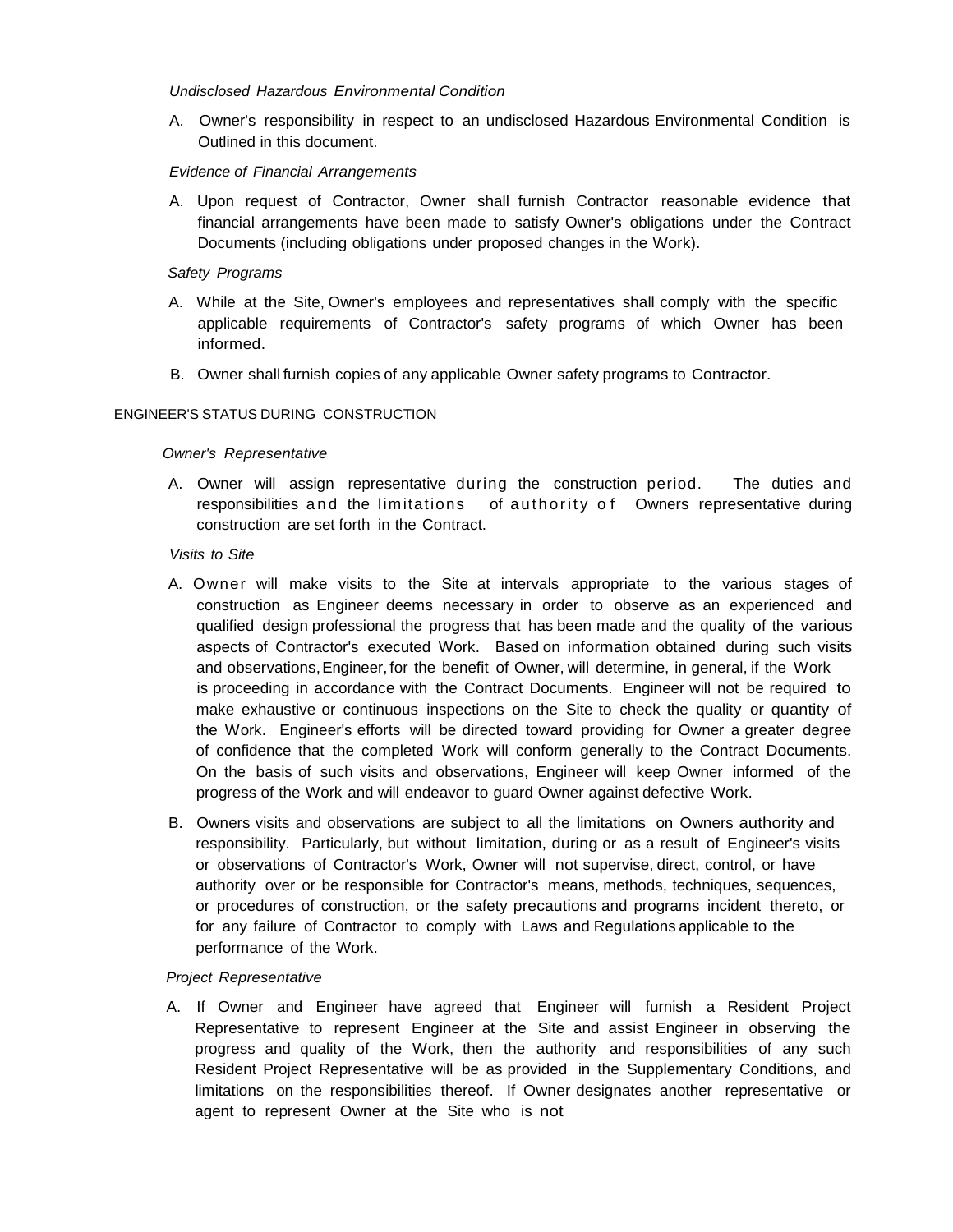*Undisclosed Hazardous Environmental Condition*

A. Owner's responsibility in respect to an undisclosed Hazardous Environmental Condition is Outlined in this document.

*Evidence of Financial Arrangements*

A. Upon request of Contractor, Owner shall furnish Contractor reasonable evidence that financial arrangements have been made to satisfy Owner's obligations under the Contract Documents (including obligations under proposed changes in the Work).

*Safety Programs*

A. While at the Site, Owner's employees and representatives shall comply with the specific applicable requirements of Contractor's safety programs of which Owner has been informed.

B. Owner shall furnish copies of any applicable Owner safety programs to Contractor.

ENGINEER'S STATUS DURING CONSTRUCTION

*Owner's Representative*

A. Owner will assign representative during the construction period. The duties and responsibilities and the limitations of authority of Owners representative during construction are set forth in the Contract.

*Visits to Site*

A. Owner will make visits to the Site at intervals appropriate to the various stages of construction as Engineer deems necessary in order to observe as an experienced and qualified design professional the progress that has been made and the quality of the various aspects of Contractor's executed Work. Based on information obtained during such visits and observations, Engineer, for the benefit of Owner, will determine, in general, if the Work is proceeding in accordance with the Contract Documents. Engineer will not be required to make exhaustive or continuous inspections on the Site to check the quality or quantity of the Work. Engineer's efforts will be directed toward providing for Owner a greater degree of confidence that the completed Work will conform generally to the Contract Documents. On the basis of such visits and observations, Engineer will keep Owner informed of the progress of the Work and will endeavor to guard Owner against defective Work.

B. Owners visits and observations are subject to all the limitations on Owners authority and responsibility. Particularly, but without limitation, during or as a result of Engineer's visits or observations of Contractor's Work, Owner will not supervise, direct, control, or have authority over or be responsible for Contractor's means, methods, techniques, sequences, or procedures of construction, or the safety precautions and programs incident thereto, or for any failure of Contractor to comply with Laws and Regulations applicable to the performance of the Work.

*Project Representative*

A. If Owner and Engineer have agreed that Engineer will furnish a Resident Project Representative to represent Engineer at the Site and assist Engineer in observing the progress and quality of the Work, then the authority and responsibilities of any such Resident Project Representative will be as provided in the Supplementary Conditions, and limitations on the responsibilities thereof. If Owner designates another representative or agent to represent Owner at the Site who is not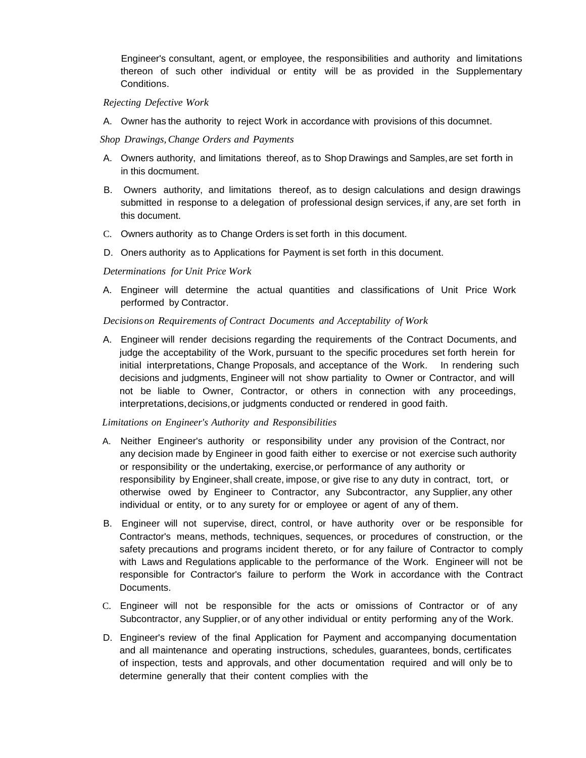Engineer's consultant, agent, or employee, the responsibilities and authority and limitations thereon of such other individual or entity will be as provided in the Supplementary Conditions.

*Rejecting Defective Work*

A. Owner has the authority to reject Work in accordance with provisions of this documnet.

*Shop Drawings, Change Orders and Payments*

A. Owners authority, and limitations thereof, as to Shop Drawings and Samples, are set forth in in this docmument.

B. Owners authority, and limitations thereof, as to design calculations and design drawings submitted in response to a delegation of professional design services, if any, are set forth in this document.

C. Owners authority as to Change Orders is set forth in this document.

D. Oners authority as to Applications for Payment is set forth in this document.

*Determinations for Unit Price Work*

A. Engineer will determine the actual quantities and classifications of Unit Price Work performed by Contractor.

*Decisions on Requirements of Contract Documents and Acceptability of Work*

A. Engineer will render decisions regarding the requirements of the Contract Documents, and judge the acceptability of the Work, pursuant to the specific procedures set forth herein for initial interpretations, Change Proposals, and acceptance of the Work. In rendering such decisions and judgments, Engineer will not show partiality to Owner or Contractor, and will not be liable to Owner, Contractor, or others in connection with any proceedings, interpretations, decisions, or judgments conducted or rendered in good faith.

*Limitations on Engineer's Authority and Responsibilities*

A. Neither Engineer's authority or responsibility under any provision of the Contract, nor any decision made by Engineer in good faith either to exercise or not exercise such authority or responsibility or the undertaking, exercise, or performance of any authority or responsibility by Engineer, shall create, impose, or give rise to any duty in contract, tort, or otherwise owed by Engineer to Contractor, any Subcontractor, any Supplier, any other individual or entity, or to any surety for or employee or agent of any of them.

B. Engineer will not supervise, direct, control, or have authority over or be responsible for Contractor's means, methods, techniques, sequences, or procedures of construction, or the safety precautions and programs incident thereto, or for any failure of Contractor to comply with Laws and Regulations applicable to the performance of the Work. Engineer will not be responsible for Contractor's failure to perform the Work in accordance with the Contract Documents.

C. Engineer will not be responsible for the acts or omissions of Contractor or of any Subcontractor, any Supplier, or of any other individual or entity performing any of the Work.

D. Engineer's review of the final Application for Payment and accompanying documentation and all maintenance and operating instructions, schedules, guarantees, bonds, certificates of inspection, tests and approvals, and other documentation required and will only be to determine generally that their content complies with the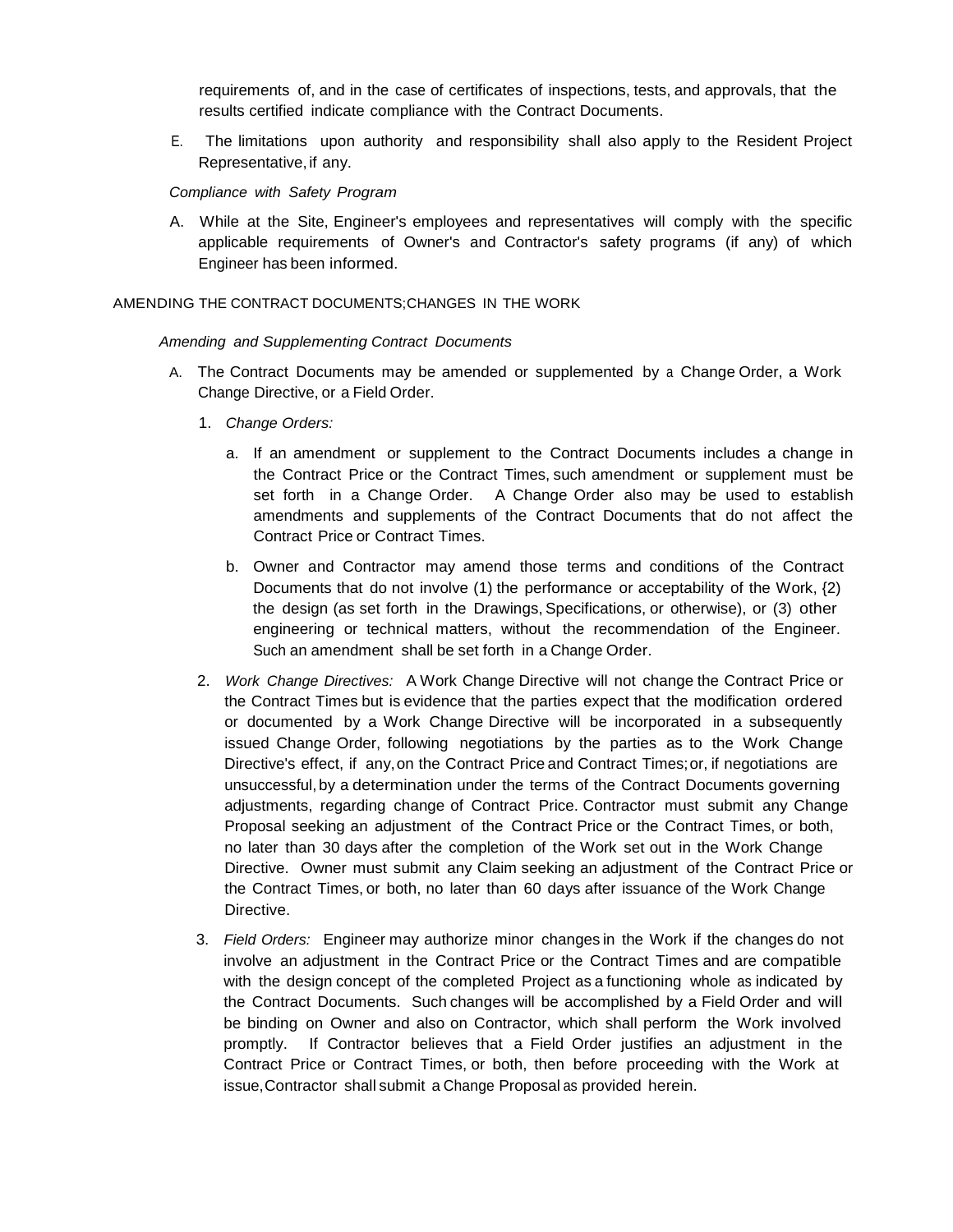requirements of, and in the case of certificates of inspections, tests, and approvals, that the results certified indicate compliance with the Contract Documents.

E. The limitations upon authority and responsibility shall also apply to the Resident Project Representative, if any.

*Compliance with Safety Program*

A. While at the Site, Engineer's employees and representatives will comply with the specific applicable requirements of Owner's and Contractor's safety programs (if any) of which Engineer has been informed.

AMENDING THE CONTRACT DOCUMENTS; CHANGES IN THE WORK

*Amending and Supplementing Contract Documents*

A. The Contract Documents may be amended or supplemented by a Change Order, a Work Change Directive, or a Field Order.

1. *Change Orders:*

   a. If an amendment or supplement to the Contract Documents includes a change in the Contract Price or the Contract Times, such amendment or supplement must be set forth in a Change Order. A Change Order also may be used to establish amendments and supplements of the Contract Documents that do not affect the Contract Price or Contract Times.

   b. Owner and Contractor may amend those terms and conditions of the Contract Documents that do not involve (1) the performance or acceptability of the Work, {2) the design (as set forth in the Drawings, Specifications, or otherwise), or (3) other engineering or technical matters, without the recommendation of the Engineer. Such an amendment shall be set forth in a Change Order.

2. *Work Change Directives:* A Work Change Directive will not change the Contract Price or the Contract Times but is evidence that the parties expect that the modification ordered or documented by a Work Change Directive will be incorporated in a subsequently issued Change Order, following negotiations by the parties as to the Work Change Directive's effect, if any, on the Contract Price and Contract Times; or, if negotiations are unsuccessful, by a determination under the terms of the Contract Documents governing adjustments, regarding change of Contract Price. Contractor must submit any Change Proposal seeking an adjustment of the Contract Price or the Contract Times, or both, no later than 30 days after the completion of the Work set out in the Work Change Directive. Owner must submit any Claim seeking an adjustment of the Contract Price or the Contract Times, or both, no later than 60 days after issuance of the Work Change Directive.

3. *Field Orders:* Engineer may authorize minor changes in the Work if the changes do not involve an adjustment in the Contract Price or the Contract Times and are compatible with the design concept of the completed Project as a functioning whole as indicated by the Contract Documents. Such changes will be accomplished by a Field Order and will be binding on Owner and also on Contractor, which shall perform the Work involved promptly. If Contractor believes that a Field Order justifies an adjustment in the Contract Price or Contract Times, or both, then before proceeding with the Work at issue, Contractor shall submit a Change Proposal as provided herein.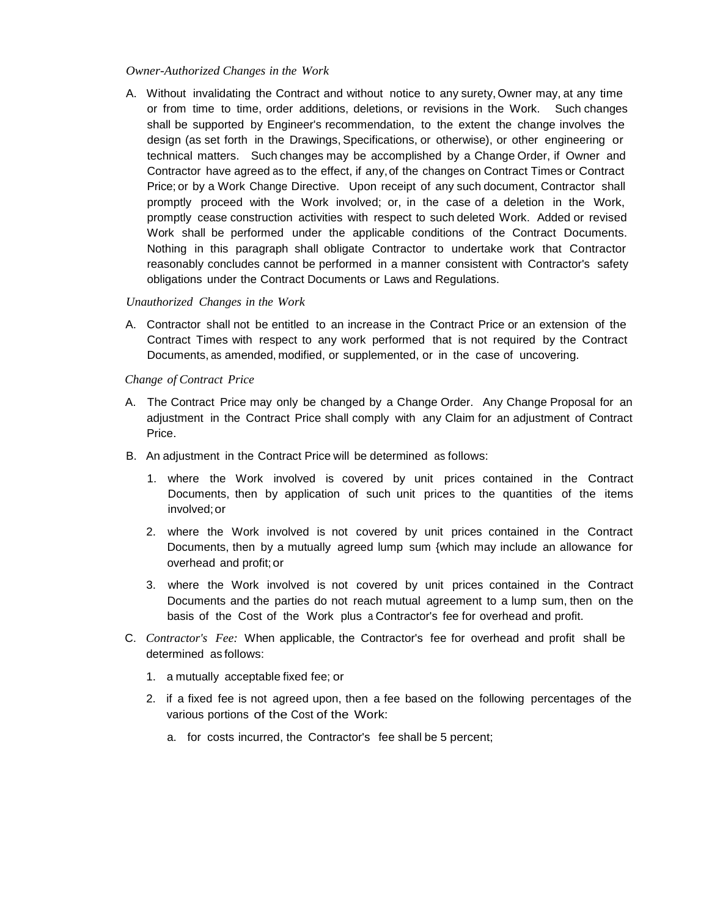*Owner-Authorized Changes in the Work*

A. Without invalidating the Contract and without notice to any surety, Owner may, at any time or from time to time, order additions, deletions, or revisions in the Work. Such changes shall be supported by Engineer's recommendation, to the extent the change involves the design (as set forth in the Drawings, Specifications, or otherwise), or other engineering or technical matters. Such changes may be accomplished by a Change Order, if Owner and Contractor have agreed as to the effect, if any, of the changes on Contract Times or Contract Price; or by a Work Change Directive. Upon receipt of any such document, Contractor shall promptly proceed with the Work involved; or, in the case of a deletion in the Work, promptly cease construction activities with respect to such deleted Work. Added or revised Work shall be performed under the applicable conditions of the Contract Documents. Nothing in this paragraph shall obligate Contractor to undertake work that Contractor reasonably concludes cannot be performed in a manner consistent with Contractor's safety obligations under the Contract Documents or Laws and Regulations.

*Unauthorized Changes in the Work*

A. Contractor shall not be entitled to an increase in the Contract Price or an extension of the Contract Times with respect to any work performed that is not required by the Contract Documents, as amended, modified, or supplemented, or in the case of uncovering.

*Change of Contract Price*

A. The Contract Price may only be changed by a Change Order. Any Change Proposal for an adjustment in the Contract Price shall comply with any Claim for an adjustment of Contract Price.

B. An adjustment in the Contract Price will be determined as follows:

   1. where the Work involved is covered by unit prices contained in the Contract Documents, then by application of such unit prices to the quantities of the items involved; or

   2. where the Work involved is not covered by unit prices contained in the Contract Documents, then by a mutually agreed lump sum {which may include an allowance for overhead and profit; or

   3. where the Work involved is not covered by unit prices contained in the Contract Documents and the parties do not reach mutual agreement to a lump sum, then on the basis of the Cost of the Work plus a Contractor's fee for overhead and profit.

C. *Contractor's Fee:* When applicable, the Contractor's fee for overhead and profit shall be determined as follows:

   1. a mutually acceptable fixed fee; or

   2. if a fixed fee is not agreed upon, then a fee based on the following percentages of the various portions of the Cost of the Work:

      a. for costs incurred, the Contractor's fee shall be 5 percent;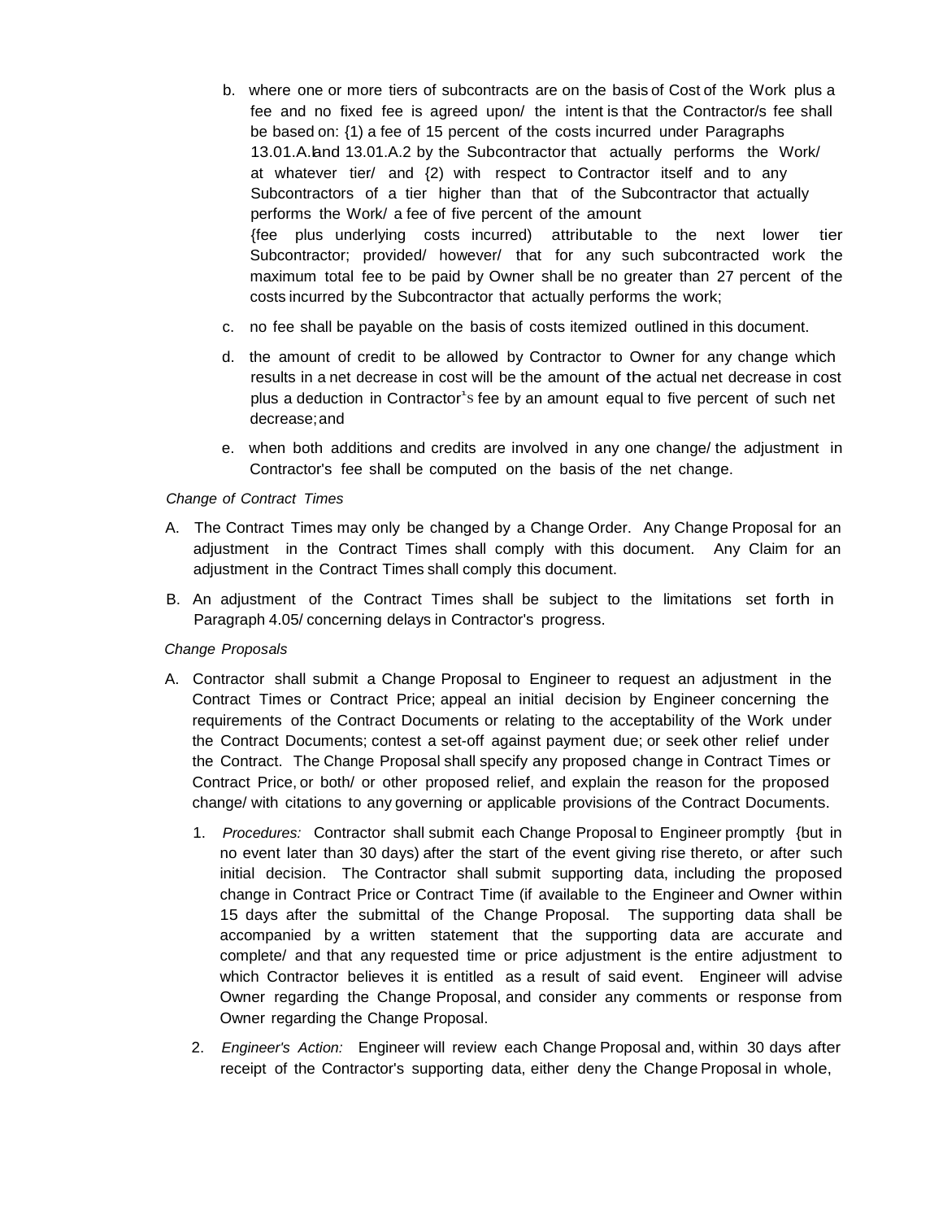b. where one or more tiers of subcontracts are on the basis of Cost of the Work plus a fee and no fixed fee is agreed upon/ the intent is that the Contractor/s fee shall be based on: {1) a fee of 15 percent of the costs incurred under Paragraphs 13.01.A.land 13.01.A.2 by the Subcontractor that actually performs the Work/ at whatever tier/ and {2) with respect to Contractor itself and to any Subcontractors of a tier higher than that of the Subcontractor that actually performs the Work/ a fee of five percent of the amount {fee plus underlying costs incurred) attributable to the next lower tier Subcontractor; provided/ however/ that for any such subcontracted work the maximum total fee to be paid by Owner shall be no greater than 27 percent of the costs incurred by the Subcontractor that actually performs the work;

c. no fee shall be payable on the basis of costs itemized outlined in this document.

d. the amount of credit to be allowed by Contractor to Owner for any change which results in a net decrease in cost will be the amount of the actual net decrease in cost plus a deduction in Contractor's fee by an amount equal to five percent of such net decrease; and

e. when both additions and credits are involved in any one change/ the adjustment in Contractor's fee shall be computed on the basis of the net change.

*Change of Contract Times*

A. The Contract Times may only be changed by a Change Order. Any Change Proposal for an adjustment in the Contract Times shall comply with this document. Any Claim for an adjustment in the Contract Times shall comply this document.

B. An adjustment of the Contract Times shall be subject to the limitations set forth in Paragraph 4.05/ concerning delays in Contractor's progress.

*Change Proposals*

A. Contractor shall submit a Change Proposal to Engineer to request an adjustment in the Contract Times or Contract Price; appeal an initial decision by Engineer concerning the requirements of the Contract Documents or relating to the acceptability of the Work under the Contract Documents; contest a set-off against payment due; or seek other relief under the Contract. The Change Proposal shall specify any proposed change in Contract Times or Contract Price, or both/ or other proposed relief, and explain the reason for the proposed change/ with citations to any governing or applicable provisions of the Contract Documents.

1. *Procedures:* Contractor shall submit each Change Proposal to Engineer promptly {but in no event later than 30 days) after the start of the event giving rise thereto, or after such initial decision. The Contractor shall submit supporting data, including the proposed change in Contract Price or Contract Time (if available to the Engineer and Owner within 15 days after the submittal of the Change Proposal. The supporting data shall be accompanied by a written statement that the supporting data are accurate and complete/ and that any requested time or price adjustment is the entire adjustment to which Contractor believes it is entitled as a result of said event. Engineer will advise Owner regarding the Change Proposal, and consider any comments or response from Owner regarding the Change Proposal.

2. *Engineer's Action:* Engineer will review each Change Proposal and, within 30 days after receipt of the Contractor's supporting data, either deny the Change Proposal in whole,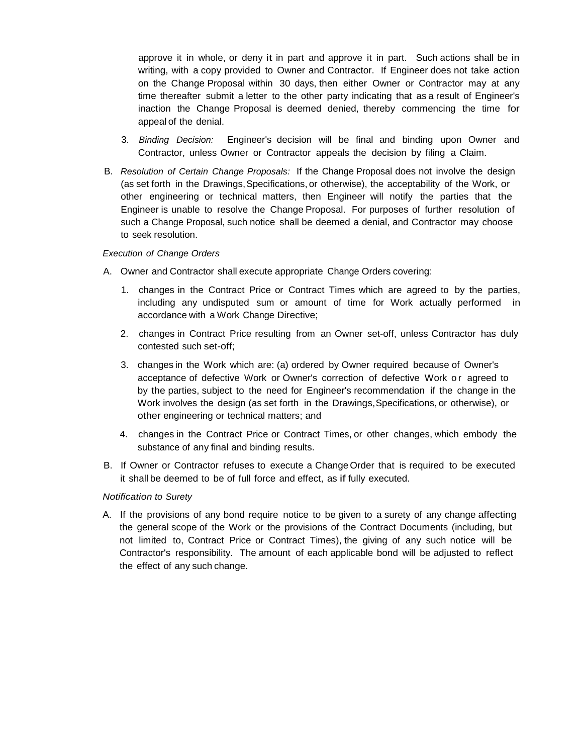approve it in whole, or deny it in part and approve it in part. Such actions shall be in writing, with a copy provided to Owner and Contractor. If Engineer does not take action on the Change Proposal within 30 days, then either Owner or Contractor may at any time thereafter submit a letter to the other party indicating that as a result of Engineer's inaction the Change Proposal is deemed denied, thereby commencing the time for appeal of the denial.

3. *Binding Decision:* Engineer's decision will be final and binding upon Owner and Contractor, unless Owner or Contractor appeals the decision by filing a Claim.

B. *Resolution of Certain Change Proposals:* If the Change Proposal does not involve the design (as set forth in the Drawings, Specifications, or otherwise), the acceptability of the Work, or other engineering or technical matters, then Engineer will notify the parties that the Engineer is unable to resolve the Change Proposal. For purposes of further resolution of such a Change Proposal, such notice shall be deemed a denial, and Contractor may choose to seek resolution.

*Execution of Change Orders*

A. Owner and Contractor shall execute appropriate Change Orders covering:

1. changes in the Contract Price or Contract Times which are agreed to by the parties, including any undisputed sum or amount of time for Work actually performed in accordance with a Work Change Directive;

2. changes in Contract Price resulting from an Owner set-off, unless Contractor has duly contested such set-off;

3. changes in the Work which are: (a) ordered by Owner required because of Owner's acceptance of defective Work or Owner's correction of defective Work or agreed to by the parties, subject to the need for Engineer's recommendation if the change in the Work involves the design (as set forth in the Drawings, Specifications, or otherwise), or other engineering or technical matters; and

4. changes in the Contract Price or Contract Times, or other changes, which embody the substance of any final and binding results.

B. If Owner or Contractor refuses to execute a Change Order that is required to be executed it shall be deemed to be of full force and effect, as if fully executed.

*Notification to Surety*

A. If the provisions of any bond require notice to be given to a surety of any change affecting the general scope of the Work or the provisions of the Contract Documents (including, but not limited to, Contract Price or Contract Times), the giving of any such notice will be Contractor's responsibility. The amount of each applicable bond will be adjusted to reflect the effect of any such change.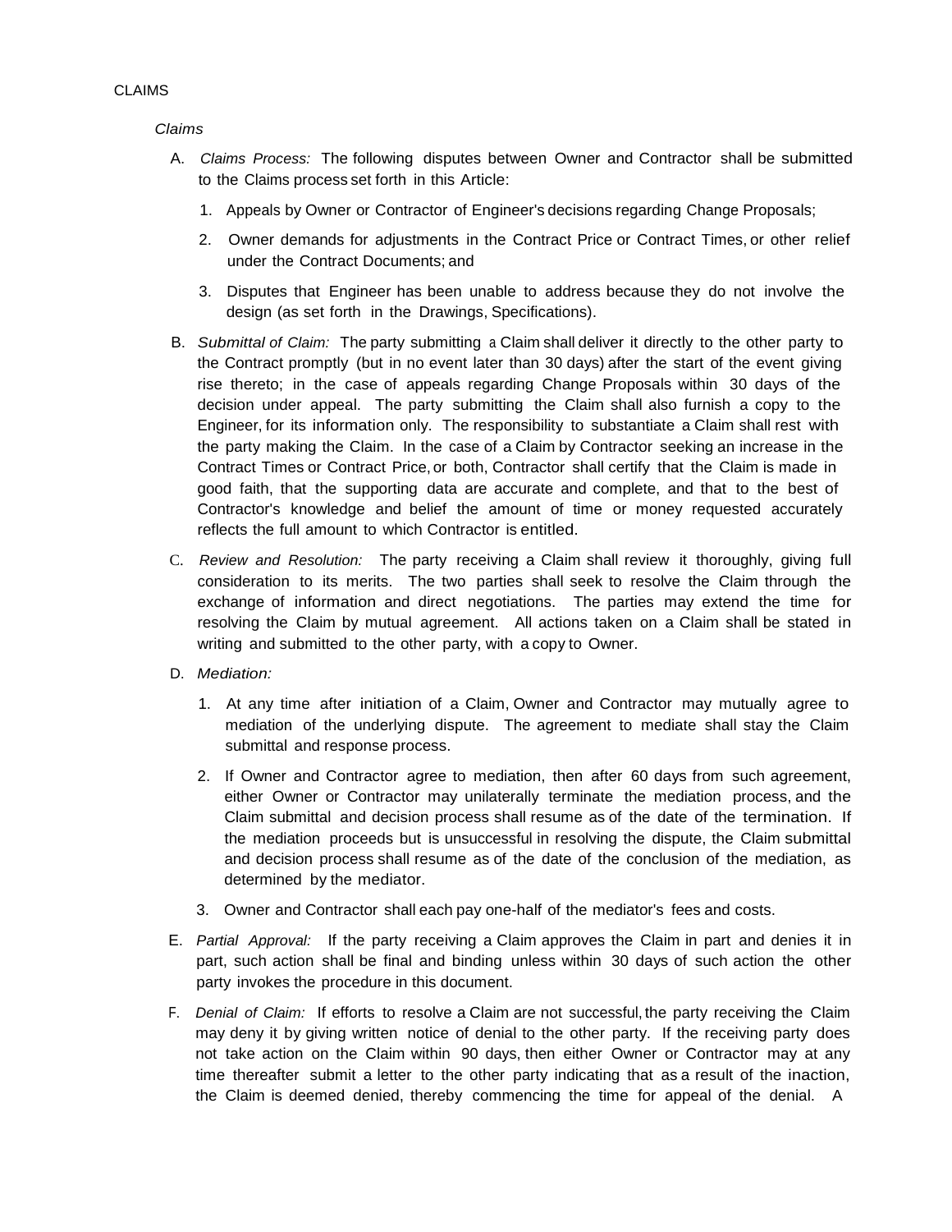CLAIMS

*Claims*

A. *Claims Process:* The following disputes between Owner and Contractor shall be submitted to the Claims process set forth in this Article:

   1. Appeals by Owner or Contractor of Engineer's decisions regarding Change Proposals;

   2. Owner demands for adjustments in the Contract Price or Contract Times, or other relief under the Contract Documents; and

   3. Disputes that Engineer has been unable to address because they do not involve the design (as set forth in the Drawings, Specifications).

B. *Submittal of Claim:* The party submitting a Claim shall deliver it directly to the other party to the Contract promptly (but in no event later than 30 days) after the start of the event giving rise thereto; in the case of appeals regarding Change Proposals within 30 days of the decision under appeal. The party submitting the Claim shall also furnish a copy to the Engineer, for its information only. The responsibility to substantiate a Claim shall rest with the party making the Claim. In the case of a Claim by Contractor seeking an increase in the Contract Times or Contract Price, or both, Contractor shall certify that the Claim is made in good faith, that the supporting data are accurate and complete, and that to the best of Contractor's knowledge and belief the amount of time or money requested accurately reflects the full amount to which Contractor is entitled.

C. *Review and Resolution:* The party receiving a Claim shall review it thoroughly, giving full consideration to its merits. The two parties shall seek to resolve the Claim through the exchange of information and direct negotiations. The parties may extend the time for resolving the Claim by mutual agreement. All actions taken on a Claim shall be stated in writing and submitted to the other party, with a copy to Owner.

D. *Mediation:*

   1. At any time after initiation of a Claim, Owner and Contractor may mutually agree to mediation of the underlying dispute. The agreement to mediate shall stay the Claim submittal and response process.

   2. If Owner and Contractor agree to mediation, then after 60 days from such agreement, either Owner or Contractor may unilaterally terminate the mediation process, and the Claim submittal and decision process shall resume as of the date of the termination. If the mediation proceeds but is unsuccessful in resolving the dispute, the Claim submittal and decision process shall resume as of the date of the conclusion of the mediation, as determined by the mediator.

   3. Owner and Contractor shall each pay one-half of the mediator's fees and costs.

E. *Partial Approval:* If the party receiving a Claim approves the Claim in part and denies it in part, such action shall be final and binding unless within 30 days of such action the other party invokes the procedure in this document.

F. *Denial of Claim:* If efforts to resolve a Claim are not successful, the party receiving the Claim may deny it by giving written notice of denial to the other party. If the receiving party does not take action on the Claim within 90 days, then either Owner or Contractor may at any time thereafter submit a letter to the other party indicating that as a result of the inaction, the Claim is deemed denied, thereby commencing the time for appeal of the denial. A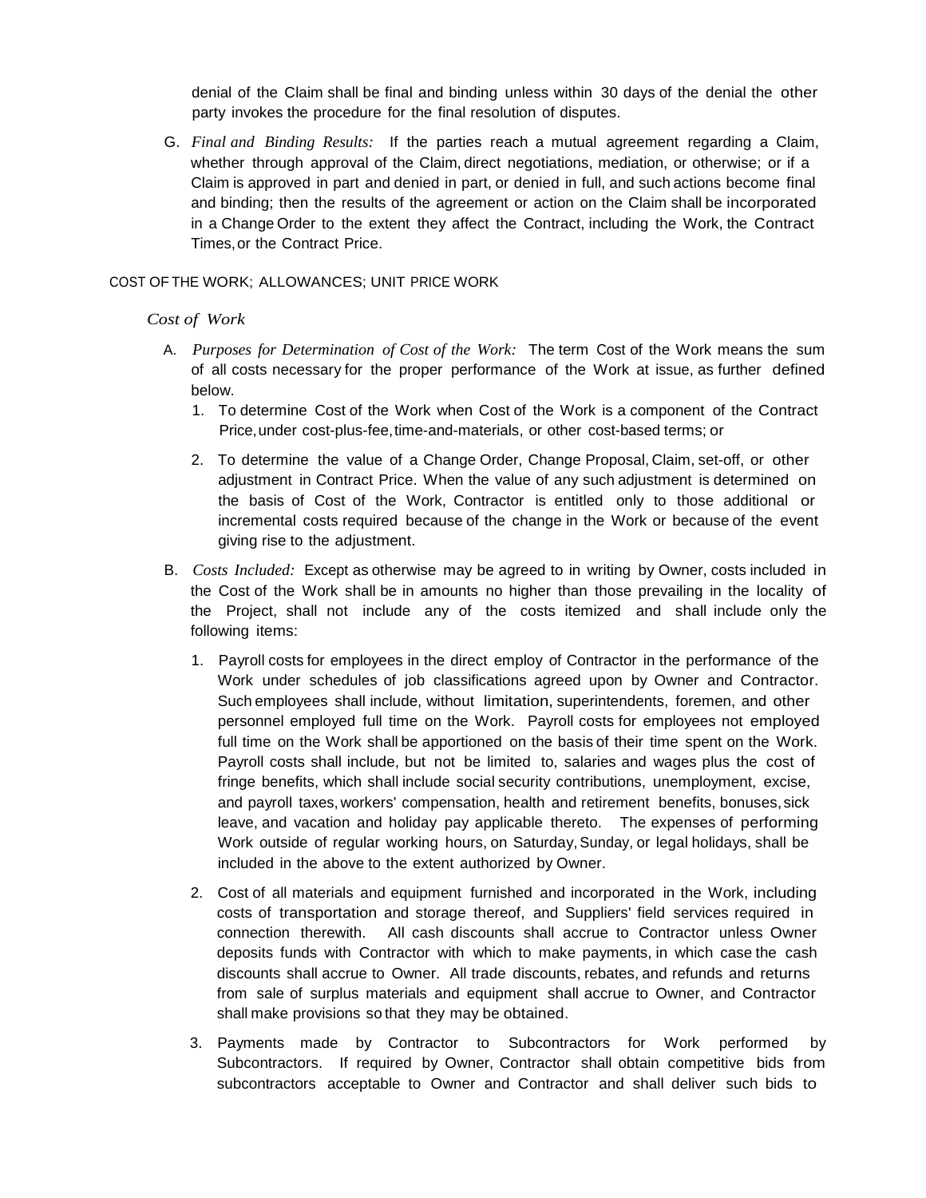denial of the Claim shall be final and binding unless within 30 days of the denial the other party invokes the procedure for the final resolution of disputes.

G. *Final and Binding Results:* If the parties reach a mutual agreement regarding a Claim, whether through approval of the Claim, direct negotiations, mediation, or otherwise; or if a Claim is approved in part and denied in part, or denied in full, and such actions become final and binding; then the results of the agreement or action on the Claim shall be incorporated in a Change Order to the extent they affect the Contract, including the Work, the Contract Times, or the Contract Price.

COST OF THE WORK; ALLOWANCES; UNIT PRICE WORK

*Cost of Work*

A. *Purposes for Determination of Cost of the Work:* The term Cost of the Work means the sum of all costs necessary for the proper performance of the Work at issue, as further defined below.

1. To determine Cost of the Work when Cost of the Work is a component of the Contract Price, under cost-plus-fee, time-and-materials, or other cost-based terms; or

2. To determine the value of a Change Order, Change Proposal, Claim, set-off, or other adjustment in Contract Price. When the value of any such adjustment is determined on the basis of Cost of the Work, Contractor is entitled only to those additional or incremental costs required because of the change in the Work or because of the event giving rise to the adjustment.

B. *Costs Included:* Except as otherwise may be agreed to in writing by Owner, costs included in the Cost of the Work shall be in amounts no higher than those prevailing in the locality of the Project, shall not include any of the costs itemized and shall include only the following items:

1. Payroll costs for employees in the direct employ of Contractor in the performance of the Work under schedules of job classifications agreed upon by Owner and Contractor. Such employees shall include, without limitation, superintendents, foremen, and other personnel employed full time on the Work. Payroll costs for employees not employed full time on the Work shall be apportioned on the basis of their time spent on the Work. Payroll costs shall include, but not be limited to, salaries and wages plus the cost of fringe benefits, which shall include social security contributions, unemployment, excise, and payroll taxes, workers' compensation, health and retirement benefits, bonuses, sick leave, and vacation and holiday pay applicable thereto. The expenses of performing Work outside of regular working hours, on Saturday, Sunday, or legal holidays, shall be included in the above to the extent authorized by Owner.

2. Cost of all materials and equipment furnished and incorporated in the Work, including costs of transportation and storage thereof, and Suppliers' field services required in connection therewith. All cash discounts shall accrue to Contractor unless Owner deposits funds with Contractor with which to make payments, in which case the cash discounts shall accrue to Owner. All trade discounts, rebates, and refunds and returns from sale of surplus materials and equipment shall accrue to Owner, and Contractor shall make provisions so that they may be obtained.

3. Payments made by Contractor to Subcontractors for Work performed by Subcontractors. If required by Owner, Contractor shall obtain competitive bids from subcontractors acceptable to Owner and Contractor and shall deliver such bids to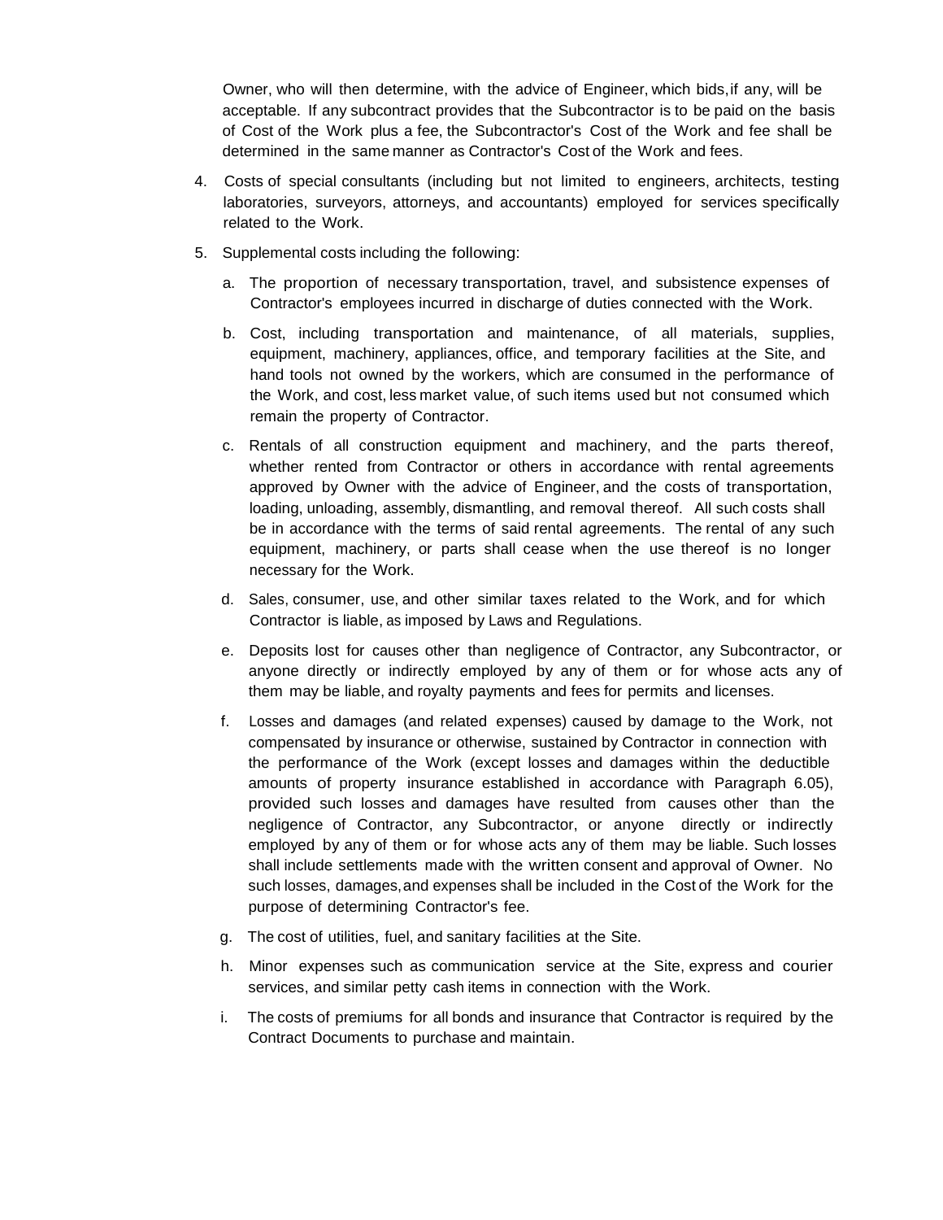Owner, who will then determine, with the advice of Engineer, which bids, if any, will be acceptable. If any subcontract provides that the Subcontractor is to be paid on the basis of Cost of the Work plus a fee, the Subcontractor's Cost of the Work and fee shall be determined in the same manner as Contractor's Cost of the Work and fees.

4. Costs of special consultants (including but not limited to engineers, architects, testing laboratories, surveyors, attorneys, and accountants) employed for services specifically related to the Work.

5. Supplemental costs including the following:

   a. The proportion of necessary transportation, travel, and subsistence expenses of Contractor's employees incurred in discharge of duties connected with the Work.

   b. Cost, including transportation and maintenance, of all materials, supplies, equipment, machinery, appliances, office, and temporary facilities at the Site, and hand tools not owned by the workers, which are consumed in the performance of the Work, and cost, less market value, of such items used but not consumed which remain the property of Contractor.

   c. Rentals of all construction equipment and machinery, and the parts thereof, whether rented from Contractor or others in accordance with rental agreements approved by Owner with the advice of Engineer, and the costs of transportation, loading, unloading, assembly, dismantling, and removal thereof. All such costs shall be in accordance with the terms of said rental agreements. The rental of any such equipment, machinery, or parts shall cease when the use thereof is no longer necessary for the Work.

   d. Sales, consumer, use, and other similar taxes related to the Work, and for which Contractor is liable, as imposed by Laws and Regulations.

   e. Deposits lost for causes other than negligence of Contractor, any Subcontractor, or anyone directly or indirectly employed by any of them or for whose acts any of them may be liable, and royalty payments and fees for permits and licenses.

   f. Losses and damages (and related expenses) caused by damage to the Work, not compensated by insurance or otherwise, sustained by Contractor in connection with the performance of the Work (except losses and damages within the deductible amounts of property insurance established in accordance with Paragraph 6.05), provided such losses and damages have resulted from causes other than the negligence of Contractor, any Subcontractor, or anyone directly or indirectly employed by any of them or for whose acts any of them may be liable. Such losses shall include settlements made with the written consent and approval of Owner. No such losses, damages, and expenses shall be included in the Cost of the Work for the purpose of determining Contractor's fee.

   g. The cost of utilities, fuel, and sanitary facilities at the Site.

   h. Minor expenses such as communication service at the Site, express and courier services, and similar petty cash items in connection with the Work.

   i. The costs of premiums for all bonds and insurance that Contractor is required by the Contract Documents to purchase and maintain.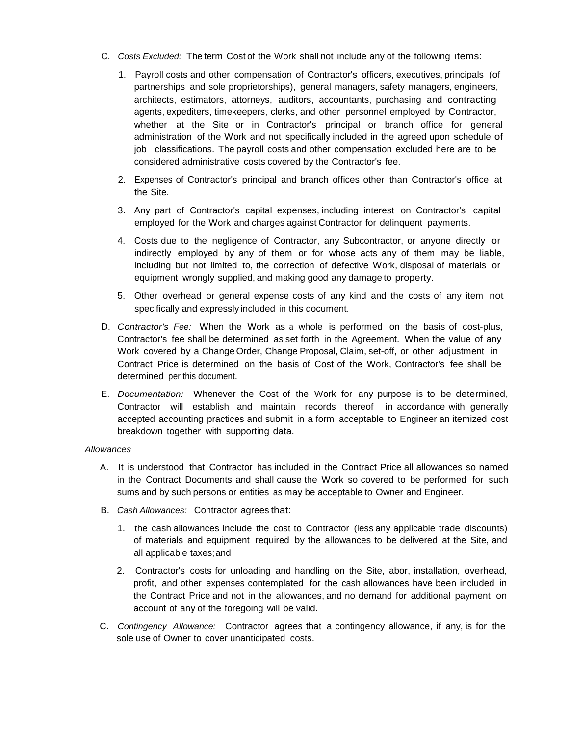C. *Costs Excluded:* The term Cost of the Work shall not include any of the following items:

   1. Payroll costs and other compensation of Contractor's officers, executives, principals (of partnerships and sole proprietorships), general managers, safety managers, engineers, architects, estimators, attorneys, auditors, accountants, purchasing and contracting agents, expediters, timekeepers, clerks, and other personnel employed by Contractor, whether at the Site or in Contractor's principal or branch office for general administration of the Work and not specifically included in the agreed upon schedule of job classifications. The payroll costs and other compensation excluded here are to be considered administrative costs covered by the Contractor's fee.

   2. Expenses of Contractor's principal and branch offices other than Contractor's office at the Site.

   3. Any part of Contractor's capital expenses, including interest on Contractor's capital employed for the Work and charges against Contractor for delinquent payments.

   4. Costs due to the negligence of Contractor, any Subcontractor, or anyone directly or indirectly employed by any of them or for whose acts any of them may be liable, including but not limited to, the correction of defective Work, disposal of materials or equipment wrongly supplied, and making good any damage to property.

   5. Other overhead or general expense costs of any kind and the costs of any item not specifically and expressly included in this document.

D. *Contractor's Fee:* When the Work as a whole is performed on the basis of cost-plus, Contractor's fee shall be determined as set forth in the Agreement. When the value of any Work covered by a Change Order, Change Proposal, Claim, set-off, or other adjustment in Contract Price is determined on the basis of Cost of the Work, Contractor's fee shall be determined per this document.

E. *Documentation:* Whenever the Cost of the Work for any purpose is to be determined, Contractor will establish and maintain records thereof in accordance with generally accepted accounting practices and submit in a form acceptable to Engineer an itemized cost breakdown together with supporting data.

*Allowances*

A. It is understood that Contractor has included in the Contract Price all allowances so named in the Contract Documents and shall cause the Work so covered to be performed for such sums and by such persons or entities as may be acceptable to Owner and Engineer.

B. *Cash Allowances:* Contractor agrees that:

   1. the cash allowances include the cost to Contractor (less any applicable trade discounts) of materials and equipment required by the allowances to be delivered at the Site, and all applicable taxes; and

   2. Contractor's costs for unloading and handling on the Site, labor, installation, overhead, profit, and other expenses contemplated for the cash allowances have been included in the Contract Price and not in the allowances, and no demand for additional payment on account of any of the foregoing will be valid.

C. *Contingency Allowance:* Contractor agrees that a contingency allowance, if any, is for the sole use of Owner to cover unanticipated costs.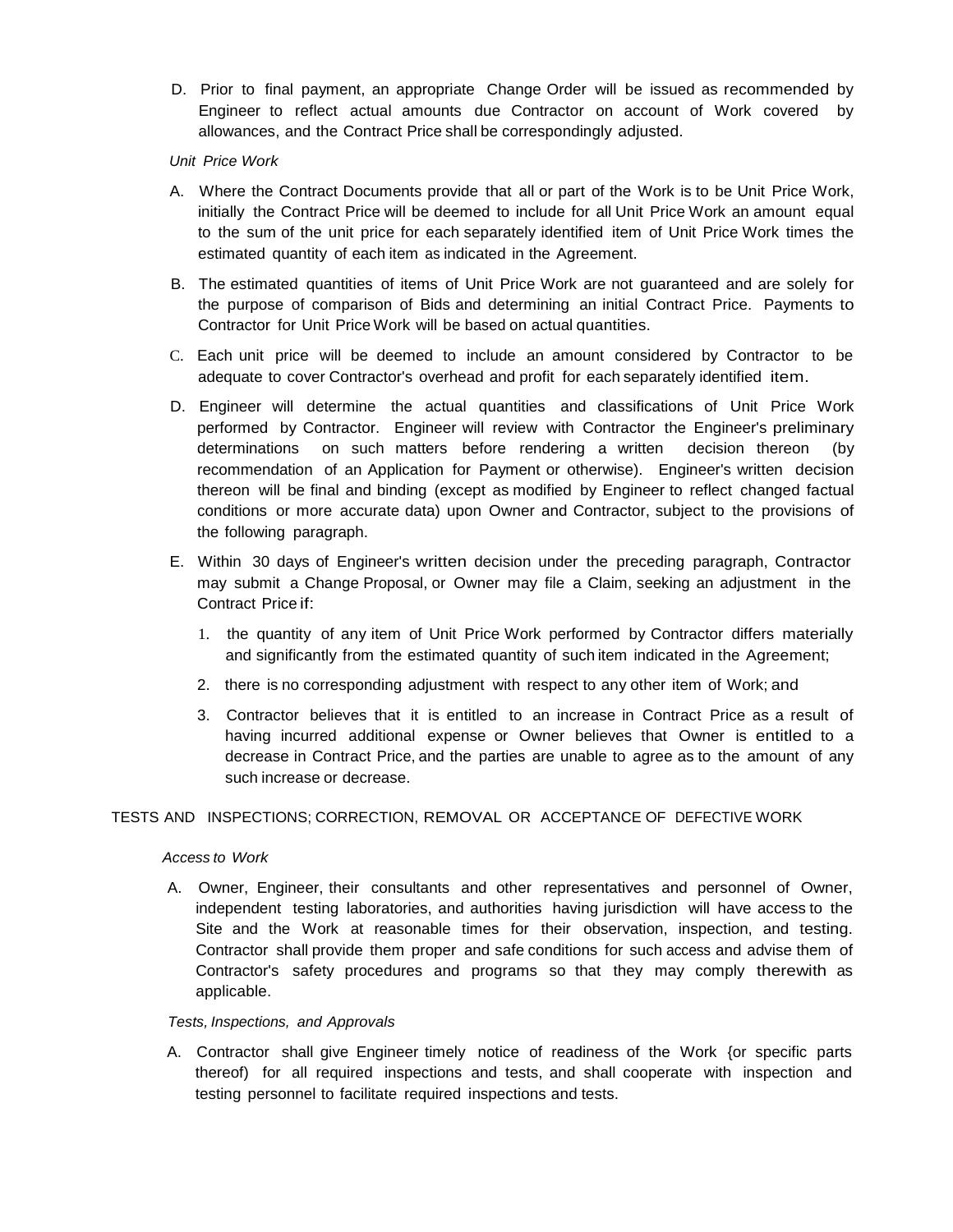D. Prior to final payment, an appropriate Change Order will be issued as recommended by Engineer to reflect actual amounts due Contractor on account of Work covered by allowances, and the Contract Price shall be correspondingly adjusted.

*Unit Price Work*

A. Where the Contract Documents provide that all or part of the Work is to be Unit Price Work, initially the Contract Price will be deemed to include for all Unit Price Work an amount equal to the sum of the unit price for each separately identified item of Unit Price Work times the estimated quantity of each item as indicated in the Agreement.

B. The estimated quantities of items of Unit Price Work are not guaranteed and are solely for the purpose of comparison of Bids and determining an initial Contract Price. Payments to Contractor for Unit Price Work will be based on actual quantities.

C. Each unit price will be deemed to include an amount considered by Contractor to be adequate to cover Contractor's overhead and profit for each separately identified item.

D. Engineer will determine the actual quantities and classifications of Unit Price Work performed by Contractor. Engineer will review with Contractor the Engineer's preliminary determinations on such matters before rendering a written decision thereon (by recommendation of an Application for Payment or otherwise). Engineer's written decision thereon will be final and binding (except as modified by Engineer to reflect changed factual conditions or more accurate data) upon Owner and Contractor, subject to the provisions of the following paragraph.

E. Within 30 days of Engineer's written decision under the preceding paragraph, Contractor may submit a Change Proposal, or Owner may file a Claim, seeking an adjustment in the Contract Price if:

1. the quantity of any item of Unit Price Work performed by Contractor differs materially and significantly from the estimated quantity of such item indicated in the Agreement;
2. there is no corresponding adjustment with respect to any other item of Work; and
3. Contractor believes that it is entitled to an increase in Contract Price as a result of having incurred additional expense or Owner believes that Owner is entitled to a decrease in Contract Price, and the parties are unable to agree as to the amount of any such increase or decrease.

TESTS AND INSPECTIONS; CORRECTION, REMOVAL OR ACCEPTANCE OF DEFECTIVE WORK

*Access to Work*

A. Owner, Engineer, their consultants and other representatives and personnel of Owner, independent testing laboratories, and authorities having jurisdiction will have access to the Site and the Work at reasonable times for their observation, inspection, and testing. Contractor shall provide them proper and safe conditions for such access and advise them of Contractor's safety procedures and programs so that they may comply therewith as applicable.

*Tests, Inspections, and Approvals*

A. Contractor shall give Engineer timely notice of readiness of the Work {or specific parts thereof) for all required inspections and tests, and shall cooperate with inspection and testing personnel to facilitate required inspections and tests.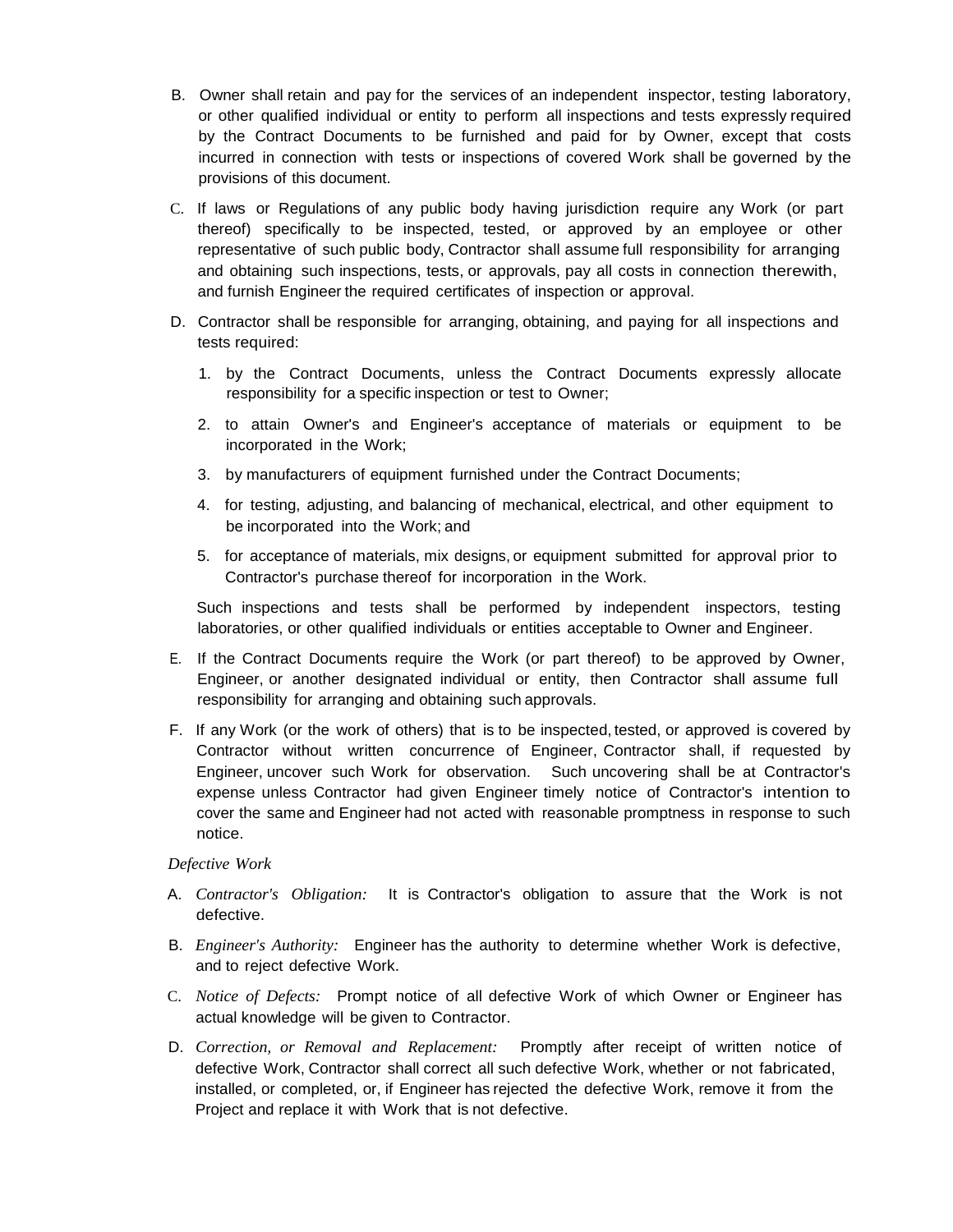B. Owner shall retain and pay for the services of an independent inspector, testing laboratory, or other qualified individual or entity to perform all inspections and tests expressly required by the Contract Documents to be furnished and paid for by Owner, except that costs incurred in connection with tests or inspections of covered Work shall be governed by the provisions of this document.

C. If laws or Regulations of any public body having jurisdiction require any Work (or part thereof) specifically to be inspected, tested, or approved by an employee or other representative of such public body, Contractor shall assume full responsibility for arranging and obtaining such inspections, tests, or approvals, pay all costs in connection therewith, and furnish Engineer the required certificates of inspection or approval.

D. Contractor shall be responsible for arranging, obtaining, and paying for all inspections and tests required:

1. by the Contract Documents, unless the Contract Documents expressly allocate responsibility for a specific inspection or test to Owner;
2. to attain Owner's and Engineer's acceptance of materials or equipment to be incorporated in the Work;
3. by manufacturers of equipment furnished under the Contract Documents;
4. for testing, adjusting, and balancing of mechanical, electrical, and other equipment to be incorporated into the Work; and
5. for acceptance of materials, mix designs, or equipment submitted for approval prior to Contractor's purchase thereof for incorporation in the Work.

Such inspections and tests shall be performed by independent inspectors, testing laboratories, or other qualified individuals or entities acceptable to Owner and Engineer.

E. If the Contract Documents require the Work (or part thereof) to be approved by Owner, Engineer, or another designated individual or entity, then Contractor shall assume full responsibility for arranging and obtaining such approvals.

F. If any Work (or the work of others) that is to be inspected, tested, or approved is covered by Contractor without written concurrence of Engineer, Contractor shall, if requested by Engineer, uncover such Work for observation. Such uncovering shall be at Contractor's expense unless Contractor had given Engineer timely notice of Contractor's intention to cover the same and Engineer had not acted with reasonable promptness in response to such notice.

*Defective Work*

A. *Contractor's Obligation:* It is Contractor's obligation to assure that the Work is not defective.

B. *Engineer's Authority:* Engineer has the authority to determine whether Work is defective, and to reject defective Work.

C. *Notice of Defects:* Prompt notice of all defective Work of which Owner or Engineer has actual knowledge will be given to Contractor.

D. *Correction, or Removal and Replacement:* Promptly after receipt of written notice of defective Work, Contractor shall correct all such defective Work, whether or not fabricated, installed, or completed, or, if Engineer has rejected the defective Work, remove it from the Project and replace it with Work that is not defective.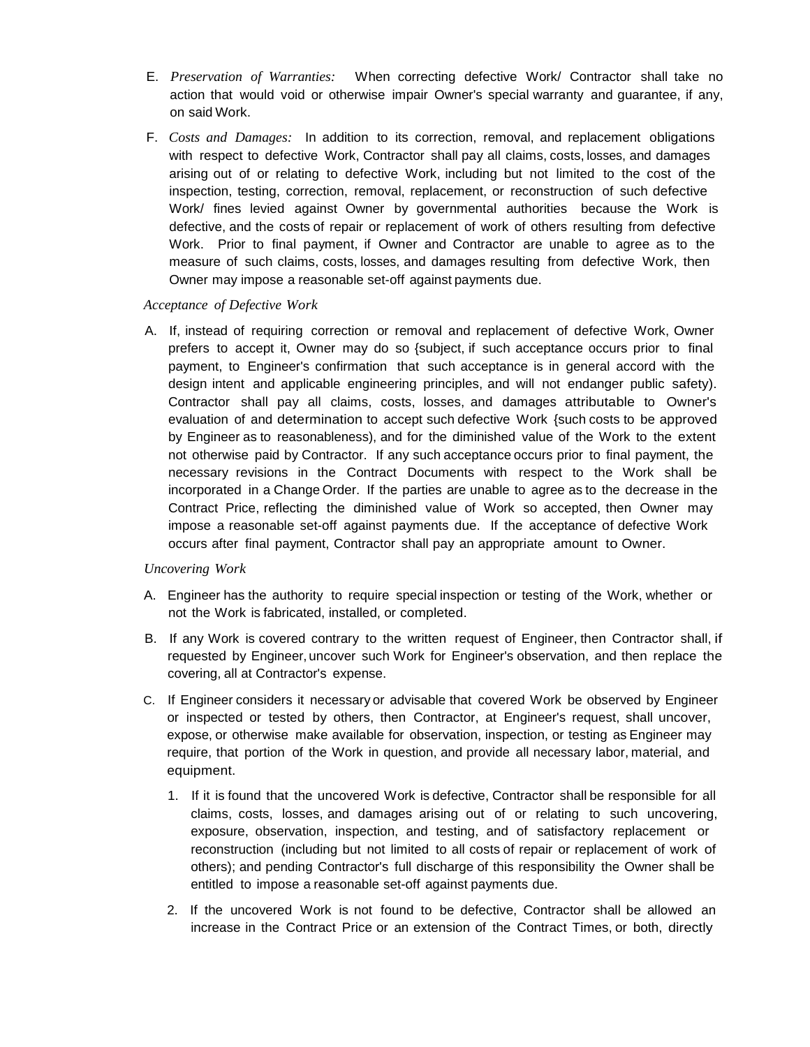E. *Preservation of Warranties:* When correcting defective Work/ Contractor shall take no action that would void or otherwise impair Owner's special warranty and guarantee, if any, on said Work.

F. *Costs and Damages:* In addition to its correction, removal, and replacement obligations with respect to defective Work, Contractor shall pay all claims, costs, losses, and damages arising out of or relating to defective Work, including but not limited to the cost of the inspection, testing, correction, removal, replacement, or reconstruction of such defective Work/ fines levied against Owner by governmental authorities because the Work is defective, and the costs of repair or replacement of work of others resulting from defective Work. Prior to final payment, if Owner and Contractor are unable to agree as to the measure of such claims, costs, losses, and damages resulting from defective Work, then Owner may impose a reasonable set-off against payments due.

*Acceptance of Defective Work*

A. If, instead of requiring correction or removal and replacement of defective Work, Owner prefers to accept it, Owner may do so {subject, if such acceptance occurs prior to final payment, to Engineer's confirmation that such acceptance is in general accord with the design intent and applicable engineering principles, and will not endanger public safety). Contractor shall pay all claims, costs, losses, and damages attributable to Owner's evaluation of and determination to accept such defective Work {such costs to be approved by Engineer as to reasonableness), and for the diminished value of the Work to the extent not otherwise paid by Contractor. If any such acceptance occurs prior to final payment, the necessary revisions in the Contract Documents with respect to the Work shall be incorporated in a Change Order. If the parties are unable to agree as to the decrease in the Contract Price, reflecting the diminished value of Work so accepted, then Owner may impose a reasonable set-off against payments due. If the acceptance of defective Work occurs after final payment, Contractor shall pay an appropriate amount to Owner.

*Uncovering Work*

A. Engineer has the authority to require special inspection or testing of the Work, whether or not the Work is fabricated, installed, or completed.

B. If any Work is covered contrary to the written request of Engineer, then Contractor shall, if requested by Engineer, uncover such Work for Engineer's observation, and then replace the covering, all at Contractor's expense.

C. If Engineer considers it necessary or advisable that covered Work be observed by Engineer or inspected or tested by others, then Contractor, at Engineer's request, shall uncover, expose, or otherwise make available for observation, inspection, or testing as Engineer may require, that portion of the Work in question, and provide all necessary labor, material, and equipment.

   1. If it is found that the uncovered Work is defective, Contractor shall be responsible for all claims, costs, losses, and damages arising out of or relating to such uncovering, exposure, observation, inspection, and testing, and of satisfactory replacement or reconstruction (including but not limited to all costs of repair or replacement of work of others); and pending Contractor's full discharge of this responsibility the Owner shall be entitled to impose a reasonable set-off against payments due.

   2. If the uncovered Work is not found to be defective, Contractor shall be allowed an increase in the Contract Price or an extension of the Contract Times, or both, directly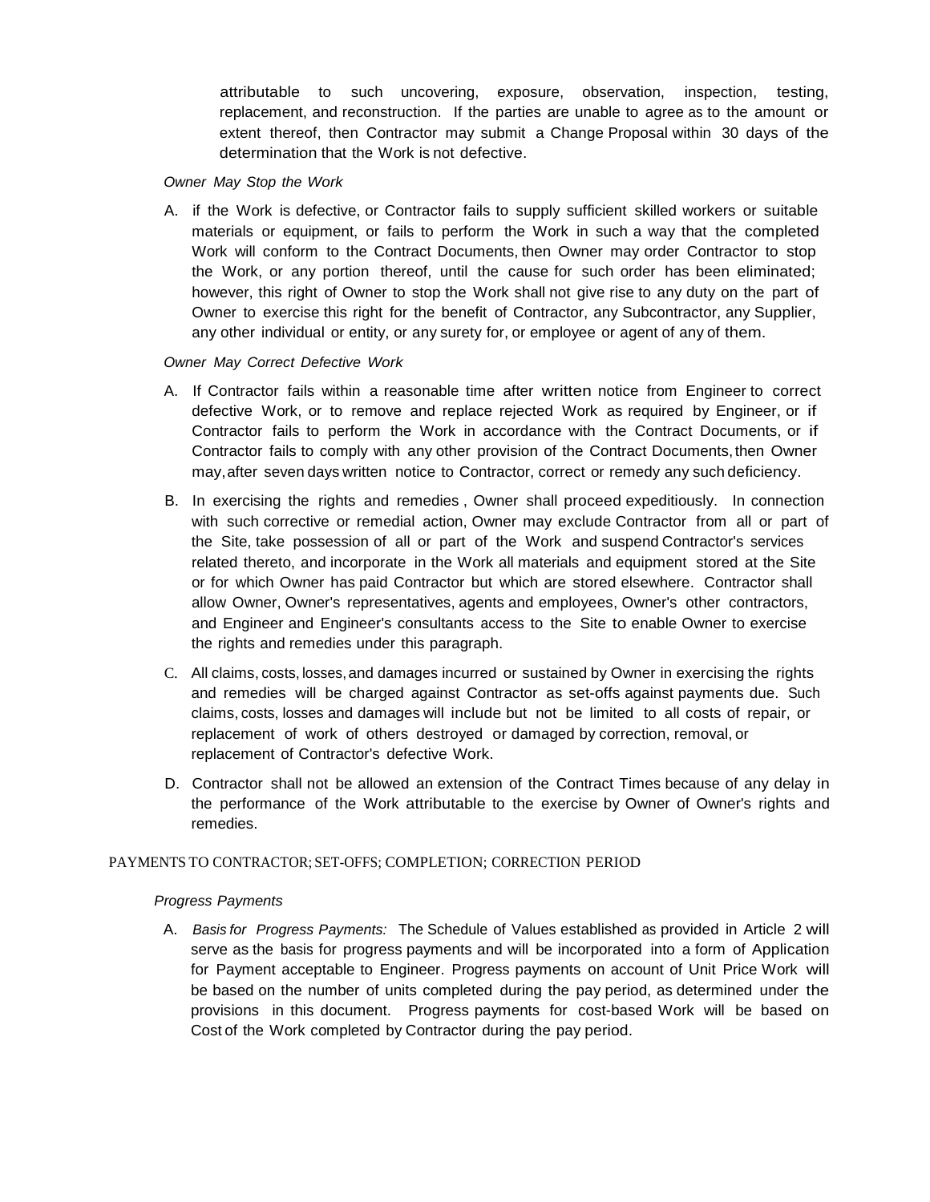attributable to such uncovering, exposure, observation, inspection, testing, replacement, and reconstruction. If the parties are unable to agree as to the amount or extent thereof, then Contractor may submit a Change Proposal within 30 days of the determination that the Work is not defective.

*Owner May Stop the Work*

A. if the Work is defective, or Contractor fails to supply sufficient skilled workers or suitable materials or equipment, or fails to perform the Work in such a way that the completed Work will conform to the Contract Documents, then Owner may order Contractor to stop the Work, or any portion thereof, until the cause for such order has been eliminated; however, this right of Owner to stop the Work shall not give rise to any duty on the part of Owner to exercise this right for the benefit of Contractor, any Subcontractor, any Supplier, any other individual or entity, or any surety for, or employee or agent of any of them.

*Owner May Correct Defective Work*

A. If Contractor fails within a reasonable time after written notice from Engineer to correct defective Work, or to remove and replace rejected Work as required by Engineer, or if Contractor fails to perform the Work in accordance with the Contract Documents, or if Contractor fails to comply with any other provision of the Contract Documents, then Owner may, after seven days written notice to Contractor, correct or remedy any such deficiency.

B. In exercising the rights and remedies , Owner shall proceed expeditiously. In connection with such corrective or remedial action, Owner may exclude Contractor from all or part of the Site, take possession of all or part of the Work and suspend Contractor's services related thereto, and incorporate in the Work all materials and equipment stored at the Site or for which Owner has paid Contractor but which are stored elsewhere. Contractor shall allow Owner, Owner's representatives, agents and employees, Owner's other contractors, and Engineer and Engineer's consultants access to the Site to enable Owner to exercise the rights and remedies under this paragraph.

C. All claims, costs, losses, and damages incurred or sustained by Owner in exercising the rights and remedies will be charged against Contractor as set-offs against payments due. Such claims, costs, losses and damages will include but not be limited to all costs of repair, or replacement of work of others destroyed or damaged by correction, removal, or replacement of Contractor's defective Work.

D. Contractor shall not be allowed an extension of the Contract Times because of any delay in the performance of the Work attributable to the exercise by Owner of Owner's rights and remedies.

PAYMENTS TO CONTRACTOR; SET-OFFS; COMPLETION; CORRECTION PERIOD

*Progress Payments*

A. *Basis for Progress Payments:* The Schedule of Values established as provided in Article 2 will serve as the basis for progress payments and will be incorporated into a form of Application for Payment acceptable to Engineer. Progress payments on account of Unit Price Work will be based on the number of units completed during the pay period, as determined under the provisions in this document. Progress payments for cost-based Work will be based on Cost of the Work completed by Contractor during the pay period.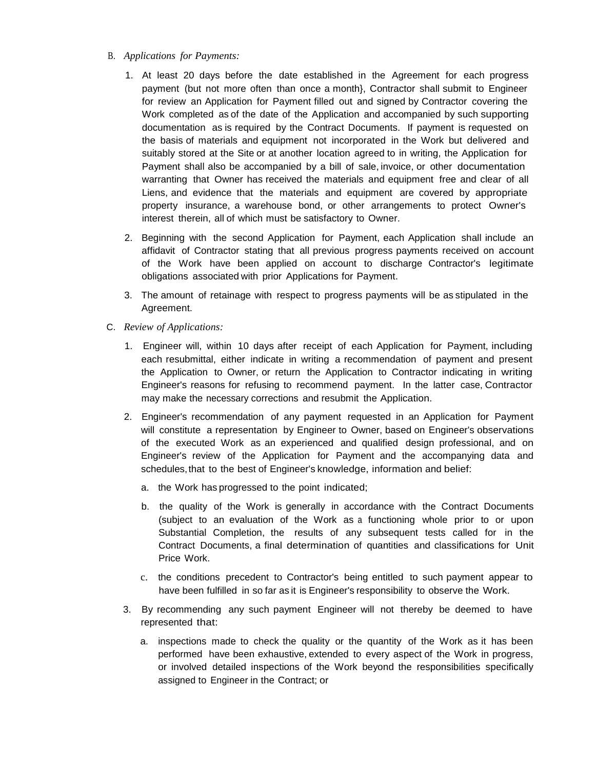B. *Applications for Payments:*

1. At least 20 days before the date established in the Agreement for each progress payment (but not more often than once a month}, Contractor shall submit to Engineer for review an Application for Payment filled out and signed by Contractor covering the Work completed as of the date of the Application and accompanied by such supporting documentation as is required by the Contract Documents. If payment is requested on the basis of materials and equipment not incorporated in the Work but delivered and suitably stored at the Site or at another location agreed to in writing, the Application for Payment shall also be accompanied by a bill of sale, invoice, or other documentation warranting that Owner has received the materials and equipment free and clear of all Liens, and evidence that the materials and equipment are covered by appropriate property insurance, a warehouse bond, or other arrangements to protect Owner's interest therein, all of which must be satisfactory to Owner.

2. Beginning with the second Application for Payment, each Application shall include an affidavit of Contractor stating that all previous progress payments received on account of the Work have been applied on account to discharge Contractor's legitimate obligations associated with prior Applications for Payment.

3. The amount of retainage with respect to progress payments will be as stipulated in the Agreement.

C. *Review of Applications:*

1. Engineer will, within 10 days after receipt of each Application for Payment, including each resubmittal, either indicate in writing a recommendation of payment and present the Application to Owner, or return the Application to Contractor indicating in writing Engineer's reasons for refusing to recommend payment. In the latter case, Contractor may make the necessary corrections and resubmit the Application.

2. Engineer's recommendation of any payment requested in an Application for Payment will constitute a representation by Engineer to Owner, based on Engineer's observations of the executed Work as an experienced and qualified design professional, and on Engineer's review of the Application for Payment and the accompanying data and schedules, that to the best of Engineer's knowledge, information and belief:

   a. the Work has progressed to the point indicated;

   b. the quality of the Work is generally in accordance with the Contract Documents (subject to an evaluation of the Work as a functioning whole prior to or upon Substantial Completion, the results of any subsequent tests called for in the Contract Documents, a final determination of quantities and classifications for Unit Price Work.

   c. the conditions precedent to Contractor's being entitled to such payment appear to have been fulfilled in so far as it is Engineer's responsibility to observe the Work.

3. By recommending any such payment Engineer will not thereby be deemed to have represented that:

   a. inspections made to check the quality or the quantity of the Work as it has been performed have been exhaustive, extended to every aspect of the Work in progress, or involved detailed inspections of the Work beyond the responsibilities specifically assigned to Engineer in the Contract; or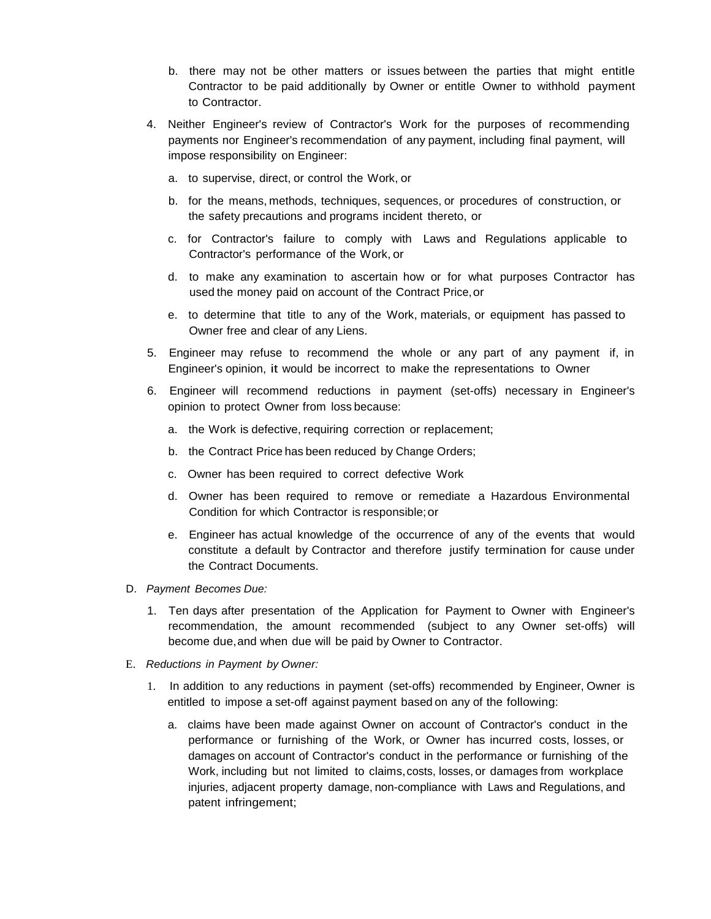b. there may not be other matters or issues between the parties that might entitle Contractor to be paid additionally by Owner or entitle Owner to withhold payment to Contractor.

4. Neither Engineer's review of Contractor's Work for the purposes of recommending payments nor Engineer's recommendation of any payment, including final payment, will impose responsibility on Engineer:

   a. to supervise, direct, or control the Work, or

   b. for the means, methods, techniques, sequences, or procedures of construction, or the safety precautions and programs incident thereto, or

   c. for Contractor's failure to comply with Laws and Regulations applicable to Contractor's performance of the Work, or

   d. to make any examination to ascertain how or for what purposes Contractor has used the money paid on account of the Contract Price, or

   e. to determine that title to any of the Work, materials, or equipment has passed to Owner free and clear of any Liens.

5. Engineer may refuse to recommend the whole or any part of any payment if, in Engineer's opinion, it would be incorrect to make the representations to Owner

6. Engineer will recommend reductions in payment (set-offs) necessary in Engineer's opinion to protect Owner from loss because:

   a. the Work is defective, requiring correction or replacement;

   b. the Contract Price has been reduced by Change Orders;

   c. Owner has been required to correct defective Work

   d. Owner has been required to remove or remediate a Hazardous Environmental Condition for which Contractor is responsible; or

   e. Engineer has actual knowledge of the occurrence of any of the events that would constitute a default by Contractor and therefore justify termination for cause under the Contract Documents.

D. *Payment Becomes Due:*

1. Ten days after presentation of the Application for Payment to Owner with Engineer's recommendation, the amount recommended (subject to any Owner set-offs) will become due, and when due will be paid by Owner to Contractor.

E. *Reductions in Payment by Owner:*

1. In addition to any reductions in payment (set-offs) recommended by Engineer, Owner is entitled to impose a set-off against payment based on any of the following:

   a. claims have been made against Owner on account of Contractor's conduct in the performance or furnishing of the Work, or Owner has incurred costs, losses, or damages on account of Contractor's conduct in the performance or furnishing of the Work, including but not limited to claims, costs, losses, or damages from workplace injuries, adjacent property damage, non-compliance with Laws and Regulations, and patent infringement;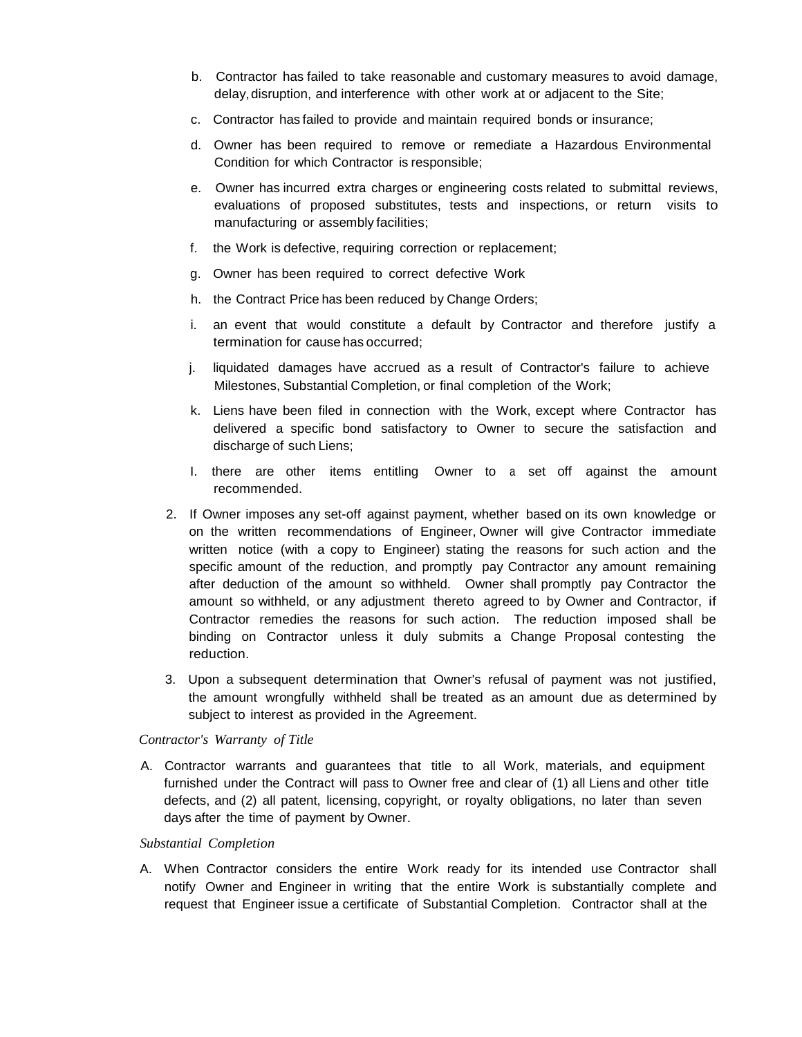b. Contractor has failed to take reasonable and customary measures to avoid damage, delay, disruption, and interference with other work at or adjacent to the Site;

c. Contractor has failed to provide and maintain required bonds or insurance;

d. Owner has been required to remove or remediate a Hazardous Environmental Condition for which Contractor is responsible;

e. Owner has incurred extra charges or engineering costs related to submittal reviews, evaluations of proposed substitutes, tests and inspections, or return visits to manufacturing or assembly facilities;

f. the Work is defective, requiring correction or replacement;

g. Owner has been required to correct defective Work

h. the Contract Price has been reduced by Change Orders;

i. an event that would constitute a default by Contractor and therefore justify a termination for cause has occurred;

j. liquidated damages have accrued as a result of Contractor's failure to achieve Milestones, Substantial Completion, or final completion of the Work;

k. Liens have been filed in connection with the Work, except where Contractor has delivered a specific bond satisfactory to Owner to secure the satisfaction and discharge of such Liens;

l. there are other items entitling Owner to a set off against the amount recommended.

2. If Owner imposes any set-off against payment, whether based on its own knowledge or on the written recommendations of Engineer, Owner will give Contractor immediate written notice (with a copy to Engineer) stating the reasons for such action and the specific amount of the reduction, and promptly pay Contractor any amount remaining after deduction of the amount so withheld. Owner shall promptly pay Contractor the amount so withheld, or any adjustment thereto agreed to by Owner and Contractor, if Contractor remedies the reasons for such action. The reduction imposed shall be binding on Contractor unless it duly submits a Change Proposal contesting the reduction.

3. Upon a subsequent determination that Owner's refusal of payment was not justified, the amount wrongfully withheld shall be treated as an amount due as determined by subject to interest as provided in the Agreement.

*Contractor's Warranty of Title*

A. Contractor warrants and guarantees that title to all Work, materials, and equipment furnished under the Contract will pass to Owner free and clear of (1) all Liens and other title defects, and (2) all patent, licensing, copyright, or royalty obligations, no later than seven days after the time of payment by Owner.

*Substantial Completion*

A. When Contractor considers the entire Work ready for its intended use Contractor shall notify Owner and Engineer in writing that the entire Work is substantially complete and request that Engineer issue a certificate of Substantial Completion. Contractor shall at the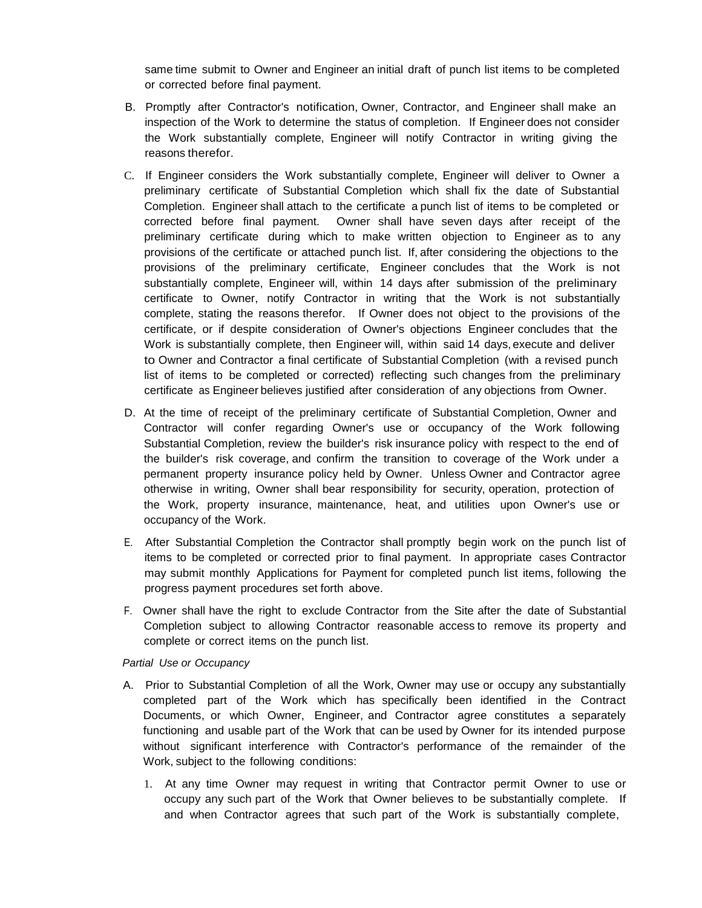same time submit to Owner and Engineer an initial draft of punch list items to be completed or corrected before final payment.

B. Promptly after Contractor's notification, Owner, Contractor, and Engineer shall make an inspection of the Work to determine the status of completion. If Engineer does not consider the Work substantially complete, Engineer will notify Contractor in writing giving the reasons therefor.

C. If Engineer considers the Work substantially complete, Engineer will deliver to Owner a preliminary certificate of Substantial Completion which shall fix the date of Substantial Completion. Engineer shall attach to the certificate a punch list of items to be completed or corrected before final payment. Owner shall have seven days after receipt of the preliminary certificate during which to make written objection to Engineer as to any provisions of the certificate or attached punch list. If, after considering the objections to the provisions of the preliminary certificate, Engineer concludes that the Work is not substantially complete, Engineer will, within 14 days after submission of the preliminary certificate to Owner, notify Contractor in writing that the Work is not substantially complete, stating the reasons therefor. If Owner does not object to the provisions of the certificate, or if despite consideration of Owner's objections Engineer concludes that the Work is substantially complete, then Engineer will, within said 14 days, execute and deliver to Owner and Contractor a final certificate of Substantial Completion (with a revised punch list of items to be completed or corrected) reflecting such changes from the preliminary certificate as Engineer believes justified after consideration of any objections from Owner.

D. At the time of receipt of the preliminary certificate of Substantial Completion, Owner and Contractor will confer regarding Owner's use or occupancy of the Work following Substantial Completion, review the builder's risk insurance policy with respect to the end of the builder's risk coverage, and confirm the transition to coverage of the Work under a permanent property insurance policy held by Owner. Unless Owner and Contractor agree otherwise in writing, Owner shall bear responsibility for security, operation, protection of the Work, property insurance, maintenance, heat, and utilities upon Owner's use or occupancy of the Work.

E. After Substantial Completion the Contractor shall promptly begin work on the punch list of items to be completed or corrected prior to final payment. In appropriate cases Contractor may submit monthly Applications for Payment for completed punch list items, following the progress payment procedures set forth above.

F. Owner shall have the right to exclude Contractor from the Site after the date of Substantial Completion subject to allowing Contractor reasonable access to remove its property and complete or correct items on the punch list.

*Partial Use or Occupancy*

A. Prior to Substantial Completion of all the Work, Owner may use or occupy any substantially completed part of the Work which has specifically been identified in the Contract Documents, or which Owner, Engineer, and Contractor agree constitutes a separately functioning and usable part of the Work that can be used by Owner for its intended purpose without significant interference with Contractor's performance of the remainder of the Work, subject to the following conditions:

   1. At any time Owner may request in writing that Contractor permit Owner to use or occupy any such part of the Work that Owner believes to be substantially complete. If and when Contractor agrees that such part of the Work is substantially complete,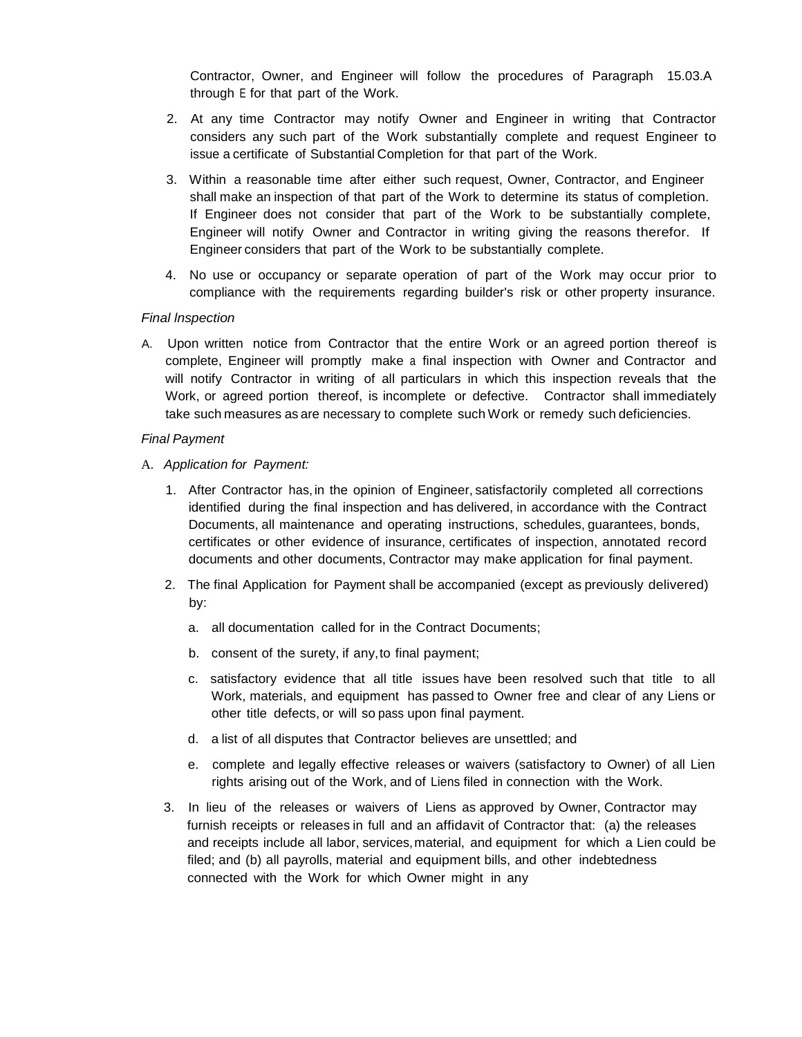Contractor, Owner, and Engineer will follow the procedures of Paragraph 15.03.A through E for that part of the Work.

2. At any time Contractor may notify Owner and Engineer in writing that Contractor considers any such part of the Work substantially complete and request Engineer to issue a certificate of Substantial Completion for that part of the Work.

3. Within a reasonable time after either such request, Owner, Contractor, and Engineer shall make an inspection of that part of the Work to determine its status of completion. If Engineer does not consider that part of the Work to be substantially complete, Engineer will notify Owner and Contractor in writing giving the reasons therefor. If Engineer considers that part of the Work to be substantially complete.

4. No use or occupancy or separate operation of part of the Work may occur prior to compliance with the requirements regarding builder's risk or other property insurance.

*Final lnspection*

A. Upon written notice from Contractor that the entire Work or an agreed portion thereof is complete, Engineer will promptly make a final inspection with Owner and Contractor and will notify Contractor in writing of all particulars in which this inspection reveals that the Work, or agreed portion thereof, is incomplete or defective. Contractor shall immediately take such measures as are necessary to complete such Work or remedy such deficiencies.

*Final Payment*

A. *Application for Payment:*

1. After Contractor has, in the opinion of Engineer, satisfactorily completed all corrections identified during the final inspection and has delivered, in accordance with the Contract Documents, all maintenance and operating instructions, schedules, guarantees, bonds, certificates or other evidence of insurance, certificates of inspection, annotated record documents and other documents, Contractor may make application for final payment.

2. The final Application for Payment shall be accompanied (except as previously delivered) by:

   a. all documentation called for in the Contract Documents;

   b. consent of the surety, if any, to final payment;

   c. satisfactory evidence that all title issues have been resolved such that title to all Work, materials, and equipment has passed to Owner free and clear of any Liens or other title defects, or will so pass upon final payment.

   d. a list of all disputes that Contractor believes are unsettled; and

   e. complete and legally effective releases or waivers (satisfactory to Owner) of all Lien rights arising out of the Work, and of Liens filed in connection with the Work.

3. In lieu of the releases or waivers of Liens as approved by Owner, Contractor may furnish receipts or releases in full and an affidavit of Contractor that: (a) the releases and receipts include all labor, services, material, and equipment for which a Lien could be filed; and (b) all payrolls, material and equipment bills, and other indebtedness connected with the Work for which Owner might in any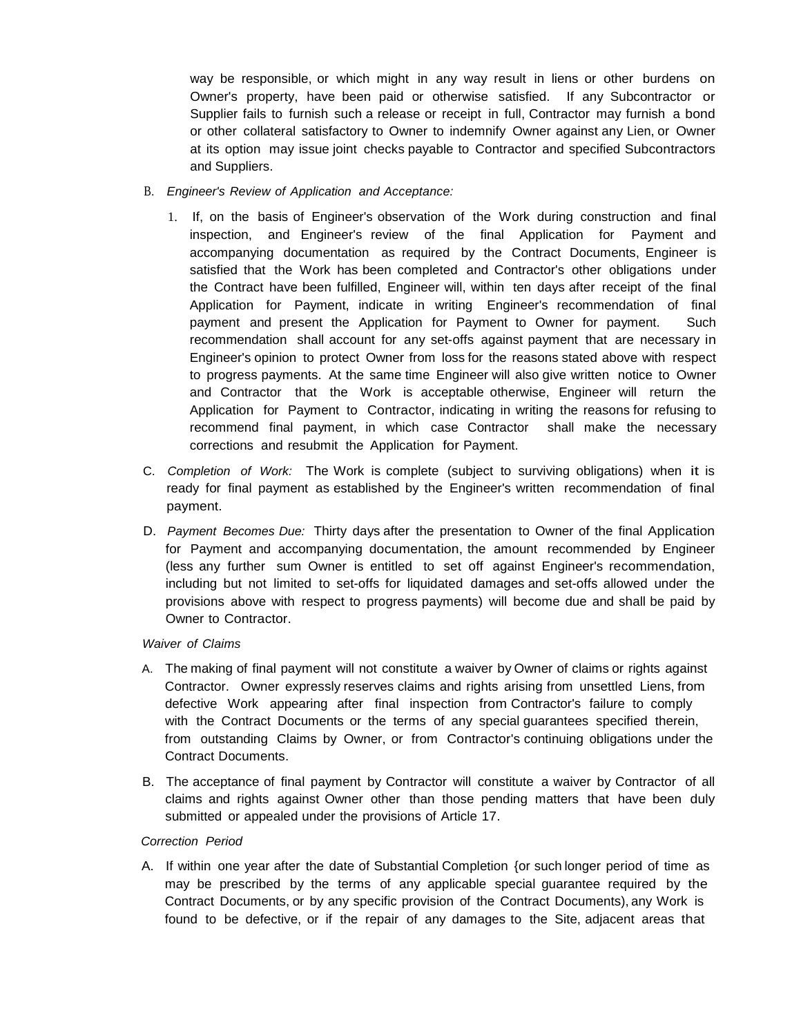way be responsible, or which might in any way result in liens or other burdens on Owner's property, have been paid or otherwise satisfied. If any Subcontractor or Supplier fails to furnish such a release or receipt in full, Contractor may furnish a bond or other collateral satisfactory to Owner to indemnify Owner against any Lien, or Owner at its option may issue joint checks payable to Contractor and specified Subcontractors and Suppliers.

B. *Engineer's Review of Application and Acceptance:*

1. If, on the basis of Engineer's observation of the Work during construction and final inspection, and Engineer's review of the final Application for Payment and accompanying documentation as required by the Contract Documents, Engineer is satisfied that the Work has been completed and Contractor's other obligations under the Contract have been fulfilled, Engineer will, within ten days after receipt of the final Application for Payment, indicate in writing Engineer's recommendation of final payment and present the Application for Payment to Owner for payment. Such recommendation shall account for any set-offs against payment that are necessary in Engineer's opinion to protect Owner from loss for the reasons stated above with respect to progress payments. At the same time Engineer will also give written notice to Owner and Contractor that the Work is acceptable otherwise, Engineer will return the Application for Payment to Contractor, indicating in writing the reasons for refusing to recommend final payment, in which case Contractor shall make the necessary corrections and resubmit the Application for Payment.

C. *Completion of Work:* The Work is complete (subject to surviving obligations) when it is ready for final payment as established by the Engineer's written recommendation of final payment.

D. *Payment Becomes Due:* Thirty days after the presentation to Owner of the final Application for Payment and accompanying documentation, the amount recommended by Engineer (less any further sum Owner is entitled to set off against Engineer's recommendation, including but not limited to set-offs for liquidated damages and set-offs allowed under the provisions above with respect to progress payments) will become due and shall be paid by Owner to Contractor.

*Waiver of Claims*

A. The making of final payment will not constitute a waiver by Owner of claims or rights against Contractor. Owner expressly reserves claims and rights arising from unsettled Liens, from defective Work appearing after final inspection from Contractor's failure to comply with the Contract Documents or the terms of any special guarantees specified therein, from outstanding Claims by Owner, or from Contractor's continuing obligations under the Contract Documents.

B. The acceptance of final payment by Contractor will constitute a waiver by Contractor of all claims and rights against Owner other than those pending matters that have been duly submitted or appealed under the provisions of Article 17.

*Correction Period*

A. If within one year after the date of Substantial Completion {or such longer period of time as may be prescribed by the terms of any applicable special guarantee required by the Contract Documents, or by any specific provision of the Contract Documents), any Work is found to be defective, or if the repair of any damages to the Site, adjacent areas that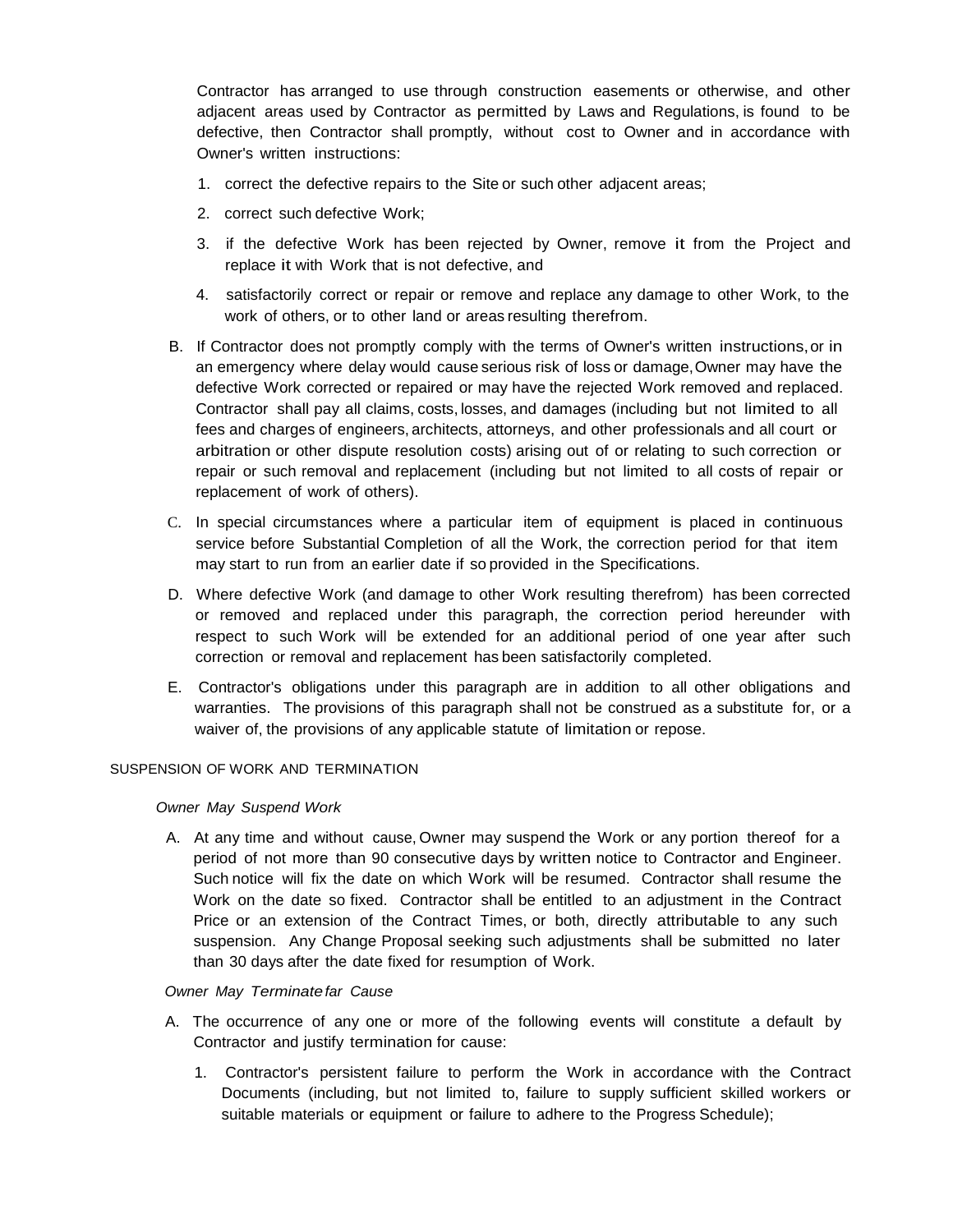Contractor has arranged to use through construction easements or otherwise, and other adjacent areas used by Contractor as permitted by Laws and Regulations, is found to be defective, then Contractor shall promptly, without cost to Owner and in accordance with Owner's written instructions:

1. correct the defective repairs to the Site or such other adjacent areas;
2. correct such defective Work;
3. if the defective Work has been rejected by Owner, remove it from the Project and replace it with Work that is not defective, and
4. satisfactorily correct or repair or remove and replace any damage to other Work, to the work of others, or to other land or areas resulting therefrom.

B. If Contractor does not promptly comply with the terms of Owner's written instructions, or in an emergency where delay would cause serious risk of loss or damage, Owner may have the defective Work corrected or repaired or may have the rejected Work removed and replaced. Contractor shall pay all claims, costs, losses, and damages (including but not limited to all fees and charges of engineers, architects, attorneys, and other professionals and all court or arbitration or other dispute resolution costs) arising out of or relating to such correction or repair or such removal and replacement (including but not limited to all costs of repair or replacement of work of others).

C. In special circumstances where a particular item of equipment is placed in continuous service before Substantial Completion of all the Work, the correction period for that item may start to run from an earlier date if so provided in the Specifications.

D. Where defective Work (and damage to other Work resulting therefrom) has been corrected or removed and replaced under this paragraph, the correction period hereunder with respect to such Work will be extended for an additional period of one year after such correction or removal and replacement has been satisfactorily completed.

E. Contractor's obligations under this paragraph are in addition to all other obligations and warranties. The provisions of this paragraph shall not be construed as a substitute for, or a waiver of, the provisions of any applicable statute of limitation or repose.

SUSPENSION OF WORK AND TERMINATION

*Owner May Suspend Work*

A. At any time and without cause, Owner may suspend the Work or any portion thereof for a period of not more than 90 consecutive days by written notice to Contractor and Engineer. Such notice will fix the date on which Work will be resumed. Contractor shall resume the Work on the date so fixed. Contractor shall be entitled to an adjustment in the Contract Price or an extension of the Contract Times, or both, directly attributable to any such suspension. Any Change Proposal seeking such adjustments shall be submitted no later than 30 days after the date fixed for resumption of Work.

*Owner May Terminate far Cause*

A. The occurrence of any one or more of the following events will constitute a default by Contractor and justify termination for cause:

1. Contractor's persistent failure to perform the Work in accordance with the Contract Documents (including, but not limited to, failure to supply sufficient skilled workers or suitable materials or equipment or failure to adhere to the Progress Schedule);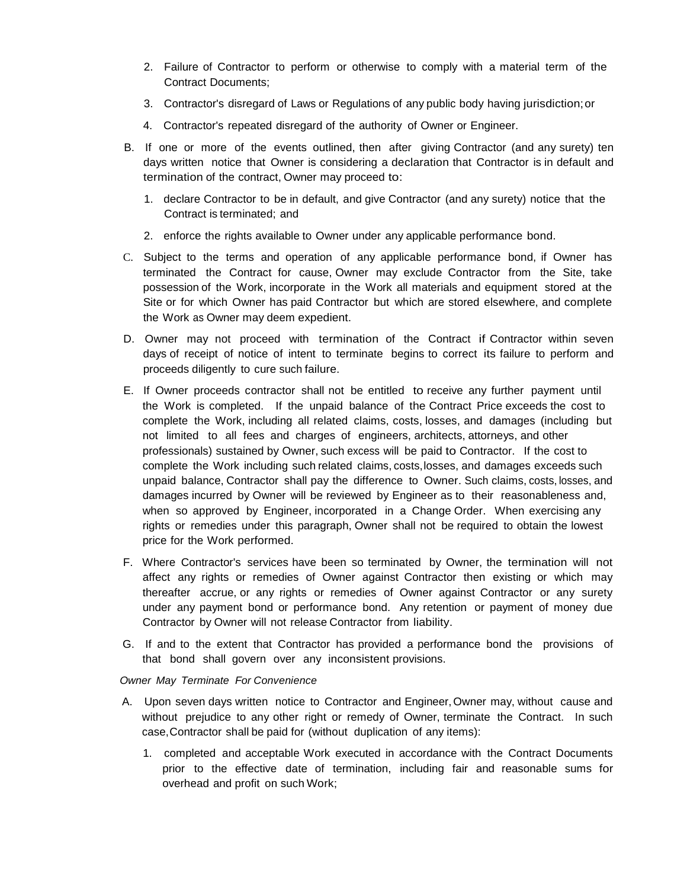2. Failure of Contractor to perform or otherwise to comply with a material term of the Contract Documents;

3. Contractor's disregard of Laws or Regulations of any public body having jurisdiction; or

4. Contractor's repeated disregard of the authority of Owner or Engineer.

B. If one or more of the events outlined, then after giving Contractor (and any surety) ten days written notice that Owner is considering a declaration that Contractor is in default and termination of the contract, Owner may proceed to:

1. declare Contractor to be in default, and give Contractor (and any surety) notice that the Contract is terminated; and

2. enforce the rights available to Owner under any applicable performance bond.

C. Subject to the terms and operation of any applicable performance bond, if Owner has terminated the Contract for cause, Owner may exclude Contractor from the Site, take possession of the Work, incorporate in the Work all materials and equipment stored at the Site or for which Owner has paid Contractor but which are stored elsewhere, and complete the Work as Owner may deem expedient.

D. Owner may not proceed with termination of the Contract if Contractor within seven days of receipt of notice of intent to terminate begins to correct its failure to perform and proceeds diligently to cure such failure.

E. If Owner proceeds contractor shall not be entitled to receive any further payment until the Work is completed. If the unpaid balance of the Contract Price exceeds the cost to complete the Work, including all related claims, costs, losses, and damages (including but not limited to all fees and charges of engineers, architects, attorneys, and other professionals) sustained by Owner, such excess will be paid to Contractor. If the cost to complete the Work including such related claims, costs, losses, and damages exceeds such unpaid balance, Contractor shall pay the difference to Owner. Such claims, costs, losses, and damages incurred by Owner will be reviewed by Engineer as to their reasonableness and, when so approved by Engineer, incorporated in a Change Order. When exercising any rights or remedies under this paragraph, Owner shall not be required to obtain the lowest price for the Work performed.

F. Where Contractor's services have been so terminated by Owner, the termination will not affect any rights or remedies of Owner against Contractor then existing or which may thereafter accrue, or any rights or remedies of Owner against Contractor or any surety under any payment bond or performance bond. Any retention or payment of money due Contractor by Owner will not release Contractor from liability.

G. If and to the extent that Contractor has provided a performance bond the provisions of that bond shall govern over any inconsistent provisions.

*Owner May Terminate For Convenience*

A. Upon seven days written notice to Contractor and Engineer, Owner may, without cause and without prejudice to any other right or remedy of Owner, terminate the Contract. In such case, Contractor shall be paid for (without duplication of any items):

1. completed and acceptable Work executed in accordance with the Contract Documents prior to the effective date of termination, including fair and reasonable sums for overhead and profit on such Work;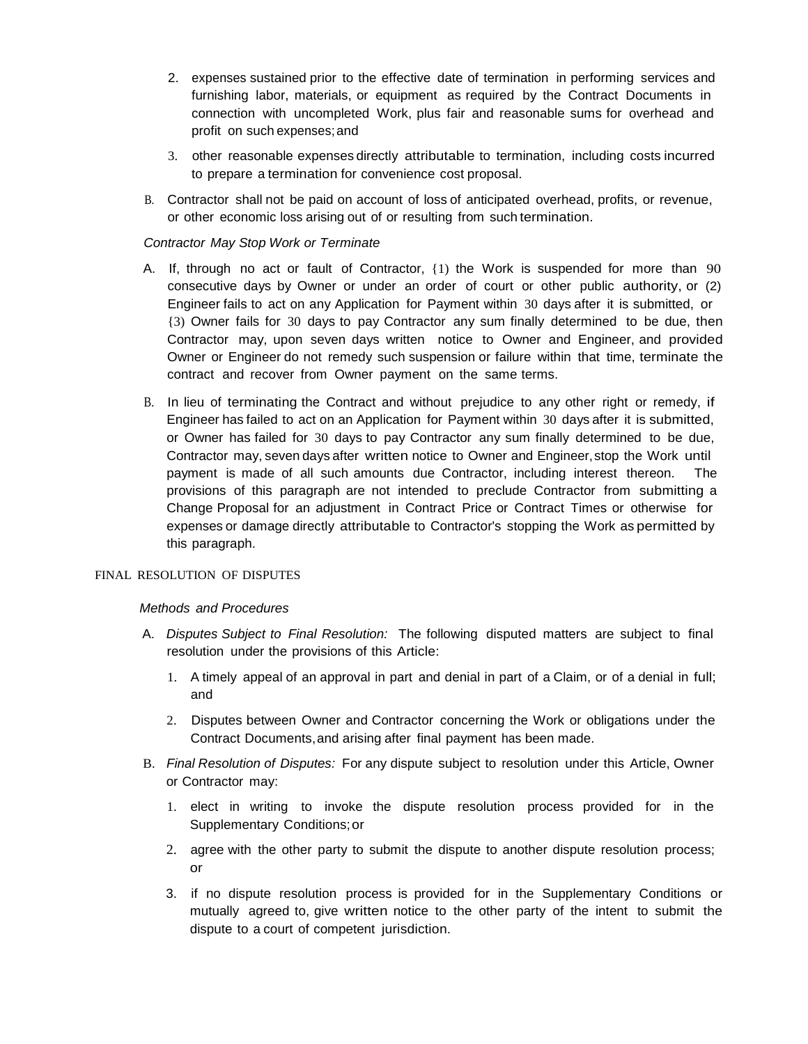2. expenses sustained prior to the effective date of termination in performing services and furnishing labor, materials, or equipment as required by the Contract Documents in connection with uncompleted Work, plus fair and reasonable sums for overhead and profit on such expenses; and

3. other reasonable expenses directly attributable to termination, including costs incurred to prepare a termination for convenience cost proposal.

B. Contractor shall not be paid on account of loss of anticipated overhead, profits, or revenue, or other economic loss arising out of or resulting from such termination.

*Contractor May Stop Work or Terminate*

A. If, through no act or fault of Contractor, (1) the Work is suspended for more than 90 consecutive days by Owner or under an order of court or other public authority, or (2) Engineer fails to act on any Application for Payment within 30 days after it is submitted, or (3) Owner fails for 30 days to pay Contractor any sum finally determined to be due, then Contractor may, upon seven days written notice to Owner and Engineer, and provided Owner or Engineer do not remedy such suspension or failure within that time, terminate the contract and recover from Owner payment on the same terms.

B. In lieu of terminating the Contract and without prejudice to any other right or remedy, if Engineer has failed to act on an Application for Payment within 30 days after it is submitted, or Owner has failed for 30 days to pay Contractor any sum finally determined to be due, Contractor may, seven days after written notice to Owner and Engineer, stop the Work until payment is made of all such amounts due Contractor, including interest thereon. The provisions of this paragraph are not intended to preclude Contractor from submitting a Change Proposal for an adjustment in Contract Price or Contract Times or otherwise for expenses or damage directly attributable to Contractor's stopping the Work as permitted by this paragraph.

## FINAL RESOLUTION OF DISPUTES

*Methods and Procedures*

A. *Disputes Subject to Final Resolution:* The following disputed matters are subject to final resolution under the provisions of this Article:

1. A timely appeal of an approval in part and denial in part of a Claim, or of a denial in full; and

2. Disputes between Owner and Contractor concerning the Work or obligations under the Contract Documents, and arising after final payment has been made.

B. *Final Resolution of Disputes:* For any dispute subject to resolution under this Article, Owner or Contractor may:

1. elect in writing to invoke the dispute resolution process provided for in the Supplementary Conditions; or

2. agree with the other party to submit the dispute to another dispute resolution process; or

3. if no dispute resolution process is provided for in the Supplementary Conditions or mutually agreed to, give written notice to the other party of the intent to submit the dispute to a court of competent jurisdiction.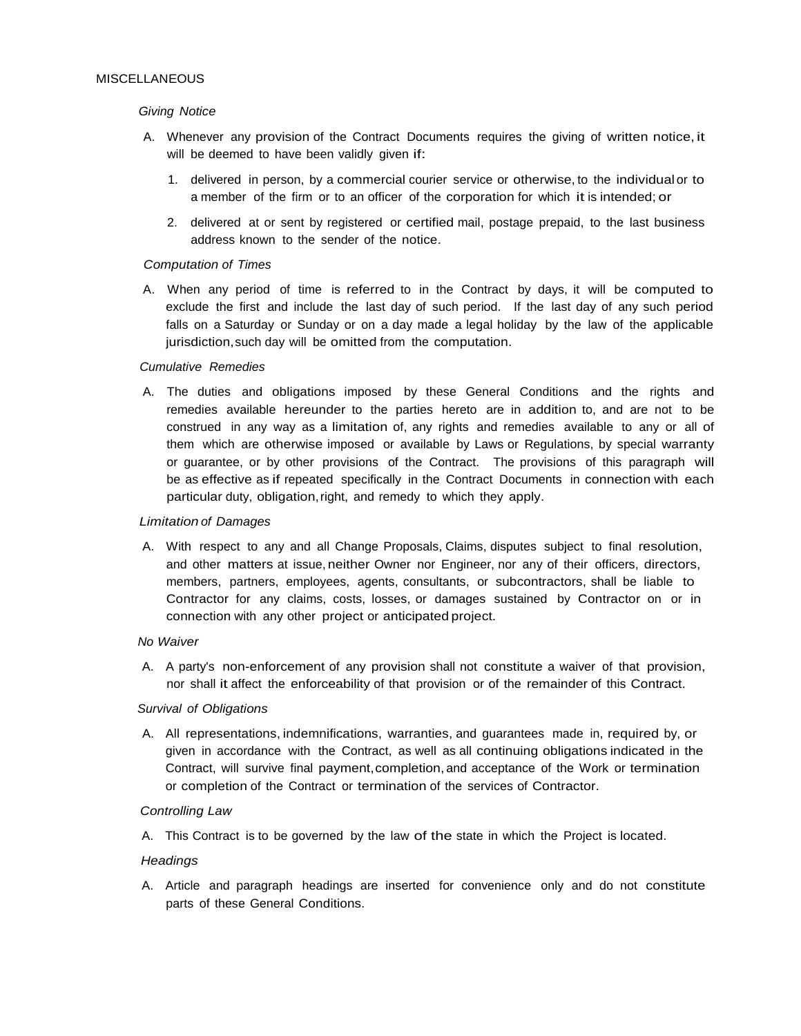# MISCELLANEOUS

*Giving Notice*

A. Whenever any provision of the Contract Documents requires the giving of written notice, it will be deemed to have been validly given if:

1. delivered in person, by a commercial courier service or otherwise, to the individual or to a member of the firm or to an officer of the corporation for which it is intended; or

2. delivered at or sent by registered or certified mail, postage prepaid, to the last business address known to the sender of the notice.

*Computation of Times*

A. When any period of time is referred to in the Contract by days, it will be computed to exclude the first and include the last day of such period. If the last day of any such period falls on a Saturday or Sunday or on a day made a legal holiday by the law of the applicable jurisdiction, such day will be omitted from the computation.

*Cumulative Remedies*

A. The duties and obligations imposed by these General Conditions and the rights and remedies available hereunder to the parties hereto are in addition to, and are not to be construed in any way as a limitation of, any rights and remedies available to any or all of them which are otherwise imposed or available by Laws or Regulations, by special warranty or guarantee, or by other provisions of the Contract. The provisions of this paragraph will be as effective as if repeated specifically in the Contract Documents in connection with each particular duty, obligation, right, and remedy to which they apply.

*Limitation of Damages*

A. With respect to any and all Change Proposals, Claims, disputes subject to final resolution, and other matters at issue, neither Owner nor Engineer, nor any of their officers, directors, members, partners, employees, agents, consultants, or subcontractors, shall be liable to Contractor for any claims, costs, losses, or damages sustained by Contractor on or in connection with any other project or anticipated project.

*No Waiver*

A. A party's non-enforcement of any provision shall not constitute a waiver of that provision, nor shall it affect the enforceability of that provision or of the remainder of this Contract.

*Survival of Obligations*

A. All representations, indemnifications, warranties, and guarantees made in, required by, or given in accordance with the Contract, as well as all continuing obligations indicated in the Contract, will survive final payment, completion, and acceptance of the Work or termination or completion of the Contract or termination of the services of Contractor.

*Controlling Law*

A. This Contract is to be governed by the law of the state in which the Project is located.

*Headings*

A. Article and paragraph headings are inserted for convenience only and do not constitute parts of these General Conditions.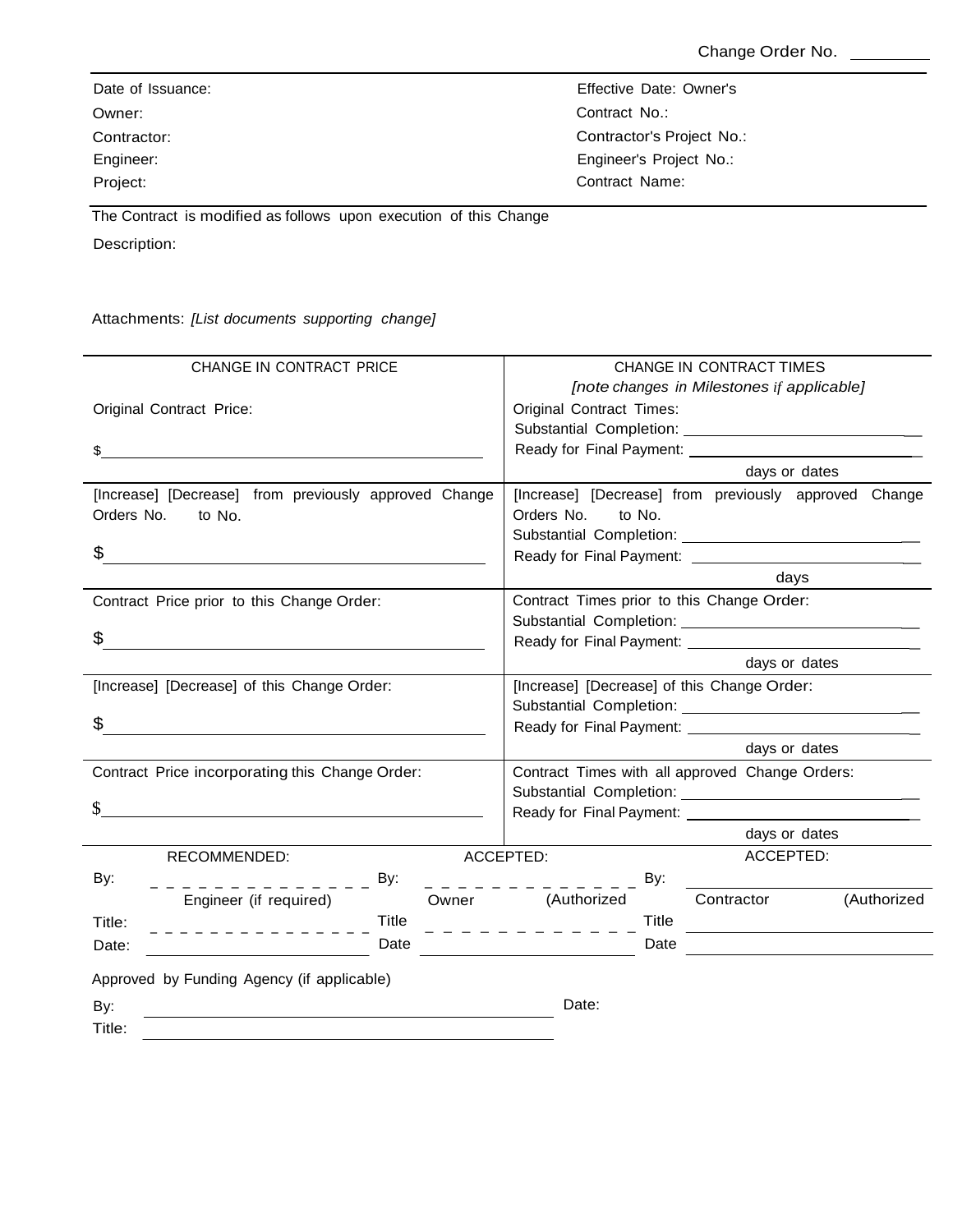Change Order No. ________

| | |
|---|---|
| Date of Issuance: | Effective Date: Owner's |
| Owner: | Contract No.: |
| Contractor: | Contractor's Project No.: |
| Engineer: | Engineer's Project No.: |
| Project: | Contract Name: |

The Contract is modified as follows upon execution of this Change

Description:

Attachments: *[List documents supporting change]*

| CHANGE IN CONTRACT PRICE | CHANGE IN CONTRACT TIMES *[note changes in Milestones if applicable]* |
|---|---|
| Original Contract Price:<br><br>$____________________ | Original Contract Times:<br>Substantial Completion: ____________________<br>Ready for Final Payment: ____________________<br>days or dates |
| [Increase] [Decrease] from previously approved Change Orders No. to No.<br><br>$____________________ | [Increase] [Decrease] from previously approved Change Orders No. to No.<br>Substantial Completion: ____________________<br>Ready for Final Payment: ____________________<br>days |
| Contract Price prior to this Change Order:<br><br>$____________________ | Contract Times prior to this Change Order:<br>Substantial Completion: ____________________<br>Ready for Final Payment: ____________________<br>days or dates |
| [Increase] [Decrease] of this Change Order:<br><br>$____________________ | [Increase] [Decrease] of this Change Order:<br>Substantial Completion: ____________________<br>Ready for Final Payment: ____________________<br>days or dates |
| Contract Price incorporating this Change Order:<br><br>$____________________ | Contract Times with all approved Change Orders:<br>Substantial Completion: ____________________<br>Ready for Final Payment: ____________________<br>days or dates |

| RECOMMENDED: | ACCEPTED: | ACCEPTED: |
|---|---|---|
| By: ____________________ | By: ____________________ | By: ____________________ |
| Engineer (if required) | Owner (Authorized | Contractor (Authorized |
| Title: ____________________ | Title ____________________ | Title ____________________ |
| Date: ____________________ | Date ____________________ | Date ____________________ |

Approved by Funding Agency (if applicable)

By: ____________________ Date:

Title: ____________________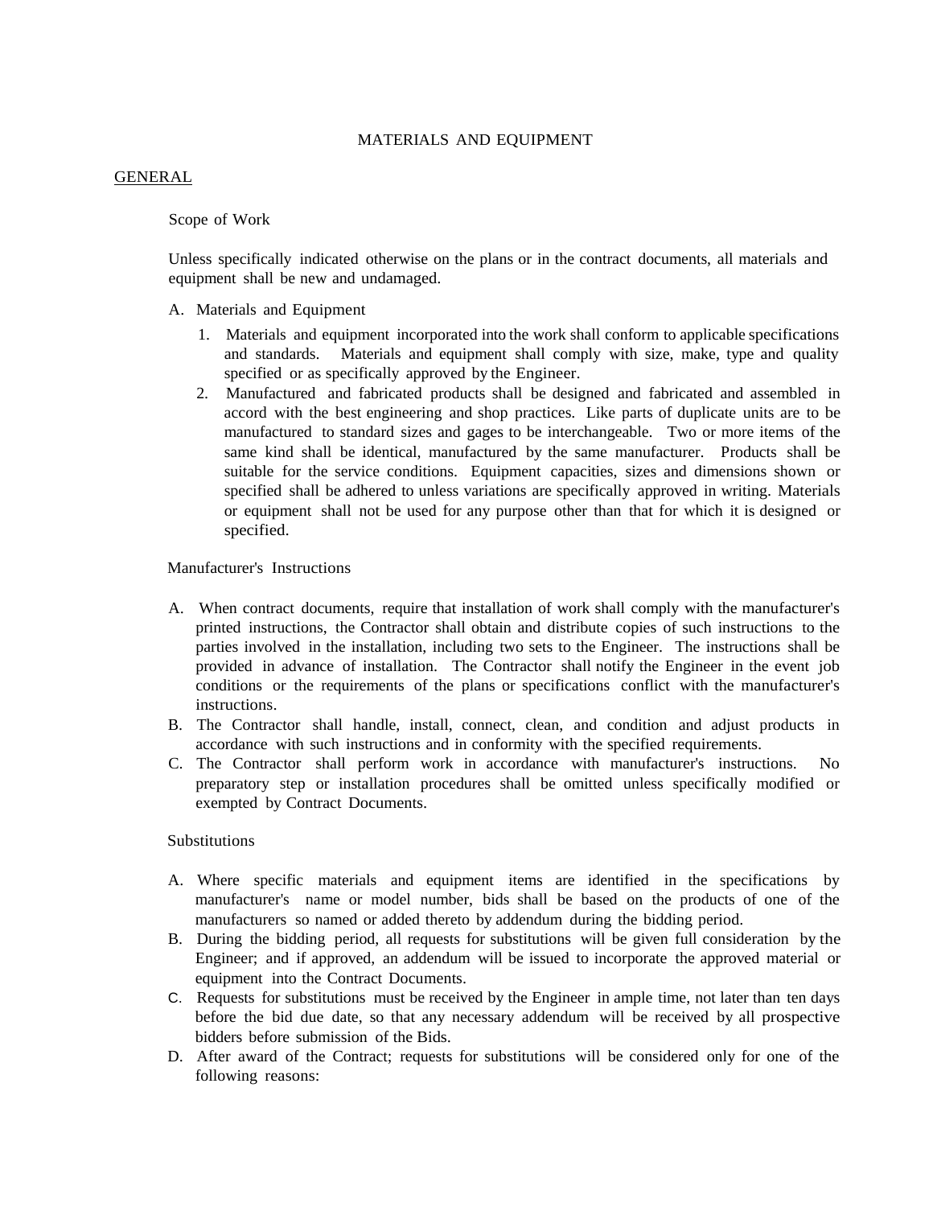# MATERIALS AND EQUIPMENT

## GENERAL

### Scope of Work

Unless specifically indicated otherwise on the plans or in the contract documents, all materials and equipment shall be new and undamaged.

A. Materials and Equipment

1. Materials and equipment incorporated into the work shall conform to applicable specifications and standards. Materials and equipment shall comply with size, make, type and quality specified or as specifically approved by the Engineer.
2. Manufactured and fabricated products shall be designed and fabricated and assembled in accord with the best engineering and shop practices. Like parts of duplicate units are to be manufactured to standard sizes and gages to be interchangeable. Two or more items of the same kind shall be identical, manufactured by the same manufacturer. Products shall be suitable for the service conditions. Equipment capacities, sizes and dimensions shown or specified shall be adhered to unless variations are specifically approved in writing. Materials or equipment shall not be used for any purpose other than that for which it is designed or specified.

### Manufacturer's Instructions

A. When contract documents, require that installation of work shall comply with the manufacturer's printed instructions, the Contractor shall obtain and distribute copies of such instructions to the parties involved in the installation, including two sets to the Engineer. The instructions shall be provided in advance of installation. The Contractor shall notify the Engineer in the event job conditions or the requirements of the plans or specifications conflict with the manufacturer's instructions.

B. The Contractor shall handle, install, connect, clean, and condition and adjust products in accordance with such instructions and in conformity with the specified requirements.

C. The Contractor shall perform work in accordance with manufacturer's instructions. No preparatory step or installation procedures shall be omitted unless specifically modified or exempted by Contract Documents.

### Substitutions

A. Where specific materials and equipment items are identified in the specifications by manufacturer's name or model number, bids shall be based on the products of one of the manufacturers so named or added thereto by addendum during the bidding period.

B. During the bidding period, all requests for substitutions will be given full consideration by the Engineer; and if approved, an addendum will be issued to incorporate the approved material or equipment into the Contract Documents.

C. Requests for substitutions must be received by the Engineer in ample time, not later than ten days before the bid due date, so that any necessary addendum will be received by all prospective bidders before submission of the Bids.

D. After award of the Contract; requests for substitutions will be considered only for one of the following reasons: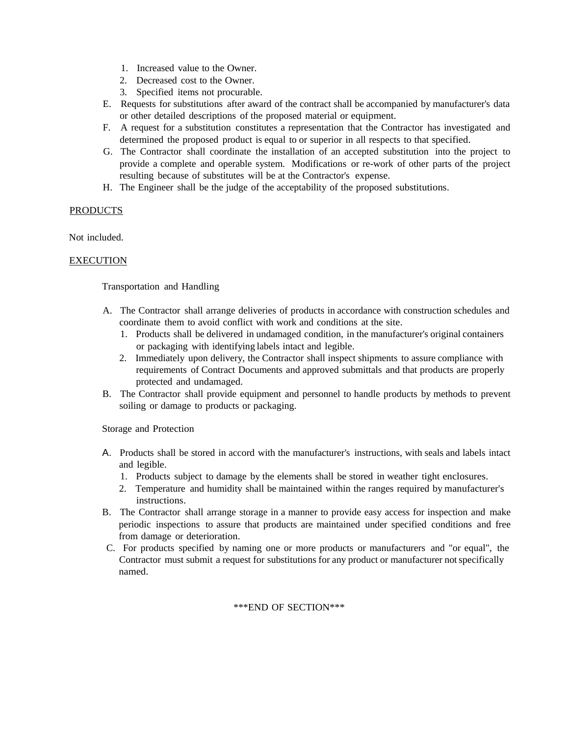1. Increased value to the Owner.
2. Decreased cost to the Owner.
3. Specified items not procurable.

E. Requests for substitutions after award of the contract shall be accompanied by manufacturer's data or other detailed descriptions of the proposed material or equipment.

F. A request for a substitution constitutes a representation that the Contractor has investigated and determined the proposed product is equal to or superior in all respects to that specified.

G. The Contractor shall coordinate the installation of an accepted substitution into the project to provide a complete and operable system. Modifications or re-work of other parts of the project resulting because of substitutes will be at the Contractor's expense.

H. The Engineer shall be the judge of the acceptability of the proposed substitutions.

## PRODUCTS

Not included.

## EXECUTION

### Transportation and Handling

A. The Contractor shall arrange deliveries of products in accordance with construction schedules and coordinate them to avoid conflict with work and conditions at the site.
   1. Products shall be delivered in undamaged condition, in the manufacturer's original containers or packaging with identifying labels intact and legible.
   2. Immediately upon delivery, the Contractor shall inspect shipments to assure compliance with requirements of Contract Documents and approved submittals and that products are properly protected and undamaged.

B. The Contractor shall provide equipment and personnel to handle products by methods to prevent soiling or damage to products or packaging.

### Storage and Protection

A. Products shall be stored in accord with the manufacturer's instructions, with seals and labels intact and legible.
   1. Products subject to damage by the elements shall be stored in weather tight enclosures.
   2. Temperature and humidity shall be maintained within the ranges required by manufacturer's instructions.

B. The Contractor shall arrange storage in a manner to provide easy access for inspection and make periodic inspections to assure that products are maintained under specified conditions and free from damage or deterioration.

C. For products specified by naming one or more products or manufacturers and "or equal", the Contractor must submit a request for substitutions for any product or manufacturer not specifically named.

***END OF SECTION***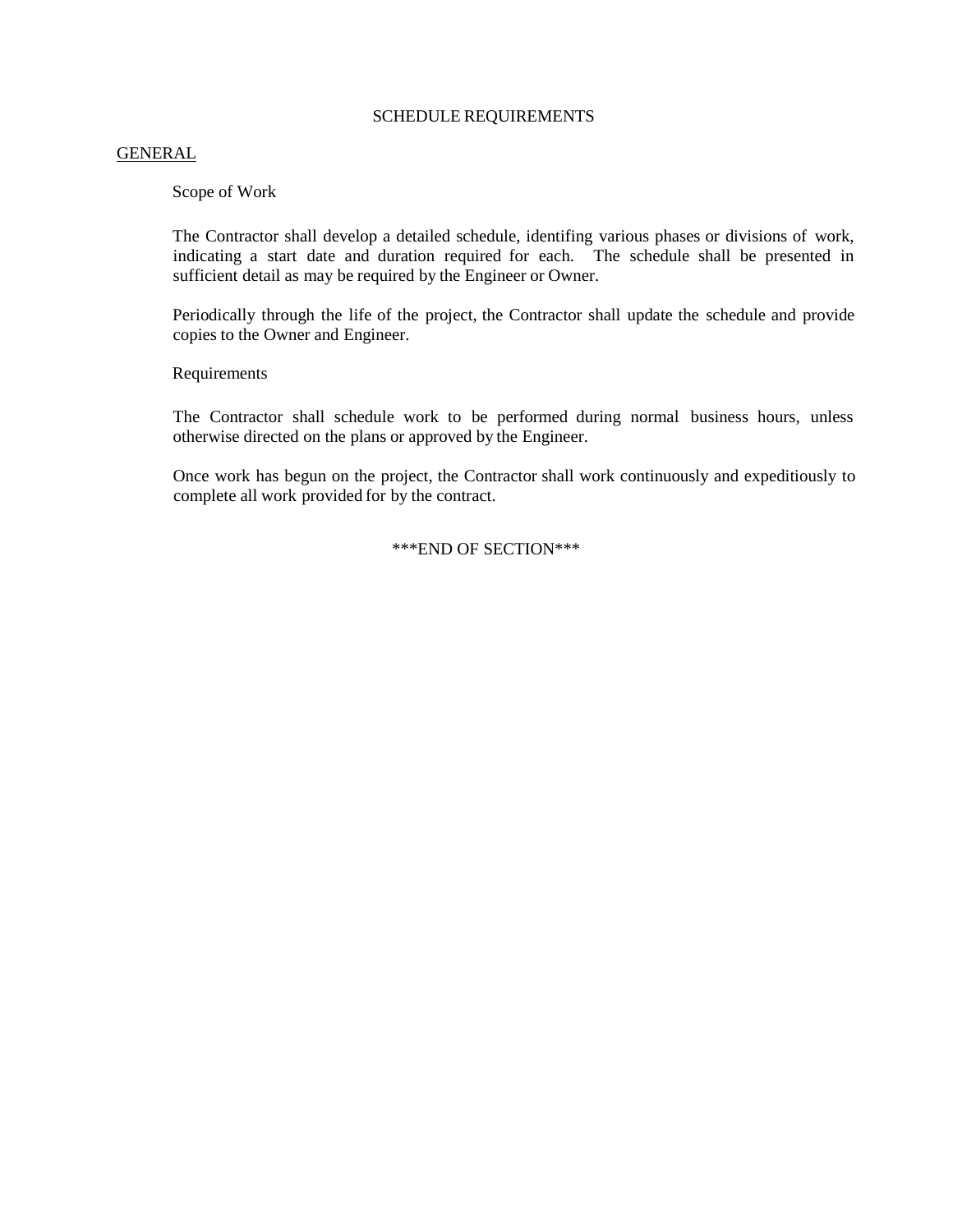# SCHEDULE REQUIREMENTS

## GENERAL

### Scope of Work

The Contractor shall develop a detailed schedule, identifing various phases or divisions of work, indicating a start date and duration required for each. The schedule shall be presented in sufficient detail as may be required by the Engineer or Owner.

Periodically through the life of the project, the Contractor shall update the schedule and provide copies to the Owner and Engineer.

### Requirements

The Contractor shall schedule work to be performed during normal business hours, unless otherwise directed on the plans or approved by the Engineer.

Once work has begun on the project, the Contractor shall work continuously and expeditiously to complete all work provided for by the contract.

***END OF SECTION***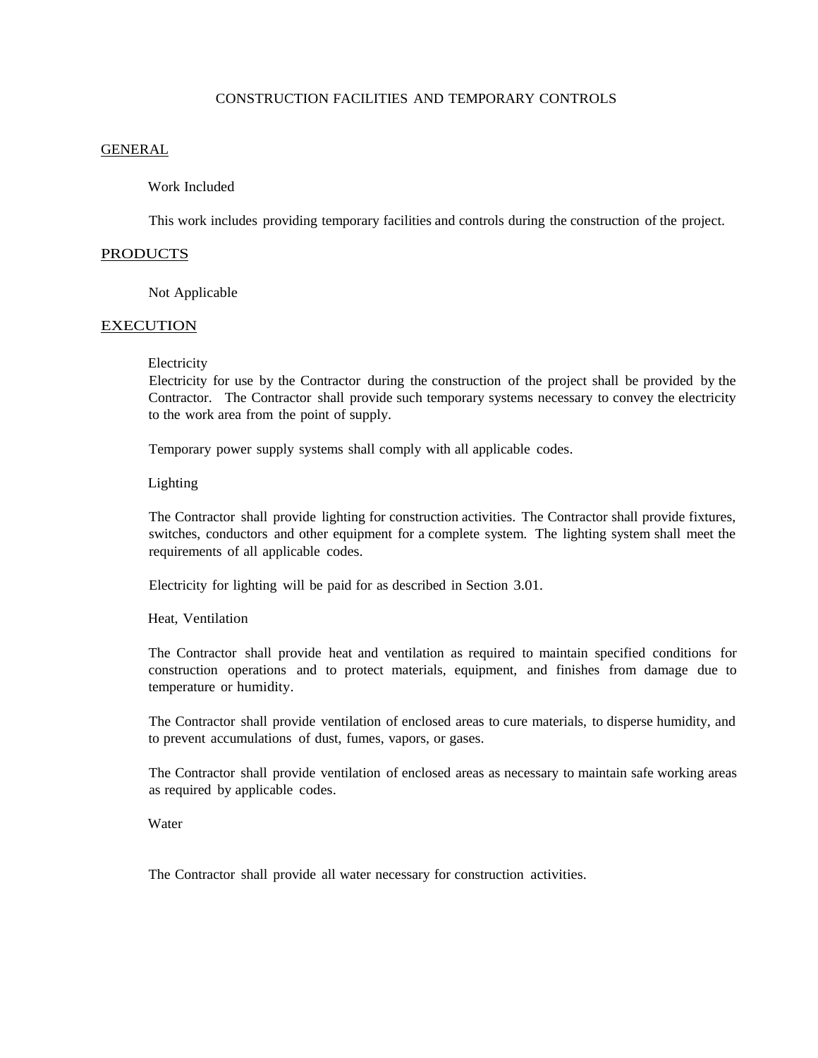# CONSTRUCTION FACILITIES AND TEMPORARY CONTROLS

## GENERAL

### Work Included

This work includes providing temporary facilities and controls during the construction of the project.

## PRODUCTS

Not Applicable

## EXECUTION

### Electricity

Electricity for use by the Contractor during the construction of the project shall be provided by the Contractor. The Contractor shall provide such temporary systems necessary to convey the electricity to the work area from the point of supply.

Temporary power supply systems shall comply with all applicable codes.

### Lighting

The Contractor shall provide lighting for construction activities. The Contractor shall provide fixtures, switches, conductors and other equipment for a complete system. The lighting system shall meet the requirements of all applicable codes.

Electricity for lighting will be paid for as described in Section 3.01.

### Heat, Ventilation

The Contractor shall provide heat and ventilation as required to maintain specified conditions for construction operations and to protect materials, equipment, and finishes from damage due to temperature or humidity.

The Contractor shall provide ventilation of enclosed areas to cure materials, to disperse humidity, and to prevent accumulations of dust, fumes, vapors, or gases.

The Contractor shall provide ventilation of enclosed areas as necessary to maintain safe working areas as required by applicable codes.

### Water

The Contractor shall provide all water necessary for construction activities.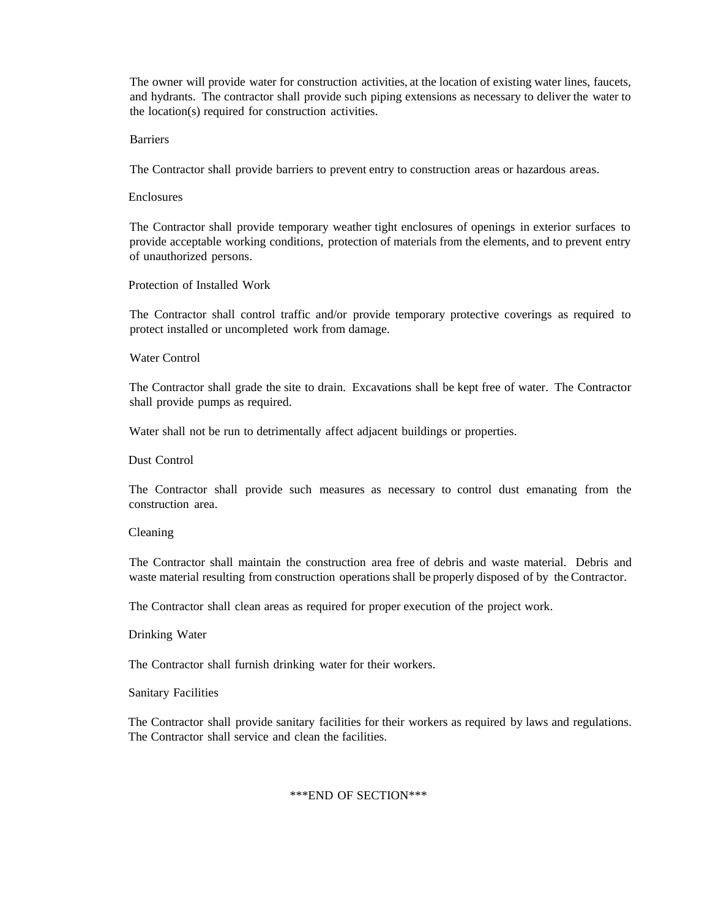The owner will provide water for construction activities, at the location of existing water lines, faucets, and hydrants. The contractor shall provide such piping extensions as necessary to deliver the water to the location(s) required for construction activities.

### Barriers

The Contractor shall provide barriers to prevent entry to construction areas or hazardous areas.

### Enclosures

The Contractor shall provide temporary weather tight enclosures of openings in exterior surfaces to provide acceptable working conditions, protection of materials from the elements, and to prevent entry of unauthorized persons.

### Protection of Installed Work

The Contractor shall control traffic and/or provide temporary protective coverings as required to protect installed or uncompleted work from damage.

### Water Control

The Contractor shall grade the site to drain. Excavations shall be kept free of water. The Contractor shall provide pumps as required.

Water shall not be run to detrimentally affect adjacent buildings or properties.

### Dust Control

The Contractor shall provide such measures as necessary to control dust emanating from the construction area.

### Cleaning

The Contractor shall maintain the construction area free of debris and waste material. Debris and waste material resulting from construction operations shall be properly disposed of by the Contractor.

The Contractor shall clean areas as required for proper execution of the project work.

### Drinking Water

The Contractor shall furnish drinking water for their workers.

### Sanitary Facilities

The Contractor shall provide sanitary facilities for their workers as required by laws and regulations. The Contractor shall service and clean the facilities.

***END OF SECTION***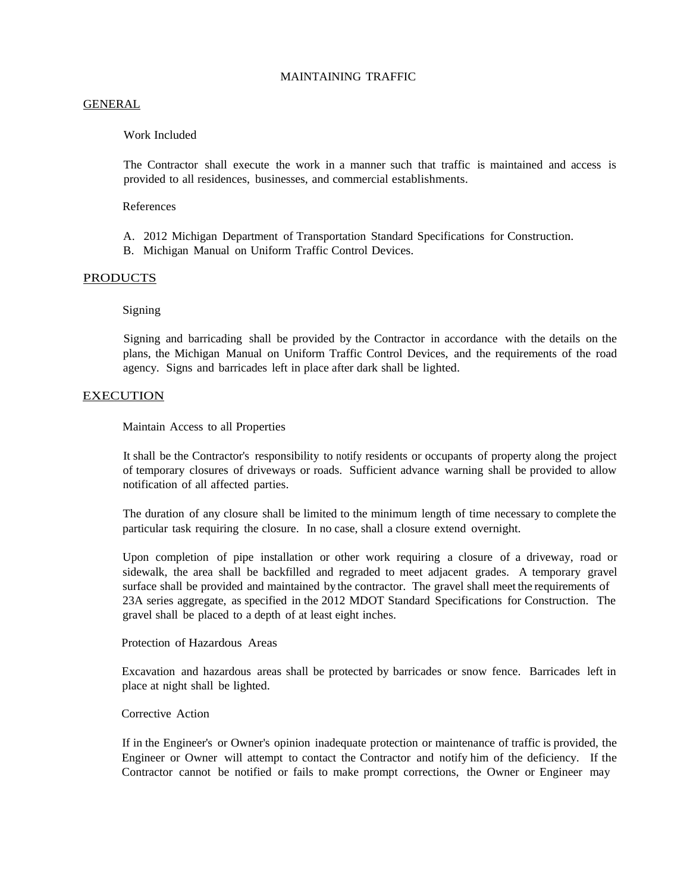# MAINTAINING TRAFFIC

## GENERAL

### Work Included

The Contractor shall execute the work in a manner such that traffic is maintained and access is provided to all residences, businesses, and commercial establishments.

### References

A. 2012 Michigan Department of Transportation Standard Specifications for Construction.
B. Michigan Manual on Uniform Traffic Control Devices.

## PRODUCTS

### Signing

Signing and barricading shall be provided by the Contractor in accordance with the details on the plans, the Michigan Manual on Uniform Traffic Control Devices, and the requirements of the road agency. Signs and barricades left in place after dark shall be lighted.

## EXECUTION

### Maintain Access to all Properties

It shall be the Contractor's responsibility to notify residents or occupants of property along the project of temporary closures of driveways or roads. Sufficient advance warning shall be provided to allow notification of all affected parties.

The duration of any closure shall be limited to the minimum length of time necessary to complete the particular task requiring the closure. In no case, shall a closure extend overnight.

Upon completion of pipe installation or other work requiring a closure of a driveway, road or sidewalk, the area shall be backfilled and regraded to meet adjacent grades. A temporary gravel surface shall be provided and maintained by the contractor. The gravel shall meet the requirements of 23A series aggregate, as specified in the 2012 MDOT Standard Specifications for Construction. The gravel shall be placed to a depth of at least eight inches.

### Protection of Hazardous Areas

Excavation and hazardous areas shall be protected by barricades or snow fence. Barricades left in place at night shall be lighted.

### Corrective Action

If in the Engineer's or Owner's opinion inadequate protection or maintenance of traffic is provided, the Engineer or Owner will attempt to contact the Contractor and notify him of the deficiency. If the Contractor cannot be notified or fails to make prompt corrections, the Owner or Engineer may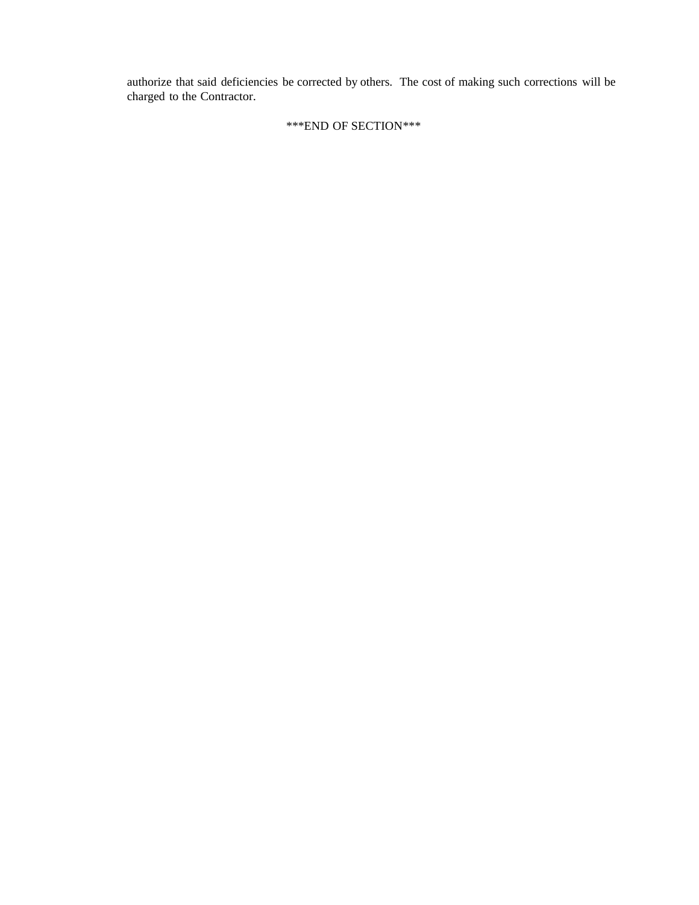authorize that said deficiencies be corrected by others. The cost of making such corrections will be charged to the Contractor.

***END OF SECTION***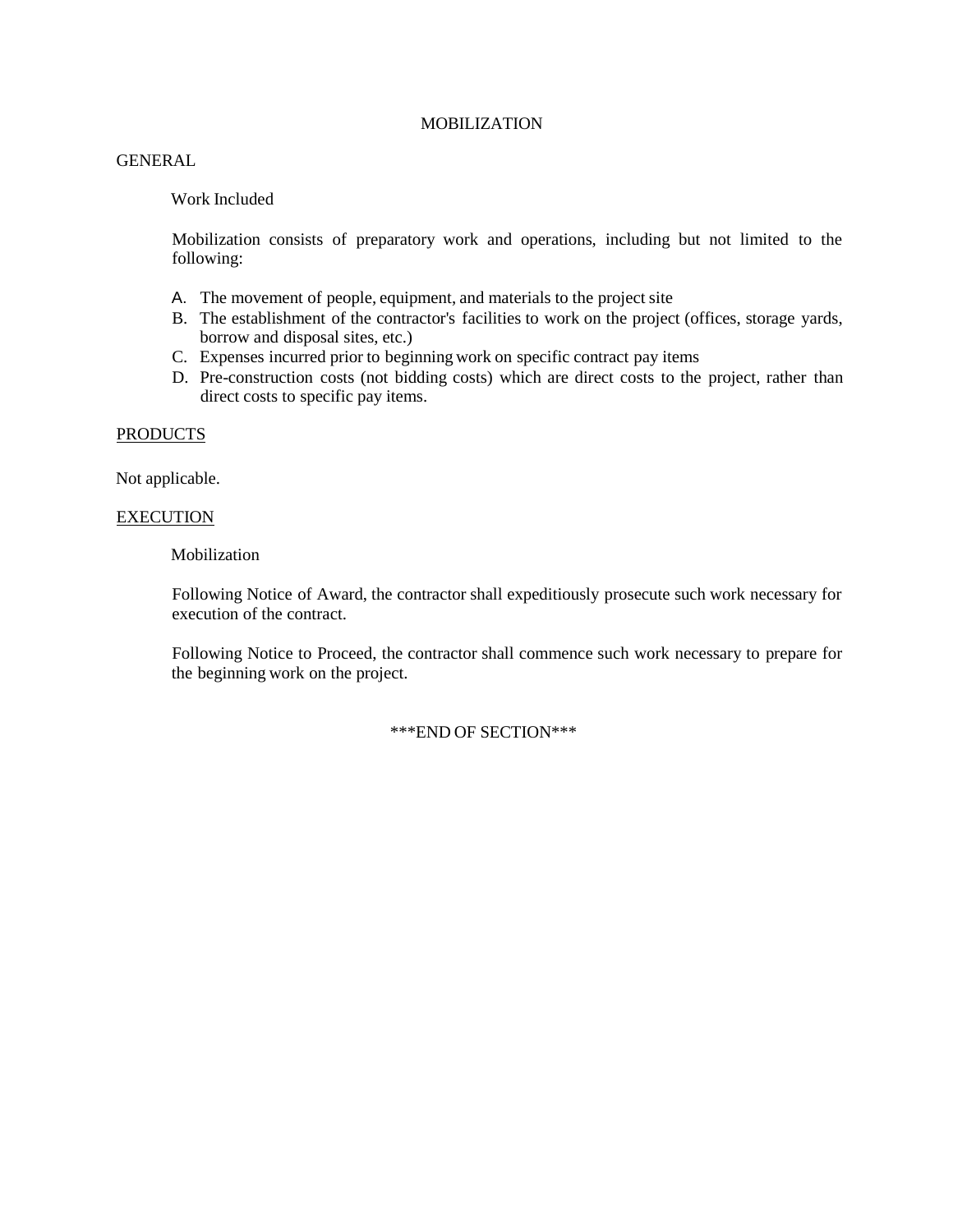# MOBILIZATION

## GENERAL

### Work Included

Mobilization consists of preparatory work and operations, including but not limited to the following:

A. The movement of people, equipment, and materials to the project site
B. The establishment of the contractor's facilities to work on the project (offices, storage yards, borrow and disposal sites, etc.)
C. Expenses incurred prior to beginning work on specific contract pay items
D. Pre-construction costs (not bidding costs) which are direct costs to the project, rather than direct costs to specific pay items.

## PRODUCTS

Not applicable.

## EXECUTION

### Mobilization

Following Notice of Award, the contractor shall expeditiously prosecute such work necessary for execution of the contract.

Following Notice to Proceed, the contractor shall commence such work necessary to prepare for the beginning work on the project.

***END OF SECTION***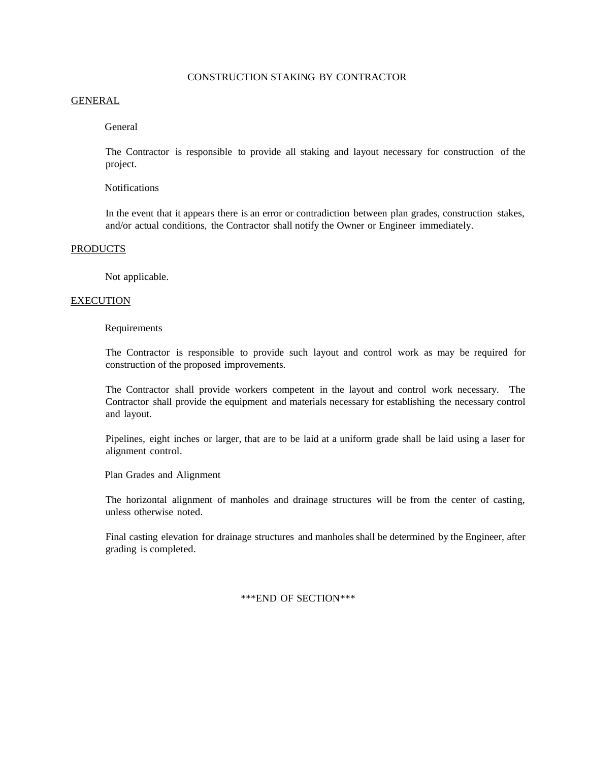# CONSTRUCTION STAKING BY CONTRACTOR

## GENERAL

### General

The Contractor is responsible to provide all staking and layout necessary for construction of the project.

### Notifications

In the event that it appears there is an error or contradiction between plan grades, construction stakes, and/or actual conditions, the Contractor shall notify the Owner or Engineer immediately.

## PRODUCTS

Not applicable.

## EXECUTION

### Requirements

The Contractor is responsible to provide such layout and control work as may be required for construction of the proposed improvements.

The Contractor shall provide workers competent in the layout and control work necessary. The Contractor shall provide the equipment and materials necessary for establishing the necessary control and layout.

Pipelines, eight inches or larger, that are to be laid at a uniform grade shall be laid using a laser for alignment control.

### Plan Grades and Alignment

The horizontal alignment of manholes and drainage structures will be from the center of casting, unless otherwise noted.

Final casting elevation for drainage structures and manholes shall be determined by the Engineer, after grading is completed.

***END OF SECTION***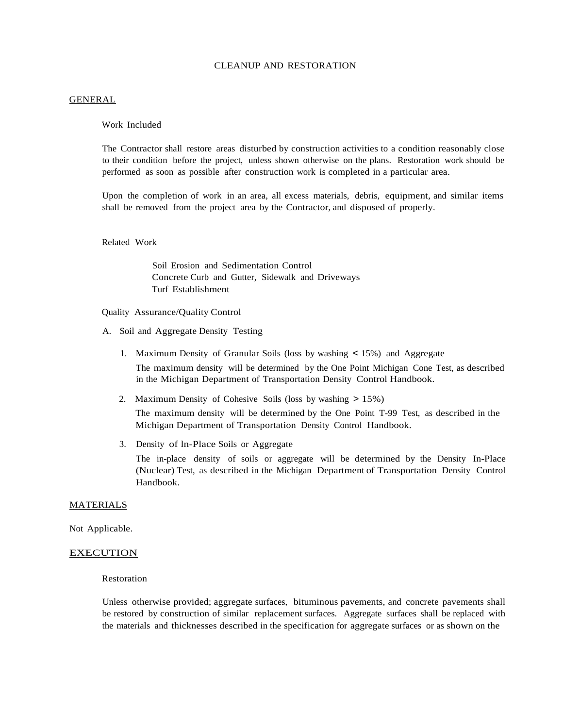# CLEANUP AND RESTORATION

## GENERAL

### Work Included

The Contractor shall restore areas disturbed by construction activities to a condition reasonably close to their condition before the project, unless shown otherwise on the plans. Restoration work should be performed as soon as possible after construction work is completed in a particular area.

Upon the completion of work in an area, all excess materials, debris, equipment, and similar items shall be removed from the project area by the Contractor, and disposed of properly.

### Related Work

Soil Erosion and Sedimentation Control
Concrete Curb and Gutter, Sidewalk and Driveways
Turf Establishment

### Quality Assurance/Quality Control

A. Soil and Aggregate Density Testing

1. Maximum Density of Granular Soils (loss by washing < 15%) and Aggregate

   The maximum density will be determined by the One Point Michigan Cone Test, as described in the Michigan Department of Transportation Density Control Handbook.

2. Maximum Density of Cohesive Soils (loss by washing > 15%)

   The maximum density will be determined by the One Point T-99 Test, as described in the Michigan Department of Transportation Density Control Handbook.

3. Density of ln-Place Soils or Aggregate

   The in-place density of soils or aggregate will be determined by the Density In-Place (Nuclear) Test, as described in the Michigan Department of Transportation Density Control Handbook.

## MATERIALS

Not Applicable.

## EXECUTION

### Restoration

Unless otherwise provided; aggregate surfaces, bituminous pavements, and concrete pavements shall be restored by construction of similar replacement surfaces. Aggregate surfaces shall be replaced with the materials and thicknesses described in the specification for aggregate surfaces or as shown on the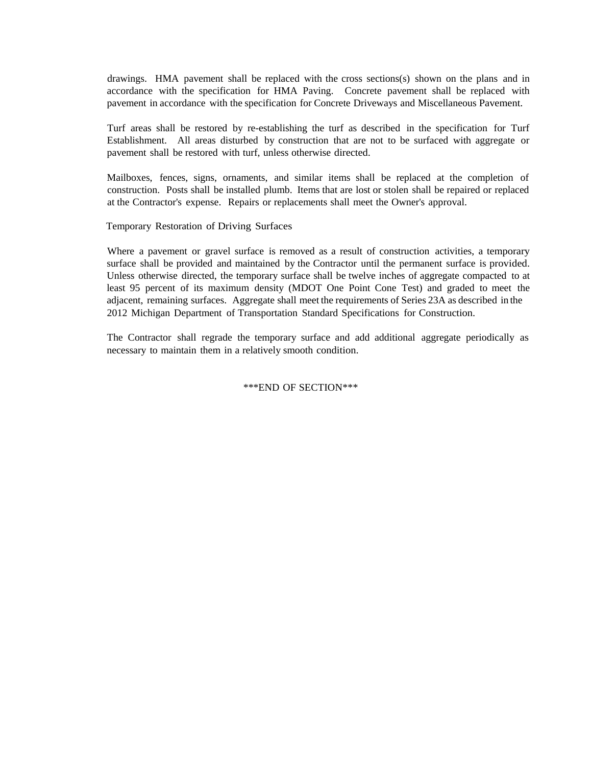drawings. HMA pavement shall be replaced with the cross sections(s) shown on the plans and in accordance with the specification for HMA Paving. Concrete pavement shall be replaced with pavement in accordance with the specification for Concrete Driveways and Miscellaneous Pavement.

Turf areas shall be restored by re-establishing the turf as described in the specification for Turf Establishment. All areas disturbed by construction that are not to be surfaced with aggregate or pavement shall be restored with turf, unless otherwise directed.

Mailboxes, fences, signs, ornaments, and similar items shall be replaced at the completion of construction. Posts shall be installed plumb. Items that are lost or stolen shall be repaired or replaced at the Contractor's expense. Repairs or replacements shall meet the Owner's approval.

Temporary Restoration of Driving Surfaces

Where a pavement or gravel surface is removed as a result of construction activities, a temporary surface shall be provided and maintained by the Contractor until the permanent surface is provided. Unless otherwise directed, the temporary surface shall be twelve inches of aggregate compacted to at least 95 percent of its maximum density (MDOT One Point Cone Test) and graded to meet the adjacent, remaining surfaces. Aggregate shall meet the requirements of Series 23A as described in the 2012 Michigan Department of Transportation Standard Specifications for Construction.

The Contractor shall regrade the temporary surface and add additional aggregate periodically as necessary to maintain them in a relatively smooth condition.

***END OF SECTION***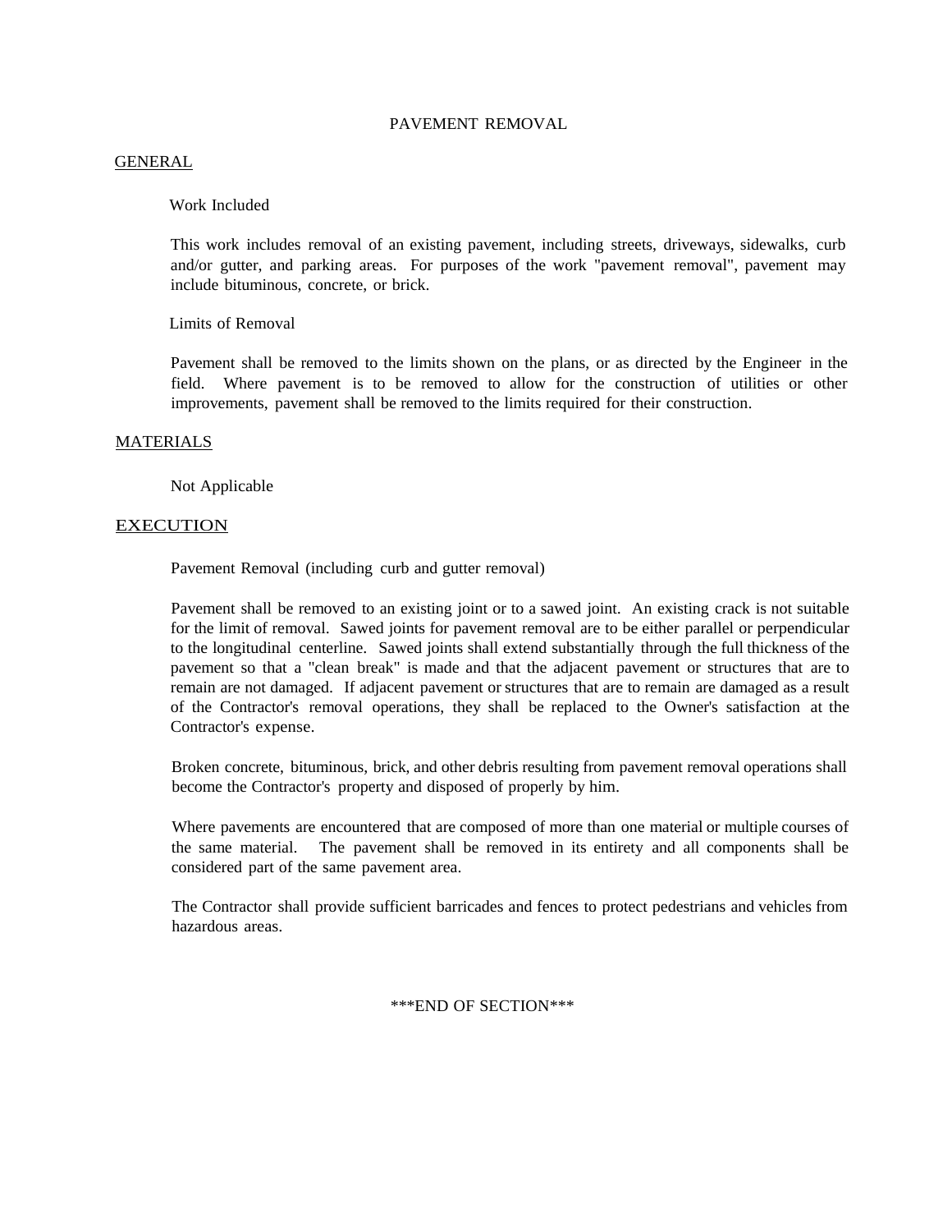# PAVEMENT REMOVAL

## GENERAL

### Work Included

This work includes removal of an existing pavement, including streets, driveways, sidewalks, curb and/or gutter, and parking areas. For purposes of the work "pavement removal", pavement may include bituminous, concrete, or brick.

### Limits of Removal

Pavement shall be removed to the limits shown on the plans, or as directed by the Engineer in the field. Where pavement is to be removed to allow for the construction of utilities or other improvements, pavement shall be removed to the limits required for their construction.

## MATERIALS

Not Applicable

## EXECUTION

### Pavement Removal (including curb and gutter removal)

Pavement shall be removed to an existing joint or to a sawed joint. An existing crack is not suitable for the limit of removal. Sawed joints for pavement removal are to be either parallel or perpendicular to the longitudinal centerline. Sawed joints shall extend substantially through the full thickness of the pavement so that a "clean break" is made and that the adjacent pavement or structures that are to remain are not damaged. If adjacent pavement or structures that are to remain are damaged as a result of the Contractor's removal operations, they shall be replaced to the Owner's satisfaction at the Contractor's expense.

Broken concrete, bituminous, brick, and other debris resulting from pavement removal operations shall become the Contractor's property and disposed of properly by him.

Where pavements are encountered that are composed of more than one material or multiple courses of the same material. The pavement shall be removed in its entirety and all components shall be considered part of the same pavement area.

The Contractor shall provide sufficient barricades and fences to protect pedestrians and vehicles from hazardous areas.

***END OF SECTION***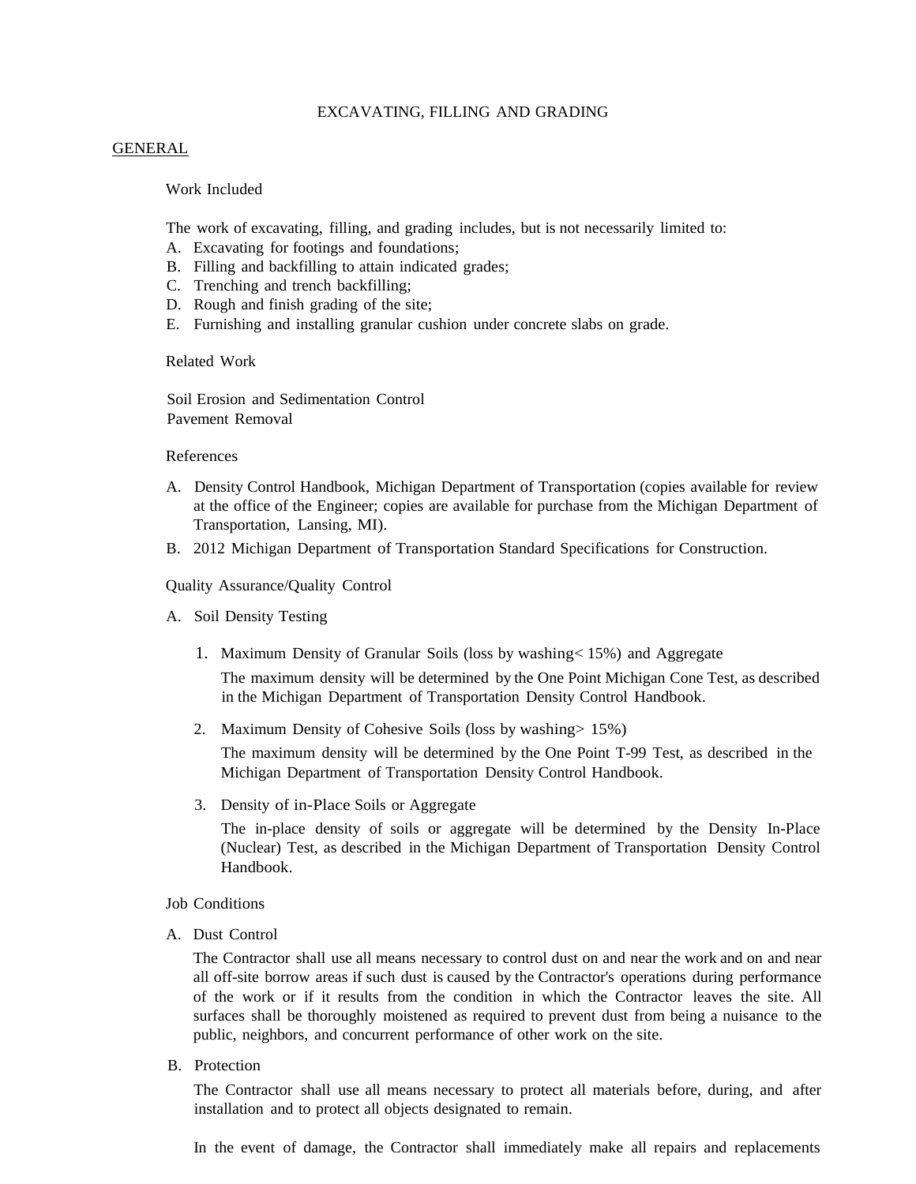# EXCAVATING, FILLING AND GRADING

## GENERAL

### Work Included

The work of excavating, filling, and grading includes, but is not necessarily limited to:

A. Excavating for footings and foundations;
B. Filling and backfilling to attain indicated grades;
C. Trenching and trench backfilling;
D. Rough and finish grading of the site;
E. Furnishing and installing granular cushion under concrete slabs on grade.

### Related Work

Soil Erosion and Sedimentation Control
Pavement Removal

### References

A. Density Control Handbook, Michigan Department of Transportation (copies available for review at the office of the Engineer; copies are available for purchase from the Michigan Department of Transportation, Lansing, MI).
B. 2012 Michigan Department of Transportation Standard Specifications for Construction.

### Quality Assurance/Quality Control

A. Soil Density Testing

1. Maximum Density of Granular Soils (loss by washing< 15%) and Aggregate

   The maximum density will be determined by the One Point Michigan Cone Test, as described in the Michigan Department of Transportation Density Control Handbook.

2. Maximum Density of Cohesive Soils (loss by washing> 15%)

   The maximum density will be determined by the One Point T-99 Test, as described in the Michigan Department of Transportation Density Control Handbook.

3. Density of in-Place Soils or Aggregate

   The in-place density of soils or aggregate will be determined by the Density In-Place (Nuclear) Test, as described in the Michigan Department of Transportation Density Control Handbook.

### Job Conditions

A. Dust Control

   The Contractor shall use all means necessary to control dust on and near the work and on and near all off-site borrow areas if such dust is caused by the Contractor's operations during performance of the work or if it results from the condition in which the Contractor leaves the site. All surfaces shall be thoroughly moistened as required to prevent dust from being a nuisance to the public, neighbors, and concurrent performance of other work on the site.

B. Protection

   The Contractor shall use all means necessary to protect all materials before, during, and after installation and to protect all objects designated to remain.

   In the event of damage, the Contractor shall immediately make all repairs and replacements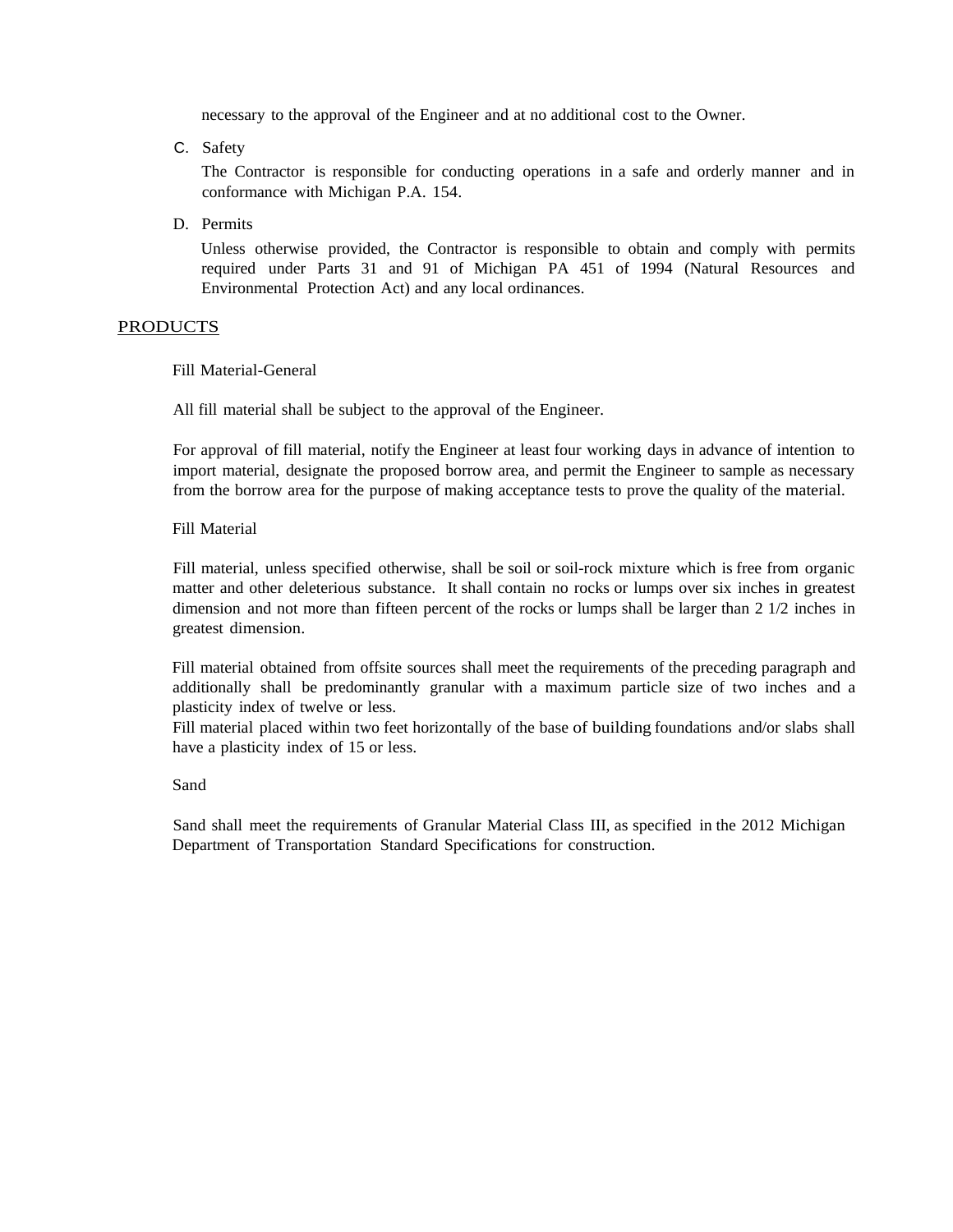necessary to the approval of the Engineer and at no additional cost to the Owner.

C. Safety

The Contractor is responsible for conducting operations in a safe and orderly manner and in conformance with Michigan P.A. 154.

D. Permits

Unless otherwise provided, the Contractor is responsible to obtain and comply with permits required under Parts 31 and 91 of Michigan PA 451 of 1994 (Natural Resources and Environmental Protection Act) and any local ordinances.

## PRODUCTS

Fill Material-General

All fill material shall be subject to the approval of the Engineer.

For approval of fill material, notify the Engineer at least four working days in advance of intention to import material, designate the proposed borrow area, and permit the Engineer to sample as necessary from the borrow area for the purpose of making acceptance tests to prove the quality of the material.

Fill Material

Fill material, unless specified otherwise, shall be soil or soil-rock mixture which is free from organic matter and other deleterious substance. It shall contain no rocks or lumps over six inches in greatest dimension and not more than fifteen percent of the rocks or lumps shall be larger than 2 1/2 inches in greatest dimension.

Fill material obtained from offsite sources shall meet the requirements of the preceding paragraph and additionally shall be predominantly granular with a maximum particle size of two inches and a plasticity index of twelve or less.
Fill material placed within two feet horizontally of the base of building foundations and/or slabs shall have a plasticity index of 15 or less.

Sand

Sand shall meet the requirements of Granular Material Class III, as specified in the 2012 Michigan Department of Transportation Standard Specifications for construction.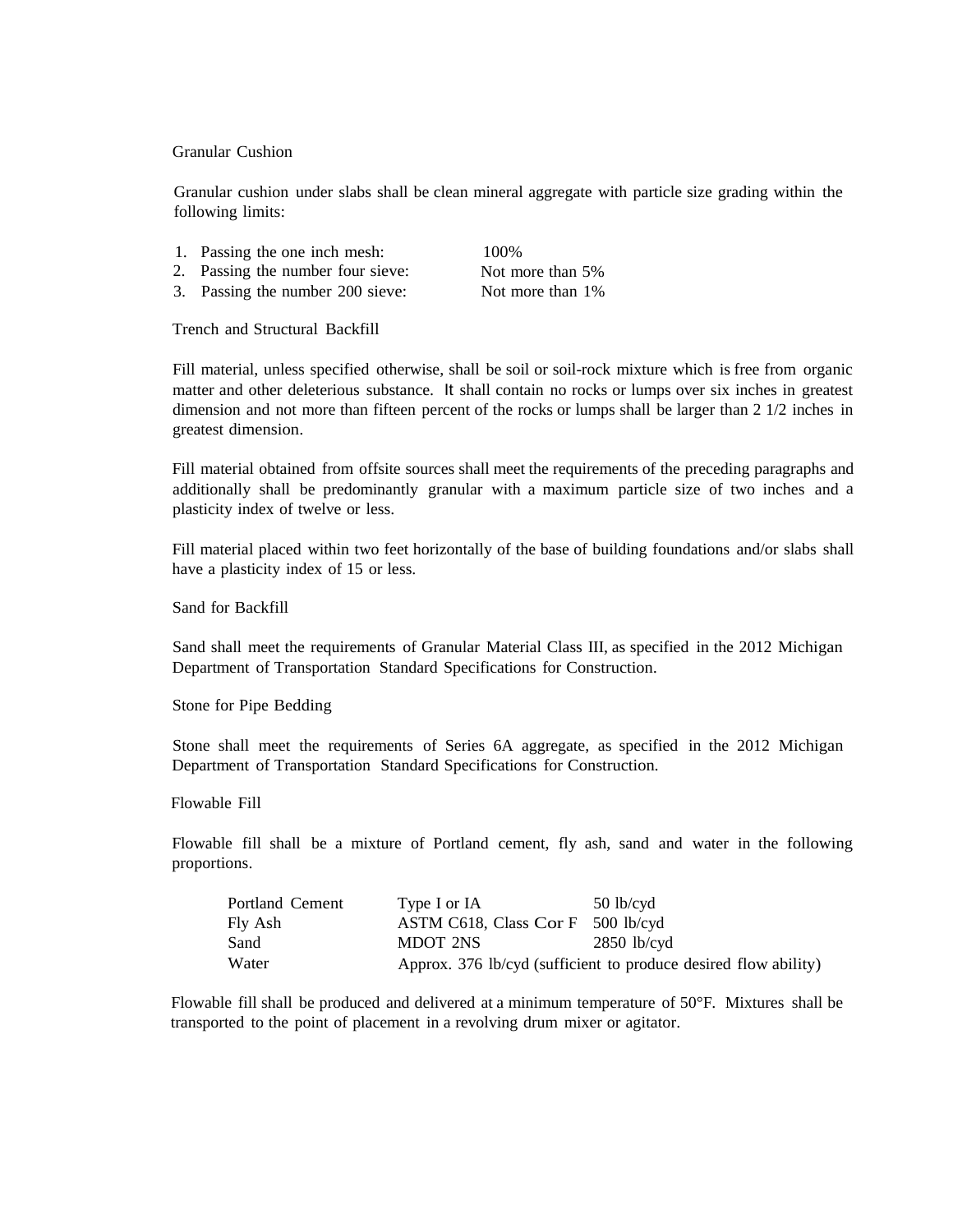### Granular Cushion

Granular cushion under slabs shall be clean mineral aggregate with particle size grading within the following limits:

1. Passing the one inch mesh: 100%
2. Passing the number four sieve: Not more than 5%
3. Passing the number 200 sieve: Not more than 1%

### Trench and Structural Backfill

Fill material, unless specified otherwise, shall be soil or soil-rock mixture which is free from organic matter and other deleterious substance. It shall contain no rocks or lumps over six inches in greatest dimension and not more than fifteen percent of the rocks or lumps shall be larger than 2 1/2 inches in greatest dimension.

Fill material obtained from offsite sources shall meet the requirements of the preceding paragraphs and additionally shall be predominantly granular with a maximum particle size of two inches and a plasticity index of twelve or less.

Fill material placed within two feet horizontally of the base of building foundations and/or slabs shall have a plasticity index of 15 or less.

### Sand for Backfill

Sand shall meet the requirements of Granular Material Class III, as specified in the 2012 Michigan Department of Transportation Standard Specifications for Construction.

### Stone for Pipe Bedding

Stone shall meet the requirements of Series 6A aggregate, as specified in the 2012 Michigan Department of Transportation Standard Specifications for Construction.

### Flowable Fill

Flowable fill shall be a mixture of Portland cement, fly ash, sand and water in the following proportions.

| | | |
|---|---|---|
| Portland Cement | Type I or IA | 50 lb/cyd |
| Fly Ash | ASTM C618, Class C or F | 500 lb/cyd |
| Sand | MDOT 2NS | 2850 lb/cyd |
| Water | Approx. 376 lb/cyd (sufficient to produce desired flow ability) | |

Flowable fill shall be produced and delivered at a minimum temperature of 50°F. Mixtures shall be transported to the point of placement in a revolving drum mixer or agitator.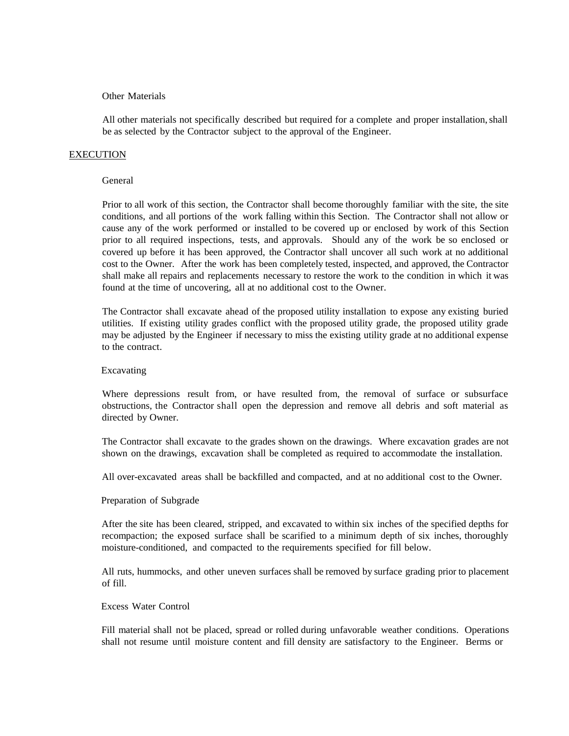### Other Materials

All other materials not specifically described but required for a complete and proper installation, shall be as selected by the Contractor subject to the approval of the Engineer.

## EXECUTION

### General

Prior to all work of this section, the Contractor shall become thoroughly familiar with the site, the site conditions, and all portions of the work falling within this Section. The Contractor shall not allow or cause any of the work performed or installed to be covered up or enclosed by work of this Section prior to all required inspections, tests, and approvals. Should any of the work be so enclosed or covered up before it has been approved, the Contractor shall uncover all such work at no additional cost to the Owner. After the work has been completely tested, inspected, and approved, the Contractor shall make all repairs and replacements necessary to restore the work to the condition in which it was found at the time of uncovering, all at no additional cost to the Owner.

The Contractor shall excavate ahead of the proposed utility installation to expose any existing buried utilities. If existing utility grades conflict with the proposed utility grade, the proposed utility grade may be adjusted by the Engineer if necessary to miss the existing utility grade at no additional expense to the contract.

### Excavating

Where depressions result from, or have resulted from, the removal of surface or subsurface obstructions, the Contractor shall open the depression and remove all debris and soft material as directed by Owner.

The Contractor shall excavate to the grades shown on the drawings. Where excavation grades are not shown on the drawings, excavation shall be completed as required to accommodate the installation.

All over-excavated areas shall be backfilled and compacted, and at no additional cost to the Owner.

### Preparation of Subgrade

After the site has been cleared, stripped, and excavated to within six inches of the specified depths for recompaction; the exposed surface shall be scarified to a minimum depth of six inches, thoroughly moisture-conditioned, and compacted to the requirements specified for fill below.

All ruts, hummocks, and other uneven surfaces shall be removed by surface grading prior to placement of fill.

### Excess Water Control

Fill material shall not be placed, spread or rolled during unfavorable weather conditions. Operations shall not resume until moisture content and fill density are satisfactory to the Engineer. Berms or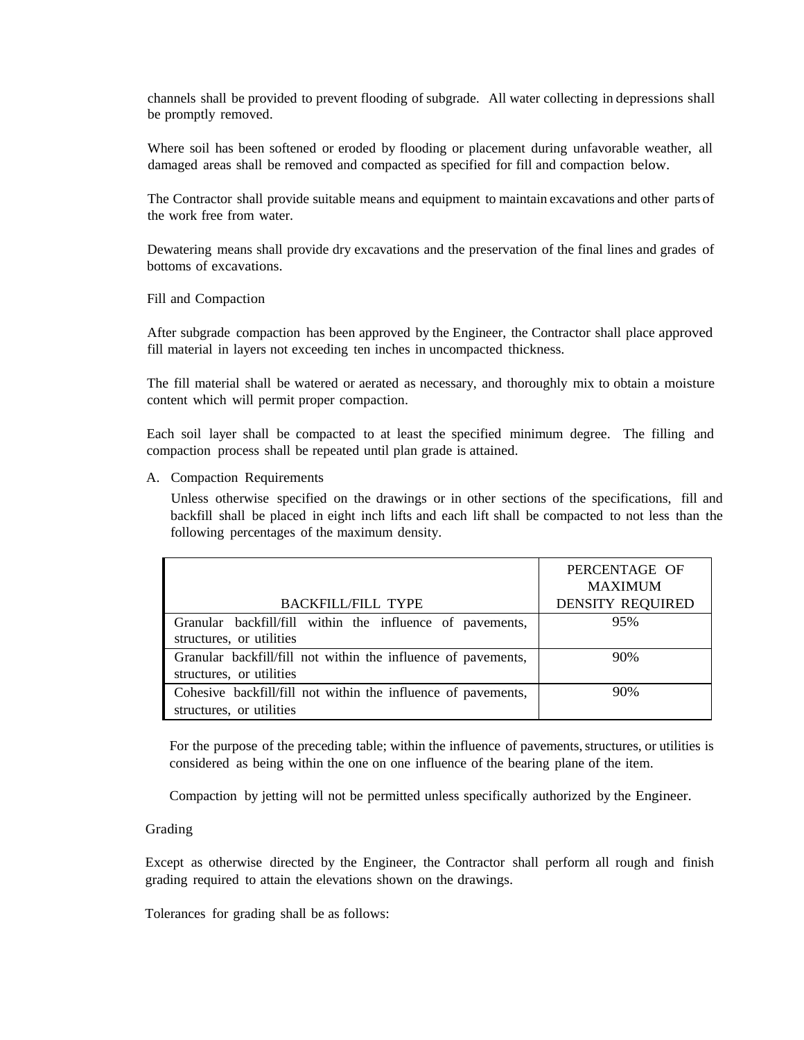channels shall be provided to prevent flooding of subgrade. All water collecting in depressions shall be promptly removed.

Where soil has been softened or eroded by flooding or placement during unfavorable weather, all damaged areas shall be removed and compacted as specified for fill and compaction below.

The Contractor shall provide suitable means and equipment to maintain excavations and other parts of the work free from water.

Dewatering means shall provide dry excavations and the preservation of the final lines and grades of bottoms of excavations.

Fill and Compaction

After subgrade compaction has been approved by the Engineer, the Contractor shall place approved fill material in layers not exceeding ten inches in uncompacted thickness.

The fill material shall be watered or aerated as necessary, and thoroughly mix to obtain a moisture content which will permit proper compaction.

Each soil layer shall be compacted to at least the specified minimum degree. The filling and compaction process shall be repeated until plan grade is attained.

A. Compaction Requirements

Unless otherwise specified on the drawings or in other sections of the specifications, fill and backfill shall be placed in eight inch lifts and each lift shall be compacted to not less than the following percentages of the maximum density.

| BACKFILL/FILL TYPE | PERCENTAGE OF MAXIMUM DENSITY REQUIRED |
|---|---|
| Granular backfill/fill within the influence of pavements, structures, or utilities | 95% |
| Granular backfill/fill not within the influence of pavements, structures, or utilities | 90% |
| Cohesive backfill/fill not within the influence of pavements, structures, or utilities | 90% |

For the purpose of the preceding table; within the influence of pavements, structures, or utilities is considered as being within the one on one influence of the bearing plane of the item.

Compaction by jetting will not be permitted unless specifically authorized by the Engineer.

Grading

Except as otherwise directed by the Engineer, the Contractor shall perform all rough and finish grading required to attain the elevations shown on the drawings.

Tolerances for grading shall be as follows: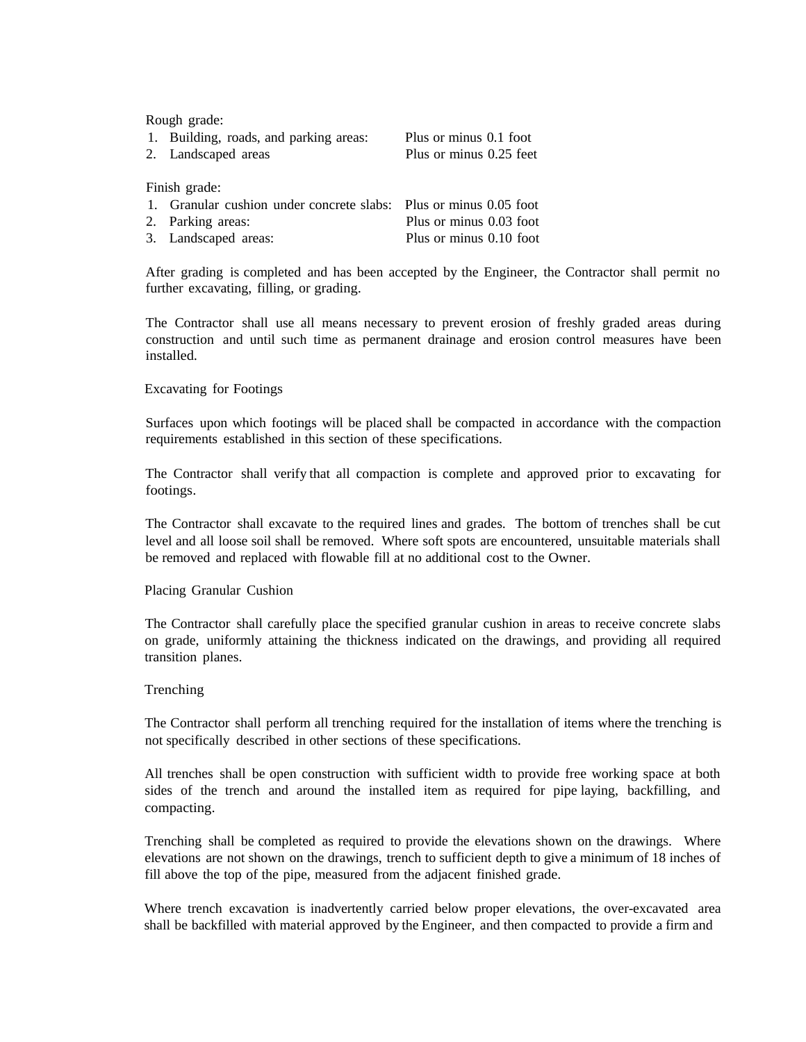Rough grade:

1. Building, roads, and parking areas: Plus or minus 0.1 foot
2. Landscaped areas Plus or minus 0.25 feet

Finish grade:

1. Granular cushion under concrete slabs: Plus or minus 0.05 foot
2. Parking areas: Plus or minus 0.03 foot
3. Landscaped areas: Plus or minus 0.10 foot

After grading is completed and has been accepted by the Engineer, the Contractor shall permit no further excavating, filling, or grading.

The Contractor shall use all means necessary to prevent erosion of freshly graded areas during construction and until such time as permanent drainage and erosion control measures have been installed.

Excavating for Footings

Surfaces upon which footings will be placed shall be compacted in accordance with the compaction requirements established in this section of these specifications.

The Contractor shall verify that all compaction is complete and approved prior to excavating for footings.

The Contractor shall excavate to the required lines and grades. The bottom of trenches shall be cut level and all loose soil shall be removed. Where soft spots are encountered, unsuitable materials shall be removed and replaced with flowable fill at no additional cost to the Owner.

Placing Granular Cushion

The Contractor shall carefully place the specified granular cushion in areas to receive concrete slabs on grade, uniformly attaining the thickness indicated on the drawings, and providing all required transition planes.

Trenching

The Contractor shall perform all trenching required for the installation of items where the trenching is not specifically described in other sections of these specifications.

All trenches shall be open construction with sufficient width to provide free working space at both sides of the trench and around the installed item as required for pipe laying, backfilling, and compacting.

Trenching shall be completed as required to provide the elevations shown on the drawings. Where elevations are not shown on the drawings, trench to sufficient depth to give a minimum of 18 inches of fill above the top of the pipe, measured from the adjacent finished grade.

Where trench excavation is inadvertently carried below proper elevations, the over-excavated area shall be backfilled with material approved by the Engineer, and then compacted to provide a firm and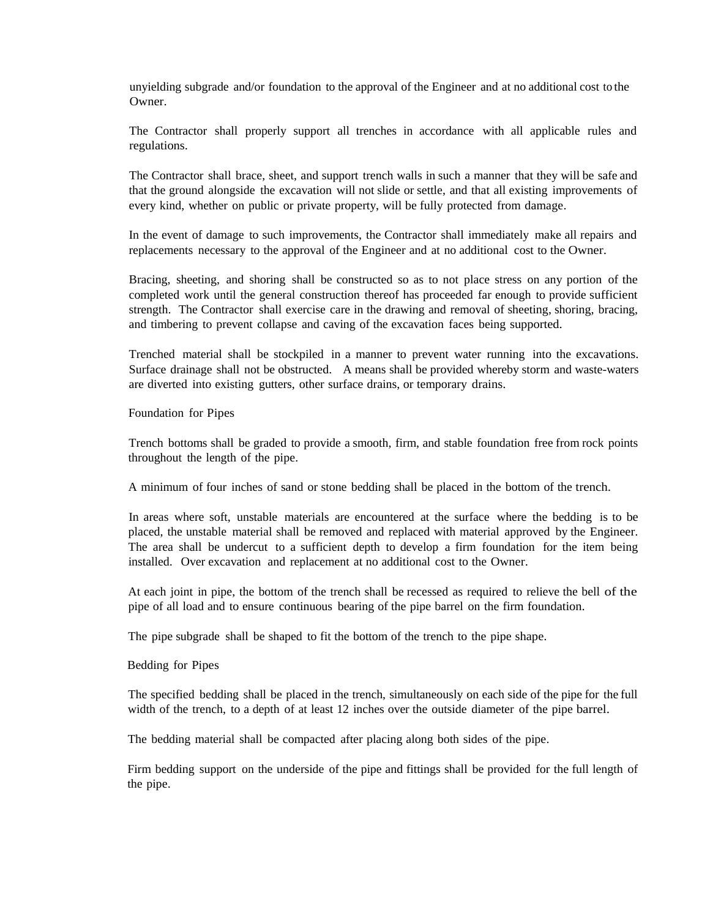unyielding subgrade and/or foundation to the approval of the Engineer and at no additional cost to the Owner.

The Contractor shall properly support all trenches in accordance with all applicable rules and regulations.

The Contractor shall brace, sheet, and support trench walls in such a manner that they will be safe and that the ground alongside the excavation will not slide or settle, and that all existing improvements of every kind, whether on public or private property, will be fully protected from damage.

In the event of damage to such improvements, the Contractor shall immediately make all repairs and replacements necessary to the approval of the Engineer and at no additional cost to the Owner.

Bracing, sheeting, and shoring shall be constructed so as to not place stress on any portion of the completed work until the general construction thereof has proceeded far enough to provide sufficient strength. The Contractor shall exercise care in the drawing and removal of sheeting, shoring, bracing, and timbering to prevent collapse and caving of the excavation faces being supported.

Trenched material shall be stockpiled in a manner to prevent water running into the excavations. Surface drainage shall not be obstructed. A means shall be provided whereby storm and waste-waters are diverted into existing gutters, other surface drains, or temporary drains.

Foundation for Pipes

Trench bottoms shall be graded to provide a smooth, firm, and stable foundation free from rock points throughout the length of the pipe.

A minimum of four inches of sand or stone bedding shall be placed in the bottom of the trench.

In areas where soft, unstable materials are encountered at the surface where the bedding is to be placed, the unstable material shall be removed and replaced with material approved by the Engineer. The area shall be undercut to a sufficient depth to develop a firm foundation for the item being installed. Over excavation and replacement at no additional cost to the Owner.

At each joint in pipe, the bottom of the trench shall be recessed as required to relieve the bell of the pipe of all load and to ensure continuous bearing of the pipe barrel on the firm foundation.

The pipe subgrade shall be shaped to fit the bottom of the trench to the pipe shape.

Bedding for Pipes

The specified bedding shall be placed in the trench, simultaneously on each side of the pipe for the full width of the trench, to a depth of at least 12 inches over the outside diameter of the pipe barrel.

The bedding material shall be compacted after placing along both sides of the pipe.

Firm bedding support on the underside of the pipe and fittings shall be provided for the full length of the pipe.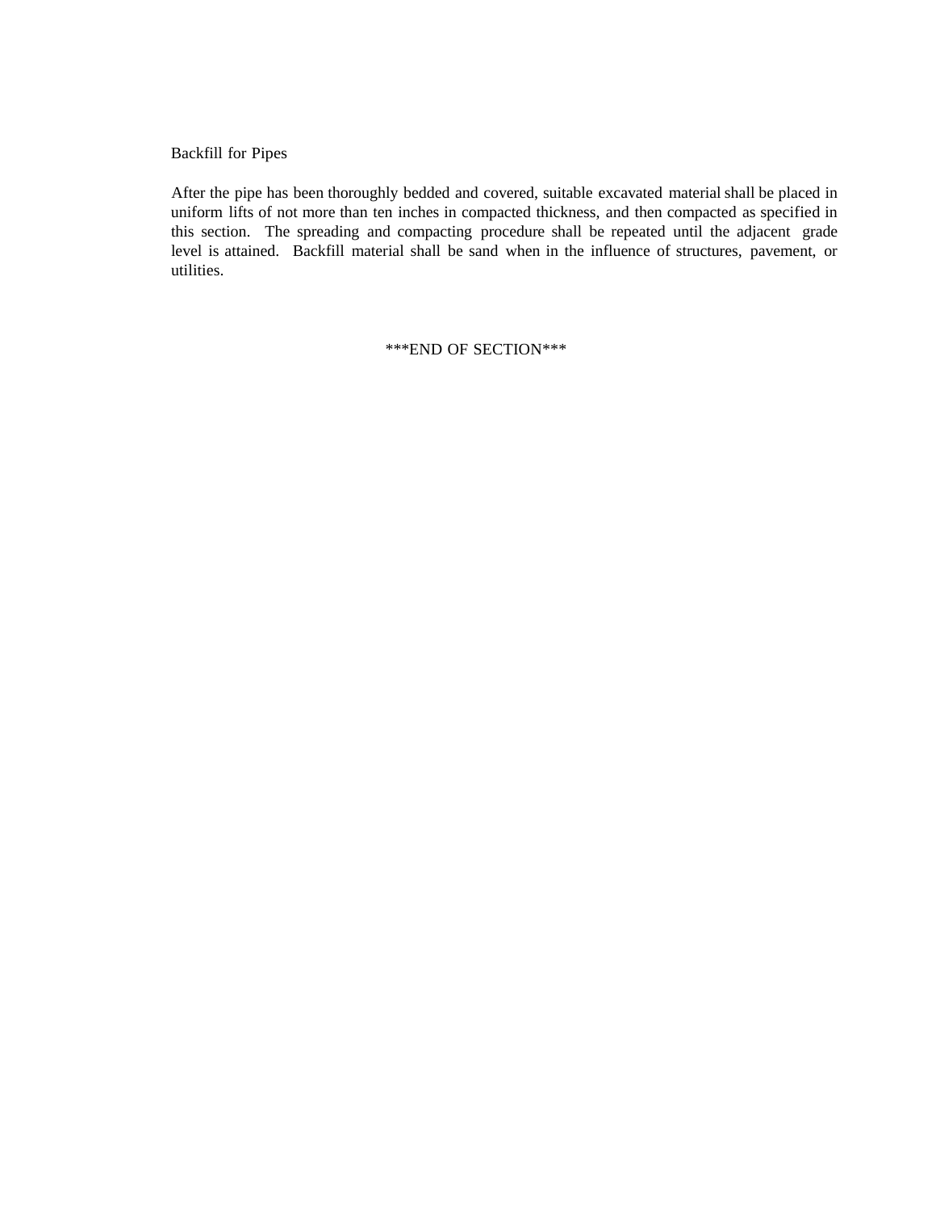Backfill for Pipes

After the pipe has been thoroughly bedded and covered, suitable excavated material shall be placed in uniform lifts of not more than ten inches in compacted thickness, and then compacted as specified in this section. The spreading and compacting procedure shall be repeated until the adjacent grade level is attained. Backfill material shall be sand when in the influence of structures, pavement, or utilities.

***END OF SECTION***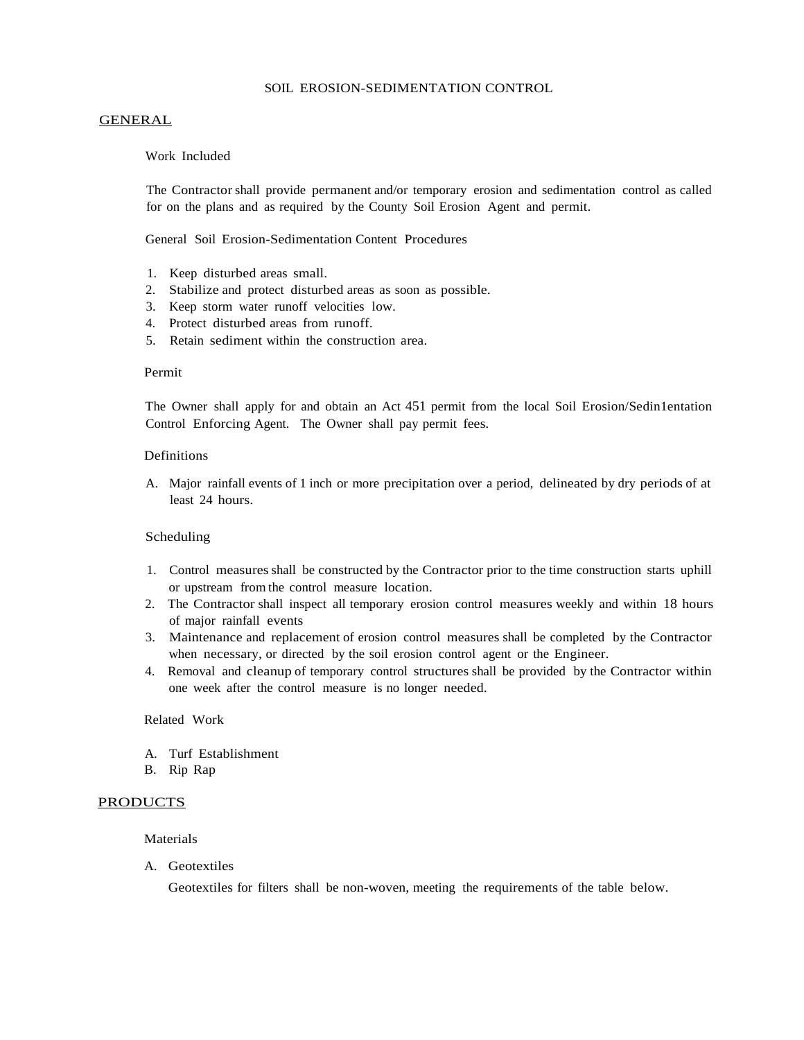# SOIL EROSION-SEDIMENTATION CONTROL

## GENERAL

### Work Included

The Contractor shall provide permanent and/or temporary erosion and sedimentation control as called for on the plans and as required by the County Soil Erosion Agent and permit.

### General Soil Erosion-Sedimentation Content Procedures

1. Keep disturbed areas small.
2. Stabilize and protect disturbed areas as soon as possible.
3. Keep storm water runoff velocities low.
4. Protect disturbed areas from runoff.
5. Retain sediment within the construction area.

### Permit

The Owner shall apply for and obtain an Act 451 permit from the local Soil Erosion/Sedin1entation Control Enforcing Agent. The Owner shall pay permit fees.

### Definitions

A. Major rainfall events of 1 inch or more precipitation over a period, delineated by dry periods of at least 24 hours.

### Scheduling

1. Control measures shall be constructed by the Contractor prior to the time construction starts uphill or upstream from the control measure location.
2. The Contractor shall inspect all temporary erosion control measures weekly and within 18 hours of major rainfall events
3. Maintenance and replacement of erosion control measures shall be completed by the Contractor when necessary, or directed by the soil erosion control agent or the Engineer.
4. Removal and cleanup of temporary control structures shall be provided by the Contractor within one week after the control measure is no longer needed.

### Related Work

A. Turf Establishment
B. Rip Rap

## PRODUCTS

### Materials

A. Geotextiles

Geotextiles for filters shall be non-woven, meeting the requirements of the table below.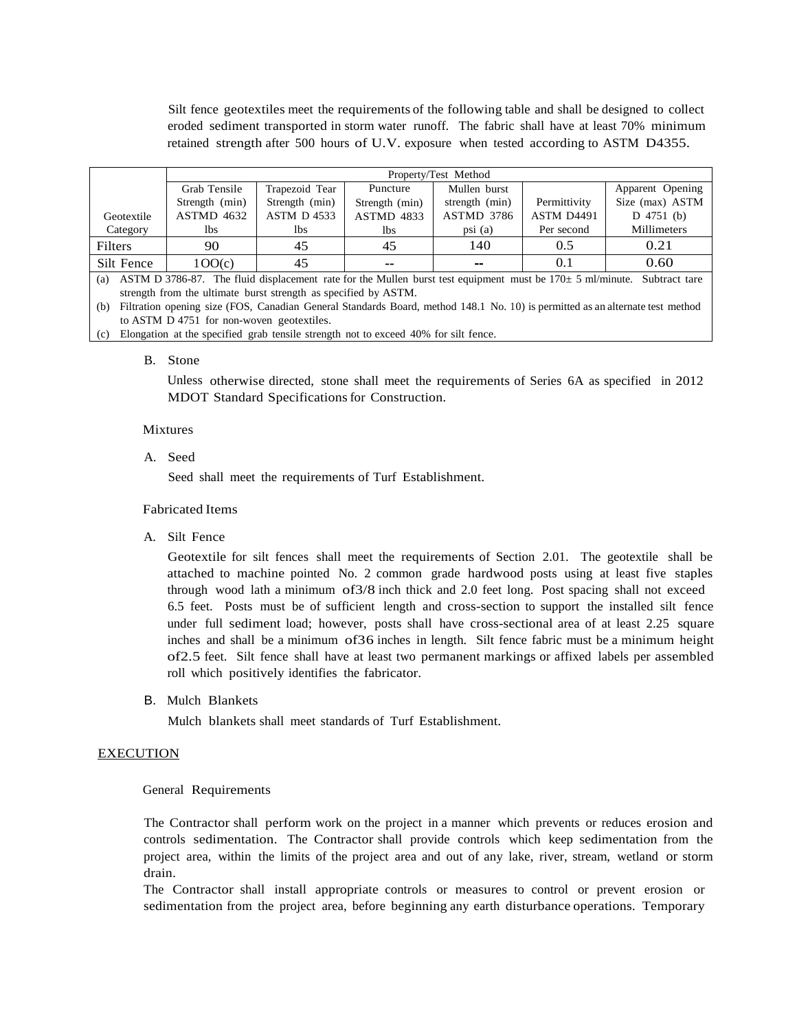Silt fence geotextiles meet the requirements of the following table and shall be designed to collect eroded sediment transported in storm water runoff. The fabric shall have at least 70% minimum retained strength after 500 hours of U.V. exposure when tested according to ASTM D4355.

| | Property/Test Method | | | | | |
|---|---|---|---|---|---|---|
| Geotextile Category | Grab Tensile Strength (min) ASTMD 4632 lbs | Trapezoid Tear Strength (min) ASTM D 4533 lbs | Puncture Strength (min) ASTMD 4833 lbs | Mullen burst strength (min) ASTMD 3786 psi (a) | Permittivity ASTM D4491 Per second | Apparent Opening Size (max) ASTM D 4751 (b) Millimeters |
| Filters | 90 | 45 | 45 | 140 | 0.5 | 0.21 |
| Silt Fence | 1OO(c) | 45 | -- | -- | 0.1 | 0.60 |

(a) ASTM D 3786-87. The fluid displacement rate for the Mullen burst test equipment must be 170± 5 ml/minute. Subtract tare strength from the ultimate burst strength as specified by ASTM.

(b) Filtration opening size (FOS, Canadian General Standards Board, method 148.1 No. 10) is permitted as an alternate test method to ASTM D 4751 for non-woven geotextiles.

(c) Elongation at the specified grab tensile strength not to exceed 40% for silt fence.

B. Stone

Unless otherwise directed, stone shall meet the requirements of Series 6A as specified in 2012 MDOT Standard Specifications for Construction.

Mixtures

A. Seed

Seed shall meet the requirements of Turf Establishment.

Fabricated Items

A. Silt Fence

Geotextile for silt fences shall meet the requirements of Section 2.01. The geotextile shall be attached to machine pointed No. 2 common grade hardwood posts using at least five staples through wood lath a minimum of3/8 inch thick and 2.0 feet long. Post spacing shall not exceed 6.5 feet. Posts must be of sufficient length and cross-section to support the installed silt fence under full sediment load; however, posts shall have cross-sectional area of at least 2.25 square inches and shall be a minimum of36 inches in length. Silt fence fabric must be a minimum height of2.5 feet. Silt fence shall have at least two permanent markings or affixed labels per assembled roll which positively identifies the fabricator.

B. Mulch Blankets

Mulch blankets shall meet standards of Turf Establishment.

## EXECUTION

General Requirements

The Contractor shall perform work on the project in a manner which prevents or reduces erosion and controls sedimentation. The Contractor shall provide controls which keep sedimentation from the project area, within the limits of the project area and out of any lake, river, stream, wetland or storm drain.

The Contractor shall install appropriate controls or measures to control or prevent erosion or sedimentation from the project area, before beginning any earth disturbance operations. Temporary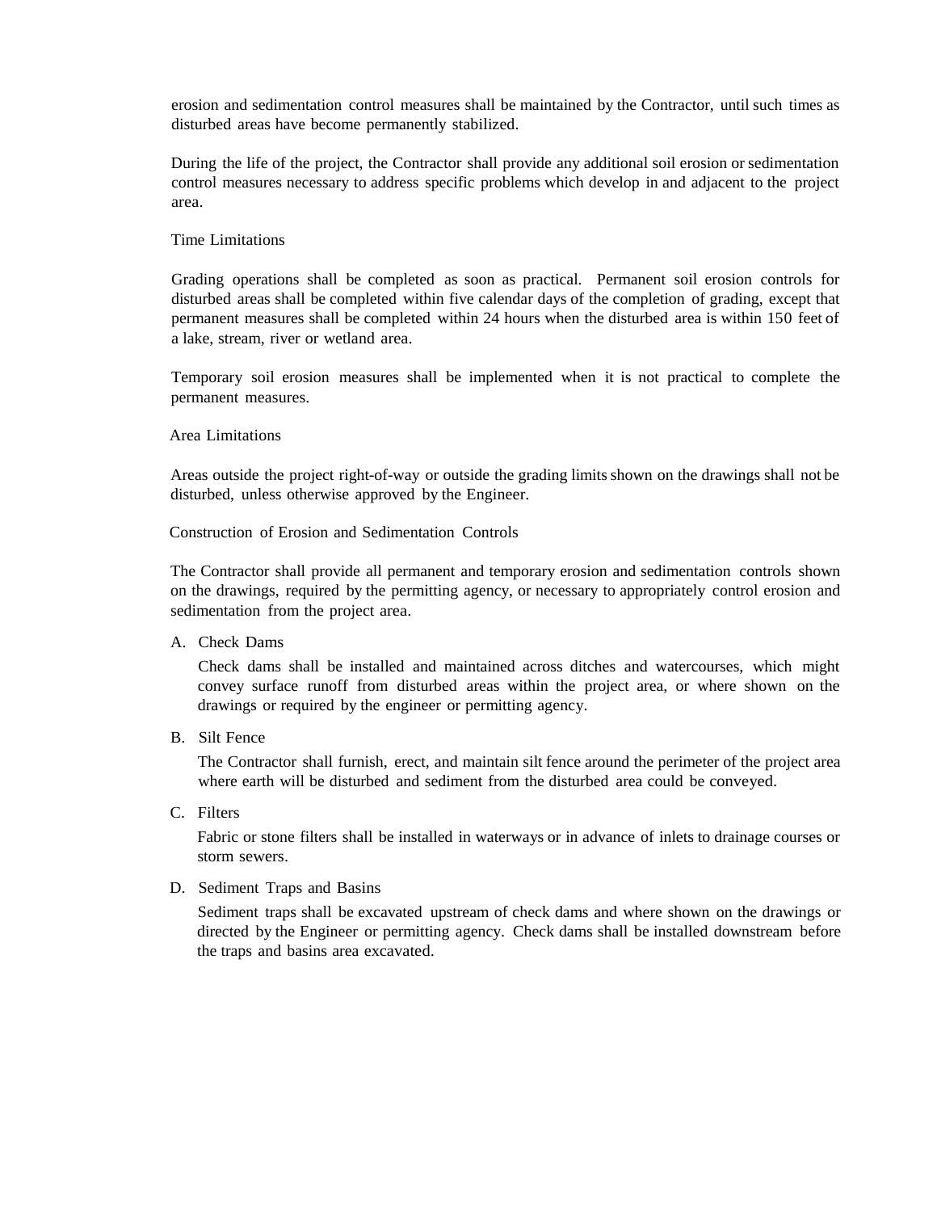erosion and sedimentation control measures shall be maintained by the Contractor, until such times as disturbed areas have become permanently stabilized.

During the life of the project, the Contractor shall provide any additional soil erosion or sedimentation control measures necessary to address specific problems which develop in and adjacent to the project area.

### Time Limitations

Grading operations shall be completed as soon as practical. Permanent soil erosion controls for disturbed areas shall be completed within five calendar days of the completion of grading, except that permanent measures shall be completed within 24 hours when the disturbed area is within 150 feet of a lake, stream, river or wetland area.

Temporary soil erosion measures shall be implemented when it is not practical to complete the permanent measures.

### Area Limitations

Areas outside the project right-of-way or outside the grading limits shown on the drawings shall not be disturbed, unless otherwise approved by the Engineer.

### Construction of Erosion and Sedimentation Controls

The Contractor shall provide all permanent and temporary erosion and sedimentation controls shown on the drawings, required by the permitting agency, or necessary to appropriately control erosion and sedimentation from the project area.

A. Check Dams

   Check dams shall be installed and maintained across ditches and watercourses, which might convey surface runoff from disturbed areas within the project area, or where shown on the drawings or required by the engineer or permitting agency.

B. Silt Fence

   The Contractor shall furnish, erect, and maintain silt fence around the perimeter of the project area where earth will be disturbed and sediment from the disturbed area could be conveyed.

C. Filters

   Fabric or stone filters shall be installed in waterways or in advance of inlets to drainage courses or storm sewers.

D. Sediment Traps and Basins

   Sediment traps shall be excavated upstream of check dams and where shown on the drawings or directed by the Engineer or permitting agency. Check dams shall be installed downstream before the traps and basins area excavated.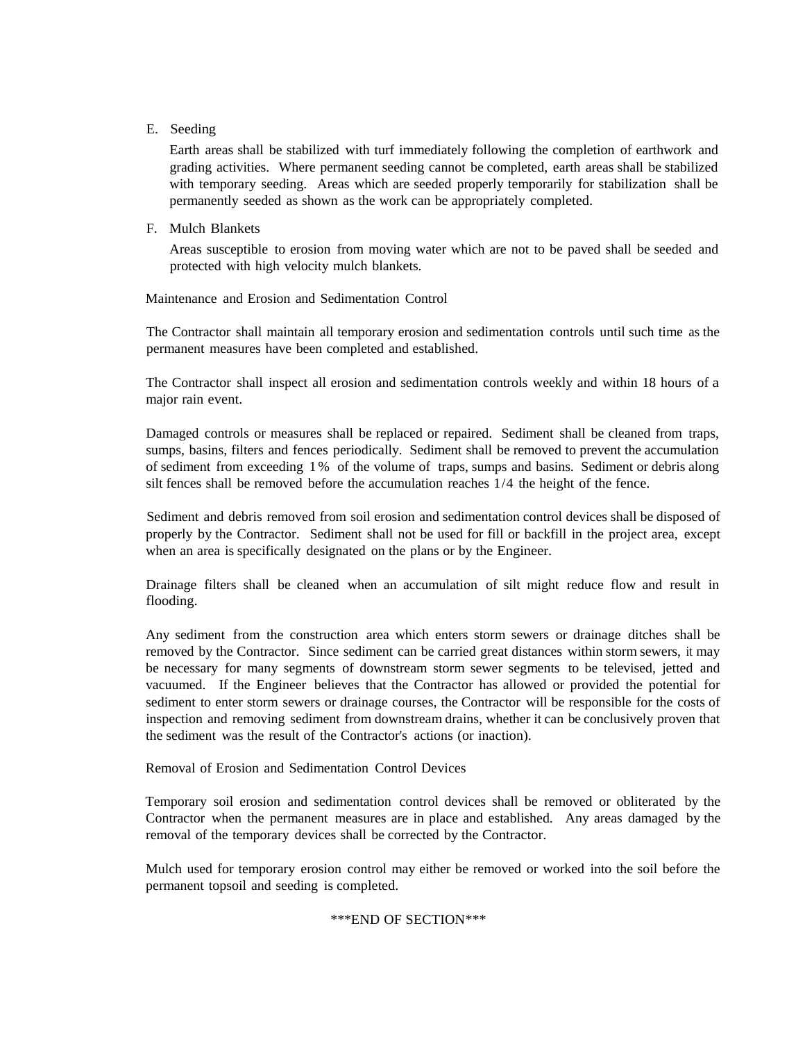E. Seeding

Earth areas shall be stabilized with turf immediately following the completion of earthwork and grading activities. Where permanent seeding cannot be completed, earth areas shall be stabilized with temporary seeding. Areas which are seeded properly temporarily for stabilization shall be permanently seeded as shown as the work can be appropriately completed.

F. Mulch Blankets

Areas susceptible to erosion from moving water which are not to be paved shall be seeded and protected with high velocity mulch blankets.

Maintenance and Erosion and Sedimentation Control

The Contractor shall maintain all temporary erosion and sedimentation controls until such time as the permanent measures have been completed and established.

The Contractor shall inspect all erosion and sedimentation controls weekly and within 18 hours of a major rain event.

Damaged controls or measures shall be replaced or repaired. Sediment shall be cleaned from traps, sumps, basins, filters and fences periodically. Sediment shall be removed to prevent the accumulation of sediment from exceeding 1% of the volume of traps, sumps and basins. Sediment or debris along silt fences shall be removed before the accumulation reaches 1/4 the height of the fence.

Sediment and debris removed from soil erosion and sedimentation control devices shall be disposed of properly by the Contractor. Sediment shall not be used for fill or backfill in the project area, except when an area is specifically designated on the plans or by the Engineer.

Drainage filters shall be cleaned when an accumulation of silt might reduce flow and result in flooding.

Any sediment from the construction area which enters storm sewers or drainage ditches shall be removed by the Contractor. Since sediment can be carried great distances within storm sewers, it may be necessary for many segments of downstream storm sewer segments to be televised, jetted and vacuumed. If the Engineer believes that the Contractor has allowed or provided the potential for sediment to enter storm sewers or drainage courses, the Contractor will be responsible for the costs of inspection and removing sediment from downstream drains, whether it can be conclusively proven that the sediment was the result of the Contractor's actions (or inaction).

Removal of Erosion and Sedimentation Control Devices

Temporary soil erosion and sedimentation control devices shall be removed or obliterated by the Contractor when the permanent measures are in place and established. Any areas damaged by the removal of the temporary devices shall be corrected by the Contractor.

Mulch used for temporary erosion control may either be removed or worked into the soil before the permanent topsoil and seeding is completed.

***END OF SECTION***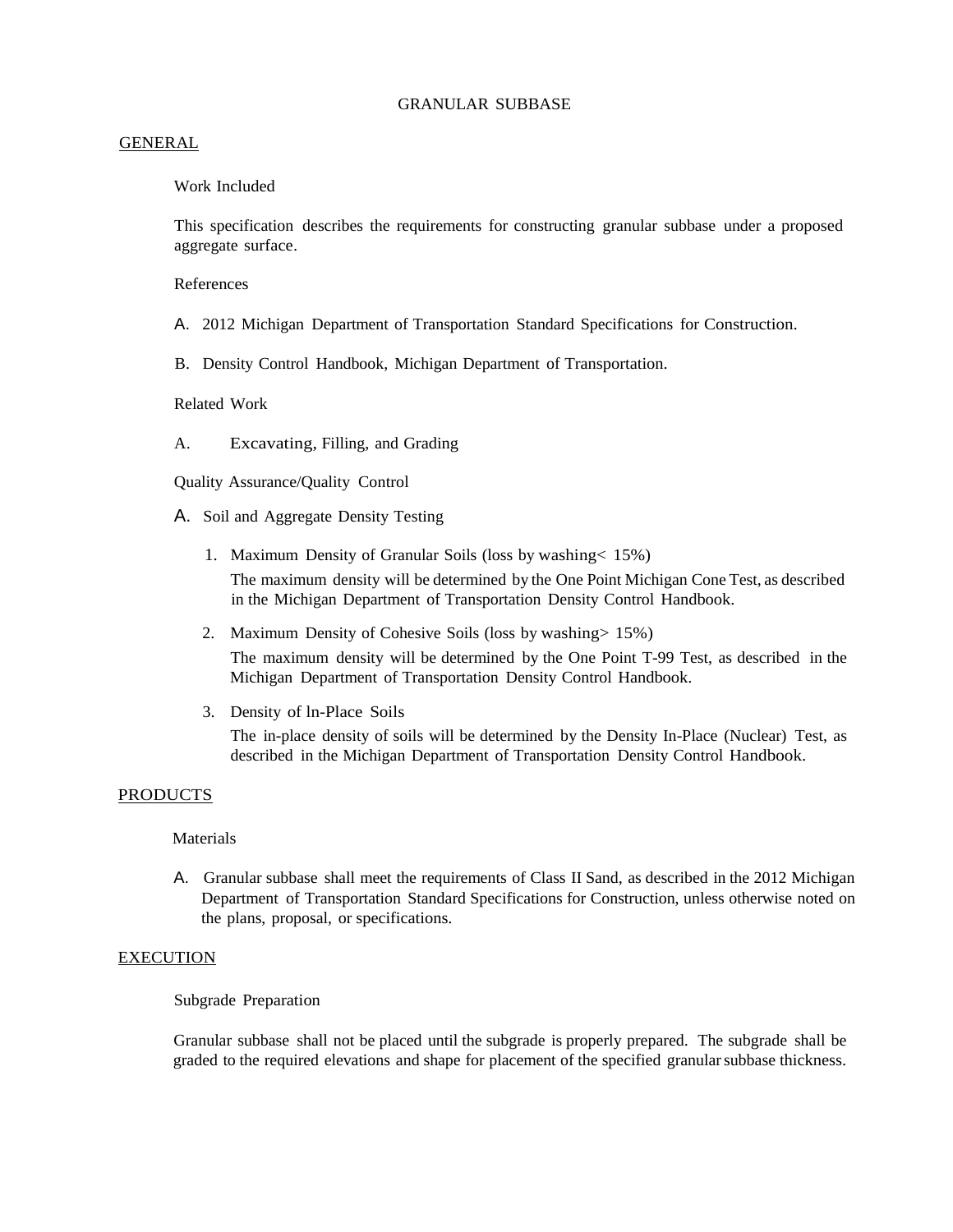# GRANULAR SUBBASE

## GENERAL

### Work Included

This specification describes the requirements for constructing granular subbase under a proposed aggregate surface.

### References

A. 2012 Michigan Department of Transportation Standard Specifications for Construction.

B. Density Control Handbook, Michigan Department of Transportation.

### Related Work

A. Excavating, Filling, and Grading

### Quality Assurance/Quality Control

A. Soil and Aggregate Density Testing

1. Maximum Density of Granular Soils (loss by washing< 15%)

   The maximum density will be determined by the One Point Michigan Cone Test, as described in the Michigan Department of Transportation Density Control Handbook.

2. Maximum Density of Cohesive Soils (loss by washing> 15%)

   The maximum density will be determined by the One Point T-99 Test, as described in the Michigan Department of Transportation Density Control Handbook.

3. Density of ln-Place Soils

   The in-place density of soils will be determined by the Density In-Place (Nuclear) Test, as described in the Michigan Department of Transportation Density Control Handbook.

## PRODUCTS

### Materials

A. Granular subbase shall meet the requirements of Class II Sand, as described in the 2012 Michigan Department of Transportation Standard Specifications for Construction, unless otherwise noted on the plans, proposal, or specifications.

## EXECUTION

### Subgrade Preparation

Granular subbase shall not be placed until the subgrade is properly prepared. The subgrade shall be graded to the required elevations and shape for placement of the specified granular subbase thickness.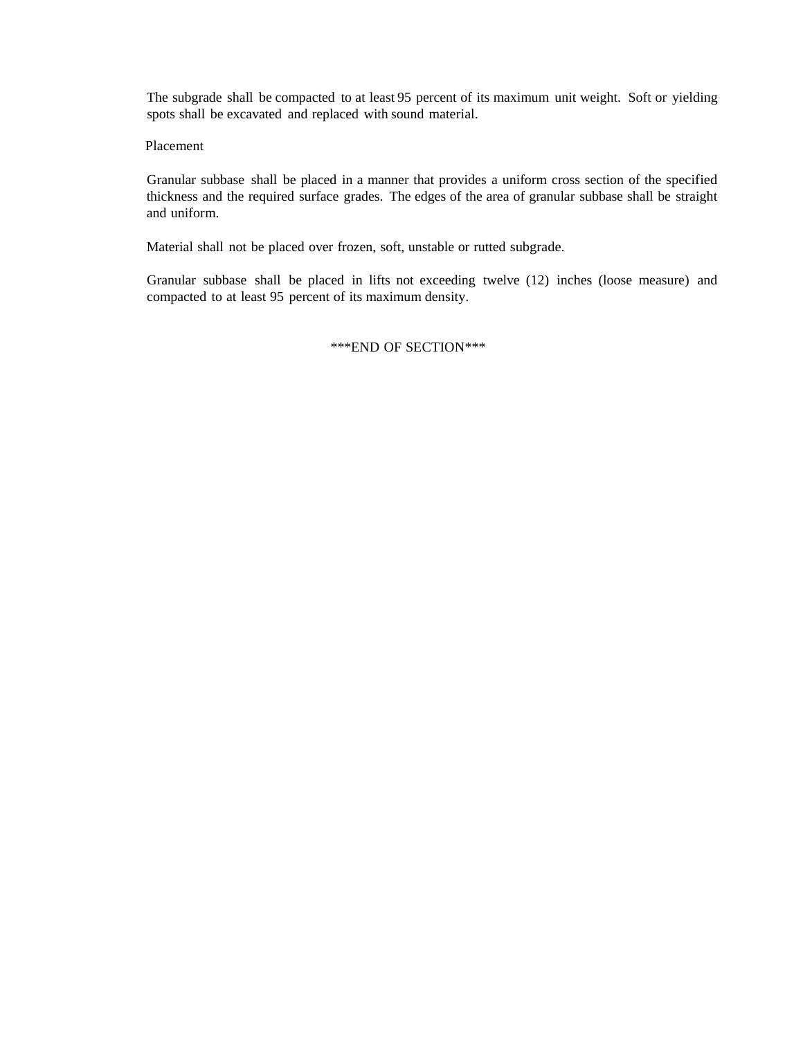The subgrade shall be compacted to at least 95 percent of its maximum unit weight. Soft or yielding spots shall be excavated and replaced with sound material.

Placement

Granular subbase shall be placed in a manner that provides a uniform cross section of the specified thickness and the required surface grades. The edges of the area of granular subbase shall be straight and uniform.

Material shall not be placed over frozen, soft, unstable or rutted subgrade.

Granular subbase shall be placed in lifts not exceeding twelve (12) inches (loose measure) and compacted to at least 95 percent of its maximum density.

***END OF SECTION***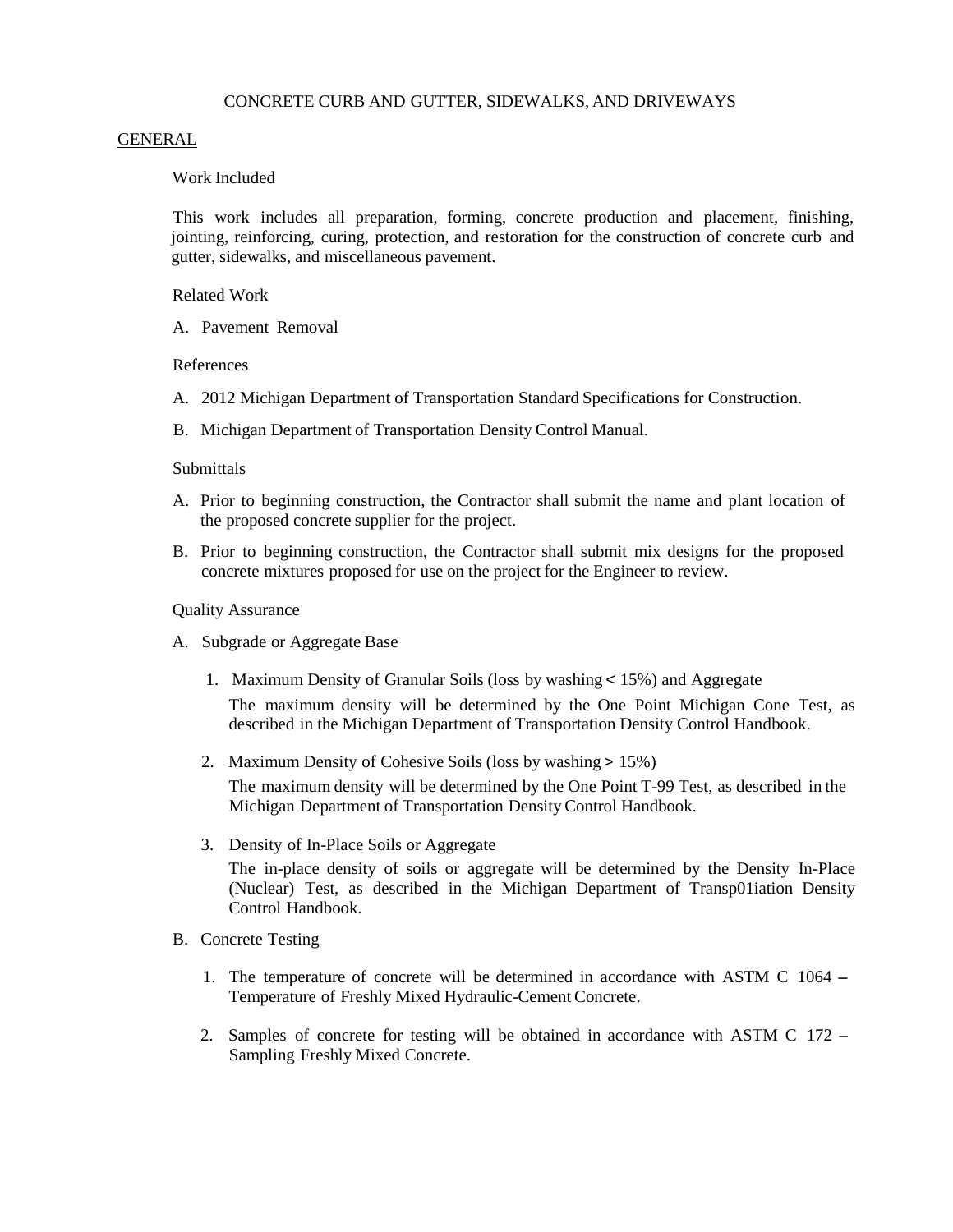# CONCRETE CURB AND GUTTER, SIDEWALKS, AND DRIVEWAYS

## GENERAL

### Work Included

This work includes all preparation, forming, concrete production and placement, finishing, jointing, reinforcing, curing, protection, and restoration for the construction of concrete curb and gutter, sidewalks, and miscellaneous pavement.

### Related Work

A. Pavement Removal

### References

A. 2012 Michigan Department of Transportation Standard Specifications for Construction.

B. Michigan Department of Transportation Density Control Manual.

### Submittals

A. Prior to beginning construction, the Contractor shall submit the name and plant location of the proposed concrete supplier for the project.

B. Prior to beginning construction, the Contractor shall submit mix designs for the proposed concrete mixtures proposed for use on the project for the Engineer to review.

### Quality Assurance

A. Subgrade or Aggregate Base

1. Maximum Density of Granular Soils (loss by washing < 15%) and Aggregate

   The maximum density will be determined by the One Point Michigan Cone Test, as described in the Michigan Department of Transportation Density Control Handbook.

2. Maximum Density of Cohesive Soils (loss by washing > 15%)

   The maximum density will be determined by the One Point T-99 Test, as described in the Michigan Department of Transportation Density Control Handbook.

3. Density of In-Place Soils or Aggregate

   The in-place density of soils or aggregate will be determined by the Density In-Place (Nuclear) Test, as described in the Michigan Department of Transp01iation Density Control Handbook.

B. Concrete Testing

1. The temperature of concrete will be determined in accordance with ASTM C 1064 – Temperature of Freshly Mixed Hydraulic-Cement Concrete.

2. Samples of concrete for testing will be obtained in accordance with ASTM C 172 – Sampling Freshly Mixed Concrete.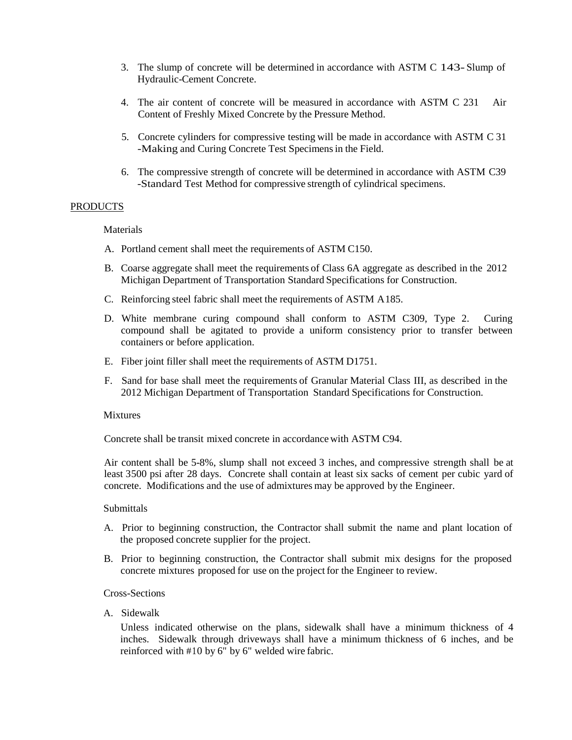3. The slump of concrete will be determined in accordance with ASTM C 143- Slump of Hydraulic-Cement Concrete.

4. The air content of concrete will be measured in accordance with ASTM C 231 Air Content of Freshly Mixed Concrete by the Pressure Method.

5. Concrete cylinders for compressive testing will be made in accordance with ASTM C 31 -Making and Curing Concrete Test Specimens in the Field.

6. The compressive strength of concrete will be determined in accordance with ASTM C39 -Standard Test Method for compressive strength of cylindrical specimens.

PRODUCTS

Materials

A. Portland cement shall meet the requirements of ASTM C150.

B. Coarse aggregate shall meet the requirements of Class 6A aggregate as described in the 2012 Michigan Department of Transportation Standard Specifications for Construction.

C. Reinforcing steel fabric shall meet the requirements of ASTM A185.

D. White membrane curing compound shall conform to ASTM C309, Type 2. Curing compound shall be agitated to provide a uniform consistency prior to transfer between containers or before application.

E. Fiber joint filler shall meet the requirements of ASTM D1751.

F. Sand for base shall meet the requirements of Granular Material Class III, as described in the 2012 Michigan Department of Transportation Standard Specifications for Construction.

Mixtures

Concrete shall be transit mixed concrete in accordance with ASTM C94.

Air content shall be 5-8%, slump shall not exceed 3 inches, and compressive strength shall be at least 3500 psi after 28 days. Concrete shall contain at least six sacks of cement per cubic yard of concrete. Modifications and the use of admixtures may be approved by the Engineer.

Submittals

A. Prior to beginning construction, the Contractor shall submit the name and plant location of the proposed concrete supplier for the project.

B. Prior to beginning construction, the Contractor shall submit mix designs for the proposed concrete mixtures proposed for use on the project for the Engineer to review.

Cross-Sections

A. Sidewalk

Unless indicated otherwise on the plans, sidewalk shall have a minimum thickness of 4 inches. Sidewalk through driveways shall have a minimum thickness of 6 inches, and be reinforced with #10 by 6" by 6" welded wire fabric.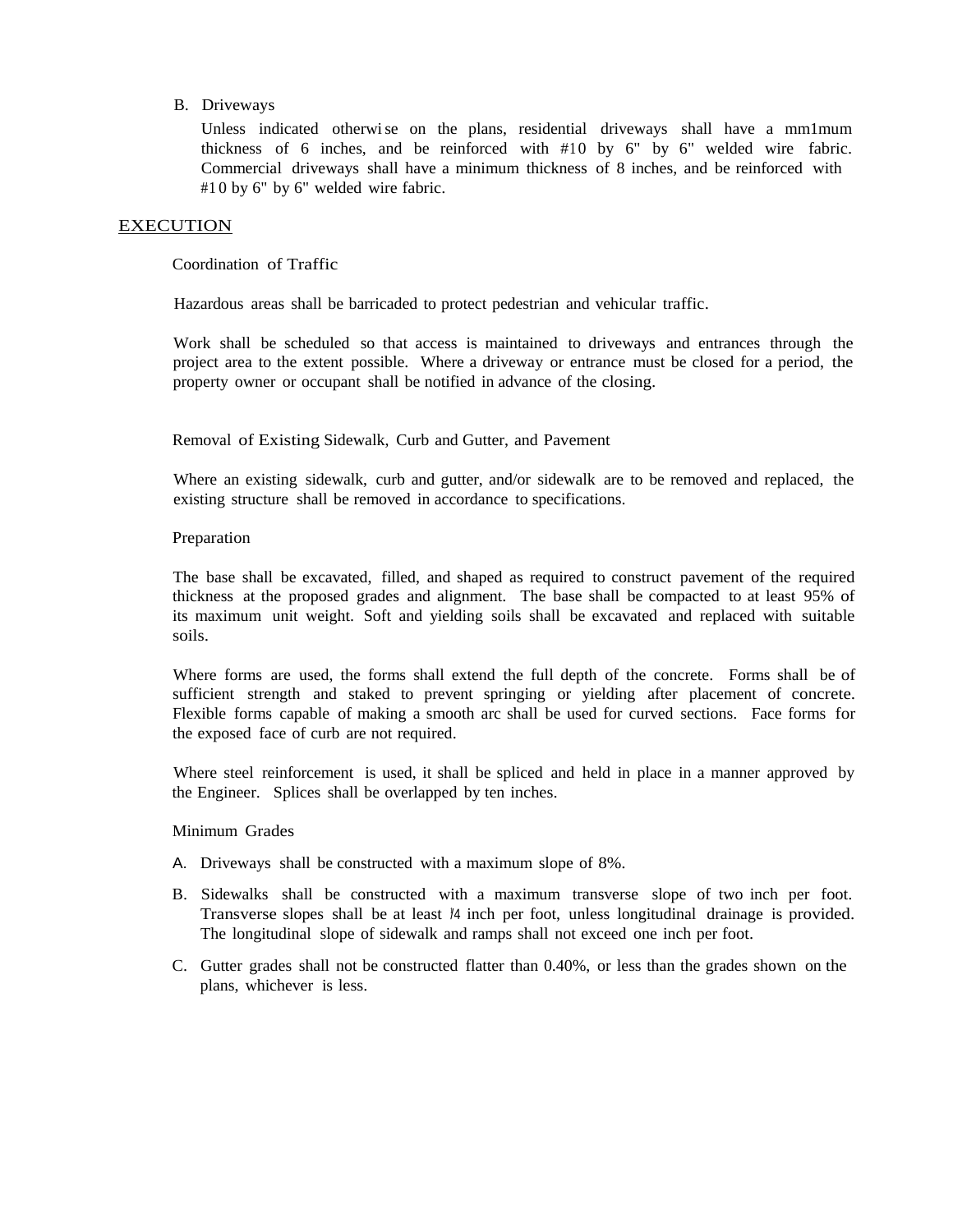B. Driveways

Unless indicated otherwise on the plans, residential driveways shall have a mm1mum thickness of 6 inches, and be reinforced with #10 by 6" by 6" welded wire fabric. Commercial driveways shall have a minimum thickness of 8 inches, and be reinforced with #10 by 6" by 6" welded wire fabric.

## EXECUTION

Coordination of Traffic

Hazardous areas shall be barricaded to protect pedestrian and vehicular traffic.

Work shall be scheduled so that access is maintained to driveways and entrances through the project area to the extent possible. Where a driveway or entrance must be closed for a period, the property owner or occupant shall be notified in advance of the closing.

Removal of Existing Sidewalk, Curb and Gutter, and Pavement

Where an existing sidewalk, curb and gutter, and/or sidewalk are to be removed and replaced, the existing structure shall be removed in accordance to specifications.

Preparation

The base shall be excavated, filled, and shaped as required to construct pavement of the required thickness at the proposed grades and alignment. The base shall be compacted to at least 95% of its maximum unit weight. Soft and yielding soils shall be excavated and replaced with suitable soils.

Where forms are used, the forms shall extend the full depth of the concrete. Forms shall be of sufficient strength and staked to prevent springing or yielding after placement of concrete. Flexible forms capable of making a smooth arc shall be used for curved sections. Face forms for the exposed face of curb are not required.

Where steel reinforcement is used, it shall be spliced and held in place in a manner approved by the Engineer. Splices shall be overlapped by ten inches.

Minimum Grades

A. Driveways shall be constructed with a maximum slope of 8%.

B. Sidewalks shall be constructed with a maximum transverse slope of two inch per foot. Transverse slopes shall be at least ¼ inch per foot, unless longitudinal drainage is provided. The longitudinal slope of sidewalk and ramps shall not exceed one inch per foot.

C. Gutter grades shall not be constructed flatter than 0.40%, or less than the grades shown on the plans, whichever is less.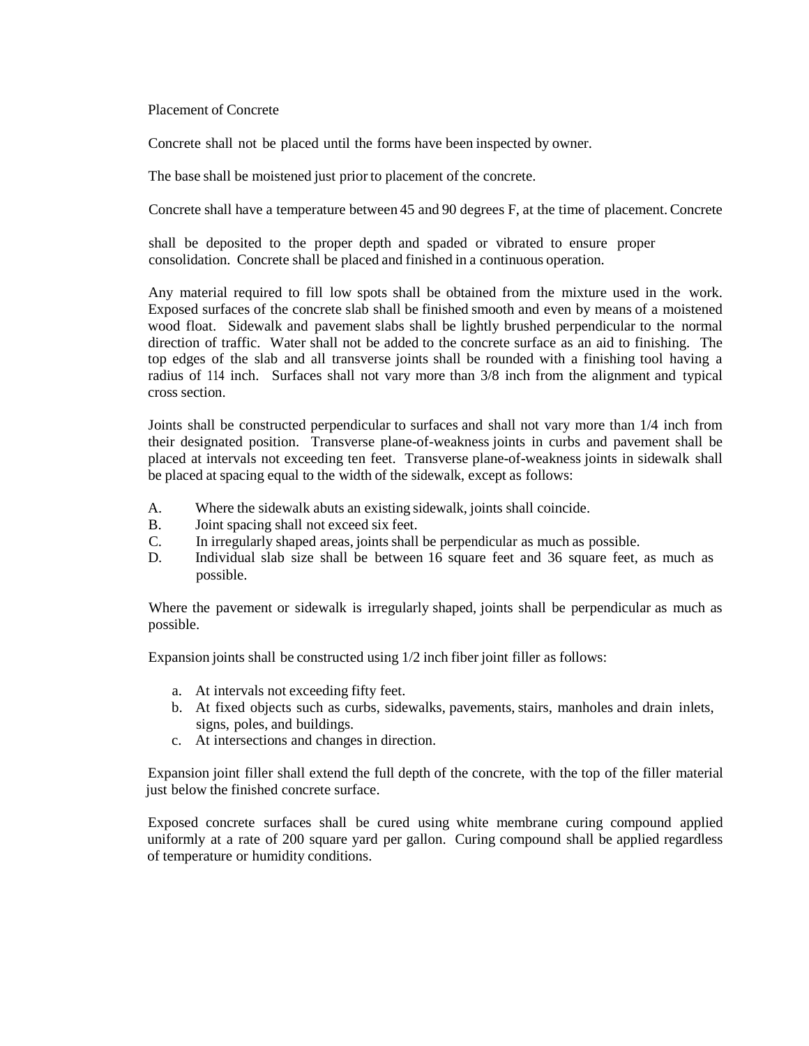Placement of Concrete

Concrete shall not be placed until the forms have been inspected by owner.

The base shall be moistened just prior to placement of the concrete.

Concrete shall have a temperature between 45 and 90 degrees F, at the time of placement. Concrete shall be deposited to the proper depth and spaded or vibrated to ensure proper consolidation. Concrete shall be placed and finished in a continuous operation.

Any material required to fill low spots shall be obtained from the mixture used in the work. Exposed surfaces of the concrete slab shall be finished smooth and even by means of a moistened wood float. Sidewalk and pavement slabs shall be lightly brushed perpendicular to the normal direction of traffic. Water shall not be added to the concrete surface as an aid to finishing. The top edges of the slab and all transverse joints shall be rounded with a finishing tool having a radius of 114 inch. Surfaces shall not vary more than 3/8 inch from the alignment and typical cross section.

Joints shall be constructed perpendicular to surfaces and shall not vary more than 1/4 inch from their designated position. Transverse plane-of-weakness joints in curbs and pavement shall be placed at intervals not exceeding ten feet. Transverse plane-of-weakness joints in sidewalk shall be placed at spacing equal to the width of the sidewalk, except as follows:

A. Where the sidewalk abuts an existing sidewalk, joints shall coincide.
B. Joint spacing shall not exceed six feet.
C. In irregularly shaped areas, joints shall be perpendicular as much as possible.
D. Individual slab size shall be between 16 square feet and 36 square feet, as much as possible.

Where the pavement or sidewalk is irregularly shaped, joints shall be perpendicular as much as possible.

Expansion joints shall be constructed using 1/2 inch fiber joint filler as follows:

a. At intervals not exceeding fifty feet.
b. At fixed objects such as curbs, sidewalks, pavements, stairs, manholes and drain inlets, signs, poles, and buildings.
c. At intersections and changes in direction.

Expansion joint filler shall extend the full depth of the concrete, with the top of the filler material just below the finished concrete surface.

Exposed concrete surfaces shall be cured using white membrane curing compound applied uniformly at a rate of 200 square yard per gallon. Curing compound shall be applied regardless of temperature or humidity conditions.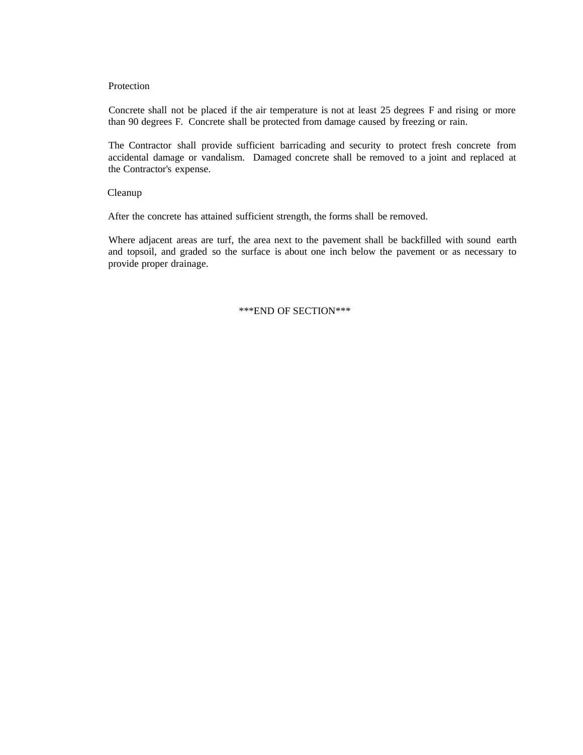### Protection

Concrete shall not be placed if the air temperature is not at least 25 degrees F and rising or more than 90 degrees F. Concrete shall be protected from damage caused by freezing or rain.

The Contractor shall provide sufficient barricading and security to protect fresh concrete from accidental damage or vandalism. Damaged concrete shall be removed to a joint and replaced at the Contractor's expense.

### Cleanup

After the concrete has attained sufficient strength, the forms shall be removed.

Where adjacent areas are turf, the area next to the pavement shall be backfilled with sound earth and topsoil, and graded so the surface is about one inch below the pavement or as necessary to provide proper drainage.

***END OF SECTION***